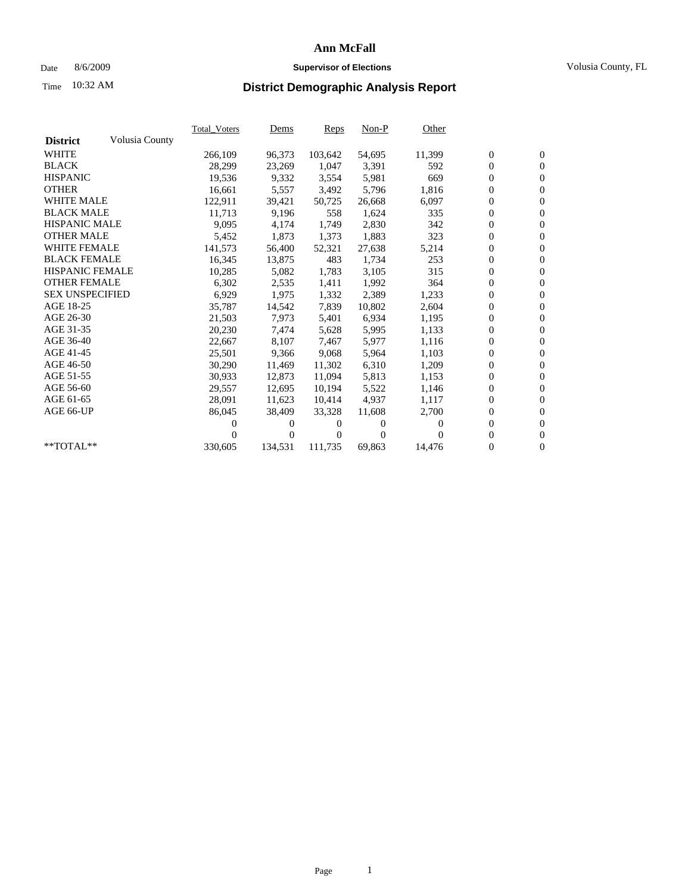# Ann McFall

Date 8/6/2009 **Supervisor of Elections** Volusia County, FL

Time 10:32 AM **District Demographic Analysis Report**

| District | Volusia County | Total_Voters | Dems | Reps | Non-P | Other | | |
|---|---|---|---|---|---|---|---|---|
| WHITE | | 266,109 | 96,373 | 103,642 | 54,695 | 11,399 | 0 | 0 |
| BLACK | | 28,299 | 23,269 | 1,047 | 3,391 | 592 | 0 | 0 |
| HISPANIC | | 19,536 | 9,332 | 3,554 | 5,981 | 669 | 0 | 0 |
| OTHER | | 16,661 | 5,557 | 3,492 | 5,796 | 1,816 | 0 | 0 |
| WHITE MALE | | 122,911 | 39,421 | 50,725 | 26,668 | 6,097 | 0 | 0 |
| BLACK MALE | | 11,713 | 9,196 | 558 | 1,624 | 335 | 0 | 0 |
| HISPANIC MALE | | 9,095 | 4,174 | 1,749 | 2,830 | 342 | 0 | 0 |
| OTHER MALE | | 5,452 | 1,873 | 1,373 | 1,883 | 323 | 0 | 0 |
| WHITE FEMALE | | 141,573 | 56,400 | 52,321 | 27,638 | 5,214 | 0 | 0 |
| BLACK FEMALE | | 16,345 | 13,875 | 483 | 1,734 | 253 | 0 | 0 |
| HISPANIC FEMALE | | 10,285 | 5,082 | 1,783 | 3,105 | 315 | 0 | 0 |
| OTHER FEMALE | | 6,302 | 2,535 | 1,411 | 1,992 | 364 | 0 | 0 |
| SEX UNSPECIFIED | | 6,929 | 1,975 | 1,332 | 2,389 | 1,233 | 0 | 0 |
| AGE 18-25 | | 35,787 | 14,542 | 7,839 | 10,802 | 2,604 | 0 | 0 |
| AGE 26-30 | | 21,503 | 7,973 | 5,401 | 6,934 | 1,195 | 0 | 0 |
| AGE 31-35 | | 20,230 | 7,474 | 5,628 | 5,995 | 1,133 | 0 | 0 |
| AGE 36-40 | | 22,667 | 8,107 | 7,467 | 5,977 | 1,116 | 0 | 0 |
| AGE 41-45 | | 25,501 | 9,366 | 9,068 | 5,964 | 1,103 | 0 | 0 |
| AGE 46-50 | | 30,290 | 11,469 | 11,302 | 6,310 | 1,209 | 0 | 0 |
| AGE 51-55 | | 30,933 | 12,873 | 11,094 | 5,813 | 1,153 | 0 | 0 |
| AGE 56-60 | | 29,557 | 12,695 | 10,194 | 5,522 | 1,146 | 0 | 0 |
| AGE 61-65 | | 28,091 | 11,623 | 10,414 | 4,937 | 1,117 | 0 | 0 |
| AGE 66-UP | | 86,045 | 38,409 | 33,328 | 11,608 | 2,700 | 0 | 0 |
| | | 0 | 0 | 0 | 0 | 0 | 0 | 0 |
| | | 0 | 0 | 0 | 0 | 0 | 0 | 0 |
| **TOTAL** | | 330,605 | 134,531 | 111,735 | 69,863 | 14,476 | 0 | 0 |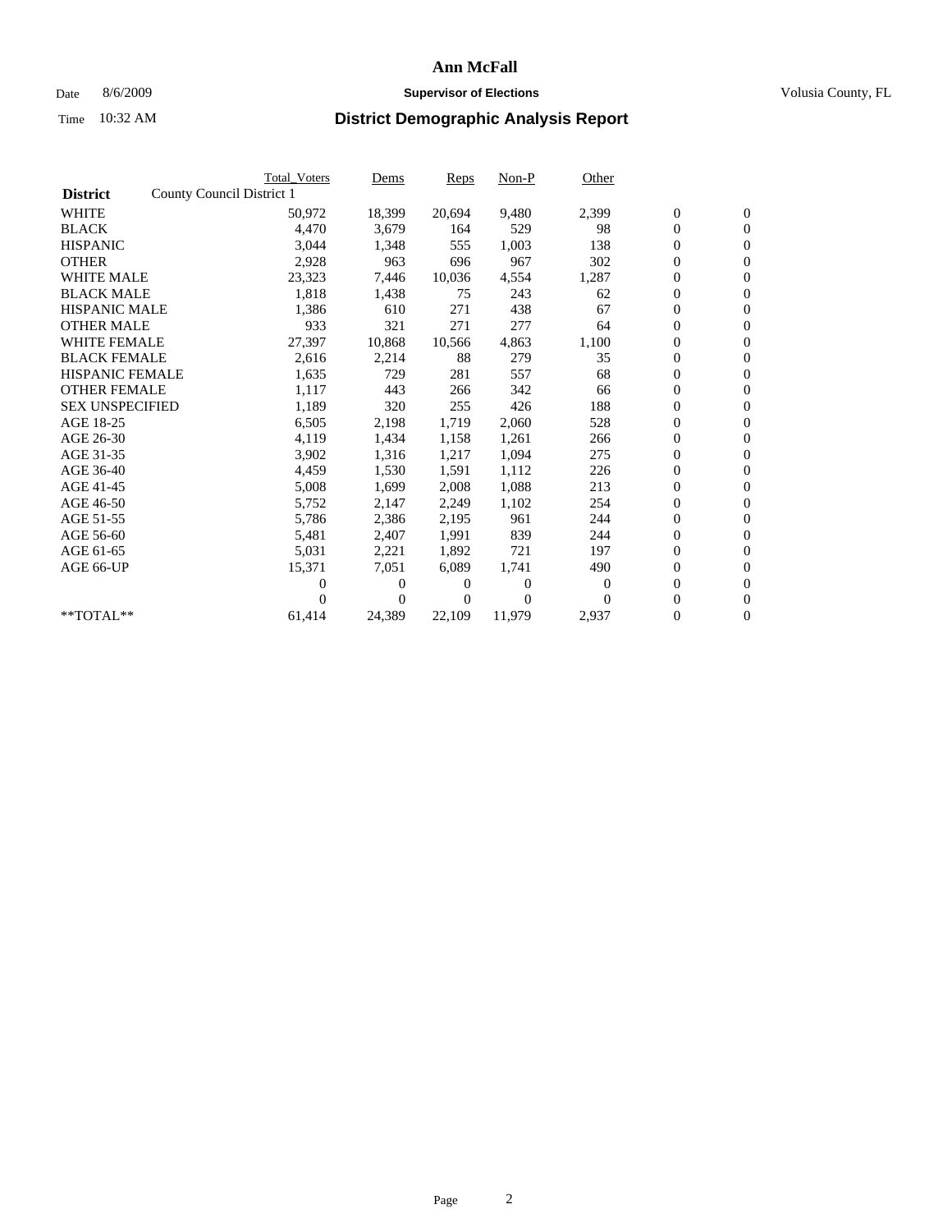# Ann McFall

Date 8/6/2009 **Supervisor of Elections** Volusia County, FL

Time 10:32 AM **District Demographic Analysis Report**

| | Total_Voters | Dems | Reps | Non-P | Other | | |
|---|---|---|---|---|---|---|---|
| **District** County Council District 1 | | | | | | | |
| WHITE | 50,972 | 18,399 | 20,694 | 9,480 | 2,399 | 0 | 0 |
| BLACK | 4,470 | 3,679 | 164 | 529 | 98 | 0 | 0 |
| HISPANIC | 3,044 | 1,348 | 555 | 1,003 | 138 | 0 | 0 |
| OTHER | 2,928 | 963 | 696 | 967 | 302 | 0 | 0 |
| WHITE MALE | 23,323 | 7,446 | 10,036 | 4,554 | 1,287 | 0 | 0 |
| BLACK MALE | 1,818 | 1,438 | 75 | 243 | 62 | 0 | 0 |
| HISPANIC MALE | 1,386 | 610 | 271 | 438 | 67 | 0 | 0 |
| OTHER MALE | 933 | 321 | 271 | 277 | 64 | 0 | 0 |
| WHITE FEMALE | 27,397 | 10,868 | 10,566 | 4,863 | 1,100 | 0 | 0 |
| BLACK FEMALE | 2,616 | 2,214 | 88 | 279 | 35 | 0 | 0 |
| HISPANIC FEMALE | 1,635 | 729 | 281 | 557 | 68 | 0 | 0 |
| OTHER FEMALE | 1,117 | 443 | 266 | 342 | 66 | 0 | 0 |
| SEX UNSPECIFIED | 1,189 | 320 | 255 | 426 | 188 | 0 | 0 |
| AGE 18-25 | 6,505 | 2,198 | 1,719 | 2,060 | 528 | 0 | 0 |
| AGE 26-30 | 4,119 | 1,434 | 1,158 | 1,261 | 266 | 0 | 0 |
| AGE 31-35 | 3,902 | 1,316 | 1,217 | 1,094 | 275 | 0 | 0 |
| AGE 36-40 | 4,459 | 1,530 | 1,591 | 1,112 | 226 | 0 | 0 |
| AGE 41-45 | 5,008 | 1,699 | 2,008 | 1,088 | 213 | 0 | 0 |
| AGE 46-50 | 5,752 | 2,147 | 2,249 | 1,102 | 254 | 0 | 0 |
| AGE 51-55 | 5,786 | 2,386 | 2,195 | 961 | 244 | 0 | 0 |
| AGE 56-60 | 5,481 | 2,407 | 1,991 | 839 | 244 | 0 | 0 |
| AGE 61-65 | 5,031 | 2,221 | 1,892 | 721 | 197 | 0 | 0 |
| AGE 66-UP | 15,371 | 7,051 | 6,089 | 1,741 | 490 | 0 | 0 |
| | 0 | 0 | 0 | 0 | 0 | 0 | 0 |
| | 0 | 0 | 0 | 0 | 0 | 0 | 0 |
| **TOTAL** | 61,414 | 24,389 | 22,109 | 11,979 | 2,937 | 0 | 0 |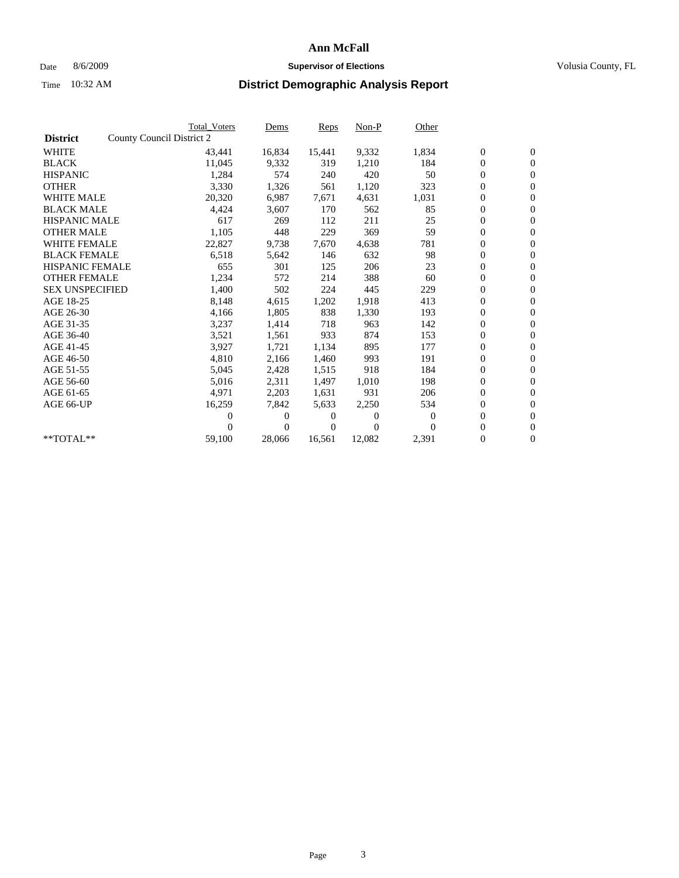# Ann McFall

Date 8/6/2009 **Supervisor of Elections** Volusia County, FL

Time 10:32 AM **District Demographic Analysis Report**

| | Total_Voters | Dems | Reps | Non-P | Other | | |
|---|---|---|---|---|---|---|---|
| **District** County Council District 2 | | | | | | | |
| WHITE | 43,441 | 16,834 | 15,441 | 9,332 | 1,834 | 0 | 0 |
| BLACK | 11,045 | 9,332 | 319 | 1,210 | 184 | 0 | 0 |
| HISPANIC | 1,284 | 574 | 240 | 420 | 50 | 0 | 0 |
| OTHER | 3,330 | 1,326 | 561 | 1,120 | 323 | 0 | 0 |
| WHITE MALE | 20,320 | 6,987 | 7,671 | 4,631 | 1,031 | 0 | 0 |
| BLACK MALE | 4,424 | 3,607 | 170 | 562 | 85 | 0 | 0 |
| HISPANIC MALE | 617 | 269 | 112 | 211 | 25 | 0 | 0 |
| OTHER MALE | 1,105 | 448 | 229 | 369 | 59 | 0 | 0 |
| WHITE FEMALE | 22,827 | 9,738 | 7,670 | 4,638 | 781 | 0 | 0 |
| BLACK FEMALE | 6,518 | 5,642 | 146 | 632 | 98 | 0 | 0 |
| HISPANIC FEMALE | 655 | 301 | 125 | 206 | 23 | 0 | 0 |
| OTHER FEMALE | 1,234 | 572 | 214 | 388 | 60 | 0 | 0 |
| SEX UNSPECIFIED | 1,400 | 502 | 224 | 445 | 229 | 0 | 0 |
| AGE 18-25 | 8,148 | 4,615 | 1,202 | 1,918 | 413 | 0 | 0 |
| AGE 26-30 | 4,166 | 1,805 | 838 | 1,330 | 193 | 0 | 0 |
| AGE 31-35 | 3,237 | 1,414 | 718 | 963 | 142 | 0 | 0 |
| AGE 36-40 | 3,521 | 1,561 | 933 | 874 | 153 | 0 | 0 |
| AGE 41-45 | 3,927 | 1,721 | 1,134 | 895 | 177 | 0 | 0 |
| AGE 46-50 | 4,810 | 2,166 | 1,460 | 993 | 191 | 0 | 0 |
| AGE 51-55 | 5,045 | 2,428 | 1,515 | 918 | 184 | 0 | 0 |
| AGE 56-60 | 5,016 | 2,311 | 1,497 | 1,010 | 198 | 0 | 0 |
| AGE 61-65 | 4,971 | 2,203 | 1,631 | 931 | 206 | 0 | 0 |
| AGE 66-UP | 16,259 | 7,842 | 5,633 | 2,250 | 534 | 0 | 0 |
| | 0 | 0 | 0 | 0 | 0 | 0 | 0 |
| | 0 | 0 | 0 | 0 | 0 | 0 | 0 |
| **TOTAL** | 59,100 | 28,066 | 16,561 | 12,082 | 2,391 | 0 | 0 |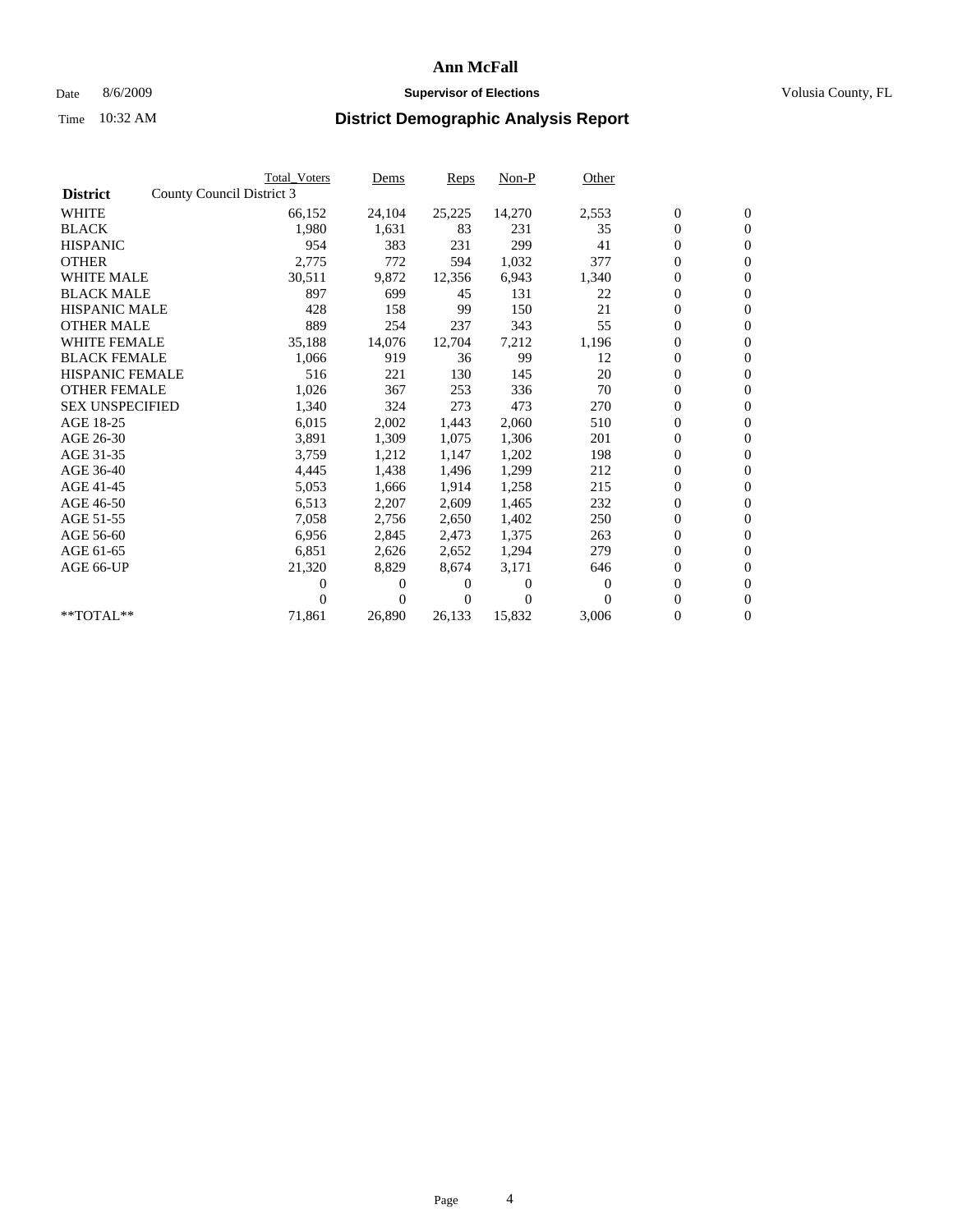# Ann McFall

Date 8/6/2009 **Supervisor of Elections** Volusia County, FL

Time 10:32 AM **District Demographic Analysis Report**

| **District** County Council District 3 | Total_Voters | Dems | Reps | Non-P | Other | | |
|---|---|---|---|---|---|---|---|
| WHITE | 66,152 | 24,104 | 25,225 | 14,270 | 2,553 | 0 | 0 |
| BLACK | 1,980 | 1,631 | 83 | 231 | 35 | 0 | 0 |
| HISPANIC | 954 | 383 | 231 | 299 | 41 | 0 | 0 |
| OTHER | 2,775 | 772 | 594 | 1,032 | 377 | 0 | 0 |
| WHITE MALE | 30,511 | 9,872 | 12,356 | 6,943 | 1,340 | 0 | 0 |
| BLACK MALE | 897 | 699 | 45 | 131 | 22 | 0 | 0 |
| HISPANIC MALE | 428 | 158 | 99 | 150 | 21 | 0 | 0 |
| OTHER MALE | 889 | 254 | 237 | 343 | 55 | 0 | 0 |
| WHITE FEMALE | 35,188 | 14,076 | 12,704 | 7,212 | 1,196 | 0 | 0 |
| BLACK FEMALE | 1,066 | 919 | 36 | 99 | 12 | 0 | 0 |
| HISPANIC FEMALE | 516 | 221 | 130 | 145 | 20 | 0 | 0 |
| OTHER FEMALE | 1,026 | 367 | 253 | 336 | 70 | 0 | 0 |
| SEX UNSPECIFIED | 1,340 | 324 | 273 | 473 | 270 | 0 | 0 |
| AGE 18-25 | 6,015 | 2,002 | 1,443 | 2,060 | 510 | 0 | 0 |
| AGE 26-30 | 3,891 | 1,309 | 1,075 | 1,306 | 201 | 0 | 0 |
| AGE 31-35 | 3,759 | 1,212 | 1,147 | 1,202 | 198 | 0 | 0 |
| AGE 36-40 | 4,445 | 1,438 | 1,496 | 1,299 | 212 | 0 | 0 |
| AGE 41-45 | 5,053 | 1,666 | 1,914 | 1,258 | 215 | 0 | 0 |
| AGE 46-50 | 6,513 | 2,207 | 2,609 | 1,465 | 232 | 0 | 0 |
| AGE 51-55 | 7,058 | 2,756 | 2,650 | 1,402 | 250 | 0 | 0 |
| AGE 56-60 | 6,956 | 2,845 | 2,473 | 1,375 | 263 | 0 | 0 |
| AGE 61-65 | 6,851 | 2,626 | 2,652 | 1,294 | 279 | 0 | 0 |
| AGE 66-UP | 21,320 | 8,829 | 8,674 | 3,171 | 646 | 0 | 0 |
| | 0 | 0 | 0 | 0 | 0 | 0 | 0 |
| | 0 | 0 | 0 | 0 | 0 | 0 | 0 |
| **TOTAL** | 71,861 | 26,890 | 26,133 | 15,832 | 3,006 | 0 | 0 |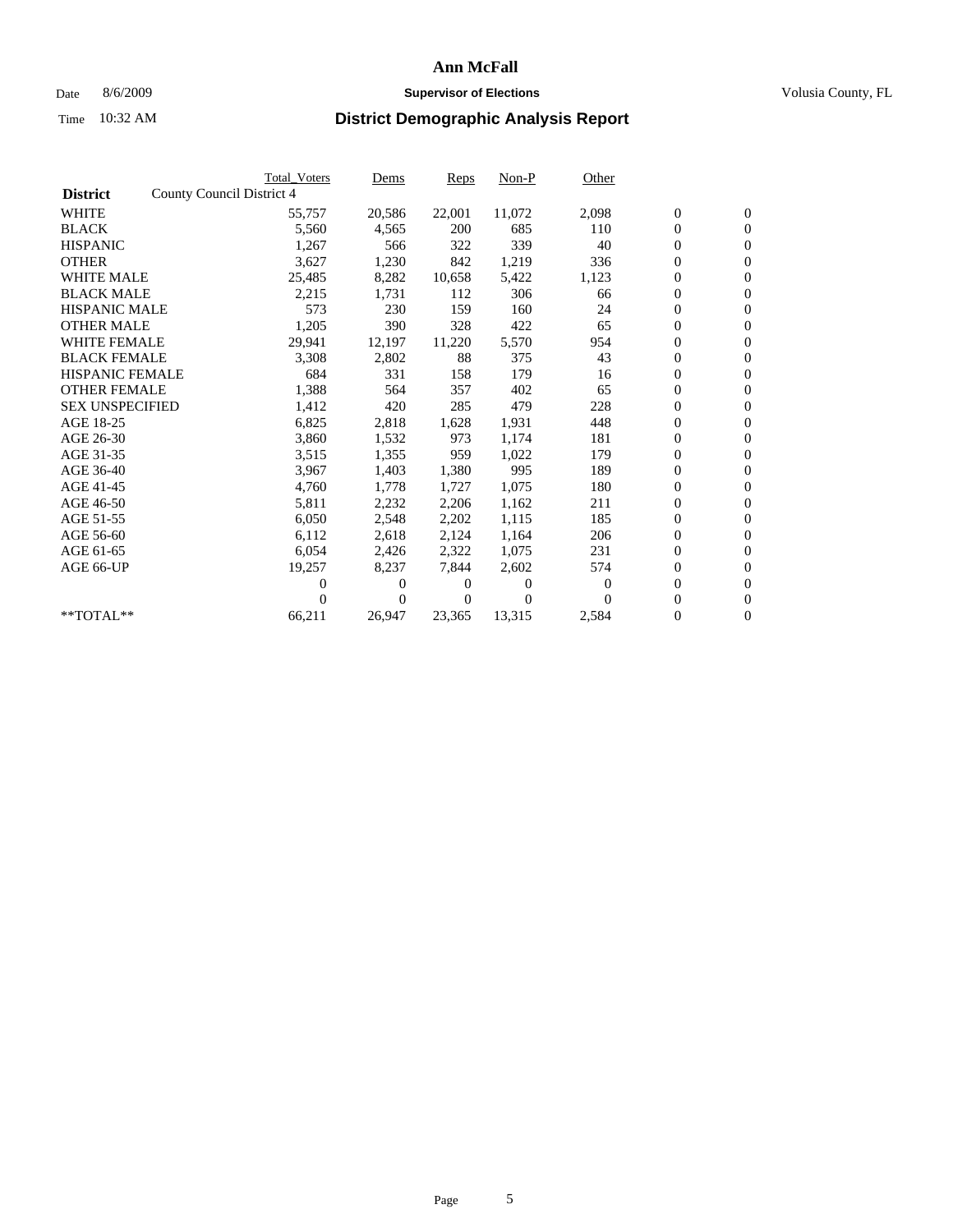# Ann McFall

Date 8/6/2009 **Supervisor of Elections** Volusia County, FL

Time 10:32 AM **District Demographic Analysis Report**

| | Total_Voters | Dems | Reps | Non-P | Other | | |
|---|---|---|---|---|---|---|---|
| **District** County Council District 4 | | | | | | | |
| WHITE | 55,757 | 20,586 | 22,001 | 11,072 | 2,098 | 0 | 0 |
| BLACK | 5,560 | 4,565 | 200 | 685 | 110 | 0 | 0 |
| HISPANIC | 1,267 | 566 | 322 | 339 | 40 | 0 | 0 |
| OTHER | 3,627 | 1,230 | 842 | 1,219 | 336 | 0 | 0 |
| WHITE MALE | 25,485 | 8,282 | 10,658 | 5,422 | 1,123 | 0 | 0 |
| BLACK MALE | 2,215 | 1,731 | 112 | 306 | 66 | 0 | 0 |
| HISPANIC MALE | 573 | 230 | 159 | 160 | 24 | 0 | 0 |
| OTHER MALE | 1,205 | 390 | 328 | 422 | 65 | 0 | 0 |
| WHITE FEMALE | 29,941 | 12,197 | 11,220 | 5,570 | 954 | 0 | 0 |
| BLACK FEMALE | 3,308 | 2,802 | 88 | 375 | 43 | 0 | 0 |
| HISPANIC FEMALE | 684 | 331 | 158 | 179 | 16 | 0 | 0 |
| OTHER FEMALE | 1,388 | 564 | 357 | 402 | 65 | 0 | 0 |
| SEX UNSPECIFIED | 1,412 | 420 | 285 | 479 | 228 | 0 | 0 |
| AGE 18-25 | 6,825 | 2,818 | 1,628 | 1,931 | 448 | 0 | 0 |
| AGE 26-30 | 3,860 | 1,532 | 973 | 1,174 | 181 | 0 | 0 |
| AGE 31-35 | 3,515 | 1,355 | 959 | 1,022 | 179 | 0 | 0 |
| AGE 36-40 | 3,967 | 1,403 | 1,380 | 995 | 189 | 0 | 0 |
| AGE 41-45 | 4,760 | 1,778 | 1,727 | 1,075 | 180 | 0 | 0 |
| AGE 46-50 | 5,811 | 2,232 | 2,206 | 1,162 | 211 | 0 | 0 |
| AGE 51-55 | 6,050 | 2,548 | 2,202 | 1,115 | 185 | 0 | 0 |
| AGE 56-60 | 6,112 | 2,618 | 2,124 | 1,164 | 206 | 0 | 0 |
| AGE 61-65 | 6,054 | 2,426 | 2,322 | 1,075 | 231 | 0 | 0 |
| AGE 66-UP | 19,257 | 8,237 | 7,844 | 2,602 | 574 | 0 | 0 |
| | 0 | 0 | 0 | 0 | 0 | 0 | 0 |
| | 0 | 0 | 0 | 0 | 0 | 0 | 0 |
| **TOTAL** | 66,211 | 26,947 | 23,365 | 13,315 | 2,584 | 0 | 0 |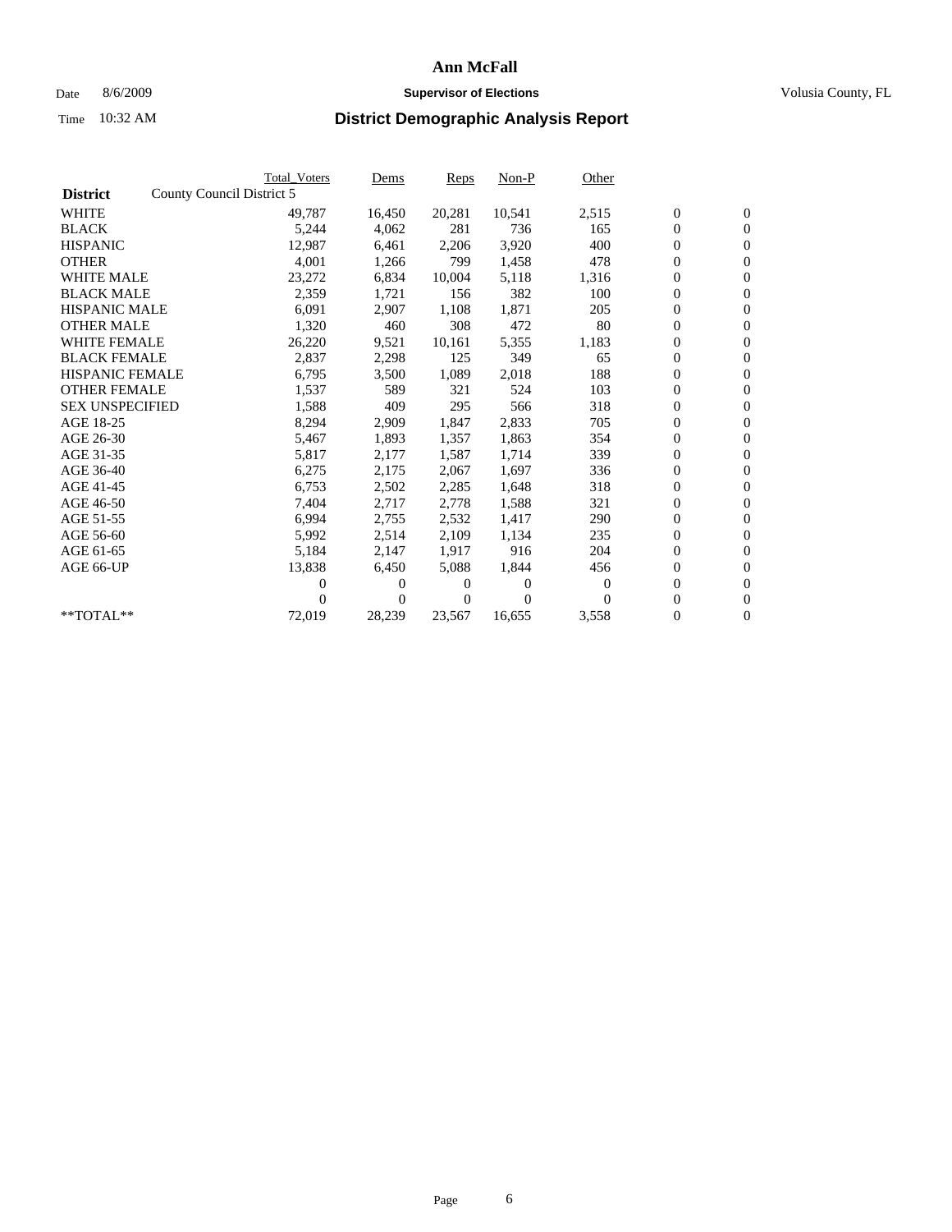# Ann McFall

Date 8/6/2009 **Supervisor of Elections** Volusia County, FL

Time 10:32 AM **District Demographic Analysis Report**

| | Total_Voters | Dems | Reps | Non-P | Other | | |
|---|---|---|---|---|---|---|---|
| **District** County Council District 5 | | | | | | | |
| WHITE | 49,787 | 16,450 | 20,281 | 10,541 | 2,515 | 0 | 0 |
| BLACK | 5,244 | 4,062 | 281 | 736 | 165 | 0 | 0 |
| HISPANIC | 12,987 | 6,461 | 2,206 | 3,920 | 400 | 0 | 0 |
| OTHER | 4,001 | 1,266 | 799 | 1,458 | 478 | 0 | 0 |
| WHITE MALE | 23,272 | 6,834 | 10,004 | 5,118 | 1,316 | 0 | 0 |
| BLACK MALE | 2,359 | 1,721 | 156 | 382 | 100 | 0 | 0 |
| HISPANIC MALE | 6,091 | 2,907 | 1,108 | 1,871 | 205 | 0 | 0 |
| OTHER MALE | 1,320 | 460 | 308 | 472 | 80 | 0 | 0 |
| WHITE FEMALE | 26,220 | 9,521 | 10,161 | 5,355 | 1,183 | 0 | 0 |
| BLACK FEMALE | 2,837 | 2,298 | 125 | 349 | 65 | 0 | 0 |
| HISPANIC FEMALE | 6,795 | 3,500 | 1,089 | 2,018 | 188 | 0 | 0 |
| OTHER FEMALE | 1,537 | 589 | 321 | 524 | 103 | 0 | 0 |
| SEX UNSPECIFIED | 1,588 | 409 | 295 | 566 | 318 | 0 | 0 |
| AGE 18-25 | 8,294 | 2,909 | 1,847 | 2,833 | 705 | 0 | 0 |
| AGE 26-30 | 5,467 | 1,893 | 1,357 | 1,863 | 354 | 0 | 0 |
| AGE 31-35 | 5,817 | 2,177 | 1,587 | 1,714 | 339 | 0 | 0 |
| AGE 36-40 | 6,275 | 2,175 | 2,067 | 1,697 | 336 | 0 | 0 |
| AGE 41-45 | 6,753 | 2,502 | 2,285 | 1,648 | 318 | 0 | 0 |
| AGE 46-50 | 7,404 | 2,717 | 2,778 | 1,588 | 321 | 0 | 0 |
| AGE 51-55 | 6,994 | 2,755 | 2,532 | 1,417 | 290 | 0 | 0 |
| AGE 56-60 | 5,992 | 2,514 | 2,109 | 1,134 | 235 | 0 | 0 |
| AGE 61-65 | 5,184 | 2,147 | 1,917 | 916 | 204 | 0 | 0 |
| AGE 66-UP | 13,838 | 6,450 | 5,088 | 1,844 | 456 | 0 | 0 |
| | 0 | 0 | 0 | 0 | 0 | 0 | 0 |
| | 0 | 0 | 0 | 0 | 0 | 0 | 0 |
| **TOTAL** | 72,019 | 28,239 | 23,567 | 16,655 | 3,558 | 0 | 0 |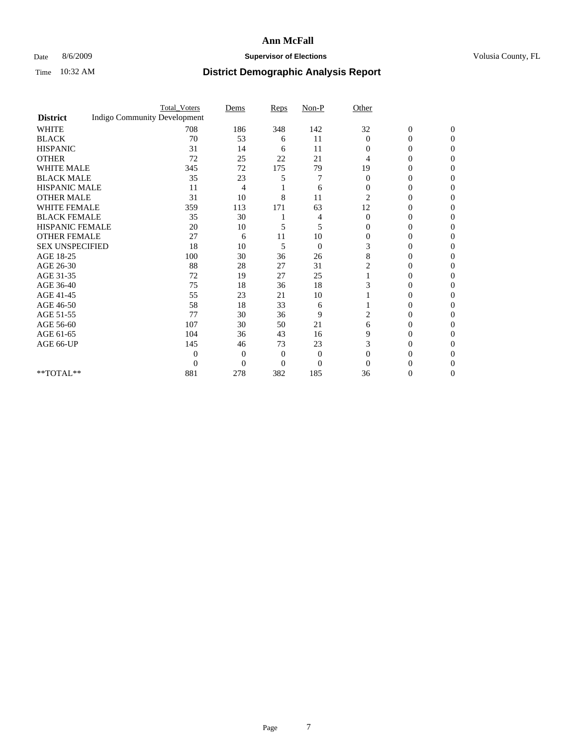# Ann McFall

Date 8/6/2009 **Supervisor of Elections** Volusia County, FL

Time 10:32 AM **District Demographic Analysis Report**

| | Total_Voters | Dems | Reps | Non-P | Other | | |
|---|---|---|---|---|---|---|---|
| **District** | Indigo Community Development | | | | | | |
| WHITE | 708 | 186 | 348 | 142 | 32 | 0 | 0 |
| BLACK | 70 | 53 | 6 | 11 | 0 | 0 | 0 |
| HISPANIC | 31 | 14 | 6 | 11 | 0 | 0 | 0 |
| OTHER | 72 | 25 | 22 | 21 | 4 | 0 | 0 |
| WHITE MALE | 345 | 72 | 175 | 79 | 19 | 0 | 0 |
| BLACK MALE | 35 | 23 | 5 | 7 | 0 | 0 | 0 |
| HISPANIC MALE | 11 | 4 | 1 | 6 | 0 | 0 | 0 |
| OTHER MALE | 31 | 10 | 8 | 11 | 2 | 0 | 0 |
| WHITE FEMALE | 359 | 113 | 171 | 63 | 12 | 0 | 0 |
| BLACK FEMALE | 35 | 30 | 1 | 4 | 0 | 0 | 0 |
| HISPANIC FEMALE | 20 | 10 | 5 | 5 | 0 | 0 | 0 |
| OTHER FEMALE | 27 | 6 | 11 | 10 | 0 | 0 | 0 |
| SEX UNSPECIFIED | 18 | 10 | 5 | 0 | 3 | 0 | 0 |
| AGE 18-25 | 100 | 30 | 36 | 26 | 8 | 0 | 0 |
| AGE 26-30 | 88 | 28 | 27 | 31 | 2 | 0 | 0 |
| AGE 31-35 | 72 | 19 | 27 | 25 | 1 | 0 | 0 |
| AGE 36-40 | 75 | 18 | 36 | 18 | 3 | 0 | 0 |
| AGE 41-45 | 55 | 23 | 21 | 10 | 1 | 0 | 0 |
| AGE 46-50 | 58 | 18 | 33 | 6 | 1 | 0 | 0 |
| AGE 51-55 | 77 | 30 | 36 | 9 | 2 | 0 | 0 |
| AGE 56-60 | 107 | 30 | 50 | 21 | 6 | 0 | 0 |
| AGE 61-65 | 104 | 36 | 43 | 16 | 9 | 0 | 0 |
| AGE 66-UP | 145 | 46 | 73 | 23 | 3 | 0 | 0 |
| | 0 | 0 | 0 | 0 | 0 | 0 | 0 |
| | 0 | 0 | 0 | 0 | 0 | 0 | 0 |
| **TOTAL** | 881 | 278 | 382 | 185 | 36 | 0 | 0 |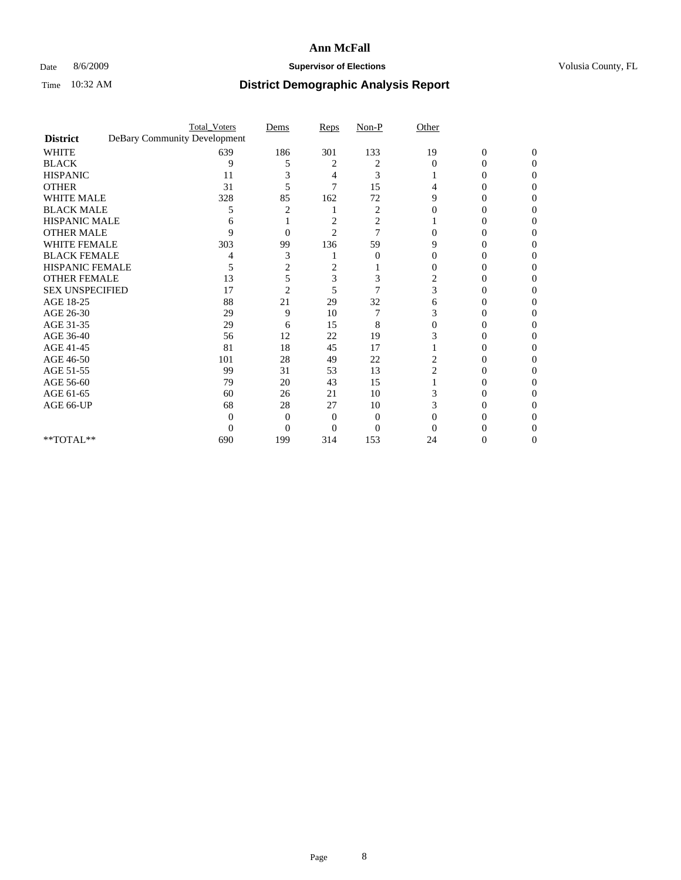# Ann McFall

Date 8/6/2009 **Supervisor of Elections** Volusia County, FL

Time 10:32 AM **District Demographic Analysis Report**

| | Total_Voters | Dems | Reps | Non-P | Other | | |
|---|---|---|---|---|---|---|---|
| **District** DeBary Community Development | | | | | | | |
| WHITE | 639 | 186 | 301 | 133 | 19 | 0 | 0 |
| BLACK | 9 | 5 | 2 | 2 | 0 | 0 | 0 |
| HISPANIC | 11 | 3 | 4 | 3 | 1 | 0 | 0 |
| OTHER | 31 | 5 | 7 | 15 | 4 | 0 | 0 |
| WHITE MALE | 328 | 85 | 162 | 72 | 9 | 0 | 0 |
| BLACK MALE | 5 | 2 | 1 | 2 | 0 | 0 | 0 |
| HISPANIC MALE | 6 | 1 | 2 | 2 | 1 | 0 | 0 |
| OTHER MALE | 9 | 0 | 2 | 7 | 0 | 0 | 0 |
| WHITE FEMALE | 303 | 99 | 136 | 59 | 9 | 0 | 0 |
| BLACK FEMALE | 4 | 3 | 1 | 0 | 0 | 0 | 0 |
| HISPANIC FEMALE | 5 | 2 | 2 | 1 | 0 | 0 | 0 |
| OTHER FEMALE | 13 | 5 | 3 | 3 | 2 | 0 | 0 |
| SEX UNSPECIFIED | 17 | 2 | 5 | 7 | 3 | 0 | 0 |
| AGE 18-25 | 88 | 21 | 29 | 32 | 6 | 0 | 0 |
| AGE 26-30 | 29 | 9 | 10 | 7 | 3 | 0 | 0 |
| AGE 31-35 | 29 | 6 | 15 | 8 | 0 | 0 | 0 |
| AGE 36-40 | 56 | 12 | 22 | 19 | 3 | 0 | 0 |
| AGE 41-45 | 81 | 18 | 45 | 17 | 1 | 0 | 0 |
| AGE 46-50 | 101 | 28 | 49 | 22 | 2 | 0 | 0 |
| AGE 51-55 | 99 | 31 | 53 | 13 | 2 | 0 | 0 |
| AGE 56-60 | 79 | 20 | 43 | 15 | 1 | 0 | 0 |
| AGE 61-65 | 60 | 26 | 21 | 10 | 3 | 0 | 0 |
| AGE 66-UP | 68 | 28 | 27 | 10 | 3 | 0 | 0 |
| | 0 | 0 | 0 | 0 | 0 | 0 | 0 |
| | 0 | 0 | 0 | 0 | 0 | 0 | 0 |
| **TOTAL** | 690 | 199 | 314 | 153 | 24 | 0 | 0 |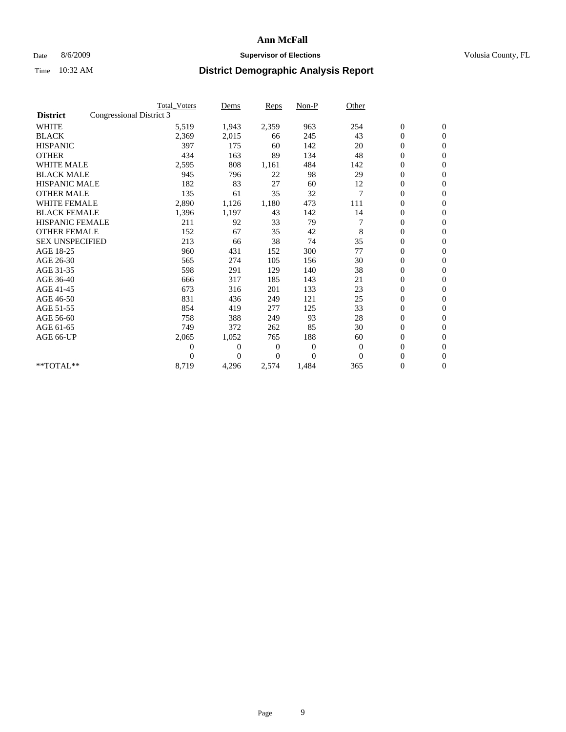# Ann McFall

Date 8/6/2009 **Supervisor of Elections** Volusia County, FL

Time 10:32 AM **District Demographic Analysis Report**

| | | Total_Voters | Dems | Reps | Non-P | Other | | |
|---|---|---|---|---|---|---|---|---|
| **District** | Congressional District 3 | | | | | | | |
| WHITE | | 5,519 | 1,943 | 2,359 | 963 | 254 | 0 | 0 |
| BLACK | | 2,369 | 2,015 | 66 | 245 | 43 | 0 | 0 |
| HISPANIC | | 397 | 175 | 60 | 142 | 20 | 0 | 0 |
| OTHER | | 434 | 163 | 89 | 134 | 48 | 0 | 0 |
| WHITE MALE | | 2,595 | 808 | 1,161 | 484 | 142 | 0 | 0 |
| BLACK MALE | | 945 | 796 | 22 | 98 | 29 | 0 | 0 |
| HISPANIC MALE | | 182 | 83 | 27 | 60 | 12 | 0 | 0 |
| OTHER MALE | | 135 | 61 | 35 | 32 | 7 | 0 | 0 |
| WHITE FEMALE | | 2,890 | 1,126 | 1,180 | 473 | 111 | 0 | 0 |
| BLACK FEMALE | | 1,396 | 1,197 | 43 | 142 | 14 | 0 | 0 |
| HISPANIC FEMALE | | 211 | 92 | 33 | 79 | 7 | 0 | 0 |
| OTHER FEMALE | | 152 | 67 | 35 | 42 | 8 | 0 | 0 |
| SEX UNSPECIFIED | | 213 | 66 | 38 | 74 | 35 | 0 | 0 |
| AGE 18-25 | | 960 | 431 | 152 | 300 | 77 | 0 | 0 |
| AGE 26-30 | | 565 | 274 | 105 | 156 | 30 | 0 | 0 |
| AGE 31-35 | | 598 | 291 | 129 | 140 | 38 | 0 | 0 |
| AGE 36-40 | | 666 | 317 | 185 | 143 | 21 | 0 | 0 |
| AGE 41-45 | | 673 | 316 | 201 | 133 | 23 | 0 | 0 |
| AGE 46-50 | | 831 | 436 | 249 | 121 | 25 | 0 | 0 |
| AGE 51-55 | | 854 | 419 | 277 | 125 | 33 | 0 | 0 |
| AGE 56-60 | | 758 | 388 | 249 | 93 | 28 | 0 | 0 |
| AGE 61-65 | | 749 | 372 | 262 | 85 | 30 | 0 | 0 |
| AGE 66-UP | | 2,065 | 1,052 | 765 | 188 | 60 | 0 | 0 |
| | | 0 | 0 | 0 | 0 | 0 | 0 | 0 |
| | | 0 | 0 | 0 | 0 | 0 | 0 | 0 |
| **TOTAL** | | 8,719 | 4,296 | 2,574 | 1,484 | 365 | 0 | 0 |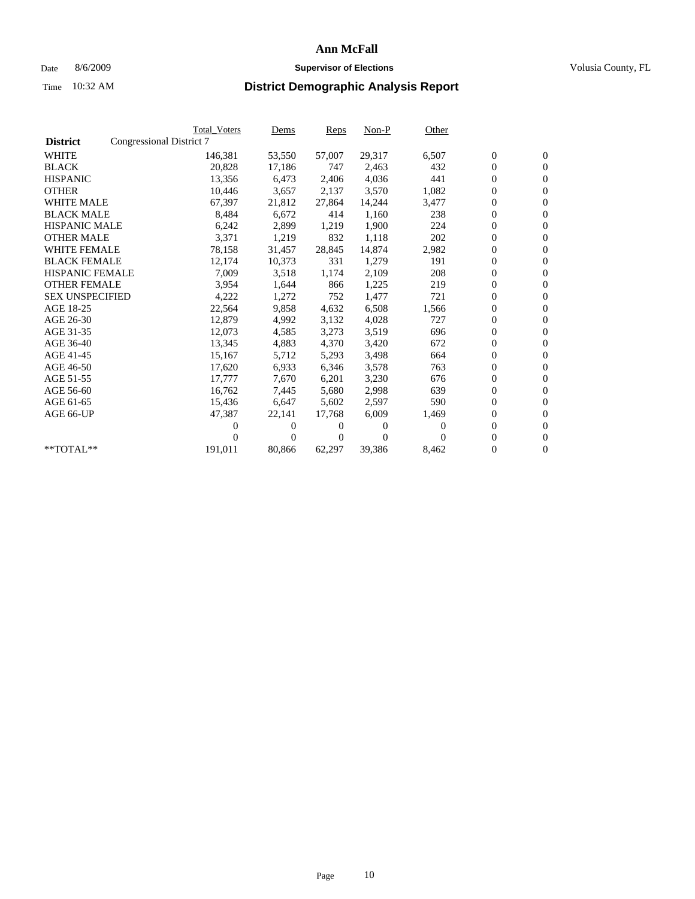# Ann McFall

Date 8/6/2009 **Supervisor of Elections** Volusia County, FL

Time 10:32 AM **District Demographic Analysis Report**

| | Total_Voters | Dems | Reps | Non-P | Other | | |
|---|---|---|---|---|---|---|---|
| **District** Congressional District 7 | | | | | | | |
| WHITE | 146,381 | 53,550 | 57,007 | 29,317 | 6,507 | 0 | 0 |
| BLACK | 20,828 | 17,186 | 747 | 2,463 | 432 | 0 | 0 |
| HISPANIC | 13,356 | 6,473 | 2,406 | 4,036 | 441 | 0 | 0 |
| OTHER | 10,446 | 3,657 | 2,137 | 3,570 | 1,082 | 0 | 0 |
| WHITE MALE | 67,397 | 21,812 | 27,864 | 14,244 | 3,477 | 0 | 0 |
| BLACK MALE | 8,484 | 6,672 | 414 | 1,160 | 238 | 0 | 0 |
| HISPANIC MALE | 6,242 | 2,899 | 1,219 | 1,900 | 224 | 0 | 0 |
| OTHER MALE | 3,371 | 1,219 | 832 | 1,118 | 202 | 0 | 0 |
| WHITE FEMALE | 78,158 | 31,457 | 28,845 | 14,874 | 2,982 | 0 | 0 |
| BLACK FEMALE | 12,174 | 10,373 | 331 | 1,279 | 191 | 0 | 0 |
| HISPANIC FEMALE | 7,009 | 3,518 | 1,174 | 2,109 | 208 | 0 | 0 |
| OTHER FEMALE | 3,954 | 1,644 | 866 | 1,225 | 219 | 0 | 0 |
| SEX UNSPECIFIED | 4,222 | 1,272 | 752 | 1,477 | 721 | 0 | 0 |
| AGE 18-25 | 22,564 | 9,858 | 4,632 | 6,508 | 1,566 | 0 | 0 |
| AGE 26-30 | 12,879 | 4,992 | 3,132 | 4,028 | 727 | 0 | 0 |
| AGE 31-35 | 12,073 | 4,585 | 3,273 | 3,519 | 696 | 0 | 0 |
| AGE 36-40 | 13,345 | 4,883 | 4,370 | 3,420 | 672 | 0 | 0 |
| AGE 41-45 | 15,167 | 5,712 | 5,293 | 3,498 | 664 | 0 | 0 |
| AGE 46-50 | 17,620 | 6,933 | 6,346 | 3,578 | 763 | 0 | 0 |
| AGE 51-55 | 17,777 | 7,670 | 6,201 | 3,230 | 676 | 0 | 0 |
| AGE 56-60 | 16,762 | 7,445 | 5,680 | 2,998 | 639 | 0 | 0 |
| AGE 61-65 | 15,436 | 6,647 | 5,602 | 2,597 | 590 | 0 | 0 |
| AGE 66-UP | 47,387 | 22,141 | 17,768 | 6,009 | 1,469 | 0 | 0 |
| | 0 | 0 | 0 | 0 | 0 | 0 | 0 |
| | 0 | 0 | 0 | 0 | 0 | 0 | 0 |
| **TOTAL** | 191,011 | 80,866 | 62,297 | 39,386 | 8,462 | 0 | 0 |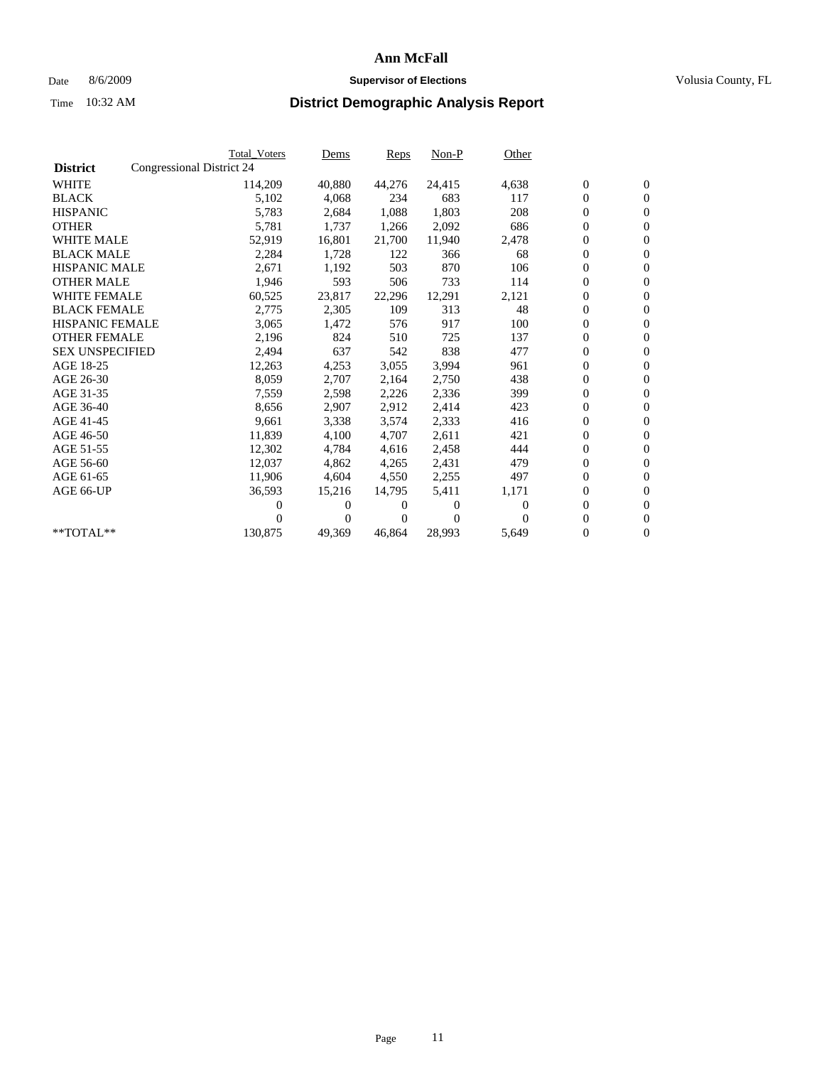# Ann McFall

Date 8/6/2009 **Supervisor of Elections** Volusia County, FL

Time 10:32 AM **District Demographic Analysis Report**

| | Total_Voters | Dems | Reps | Non-P | Other | | |
|---|---|---|---|---|---|---|---|
| **District** Congressional District 24 | | | | | | | |
| WHITE | 114,209 | 40,880 | 44,276 | 24,415 | 4,638 | 0 | 0 |
| BLACK | 5,102 | 4,068 | 234 | 683 | 117 | 0 | 0 |
| HISPANIC | 5,783 | 2,684 | 1,088 | 1,803 | 208 | 0 | 0 |
| OTHER | 5,781 | 1,737 | 1,266 | 2,092 | 686 | 0 | 0 |
| WHITE MALE | 52,919 | 16,801 | 21,700 | 11,940 | 2,478 | 0 | 0 |
| BLACK MALE | 2,284 | 1,728 | 122 | 366 | 68 | 0 | 0 |
| HISPANIC MALE | 2,671 | 1,192 | 503 | 870 | 106 | 0 | 0 |
| OTHER MALE | 1,946 | 593 | 506 | 733 | 114 | 0 | 0 |
| WHITE FEMALE | 60,525 | 23,817 | 22,296 | 12,291 | 2,121 | 0 | 0 |
| BLACK FEMALE | 2,775 | 2,305 | 109 | 313 | 48 | 0 | 0 |
| HISPANIC FEMALE | 3,065 | 1,472 | 576 | 917 | 100 | 0 | 0 |
| OTHER FEMALE | 2,196 | 824 | 510 | 725 | 137 | 0 | 0 |
| SEX UNSPECIFIED | 2,494 | 637 | 542 | 838 | 477 | 0 | 0 |
| AGE 18-25 | 12,263 | 4,253 | 3,055 | 3,994 | 961 | 0 | 0 |
| AGE 26-30 | 8,059 | 2,707 | 2,164 | 2,750 | 438 | 0 | 0 |
| AGE 31-35 | 7,559 | 2,598 | 2,226 | 2,336 | 399 | 0 | 0 |
| AGE 36-40 | 8,656 | 2,907 | 2,912 | 2,414 | 423 | 0 | 0 |
| AGE 41-45 | 9,661 | 3,338 | 3,574 | 2,333 | 416 | 0 | 0 |
| AGE 46-50 | 11,839 | 4,100 | 4,707 | 2,611 | 421 | 0 | 0 |
| AGE 51-55 | 12,302 | 4,784 | 4,616 | 2,458 | 444 | 0 | 0 |
| AGE 56-60 | 12,037 | 4,862 | 4,265 | 2,431 | 479 | 0 | 0 |
| AGE 61-65 | 11,906 | 4,604 | 4,550 | 2,255 | 497 | 0 | 0 |
| AGE 66-UP | 36,593 | 15,216 | 14,795 | 5,411 | 1,171 | 0 | 0 |
| | 0 | 0 | 0 | 0 | 0 | 0 | 0 |
| | 0 | 0 | 0 | 0 | 0 | 0 | 0 |
| **TOTAL** | 130,875 | 49,369 | 46,864 | 28,993 | 5,649 | 0 | 0 |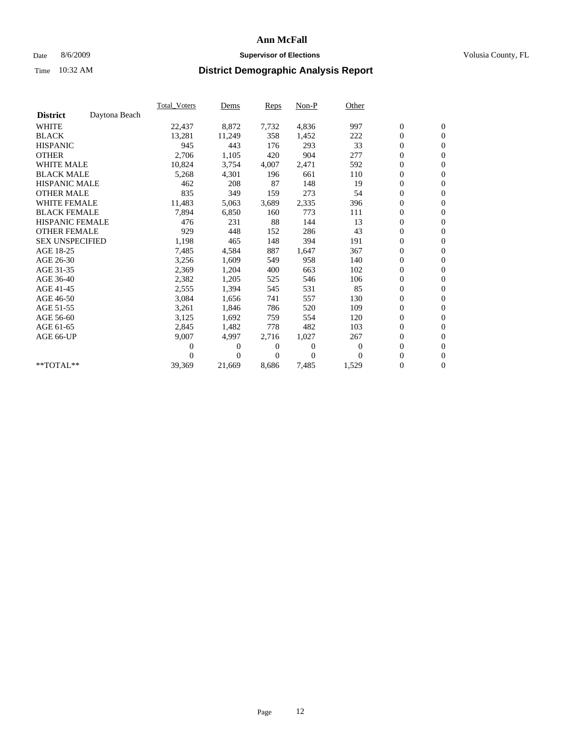# Ann McFall

Date 8/6/2009 **Supervisor of Elections** Volusia County, FL

Time 10:32 AM **District Demographic Analysis Report**

| | Total_Voters | Dems | Reps | Non-P | Other | | |
|---|---|---|---|---|---|---|---|
| **District** Daytona Beach | | | | | | | |
| WHITE | 22,437 | 8,872 | 7,732 | 4,836 | 997 | 0 | 0 |
| BLACK | 13,281 | 11,249 | 358 | 1,452 | 222 | 0 | 0 |
| HISPANIC | 945 | 443 | 176 | 293 | 33 | 0 | 0 |
| OTHER | 2,706 | 1,105 | 420 | 904 | 277 | 0 | 0 |
| WHITE MALE | 10,824 | 3,754 | 4,007 | 2,471 | 592 | 0 | 0 |
| BLACK MALE | 5,268 | 4,301 | 196 | 661 | 110 | 0 | 0 |
| HISPANIC MALE | 462 | 208 | 87 | 148 | 19 | 0 | 0 |
| OTHER MALE | 835 | 349 | 159 | 273 | 54 | 0 | 0 |
| WHITE FEMALE | 11,483 | 5,063 | 3,689 | 2,335 | 396 | 0 | 0 |
| BLACK FEMALE | 7,894 | 6,850 | 160 | 773 | 111 | 0 | 0 |
| HISPANIC FEMALE | 476 | 231 | 88 | 144 | 13 | 0 | 0 |
| OTHER FEMALE | 929 | 448 | 152 | 286 | 43 | 0 | 0 |
| SEX UNSPECIFIED | 1,198 | 465 | 148 | 394 | 191 | 0 | 0 |
| AGE 18-25 | 7,485 | 4,584 | 887 | 1,647 | 367 | 0 | 0 |
| AGE 26-30 | 3,256 | 1,609 | 549 | 958 | 140 | 0 | 0 |
| AGE 31-35 | 2,369 | 1,204 | 400 | 663 | 102 | 0 | 0 |
| AGE 36-40 | 2,382 | 1,205 | 525 | 546 | 106 | 0 | 0 |
| AGE 41-45 | 2,555 | 1,394 | 545 | 531 | 85 | 0 | 0 |
| AGE 46-50 | 3,084 | 1,656 | 741 | 557 | 130 | 0 | 0 |
| AGE 51-55 | 3,261 | 1,846 | 786 | 520 | 109 | 0 | 0 |
| AGE 56-60 | 3,125 | 1,692 | 759 | 554 | 120 | 0 | 0 |
| AGE 61-65 | 2,845 | 1,482 | 778 | 482 | 103 | 0 | 0 |
| AGE 66-UP | 9,007 | 4,997 | 2,716 | 1,027 | 267 | 0 | 0 |
| | 0 | 0 | 0 | 0 | 0 | 0 | 0 |
| | 0 | 0 | 0 | 0 | 0 | 0 | 0 |
| **TOTAL** | 39,369 | 21,669 | 8,686 | 7,485 | 1,529 | 0 | 0 |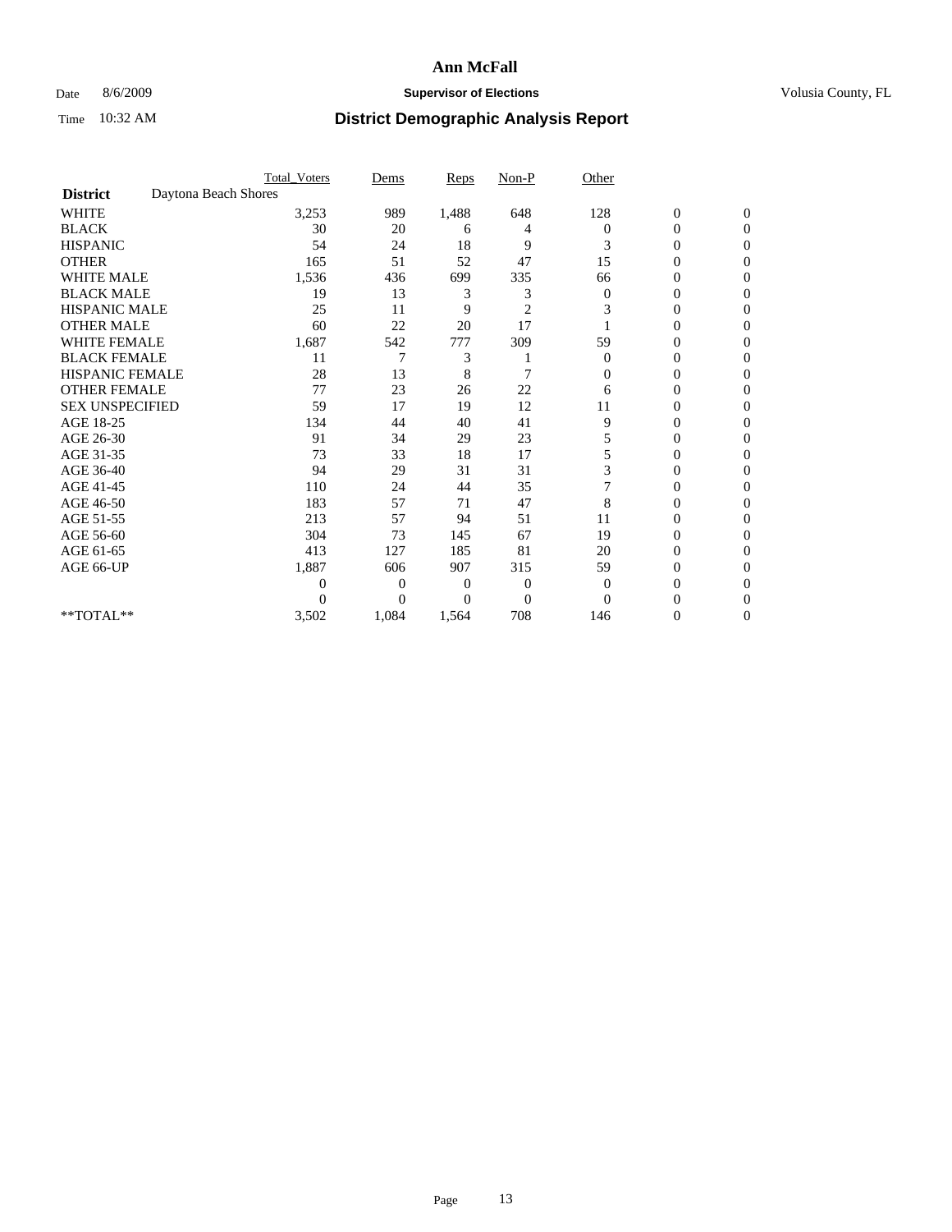# Ann McFall

Date 8/6/2009 **Supervisor of Elections** Volusia County, FL

Time 10:32 AM **District Demographic Analysis Report**

| | Total_Voters | Dems | Reps | Non-P | Other | | |
|---|---|---|---|---|---|---|---|
| **District** Daytona Beach Shores | | | | | | | |
| WHITE | 3,253 | 989 | 1,488 | 648 | 128 | 0 | 0 |
| BLACK | 30 | 20 | 6 | 4 | 0 | 0 | 0 |
| HISPANIC | 54 | 24 | 18 | 9 | 3 | 0 | 0 |
| OTHER | 165 | 51 | 52 | 47 | 15 | 0 | 0 |
| WHITE MALE | 1,536 | 436 | 699 | 335 | 66 | 0 | 0 |
| BLACK MALE | 19 | 13 | 3 | 3 | 0 | 0 | 0 |
| HISPANIC MALE | 25 | 11 | 9 | 2 | 3 | 0 | 0 |
| OTHER MALE | 60 | 22 | 20 | 17 | 1 | 0 | 0 |
| WHITE FEMALE | 1,687 | 542 | 777 | 309 | 59 | 0 | 0 |
| BLACK FEMALE | 11 | 7 | 3 | 1 | 0 | 0 | 0 |
| HISPANIC FEMALE | 28 | 13 | 8 | 7 | 0 | 0 | 0 |
| OTHER FEMALE | 77 | 23 | 26 | 22 | 6 | 0 | 0 |
| SEX UNSPECIFIED | 59 | 17 | 19 | 12 | 11 | 0 | 0 |
| AGE 18-25 | 134 | 44 | 40 | 41 | 9 | 0 | 0 |
| AGE 26-30 | 91 | 34 | 29 | 23 | 5 | 0 | 0 |
| AGE 31-35 | 73 | 33 | 18 | 17 | 5 | 0 | 0 |
| AGE 36-40 | 94 | 29 | 31 | 31 | 3 | 0 | 0 |
| AGE 41-45 | 110 | 24 | 44 | 35 | 7 | 0 | 0 |
| AGE 46-50 | 183 | 57 | 71 | 47 | 8 | 0 | 0 |
| AGE 51-55 | 213 | 57 | 94 | 51 | 11 | 0 | 0 |
| AGE 56-60 | 304 | 73 | 145 | 67 | 19 | 0 | 0 |
| AGE 61-65 | 413 | 127 | 185 | 81 | 20 | 0 | 0 |
| AGE 66-UP | 1,887 | 606 | 907 | 315 | 59 | 0 | 0 |
| | 0 | 0 | 0 | 0 | 0 | 0 | 0 |
| | 0 | 0 | 0 | 0 | 0 | 0 | 0 |
| **TOTAL** | 3,502 | 1,084 | 1,564 | 708 | 146 | 0 | 0 |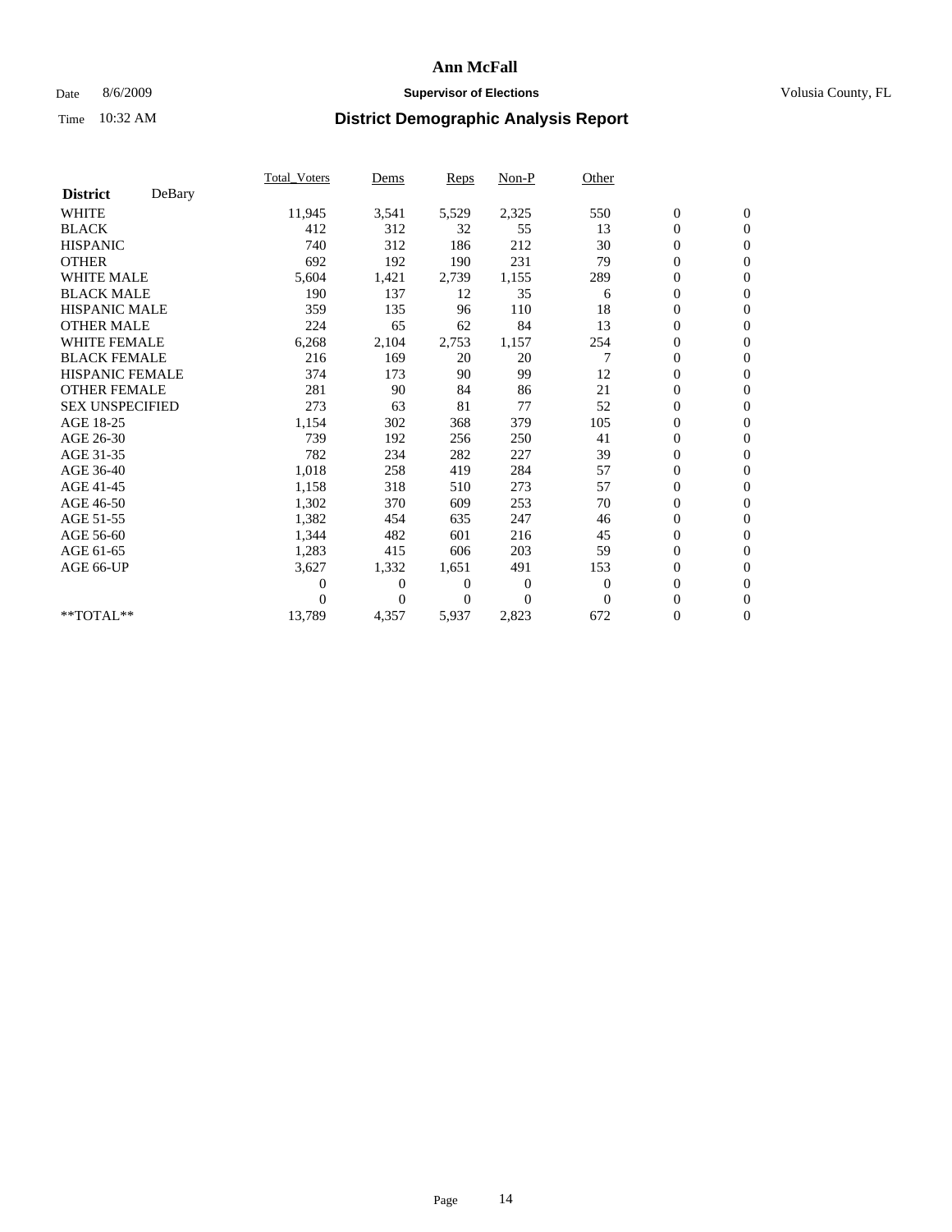# Ann McFall

Date 8/6/2009 **Supervisor of Elections** Volusia County, FL

Time 10:32 AM **District Demographic Analysis Report**

| | Total_Voters | Dems | Reps | Non-P | Other | | |
|---|---|---|---|---|---|---|---|
| **District** DeBary | | | | | | | |
| WHITE | 11,945 | 3,541 | 5,529 | 2,325 | 550 | 0 | 0 |
| BLACK | 412 | 312 | 32 | 55 | 13 | 0 | 0 |
| HISPANIC | 740 | 312 | 186 | 212 | 30 | 0 | 0 |
| OTHER | 692 | 192 | 190 | 231 | 79 | 0 | 0 |
| WHITE MALE | 5,604 | 1,421 | 2,739 | 1,155 | 289 | 0 | 0 |
| BLACK MALE | 190 | 137 | 12 | 35 | 6 | 0 | 0 |
| HISPANIC MALE | 359 | 135 | 96 | 110 | 18 | 0 | 0 |
| OTHER MALE | 224 | 65 | 62 | 84 | 13 | 0 | 0 |
| WHITE FEMALE | 6,268 | 2,104 | 2,753 | 1,157 | 254 | 0 | 0 |
| BLACK FEMALE | 216 | 169 | 20 | 20 | 7 | 0 | 0 |
| HISPANIC FEMALE | 374 | 173 | 90 | 99 | 12 | 0 | 0 |
| OTHER FEMALE | 281 | 90 | 84 | 86 | 21 | 0 | 0 |
| SEX UNSPECIFIED | 273 | 63 | 81 | 77 | 52 | 0 | 0 |
| AGE 18-25 | 1,154 | 302 | 368 | 379 | 105 | 0 | 0 |
| AGE 26-30 | 739 | 192 | 256 | 250 | 41 | 0 | 0 |
| AGE 31-35 | 782 | 234 | 282 | 227 | 39 | 0 | 0 |
| AGE 36-40 | 1,018 | 258 | 419 | 284 | 57 | 0 | 0 |
| AGE 41-45 | 1,158 | 318 | 510 | 273 | 57 | 0 | 0 |
| AGE 46-50 | 1,302 | 370 | 609 | 253 | 70 | 0 | 0 |
| AGE 51-55 | 1,382 | 454 | 635 | 247 | 46 | 0 | 0 |
| AGE 56-60 | 1,344 | 482 | 601 | 216 | 45 | 0 | 0 |
| AGE 61-65 | 1,283 | 415 | 606 | 203 | 59 | 0 | 0 |
| AGE 66-UP | 3,627 | 1,332 | 1,651 | 491 | 153 | 0 | 0 |
| | 0 | 0 | 0 | 0 | 0 | 0 | 0 |
| | 0 | 0 | 0 | 0 | 0 | 0 | 0 |
| **TOTAL** | 13,789 | 4,357 | 5,937 | 2,823 | 672 | 0 | 0 |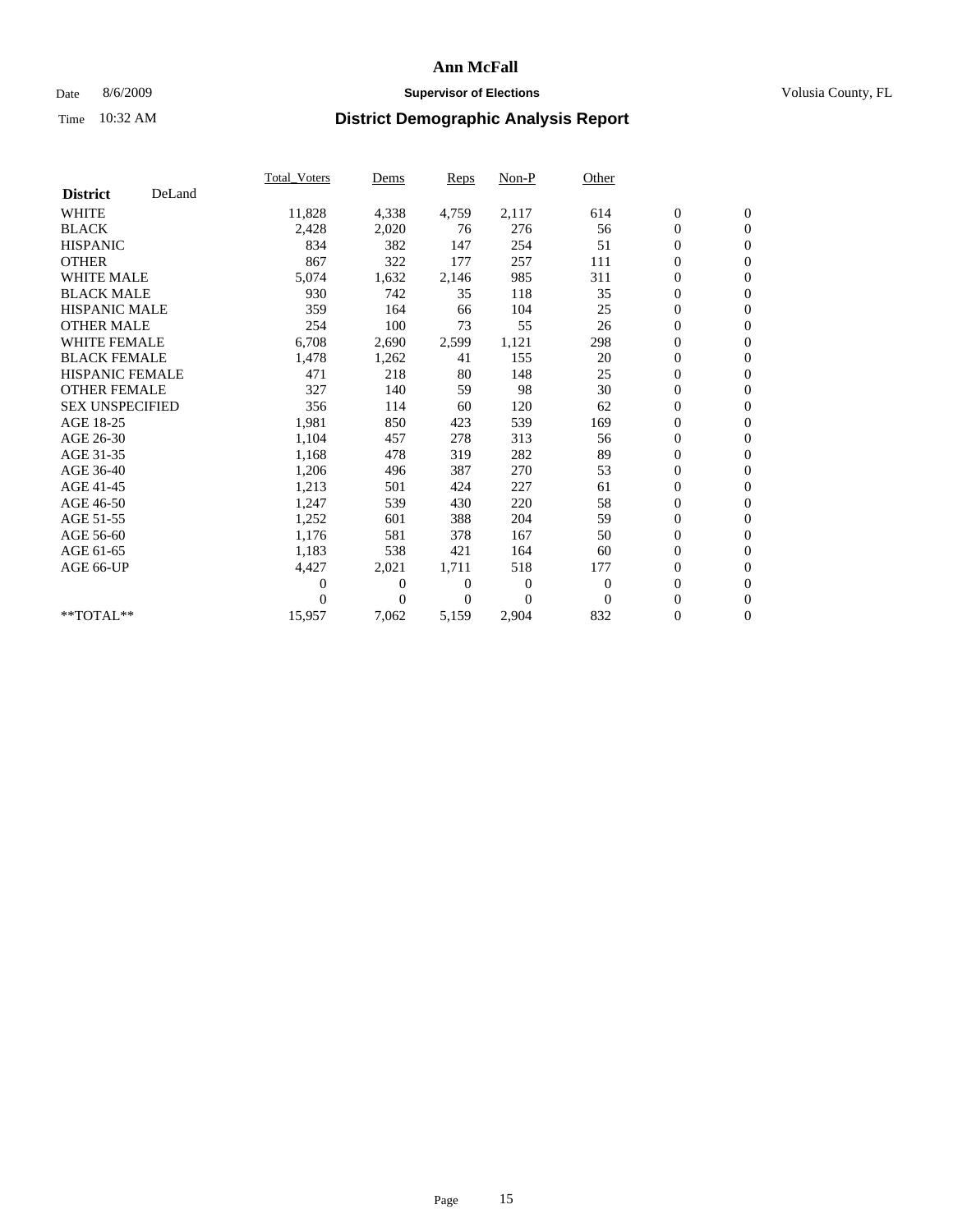# Ann McFall

Date 8/6/2009 **Supervisor of Elections** Volusia County, FL

Time 10:32 AM **District Demographic Analysis Report**

| | Total_Voters | Dems | Reps | Non-P | Other | | |
|---|---|---|---|---|---|---|---|
| **District** DeLand | | | | | | | |
| WHITE | 11,828 | 4,338 | 4,759 | 2,117 | 614 | 0 | 0 |
| BLACK | 2,428 | 2,020 | 76 | 276 | 56 | 0 | 0 |
| HISPANIC | 834 | 382 | 147 | 254 | 51 | 0 | 0 |
| OTHER | 867 | 322 | 177 | 257 | 111 | 0 | 0 |
| WHITE MALE | 5,074 | 1,632 | 2,146 | 985 | 311 | 0 | 0 |
| BLACK MALE | 930 | 742 | 35 | 118 | 35 | 0 | 0 |
| HISPANIC MALE | 359 | 164 | 66 | 104 | 25 | 0 | 0 |
| OTHER MALE | 254 | 100 | 73 | 55 | 26 | 0 | 0 |
| WHITE FEMALE | 6,708 | 2,690 | 2,599 | 1,121 | 298 | 0 | 0 |
| BLACK FEMALE | 1,478 | 1,262 | 41 | 155 | 20 | 0 | 0 |
| HISPANIC FEMALE | 471 | 218 | 80 | 148 | 25 | 0 | 0 |
| OTHER FEMALE | 327 | 140 | 59 | 98 | 30 | 0 | 0 |
| SEX UNSPECIFIED | 356 | 114 | 60 | 120 | 62 | 0 | 0 |
| AGE 18-25 | 1,981 | 850 | 423 | 539 | 169 | 0 | 0 |
| AGE 26-30 | 1,104 | 457 | 278 | 313 | 56 | 0 | 0 |
| AGE 31-35 | 1,168 | 478 | 319 | 282 | 89 | 0 | 0 |
| AGE 36-40 | 1,206 | 496 | 387 | 270 | 53 | 0 | 0 |
| AGE 41-45 | 1,213 | 501 | 424 | 227 | 61 | 0 | 0 |
| AGE 46-50 | 1,247 | 539 | 430 | 220 | 58 | 0 | 0 |
| AGE 51-55 | 1,252 | 601 | 388 | 204 | 59 | 0 | 0 |
| AGE 56-60 | 1,176 | 581 | 378 | 167 | 50 | 0 | 0 |
| AGE 61-65 | 1,183 | 538 | 421 | 164 | 60 | 0 | 0 |
| AGE 66-UP | 4,427 | 2,021 | 1,711 | 518 | 177 | 0 | 0 |
| | 0 | 0 | 0 | 0 | 0 | 0 | 0 |
| | 0 | 0 | 0 | 0 | 0 | 0 | 0 |
| **TOTAL** | 15,957 | 7,062 | 5,159 | 2,904 | 832 | 0 | 0 |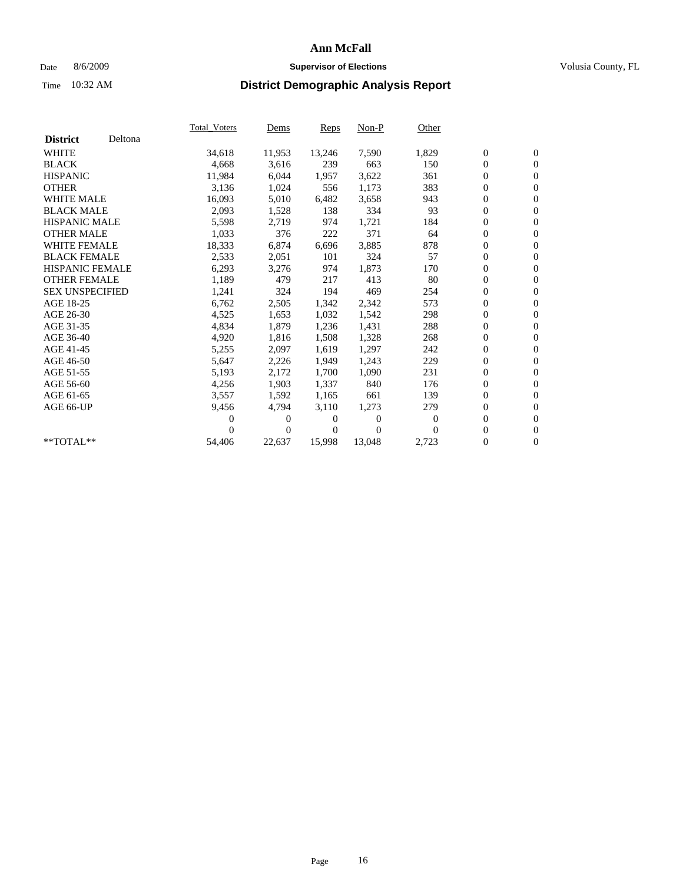# Ann McFall

Date 8/6/2009 **Supervisor of Elections** Volusia County, FL

Time 10:32 AM **District Demographic Analysis Report**

| | Total_Voters | Dems | Reps | Non-P | Other | | |
|---|---|---|---|---|---|---|---|
| **District** Deltona | | | | | | | |
| WHITE | 34,618 | 11,953 | 13,246 | 7,590 | 1,829 | 0 | 0 |
| BLACK | 4,668 | 3,616 | 239 | 663 | 150 | 0 | 0 |
| HISPANIC | 11,984 | 6,044 | 1,957 | 3,622 | 361 | 0 | 0 |
| OTHER | 3,136 | 1,024 | 556 | 1,173 | 383 | 0 | 0 |
| WHITE MALE | 16,093 | 5,010 | 6,482 | 3,658 | 943 | 0 | 0 |
| BLACK MALE | 2,093 | 1,528 | 138 | 334 | 93 | 0 | 0 |
| HISPANIC MALE | 5,598 | 2,719 | 974 | 1,721 | 184 | 0 | 0 |
| OTHER MALE | 1,033 | 376 | 222 | 371 | 64 | 0 | 0 |
| WHITE FEMALE | 18,333 | 6,874 | 6,696 | 3,885 | 878 | 0 | 0 |
| BLACK FEMALE | 2,533 | 2,051 | 101 | 324 | 57 | 0 | 0 |
| HISPANIC FEMALE | 6,293 | 3,276 | 974 | 1,873 | 170 | 0 | 0 |
| OTHER FEMALE | 1,189 | 479 | 217 | 413 | 80 | 0 | 0 |
| SEX UNSPECIFIED | 1,241 | 324 | 194 | 469 | 254 | 0 | 0 |
| AGE 18-25 | 6,762 | 2,505 | 1,342 | 2,342 | 573 | 0 | 0 |
| AGE 26-30 | 4,525 | 1,653 | 1,032 | 1,542 | 298 | 0 | 0 |
| AGE 31-35 | 4,834 | 1,879 | 1,236 | 1,431 | 288 | 0 | 0 |
| AGE 36-40 | 4,920 | 1,816 | 1,508 | 1,328 | 268 | 0 | 0 |
| AGE 41-45 | 5,255 | 2,097 | 1,619 | 1,297 | 242 | 0 | 0 |
| AGE 46-50 | 5,647 | 2,226 | 1,949 | 1,243 | 229 | 0 | 0 |
| AGE 51-55 | 5,193 | 2,172 | 1,700 | 1,090 | 231 | 0 | 0 |
| AGE 56-60 | 4,256 | 1,903 | 1,337 | 840 | 176 | 0 | 0 |
| AGE 61-65 | 3,557 | 1,592 | 1,165 | 661 | 139 | 0 | 0 |
| AGE 66-UP | 9,456 | 4,794 | 3,110 | 1,273 | 279 | 0 | 0 |
| | 0 | 0 | 0 | 0 | 0 | 0 | 0 |
| | 0 | 0 | 0 | 0 | 0 | 0 | 0 |
| **TOTAL** | 54,406 | 22,637 | 15,998 | 13,048 | 2,723 | 0 | 0 |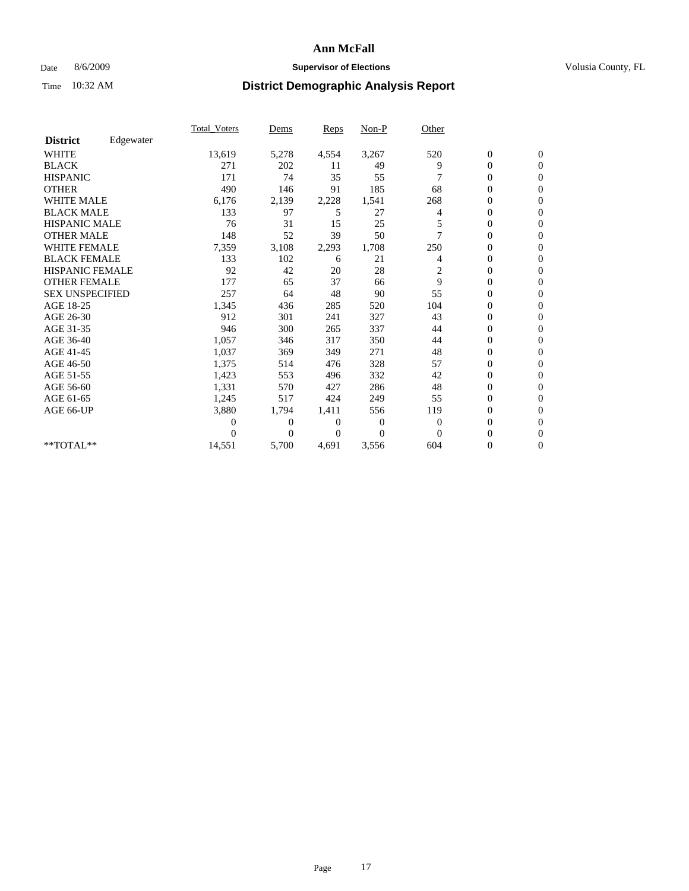# Ann McFall

Date 8/6/2009 **Supervisor of Elections** Volusia County, FL

Time 10:32 AM **District Demographic Analysis Report**

| | Total_Voters | Dems | Reps | Non-P | Other | | |
|---|---|---|---|---|---|---|---|
| **District** Edgewater | | | | | | | |
| WHITE | 13,619 | 5,278 | 4,554 | 3,267 | 520 | 0 | 0 |
| BLACK | 271 | 202 | 11 | 49 | 9 | 0 | 0 |
| HISPANIC | 171 | 74 | 35 | 55 | 7 | 0 | 0 |
| OTHER | 490 | 146 | 91 | 185 | 68 | 0 | 0 |
| WHITE MALE | 6,176 | 2,139 | 2,228 | 1,541 | 268 | 0 | 0 |
| BLACK MALE | 133 | 97 | 5 | 27 | 4 | 0 | 0 |
| HISPANIC MALE | 76 | 31 | 15 | 25 | 5 | 0 | 0 |
| OTHER MALE | 148 | 52 | 39 | 50 | 7 | 0 | 0 |
| WHITE FEMALE | 7,359 | 3,108 | 2,293 | 1,708 | 250 | 0 | 0 |
| BLACK FEMALE | 133 | 102 | 6 | 21 | 4 | 0 | 0 |
| HISPANIC FEMALE | 92 | 42 | 20 | 28 | 2 | 0 | 0 |
| OTHER FEMALE | 177 | 65 | 37 | 66 | 9 | 0 | 0 |
| SEX UNSPECIFIED | 257 | 64 | 48 | 90 | 55 | 0 | 0 |
| AGE 18-25 | 1,345 | 436 | 285 | 520 | 104 | 0 | 0 |
| AGE 26-30 | 912 | 301 | 241 | 327 | 43 | 0 | 0 |
| AGE 31-35 | 946 | 300 | 265 | 337 | 44 | 0 | 0 |
| AGE 36-40 | 1,057 | 346 | 317 | 350 | 44 | 0 | 0 |
| AGE 41-45 | 1,037 | 369 | 349 | 271 | 48 | 0 | 0 |
| AGE 46-50 | 1,375 | 514 | 476 | 328 | 57 | 0 | 0 |
| AGE 51-55 | 1,423 | 553 | 496 | 332 | 42 | 0 | 0 |
| AGE 56-60 | 1,331 | 570 | 427 | 286 | 48 | 0 | 0 |
| AGE 61-65 | 1,245 | 517 | 424 | 249 | 55 | 0 | 0 |
| AGE 66-UP | 3,880 | 1,794 | 1,411 | 556 | 119 | 0 | 0 |
| | 0 | 0 | 0 | 0 | 0 | 0 | 0 |
| | 0 | 0 | 0 | 0 | 0 | 0 | 0 |
| **TOTAL** | 14,551 | 5,700 | 4,691 | 3,556 | 604 | 0 | 0 |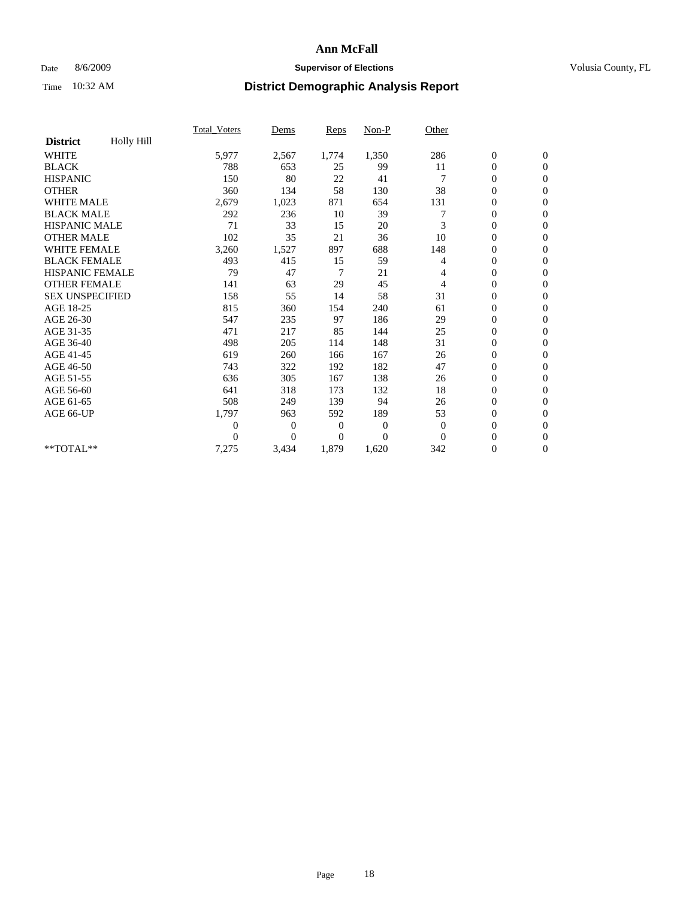# Ann McFall

Date 8/6/2009 **Supervisor of Elections** Volusia County, FL

Time 10:32 AM **District Demographic Analysis Report**

| | Total_Voters | Dems | Reps | Non-P | Other | | |
|---|---|---|---|---|---|---|---|
| **District** Holly Hill | | | | | | | |
| WHITE | 5,977 | 2,567 | 1,774 | 1,350 | 286 | 0 | 0 |
| BLACK | 788 | 653 | 25 | 99 | 11 | 0 | 0 |
| HISPANIC | 150 | 80 | 22 | 41 | 7 | 0 | 0 |
| OTHER | 360 | 134 | 58 | 130 | 38 | 0 | 0 |
| WHITE MALE | 2,679 | 1,023 | 871 | 654 | 131 | 0 | 0 |
| BLACK MALE | 292 | 236 | 10 | 39 | 7 | 0 | 0 |
| HISPANIC MALE | 71 | 33 | 15 | 20 | 3 | 0 | 0 |
| OTHER MALE | 102 | 35 | 21 | 36 | 10 | 0 | 0 |
| WHITE FEMALE | 3,260 | 1,527 | 897 | 688 | 148 | 0 | 0 |
| BLACK FEMALE | 493 | 415 | 15 | 59 | 4 | 0 | 0 |
| HISPANIC FEMALE | 79 | 47 | 7 | 21 | 4 | 0 | 0 |
| OTHER FEMALE | 141 | 63 | 29 | 45 | 4 | 0 | 0 |
| SEX UNSPECIFIED | 158 | 55 | 14 | 58 | 31 | 0 | 0 |
| AGE 18-25 | 815 | 360 | 154 | 240 | 61 | 0 | 0 |
| AGE 26-30 | 547 | 235 | 97 | 186 | 29 | 0 | 0 |
| AGE 31-35 | 471 | 217 | 85 | 144 | 25 | 0 | 0 |
| AGE 36-40 | 498 | 205 | 114 | 148 | 31 | 0 | 0 |
| AGE 41-45 | 619 | 260 | 166 | 167 | 26 | 0 | 0 |
| AGE 46-50 | 743 | 322 | 192 | 182 | 47 | 0 | 0 |
| AGE 51-55 | 636 | 305 | 167 | 138 | 26 | 0 | 0 |
| AGE 56-60 | 641 | 318 | 173 | 132 | 18 | 0 | 0 |
| AGE 61-65 | 508 | 249 | 139 | 94 | 26 | 0 | 0 |
| AGE 66-UP | 1,797 | 963 | 592 | 189 | 53 | 0 | 0 |
| | 0 | 0 | 0 | 0 | 0 | 0 | 0 |
| | 0 | 0 | 0 | 0 | 0 | 0 | 0 |
| **TOTAL** | 7,275 | 3,434 | 1,879 | 1,620 | 342 | 0 | 0 |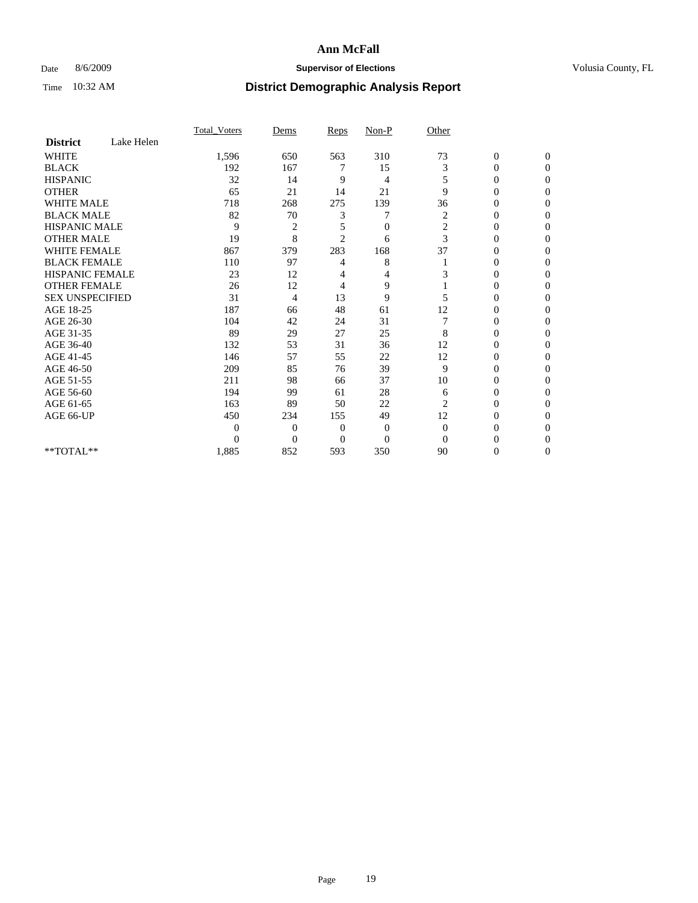# Ann McFall

Date 8/6/2009 **Supervisor of Elections** Volusia County, FL

Time 10:32 AM **District Demographic Analysis Report**

| | Total_Voters | Dems | Reps | Non-P | Other | | |
|---|---|---|---|---|---|---|---|
| **District** Lake Helen | | | | | | | |
| WHITE | 1,596 | 650 | 563 | 310 | 73 | 0 | 0 |
| BLACK | 192 | 167 | 7 | 15 | 3 | 0 | 0 |
| HISPANIC | 32 | 14 | 9 | 4 | 5 | 0 | 0 |
| OTHER | 65 | 21 | 14 | 21 | 9 | 0 | 0 |
| WHITE MALE | 718 | 268 | 275 | 139 | 36 | 0 | 0 |
| BLACK MALE | 82 | 70 | 3 | 7 | 2 | 0 | 0 |
| HISPANIC MALE | 9 | 2 | 5 | 0 | 2 | 0 | 0 |
| OTHER MALE | 19 | 8 | 2 | 6 | 3 | 0 | 0 |
| WHITE FEMALE | 867 | 379 | 283 | 168 | 37 | 0 | 0 |
| BLACK FEMALE | 110 | 97 | 4 | 8 | 1 | 0 | 0 |
| HISPANIC FEMALE | 23 | 12 | 4 | 4 | 3 | 0 | 0 |
| OTHER FEMALE | 26 | 12 | 4 | 9 | 1 | 0 | 0 |
| SEX UNSPECIFIED | 31 | 4 | 13 | 9 | 5 | 0 | 0 |
| AGE 18-25 | 187 | 66 | 48 | 61 | 12 | 0 | 0 |
| AGE 26-30 | 104 | 42 | 24 | 31 | 7 | 0 | 0 |
| AGE 31-35 | 89 | 29 | 27 | 25 | 8 | 0 | 0 |
| AGE 36-40 | 132 | 53 | 31 | 36 | 12 | 0 | 0 |
| AGE 41-45 | 146 | 57 | 55 | 22 | 12 | 0 | 0 |
| AGE 46-50 | 209 | 85 | 76 | 39 | 9 | 0 | 0 |
| AGE 51-55 | 211 | 98 | 66 | 37 | 10 | 0 | 0 |
| AGE 56-60 | 194 | 99 | 61 | 28 | 6 | 0 | 0 |
| AGE 61-65 | 163 | 89 | 50 | 22 | 2 | 0 | 0 |
| AGE 66-UP | 450 | 234 | 155 | 49 | 12 | 0 | 0 |
| | 0 | 0 | 0 | 0 | 0 | 0 | 0 |
| | 0 | 0 | 0 | 0 | 0 | 0 | 0 |
| **TOTAL** | 1,885 | 852 | 593 | 350 | 90 | 0 | 0 |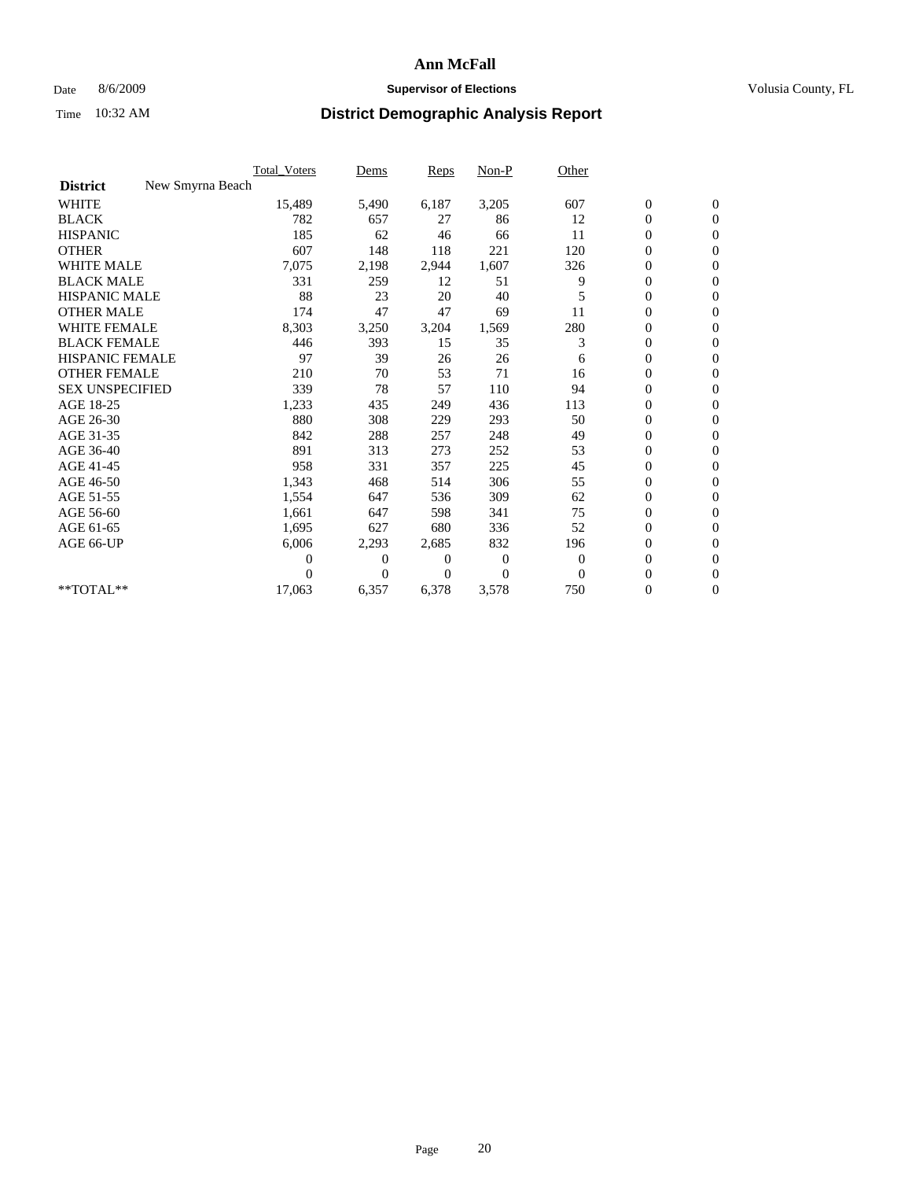# Ann McFall

Date 8/6/2009 **Supervisor of Elections** Volusia County, FL

Time 10:32 AM **District Demographic Analysis Report**

| | Total_Voters | Dems | Reps | Non-P | Other | | |
|---|---|---|---|---|---|---|---|
| **District** New Smyrna Beach | | | | | | | |
| WHITE | 15,489 | 5,490 | 6,187 | 3,205 | 607 | 0 | 0 |
| BLACK | 782 | 657 | 27 | 86 | 12 | 0 | 0 |
| HISPANIC | 185 | 62 | 46 | 66 | 11 | 0 | 0 |
| OTHER | 607 | 148 | 118 | 221 | 120 | 0 | 0 |
| WHITE MALE | 7,075 | 2,198 | 2,944 | 1,607 | 326 | 0 | 0 |
| BLACK MALE | 331 | 259 | 12 | 51 | 9 | 0 | 0 |
| HISPANIC MALE | 88 | 23 | 20 | 40 | 5 | 0 | 0 |
| OTHER MALE | 174 | 47 | 47 | 69 | 11 | 0 | 0 |
| WHITE FEMALE | 8,303 | 3,250 | 3,204 | 1,569 | 280 | 0 | 0 |
| BLACK FEMALE | 446 | 393 | 15 | 35 | 3 | 0 | 0 |
| HISPANIC FEMALE | 97 | 39 | 26 | 26 | 6 | 0 | 0 |
| OTHER FEMALE | 210 | 70 | 53 | 71 | 16 | 0 | 0 |
| SEX UNSPECIFIED | 339 | 78 | 57 | 110 | 94 | 0 | 0 |
| AGE 18-25 | 1,233 | 435 | 249 | 436 | 113 | 0 | 0 |
| AGE 26-30 | 880 | 308 | 229 | 293 | 50 | 0 | 0 |
| AGE 31-35 | 842 | 288 | 257 | 248 | 49 | 0 | 0 |
| AGE 36-40 | 891 | 313 | 273 | 252 | 53 | 0 | 0 |
| AGE 41-45 | 958 | 331 | 357 | 225 | 45 | 0 | 0 |
| AGE 46-50 | 1,343 | 468 | 514 | 306 | 55 | 0 | 0 |
| AGE 51-55 | 1,554 | 647 | 536 | 309 | 62 | 0 | 0 |
| AGE 56-60 | 1,661 | 647 | 598 | 341 | 75 | 0 | 0 |
| AGE 61-65 | 1,695 | 627 | 680 | 336 | 52 | 0 | 0 |
| AGE 66-UP | 6,006 | 2,293 | 2,685 | 832 | 196 | 0 | 0 |
| | 0 | 0 | 0 | 0 | 0 | 0 | 0 |
| | 0 | 0 | 0 | 0 | 0 | 0 | 0 |
| **TOTAL** | 17,063 | 6,357 | 6,378 | 3,578 | 750 | 0 | 0 |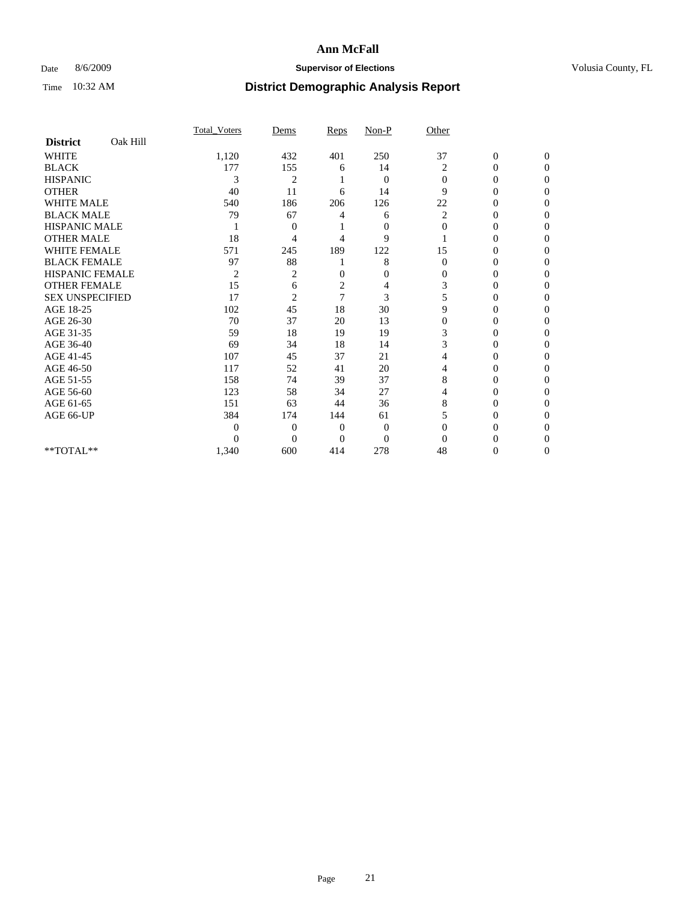# Ann McFall

Date 8/6/2009 **Supervisor of Elections** Volusia County, FL

Time 10:32 AM **District Demographic Analysis Report**

| | Total_Voters | Dems | Reps | Non-P | Other | | |
|---|---|---|---|---|---|---|---|
| **District** Oak Hill | | | | | | | |
| WHITE | 1,120 | 432 | 401 | 250 | 37 | 0 | 0 |
| BLACK | 177 | 155 | 6 | 14 | 2 | 0 | 0 |
| HISPANIC | 3 | 2 | 1 | 0 | 0 | 0 | 0 |
| OTHER | 40 | 11 | 6 | 14 | 9 | 0 | 0 |
| WHITE MALE | 540 | 186 | 206 | 126 | 22 | 0 | 0 |
| BLACK MALE | 79 | 67 | 4 | 6 | 2 | 0 | 0 |
| HISPANIC MALE | 1 | 0 | 1 | 0 | 0 | 0 | 0 |
| OTHER MALE | 18 | 4 | 4 | 9 | 1 | 0 | 0 |
| WHITE FEMALE | 571 | 245 | 189 | 122 | 15 | 0 | 0 |
| BLACK FEMALE | 97 | 88 | 1 | 8 | 0 | 0 | 0 |
| HISPANIC FEMALE | 2 | 2 | 0 | 0 | 0 | 0 | 0 |
| OTHER FEMALE | 15 | 6 | 2 | 4 | 3 | 0 | 0 |
| SEX UNSPECIFIED | 17 | 2 | 7 | 3 | 5 | 0 | 0 |
| AGE 18-25 | 102 | 45 | 18 | 30 | 9 | 0 | 0 |
| AGE 26-30 | 70 | 37 | 20 | 13 | 0 | 0 | 0 |
| AGE 31-35 | 59 | 18 | 19 | 19 | 3 | 0 | 0 |
| AGE 36-40 | 69 | 34 | 18 | 14 | 3 | 0 | 0 |
| AGE 41-45 | 107 | 45 | 37 | 21 | 4 | 0 | 0 |
| AGE 46-50 | 117 | 52 | 41 | 20 | 4 | 0 | 0 |
| AGE 51-55 | 158 | 74 | 39 | 37 | 8 | 0 | 0 |
| AGE 56-60 | 123 | 58 | 34 | 27 | 4 | 0 | 0 |
| AGE 61-65 | 151 | 63 | 44 | 36 | 8 | 0 | 0 |
| AGE 66-UP | 384 | 174 | 144 | 61 | 5 | 0 | 0 |
| | 0 | 0 | 0 | 0 | 0 | 0 | 0 |
| | 0 | 0 | 0 | 0 | 0 | 0 | 0 |
| **TOTAL** | 1,340 | 600 | 414 | 278 | 48 | 0 | 0 |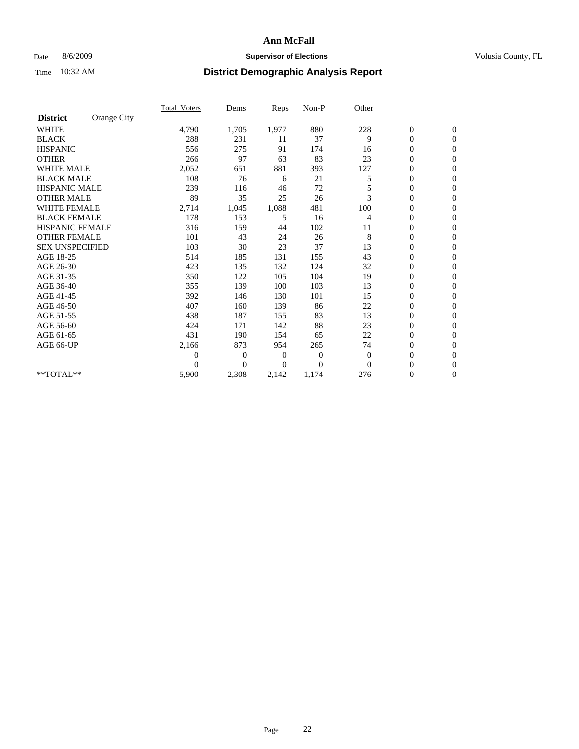# Ann McFall

Date 8/6/2009 **Supervisor of Elections** Volusia County, FL

Time 10:32 AM **District Demographic Analysis Report**

| District | Orange City | Total_Voters | Dems | Reps | Non-P | Other | | |
|---|---|---|---|---|---|---|---|---|
| WHITE | | 4,790 | 1,705 | 1,977 | 880 | 228 | 0 | 0 |
| BLACK | | 288 | 231 | 11 | 37 | 9 | 0 | 0 |
| HISPANIC | | 556 | 275 | 91 | 174 | 16 | 0 | 0 |
| OTHER | | 266 | 97 | 63 | 83 | 23 | 0 | 0 |
| WHITE MALE | | 2,052 | 651 | 881 | 393 | 127 | 0 | 0 |
| BLACK MALE | | 108 | 76 | 6 | 21 | 5 | 0 | 0 |
| HISPANIC MALE | | 239 | 116 | 46 | 72 | 5 | 0 | 0 |
| OTHER MALE | | 89 | 35 | 25 | 26 | 3 | 0 | 0 |
| WHITE FEMALE | | 2,714 | 1,045 | 1,088 | 481 | 100 | 0 | 0 |
| BLACK FEMALE | | 178 | 153 | 5 | 16 | 4 | 0 | 0 |
| HISPANIC FEMALE | | 316 | 159 | 44 | 102 | 11 | 0 | 0 |
| OTHER FEMALE | | 101 | 43 | 24 | 26 | 8 | 0 | 0 |
| SEX UNSPECIFIED | | 103 | 30 | 23 | 37 | 13 | 0 | 0 |
| AGE 18-25 | | 514 | 185 | 131 | 155 | 43 | 0 | 0 |
| AGE 26-30 | | 423 | 135 | 132 | 124 | 32 | 0 | 0 |
| AGE 31-35 | | 350 | 122 | 105 | 104 | 19 | 0 | 0 |
| AGE 36-40 | | 355 | 139 | 100 | 103 | 13 | 0 | 0 |
| AGE 41-45 | | 392 | 146 | 130 | 101 | 15 | 0 | 0 |
| AGE 46-50 | | 407 | 160 | 139 | 86 | 22 | 0 | 0 |
| AGE 51-55 | | 438 | 187 | 155 | 83 | 13 | 0 | 0 |
| AGE 56-60 | | 424 | 171 | 142 | 88 | 23 | 0 | 0 |
| AGE 61-65 | | 431 | 190 | 154 | 65 | 22 | 0 | 0 |
| AGE 66-UP | | 2,166 | 873 | 954 | 265 | 74 | 0 | 0 |
| | | 0 | 0 | 0 | 0 | 0 | 0 | 0 |
| | | 0 | 0 | 0 | 0 | 0 | 0 | 0 |
| **TOTAL** | | 5,900 | 2,308 | 2,142 | 1,174 | 276 | 0 | 0 |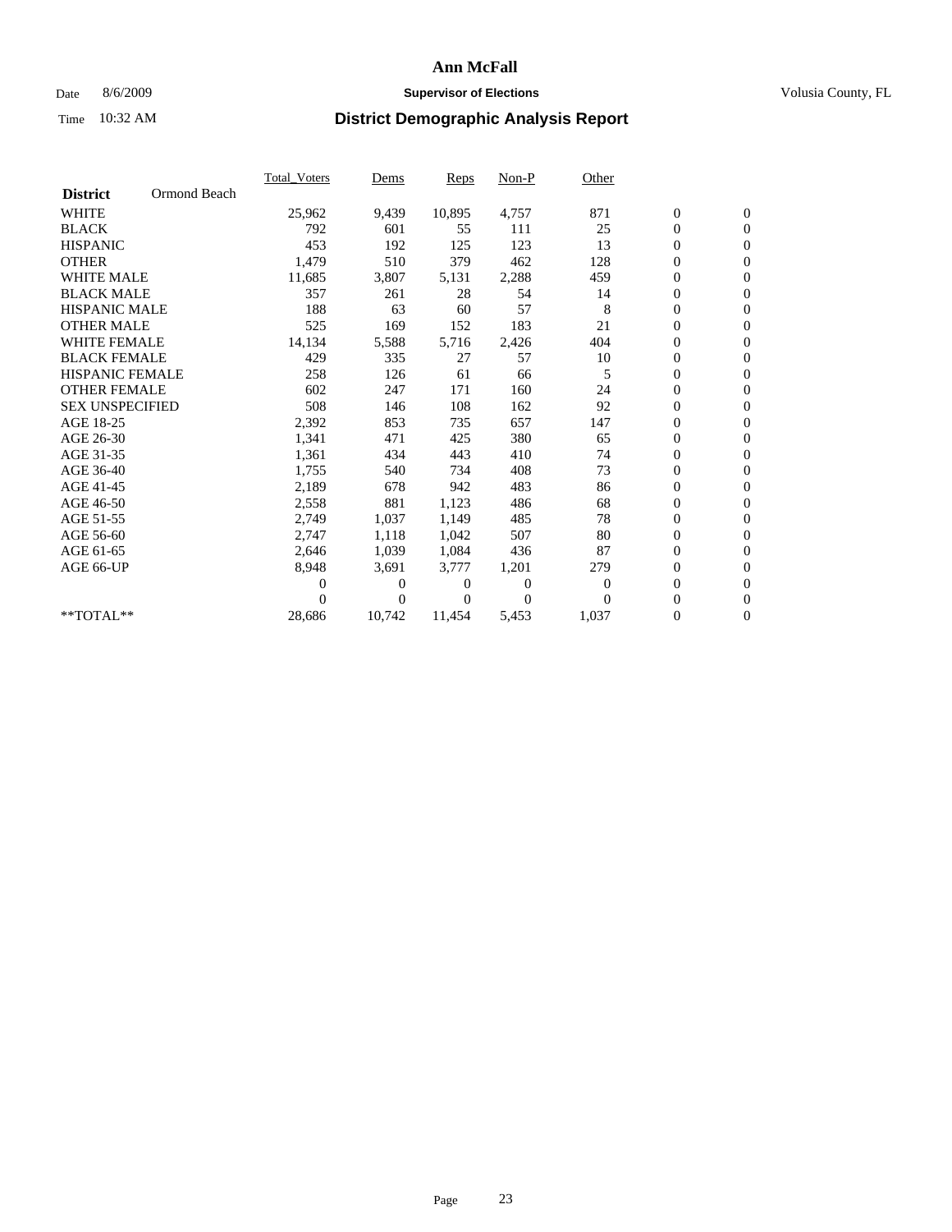# Ann McFall

Date 8/6/2009 **Supervisor of Elections** Volusia County, FL

Time 10:32 AM **District Demographic Analysis Report**

| **District** Ormond Beach | Total_Voters | Dems | Reps | Non-P | Other | | |
|---|---|---|---|---|---|---|---|
| WHITE | 25,962 | 9,439 | 10,895 | 4,757 | 871 | 0 | 0 |
| BLACK | 792 | 601 | 55 | 111 | 25 | 0 | 0 |
| HISPANIC | 453 | 192 | 125 | 123 | 13 | 0 | 0 |
| OTHER | 1,479 | 510 | 379 | 462 | 128 | 0 | 0 |
| WHITE MALE | 11,685 | 3,807 | 5,131 | 2,288 | 459 | 0 | 0 |
| BLACK MALE | 357 | 261 | 28 | 54 | 14 | 0 | 0 |
| HISPANIC MALE | 188 | 63 | 60 | 57 | 8 | 0 | 0 |
| OTHER MALE | 525 | 169 | 152 | 183 | 21 | 0 | 0 |
| WHITE FEMALE | 14,134 | 5,588 | 5,716 | 2,426 | 404 | 0 | 0 |
| BLACK FEMALE | 429 | 335 | 27 | 57 | 10 | 0 | 0 |
| HISPANIC FEMALE | 258 | 126 | 61 | 66 | 5 | 0 | 0 |
| OTHER FEMALE | 602 | 247 | 171 | 160 | 24 | 0 | 0 |
| SEX UNSPECIFIED | 508 | 146 | 108 | 162 | 92 | 0 | 0 |
| AGE 18-25 | 2,392 | 853 | 735 | 657 | 147 | 0 | 0 |
| AGE 26-30 | 1,341 | 471 | 425 | 380 | 65 | 0 | 0 |
| AGE 31-35 | 1,361 | 434 | 443 | 410 | 74 | 0 | 0 |
| AGE 36-40 | 1,755 | 540 | 734 | 408 | 73 | 0 | 0 |
| AGE 41-45 | 2,189 | 678 | 942 | 483 | 86 | 0 | 0 |
| AGE 46-50 | 2,558 | 881 | 1,123 | 486 | 68 | 0 | 0 |
| AGE 51-55 | 2,749 | 1,037 | 1,149 | 485 | 78 | 0 | 0 |
| AGE 56-60 | 2,747 | 1,118 | 1,042 | 507 | 80 | 0 | 0 |
| AGE 61-65 | 2,646 | 1,039 | 1,084 | 436 | 87 | 0 | 0 |
| AGE 66-UP | 8,948 | 3,691 | 3,777 | 1,201 | 279 | 0 | 0 |
| | 0 | 0 | 0 | 0 | 0 | 0 | 0 |
| | 0 | 0 | 0 | 0 | 0 | 0 | 0 |
| **TOTAL** | 28,686 | 10,742 | 11,454 | 5,453 | 1,037 | 0 | 0 |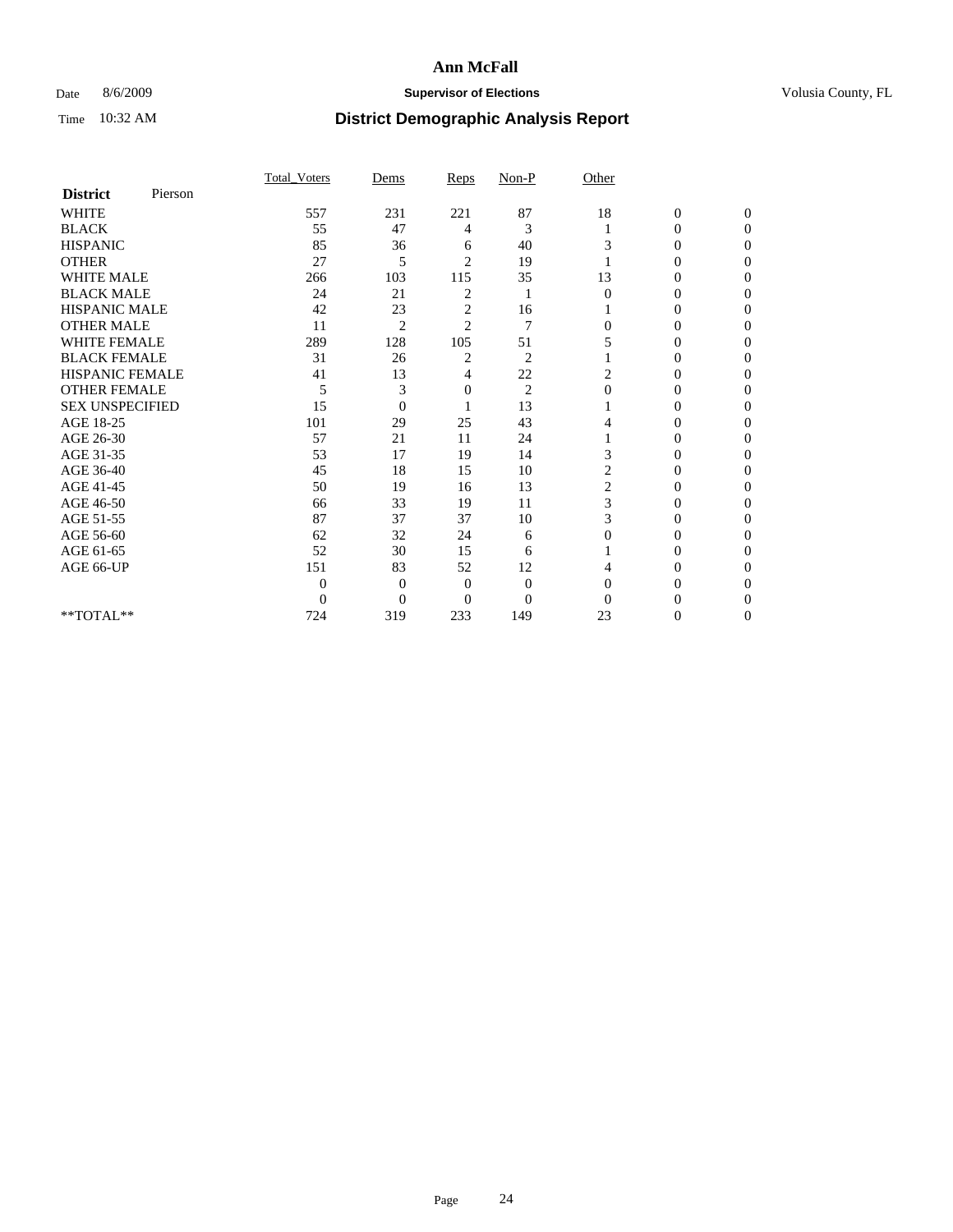# Ann McFall

Date 8/6/2009 **Supervisor of Elections** Volusia County, FL

Time 10:32 AM **District Demographic Analysis Report**

| **District** Pierson | Total_Voters | Dems | Reps | Non-P | Other | | |
|---|---|---|---|---|---|---|---|
| WHITE | 557 | 231 | 221 | 87 | 18 | 0 | 0 |
| BLACK | 55 | 47 | 4 | 3 | 1 | 0 | 0 |
| HISPANIC | 85 | 36 | 6 | 40 | 3 | 0 | 0 |
| OTHER | 27 | 5 | 2 | 19 | 1 | 0 | 0 |
| WHITE MALE | 266 | 103 | 115 | 35 | 13 | 0 | 0 |
| BLACK MALE | 24 | 21 | 2 | 1 | 0 | 0 | 0 |
| HISPANIC MALE | 42 | 23 | 2 | 16 | 1 | 0 | 0 |
| OTHER MALE | 11 | 2 | 2 | 7 | 0 | 0 | 0 |
| WHITE FEMALE | 289 | 128 | 105 | 51 | 5 | 0 | 0 |
| BLACK FEMALE | 31 | 26 | 2 | 2 | 1 | 0 | 0 |
| HISPANIC FEMALE | 41 | 13 | 4 | 22 | 2 | 0 | 0 |
| OTHER FEMALE | 5 | 3 | 0 | 2 | 0 | 0 | 0 |
| SEX UNSPECIFIED | 15 | 0 | 1 | 13 | 1 | 0 | 0 |
| AGE 18-25 | 101 | 29 | 25 | 43 | 4 | 0 | 0 |
| AGE 26-30 | 57 | 21 | 11 | 24 | 1 | 0 | 0 |
| AGE 31-35 | 53 | 17 | 19 | 14 | 3 | 0 | 0 |
| AGE 36-40 | 45 | 18 | 15 | 10 | 2 | 0 | 0 |
| AGE 41-45 | 50 | 19 | 16 | 13 | 2 | 0 | 0 |
| AGE 46-50 | 66 | 33 | 19 | 11 | 3 | 0 | 0 |
| AGE 51-55 | 87 | 37 | 37 | 10 | 3 | 0 | 0 |
| AGE 56-60 | 62 | 32 | 24 | 6 | 0 | 0 | 0 |
| AGE 61-65 | 52 | 30 | 15 | 6 | 1 | 0 | 0 |
| AGE 66-UP | 151 | 83 | 52 | 12 | 4 | 0 | 0 |
| | 0 | 0 | 0 | 0 | 0 | 0 | 0 |
| | 0 | 0 | 0 | 0 | 0 | 0 | 0 |
| **TOTAL** | 724 | 319 | 233 | 149 | 23 | 0 | 0 |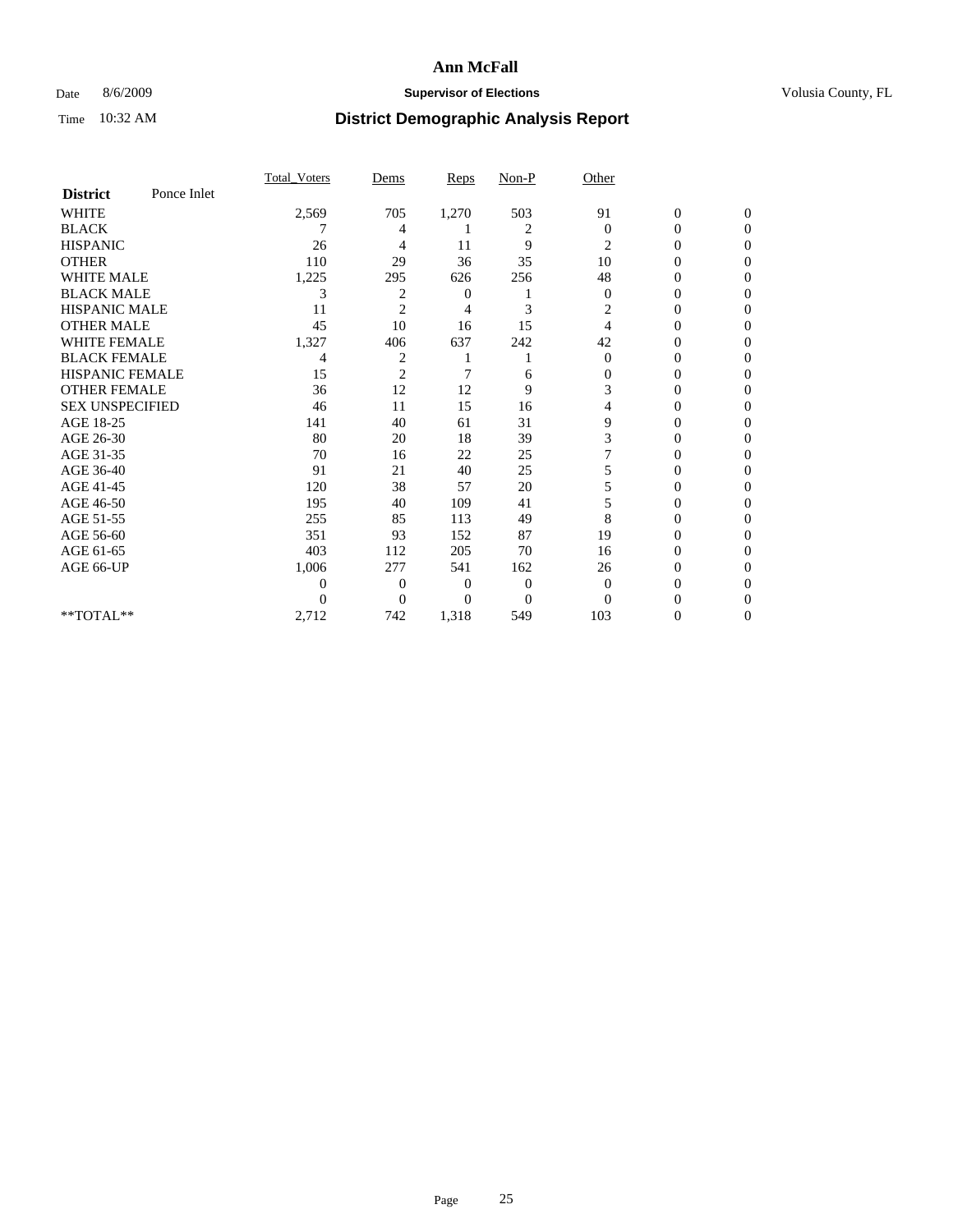# Ann McFall

Date 8/6/2009 **Supervisor of Elections** Volusia County, FL

Time 10:32 AM **District Demographic Analysis Report**

| **District** Ponce Inlet | Total_Voters | Dems | Reps | Non-P | Other | | |
|---|---|---|---|---|---|---|---|
| WHITE | 2,569 | 705 | 1,270 | 503 | 91 | 0 | 0 |
| BLACK | 7 | 4 | 1 | 2 | 0 | 0 | 0 |
| HISPANIC | 26 | 4 | 11 | 9 | 2 | 0 | 0 |
| OTHER | 110 | 29 | 36 | 35 | 10 | 0 | 0 |
| WHITE MALE | 1,225 | 295 | 626 | 256 | 48 | 0 | 0 |
| BLACK MALE | 3 | 2 | 0 | 1 | 0 | 0 | 0 |
| HISPANIC MALE | 11 | 2 | 4 | 3 | 2 | 0 | 0 |
| OTHER MALE | 45 | 10 | 16 | 15 | 4 | 0 | 0 |
| WHITE FEMALE | 1,327 | 406 | 637 | 242 | 42 | 0 | 0 |
| BLACK FEMALE | 4 | 2 | 1 | 1 | 0 | 0 | 0 |
| HISPANIC FEMALE | 15 | 2 | 7 | 6 | 0 | 0 | 0 |
| OTHER FEMALE | 36 | 12 | 12 | 9 | 3 | 0 | 0 |
| SEX UNSPECIFIED | 46 | 11 | 15 | 16 | 4 | 0 | 0 |
| AGE 18-25 | 141 | 40 | 61 | 31 | 9 | 0 | 0 |
| AGE 26-30 | 80 | 20 | 18 | 39 | 3 | 0 | 0 |
| AGE 31-35 | 70 | 16 | 22 | 25 | 7 | 0 | 0 |
| AGE 36-40 | 91 | 21 | 40 | 25 | 5 | 0 | 0 |
| AGE 41-45 | 120 | 38 | 57 | 20 | 5 | 0 | 0 |
| AGE 46-50 | 195 | 40 | 109 | 41 | 5 | 0 | 0 |
| AGE 51-55 | 255 | 85 | 113 | 49 | 8 | 0 | 0 |
| AGE 56-60 | 351 | 93 | 152 | 87 | 19 | 0 | 0 |
| AGE 61-65 | 403 | 112 | 205 | 70 | 16 | 0 | 0 |
| AGE 66-UP | 1,006 | 277 | 541 | 162 | 26 | 0 | 0 |
| | 0 | 0 | 0 | 0 | 0 | 0 | 0 |
| | 0 | 0 | 0 | 0 | 0 | 0 | 0 |
| **TOTAL** | 2,712 | 742 | 1,318 | 549 | 103 | 0 | 0 |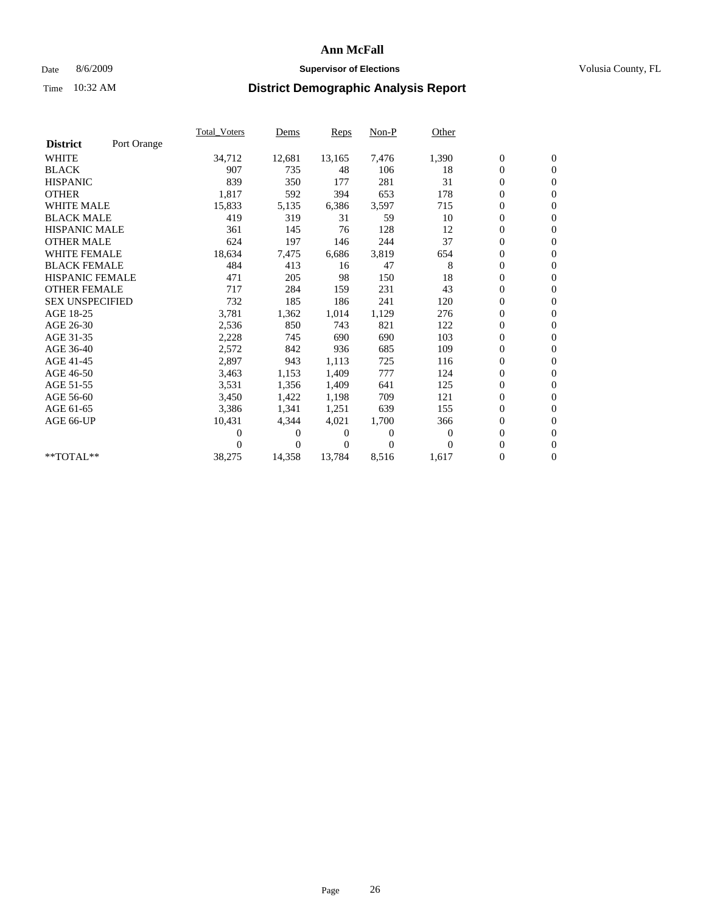# Ann McFall

Date 8/6/2009 **Supervisor of Elections** Volusia County, FL

Time 10:32 AM **District Demographic Analysis Report**

| | Total_Voters | Dems | Reps | Non-P | Other | | |
|---|---|---|---|---|---|---|---|
| **District** Port Orange | | | | | | | |
| WHITE | 34,712 | 12,681 | 13,165 | 7,476 | 1,390 | 0 | 0 |
| BLACK | 907 | 735 | 48 | 106 | 18 | 0 | 0 |
| HISPANIC | 839 | 350 | 177 | 281 | 31 | 0 | 0 |
| OTHER | 1,817 | 592 | 394 | 653 | 178 | 0 | 0 |
| WHITE MALE | 15,833 | 5,135 | 6,386 | 3,597 | 715 | 0 | 0 |
| BLACK MALE | 419 | 319 | 31 | 59 | 10 | 0 | 0 |
| HISPANIC MALE | 361 | 145 | 76 | 128 | 12 | 0 | 0 |
| OTHER MALE | 624 | 197 | 146 | 244 | 37 | 0 | 0 |
| WHITE FEMALE | 18,634 | 7,475 | 6,686 | 3,819 | 654 | 0 | 0 |
| BLACK FEMALE | 484 | 413 | 16 | 47 | 8 | 0 | 0 |
| HISPANIC FEMALE | 471 | 205 | 98 | 150 | 18 | 0 | 0 |
| OTHER FEMALE | 717 | 284 | 159 | 231 | 43 | 0 | 0 |
| SEX UNSPECIFIED | 732 | 185 | 186 | 241 | 120 | 0 | 0 |
| AGE 18-25 | 3,781 | 1,362 | 1,014 | 1,129 | 276 | 0 | 0 |
| AGE 26-30 | 2,536 | 850 | 743 | 821 | 122 | 0 | 0 |
| AGE 31-35 | 2,228 | 745 | 690 | 690 | 103 | 0 | 0 |
| AGE 36-40 | 2,572 | 842 | 936 | 685 | 109 | 0 | 0 |
| AGE 41-45 | 2,897 | 943 | 1,113 | 725 | 116 | 0 | 0 |
| AGE 46-50 | 3,463 | 1,153 | 1,409 | 777 | 124 | 0 | 0 |
| AGE 51-55 | 3,531 | 1,356 | 1,409 | 641 | 125 | 0 | 0 |
| AGE 56-60 | 3,450 | 1,422 | 1,198 | 709 | 121 | 0 | 0 |
| AGE 61-65 | 3,386 | 1,341 | 1,251 | 639 | 155 | 0 | 0 |
| AGE 66-UP | 10,431 | 4,344 | 4,021 | 1,700 | 366 | 0 | 0 |
| | 0 | 0 | 0 | 0 | 0 | 0 | 0 |
| | 0 | 0 | 0 | 0 | 0 | 0 | 0 |
| **TOTAL** | 38,275 | 14,358 | 13,784 | 8,516 | 1,617 | 0 | 0 |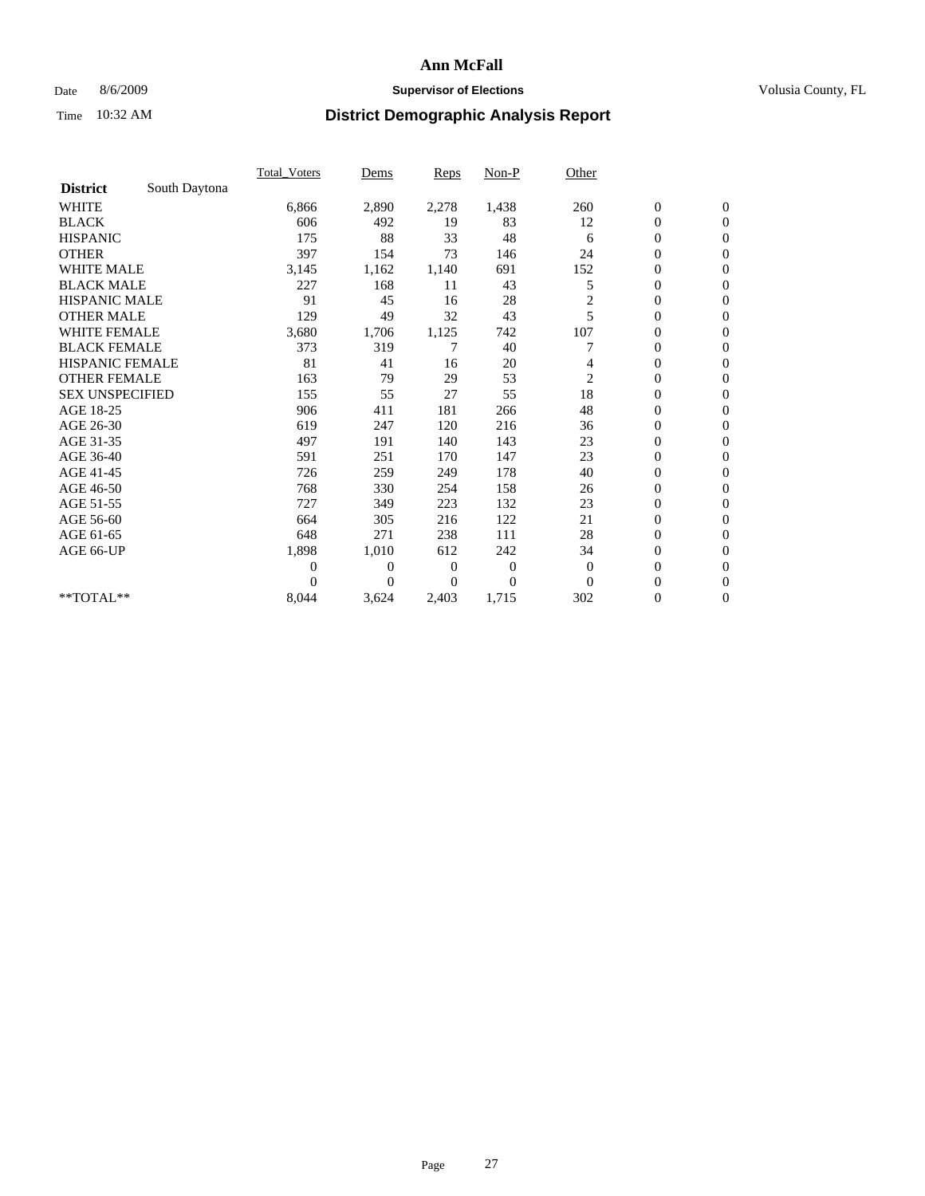# Ann McFall

Date 8/6/2009 **Supervisor of Elections** Volusia County, FL

Time 10:32 AM **District Demographic Analysis Report**

| | Total_Voters | Dems | Reps | Non-P | Other | | |
|---|---|---|---|---|---|---|---|
| **District** South Daytona | | | | | | | |
| WHITE | 6,866 | 2,890 | 2,278 | 1,438 | 260 | 0 | 0 |
| BLACK | 606 | 492 | 19 | 83 | 12 | 0 | 0 |
| HISPANIC | 175 | 88 | 33 | 48 | 6 | 0 | 0 |
| OTHER | 397 | 154 | 73 | 146 | 24 | 0 | 0 |
| WHITE MALE | 3,145 | 1,162 | 1,140 | 691 | 152 | 0 | 0 |
| BLACK MALE | 227 | 168 | 11 | 43 | 5 | 0 | 0 |
| HISPANIC MALE | 91 | 45 | 16 | 28 | 2 | 0 | 0 |
| OTHER MALE | 129 | 49 | 32 | 43 | 5 | 0 | 0 |
| WHITE FEMALE | 3,680 | 1,706 | 1,125 | 742 | 107 | 0 | 0 |
| BLACK FEMALE | 373 | 319 | 7 | 40 | 7 | 0 | 0 |
| HISPANIC FEMALE | 81 | 41 | 16 | 20 | 4 | 0 | 0 |
| OTHER FEMALE | 163 | 79 | 29 | 53 | 2 | 0 | 0 |
| SEX UNSPECIFIED | 155 | 55 | 27 | 55 | 18 | 0 | 0 |
| AGE 18-25 | 906 | 411 | 181 | 266 | 48 | 0 | 0 |
| AGE 26-30 | 619 | 247 | 120 | 216 | 36 | 0 | 0 |
| AGE 31-35 | 497 | 191 | 140 | 143 | 23 | 0 | 0 |
| AGE 36-40 | 591 | 251 | 170 | 147 | 23 | 0 | 0 |
| AGE 41-45 | 726 | 259 | 249 | 178 | 40 | 0 | 0 |
| AGE 46-50 | 768 | 330 | 254 | 158 | 26 | 0 | 0 |
| AGE 51-55 | 727 | 349 | 223 | 132 | 23 | 0 | 0 |
| AGE 56-60 | 664 | 305 | 216 | 122 | 21 | 0 | 0 |
| AGE 61-65 | 648 | 271 | 238 | 111 | 28 | 0 | 0 |
| AGE 66-UP | 1,898 | 1,010 | 612 | 242 | 34 | 0 | 0 |
| | 0 | 0 | 0 | 0 | 0 | 0 | 0 |
| | 0 | 0 | 0 | 0 | 0 | 0 | 0 |
| **TOTAL** | 8,044 | 3,624 | 2,403 | 1,715 | 302 | 0 | 0 |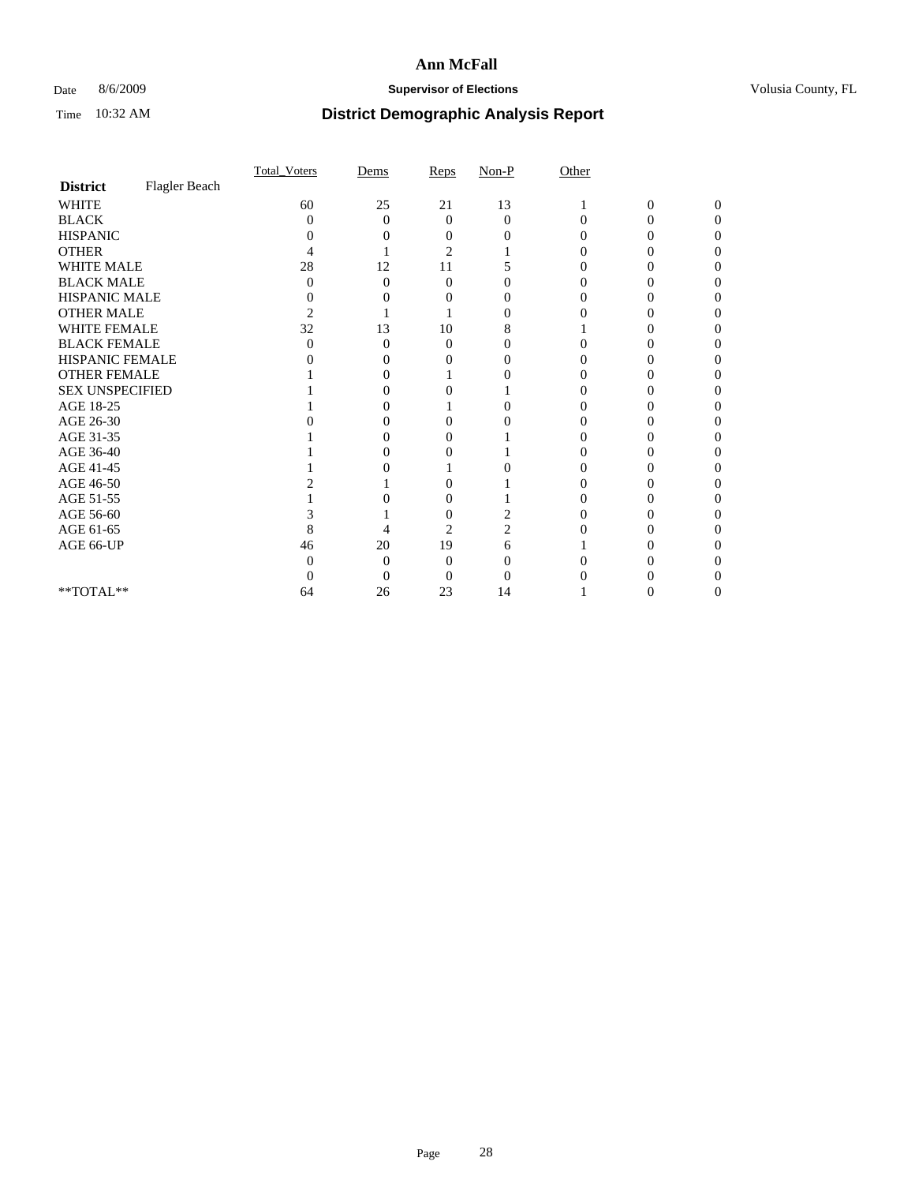# Ann McFall

Date 8/6/2009 **Supervisor of Elections** Volusia County, FL

Time 10:32 AM **District Demographic Analysis Report**

| **District** Flagler Beach | Total_Voters | Dems | Reps | Non-P | Other | | |
|---|---|---|---|---|---|---|---|
| WHITE | 60 | 25 | 21 | 13 | 1 | 0 | 0 |
| BLACK | 0 | 0 | 0 | 0 | 0 | 0 | 0 |
| HISPANIC | 0 | 0 | 0 | 0 | 0 | 0 | 0 |
| OTHER | 4 | 1 | 2 | 1 | 0 | 0 | 0 |
| WHITE MALE | 28 | 12 | 11 | 5 | 0 | 0 | 0 |
| BLACK MALE | 0 | 0 | 0 | 0 | 0 | 0 | 0 |
| HISPANIC MALE | 0 | 0 | 0 | 0 | 0 | 0 | 0 |
| OTHER MALE | 2 | 1 | 1 | 0 | 0 | 0 | 0 |
| WHITE FEMALE | 32 | 13 | 10 | 8 | 1 | 0 | 0 |
| BLACK FEMALE | 0 | 0 | 0 | 0 | 0 | 0 | 0 |
| HISPANIC FEMALE | 0 | 0 | 0 | 0 | 0 | 0 | 0 |
| OTHER FEMALE | 1 | 0 | 1 | 0 | 0 | 0 | 0 |
| SEX UNSPECIFIED | 1 | 0 | 0 | 1 | 0 | 0 | 0 |
| AGE 18-25 | 1 | 0 | 1 | 0 | 0 | 0 | 0 |
| AGE 26-30 | 0 | 0 | 0 | 0 | 0 | 0 | 0 |
| AGE 31-35 | 1 | 0 | 0 | 1 | 0 | 0 | 0 |
| AGE 36-40 | 1 | 0 | 0 | 1 | 0 | 0 | 0 |
| AGE 41-45 | 1 | 0 | 1 | 0 | 0 | 0 | 0 |
| AGE 46-50 | 2 | 1 | 0 | 1 | 0 | 0 | 0 |
| AGE 51-55 | 1 | 0 | 0 | 1 | 0 | 0 | 0 |
| AGE 56-60 | 3 | 1 | 0 | 2 | 0 | 0 | 0 |
| AGE 61-65 | 8 | 4 | 2 | 2 | 0 | 0 | 0 |
| AGE 66-UP | 46 | 20 | 19 | 6 | 1 | 0 | 0 |
| | 0 | 0 | 0 | 0 | 0 | 0 | 0 |
| | 0 | 0 | 0 | 0 | 0 | 0 | 0 |
| **TOTAL** | 64 | 26 | 23 | 14 | 1 | 0 | 0 |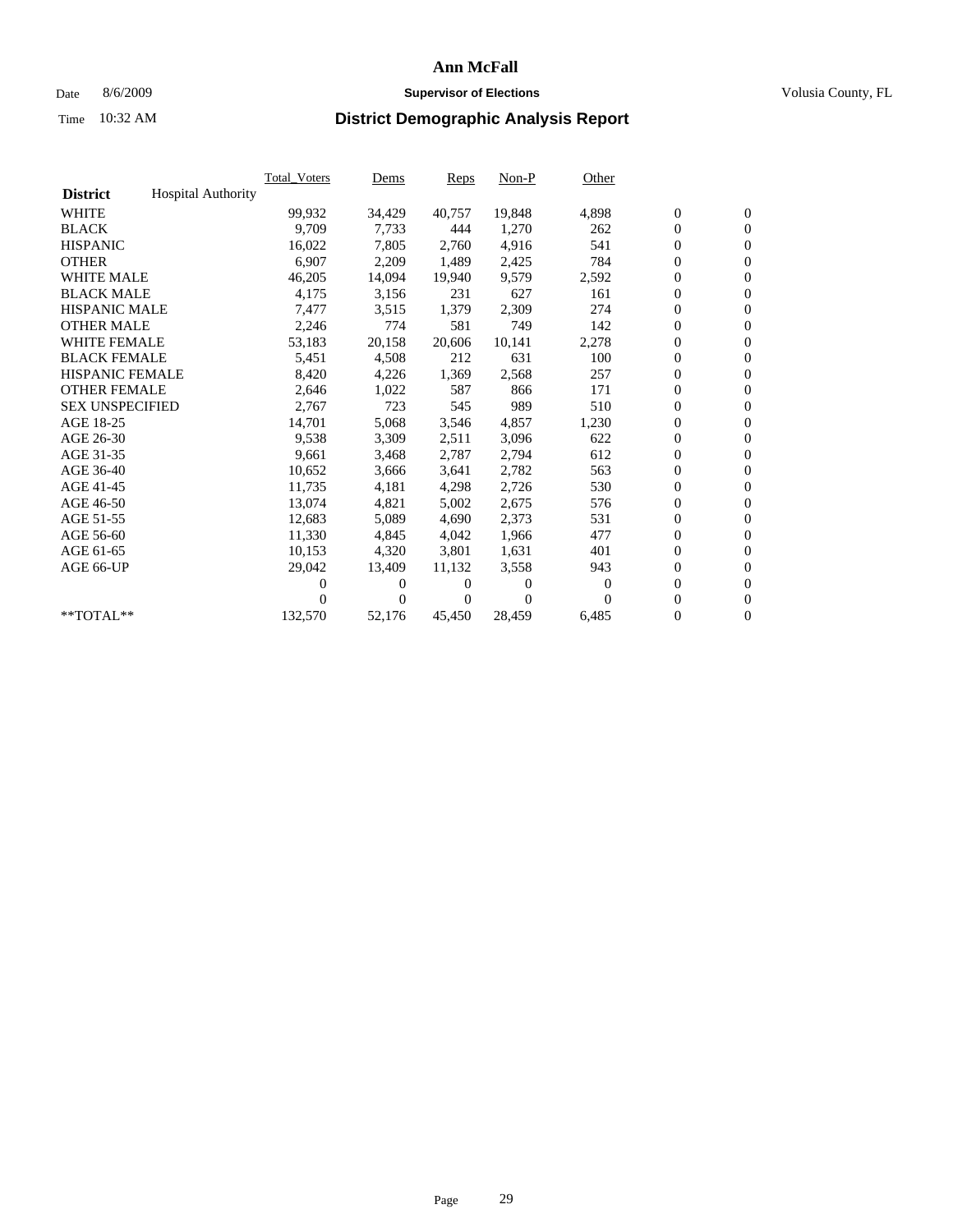# Ann McFall

Date 8/6/2009 **Supervisor of Elections** Volusia County, FL

Time 10:32 AM **District Demographic Analysis Report**

| | Total_Voters | Dems | Reps | Non-P | Other | | |
|---|---|---|---|---|---|---|---|
| **District** Hospital Authority | | | | | | | |
| WHITE | 99,932 | 34,429 | 40,757 | 19,848 | 4,898 | 0 | 0 |
| BLACK | 9,709 | 7,733 | 444 | 1,270 | 262 | 0 | 0 |
| HISPANIC | 16,022 | 7,805 | 2,760 | 4,916 | 541 | 0 | 0 |
| OTHER | 6,907 | 2,209 | 1,489 | 2,425 | 784 | 0 | 0 |
| WHITE MALE | 46,205 | 14,094 | 19,940 | 9,579 | 2,592 | 0 | 0 |
| BLACK MALE | 4,175 | 3,156 | 231 | 627 | 161 | 0 | 0 |
| HISPANIC MALE | 7,477 | 3,515 | 1,379 | 2,309 | 274 | 0 | 0 |
| OTHER MALE | 2,246 | 774 | 581 | 749 | 142 | 0 | 0 |
| WHITE FEMALE | 53,183 | 20,158 | 20,606 | 10,141 | 2,278 | 0 | 0 |
| BLACK FEMALE | 5,451 | 4,508 | 212 | 631 | 100 | 0 | 0 |
| HISPANIC FEMALE | 8,420 | 4,226 | 1,369 | 2,568 | 257 | 0 | 0 |
| OTHER FEMALE | 2,646 | 1,022 | 587 | 866 | 171 | 0 | 0 |
| SEX UNSPECIFIED | 2,767 | 723 | 545 | 989 | 510 | 0 | 0 |
| AGE 18-25 | 14,701 | 5,068 | 3,546 | 4,857 | 1,230 | 0 | 0 |
| AGE 26-30 | 9,538 | 3,309 | 2,511 | 3,096 | 622 | 0 | 0 |
| AGE 31-35 | 9,661 | 3,468 | 2,787 | 2,794 | 612 | 0 | 0 |
| AGE 36-40 | 10,652 | 3,666 | 3,641 | 2,782 | 563 | 0 | 0 |
| AGE 41-45 | 11,735 | 4,181 | 4,298 | 2,726 | 530 | 0 | 0 |
| AGE 46-50 | 13,074 | 4,821 | 5,002 | 2,675 | 576 | 0 | 0 |
| AGE 51-55 | 12,683 | 5,089 | 4,690 | 2,373 | 531 | 0 | 0 |
| AGE 56-60 | 11,330 | 4,845 | 4,042 | 1,966 | 477 | 0 | 0 |
| AGE 61-65 | 10,153 | 4,320 | 3,801 | 1,631 | 401 | 0 | 0 |
| AGE 66-UP | 29,042 | 13,409 | 11,132 | 3,558 | 943 | 0 | 0 |
| | 0 | 0 | 0 | 0 | 0 | 0 | 0 |
| | 0 | 0 | 0 | 0 | 0 | 0 | 0 |
| **TOTAL** | 132,570 | 52,176 | 45,450 | 28,459 | 6,485 | 0 | 0 |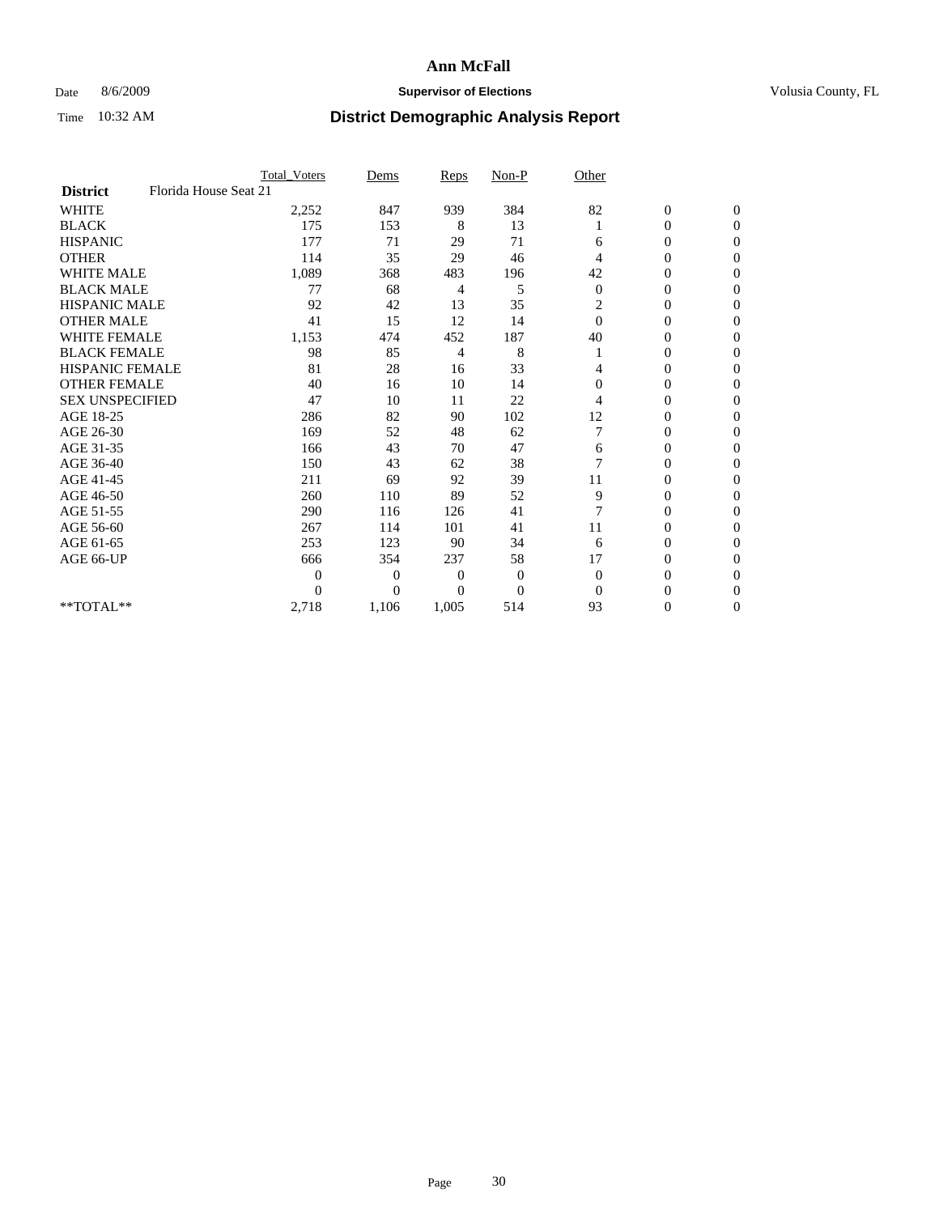# Ann McFall

Date 8/6/2009 **Supervisor of Elections** Volusia County, FL

Time 10:32 AM **District Demographic Analysis Report**

| | Total_Voters | Dems | Reps | Non-P | Other | | |
|---|---|---|---|---|---|---|---|
| **District** Florida House Seat 21 | | | | | | | |
| WHITE | 2,252 | 847 | 939 | 384 | 82 | 0 | 0 |
| BLACK | 175 | 153 | 8 | 13 | 1 | 0 | 0 |
| HISPANIC | 177 | 71 | 29 | 71 | 6 | 0 | 0 |
| OTHER | 114 | 35 | 29 | 46 | 4 | 0 | 0 |
| WHITE MALE | 1,089 | 368 | 483 | 196 | 42 | 0 | 0 |
| BLACK MALE | 77 | 68 | 4 | 5 | 0 | 0 | 0 |
| HISPANIC MALE | 92 | 42 | 13 | 35 | 2 | 0 | 0 |
| OTHER MALE | 41 | 15 | 12 | 14 | 0 | 0 | 0 |
| WHITE FEMALE | 1,153 | 474 | 452 | 187 | 40 | 0 | 0 |
| BLACK FEMALE | 98 | 85 | 4 | 8 | 1 | 0 | 0 |
| HISPANIC FEMALE | 81 | 28 | 16 | 33 | 4 | 0 | 0 |
| OTHER FEMALE | 40 | 16 | 10 | 14 | 0 | 0 | 0 |
| SEX UNSPECIFIED | 47 | 10 | 11 | 22 | 4 | 0 | 0 |
| AGE 18-25 | 286 | 82 | 90 | 102 | 12 | 0 | 0 |
| AGE 26-30 | 169 | 52 | 48 | 62 | 7 | 0 | 0 |
| AGE 31-35 | 166 | 43 | 70 | 47 | 6 | 0 | 0 |
| AGE 36-40 | 150 | 43 | 62 | 38 | 7 | 0 | 0 |
| AGE 41-45 | 211 | 69 | 92 | 39 | 11 | 0 | 0 |
| AGE 46-50 | 260 | 110 | 89 | 52 | 9 | 0 | 0 |
| AGE 51-55 | 290 | 116 | 126 | 41 | 7 | 0 | 0 |
| AGE 56-60 | 267 | 114 | 101 | 41 | 11 | 0 | 0 |
| AGE 61-65 | 253 | 123 | 90 | 34 | 6 | 0 | 0 |
| AGE 66-UP | 666 | 354 | 237 | 58 | 17 | 0 | 0 |
| | 0 | 0 | 0 | 0 | 0 | 0 | 0 |
| | 0 | 0 | 0 | 0 | 0 | 0 | 0 |
| **TOTAL** | 2,718 | 1,106 | 1,005 | 514 | 93 | 0 | 0 |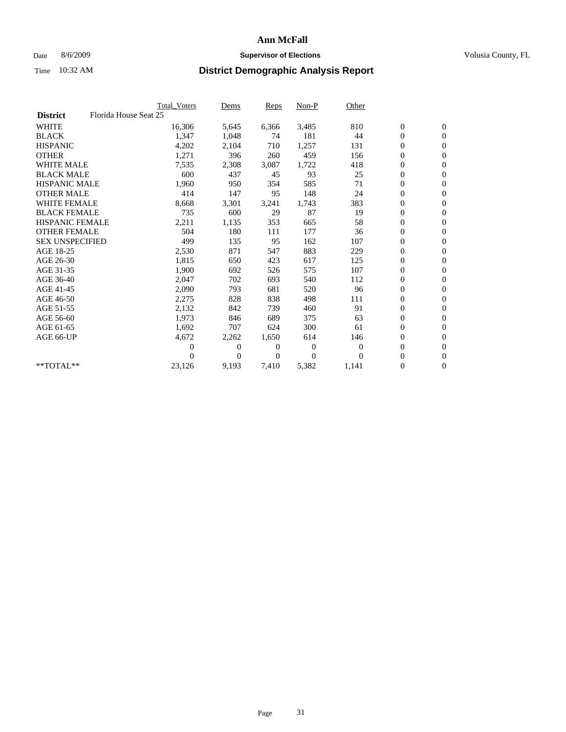# Ann McFall

Date 8/6/2009 **Supervisor of Elections** Volusia County, FL

Time 10:32 AM **District Demographic Analysis Report**

| | Total_Voters | Dems | Reps | Non-P | Other | | |
|---|---|---|---|---|---|---|---|
| **District** Florida House Seat 25 | | | | | | | |
| WHITE | 16,306 | 5,645 | 6,366 | 3,485 | 810 | 0 | 0 |
| BLACK | 1,347 | 1,048 | 74 | 181 | 44 | 0 | 0 |
| HISPANIC | 4,202 | 2,104 | 710 | 1,257 | 131 | 0 | 0 |
| OTHER | 1,271 | 396 | 260 | 459 | 156 | 0 | 0 |
| WHITE MALE | 7,535 | 2,308 | 3,087 | 1,722 | 418 | 0 | 0 |
| BLACK MALE | 600 | 437 | 45 | 93 | 25 | 0 | 0 |
| HISPANIC MALE | 1,960 | 950 | 354 | 585 | 71 | 0 | 0 |
| OTHER MALE | 414 | 147 | 95 | 148 | 24 | 0 | 0 |
| WHITE FEMALE | 8,668 | 3,301 | 3,241 | 1,743 | 383 | 0 | 0 |
| BLACK FEMALE | 735 | 600 | 29 | 87 | 19 | 0 | 0 |
| HISPANIC FEMALE | 2,211 | 1,135 | 353 | 665 | 58 | 0 | 0 |
| OTHER FEMALE | 504 | 180 | 111 | 177 | 36 | 0 | 0 |
| SEX UNSPECIFIED | 499 | 135 | 95 | 162 | 107 | 0 | 0 |
| AGE 18-25 | 2,530 | 871 | 547 | 883 | 229 | 0 | 0 |
| AGE 26-30 | 1,815 | 650 | 423 | 617 | 125 | 0 | 0 |
| AGE 31-35 | 1,900 | 692 | 526 | 575 | 107 | 0 | 0 |
| AGE 36-40 | 2,047 | 702 | 693 | 540 | 112 | 0 | 0 |
| AGE 41-45 | 2,090 | 793 | 681 | 520 | 96 | 0 | 0 |
| AGE 46-50 | 2,275 | 828 | 838 | 498 | 111 | 0 | 0 |
| AGE 51-55 | 2,132 | 842 | 739 | 460 | 91 | 0 | 0 |
| AGE 56-60 | 1,973 | 846 | 689 | 375 | 63 | 0 | 0 |
| AGE 61-65 | 1,692 | 707 | 624 | 300 | 61 | 0 | 0 |
| AGE 66-UP | 4,672 | 2,262 | 1,650 | 614 | 146 | 0 | 0 |
| | 0 | 0 | 0 | 0 | 0 | 0 | 0 |
| | 0 | 0 | 0 | 0 | 0 | 0 | 0 |
| **TOTAL** | 23,126 | 9,193 | 7,410 | 5,382 | 1,141 | 0 | 0 |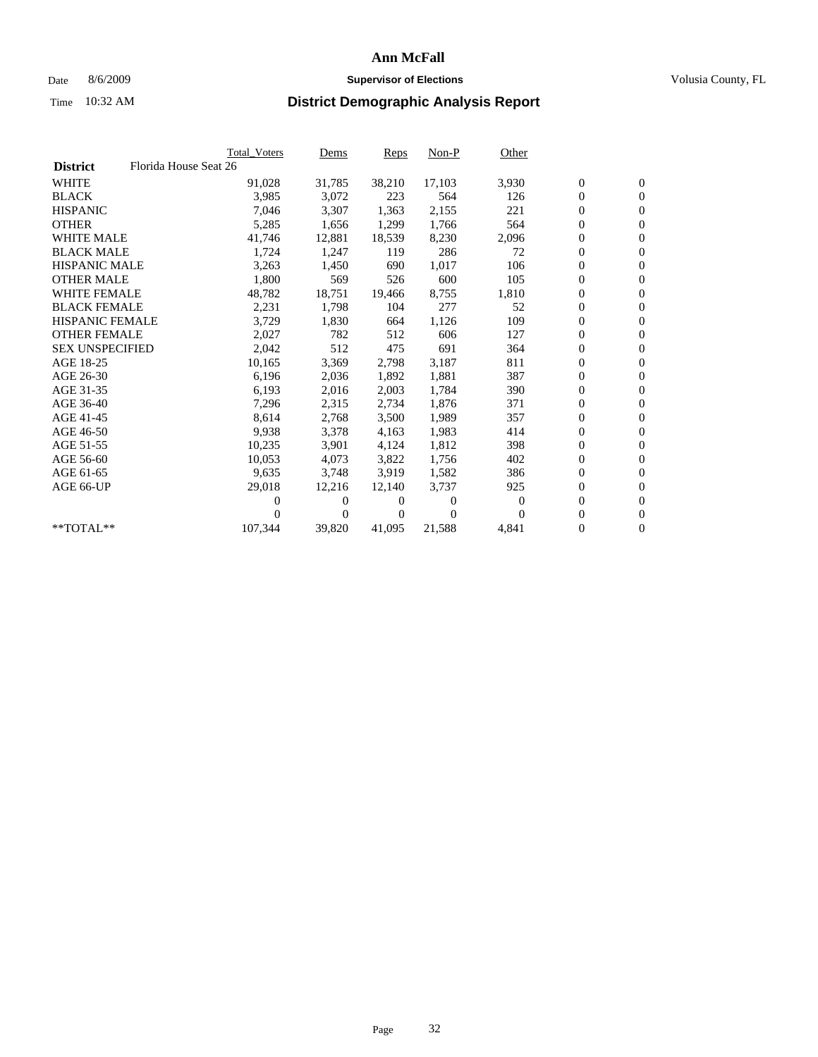# Ann McFall

Date 8/6/2009 **Supervisor of Elections** Volusia County, FL

Time 10:32 AM **District Demographic Analysis Report**

| | Total_Voters | Dems | Reps | Non-P | Other | | |
|---|---|---|---|---|---|---|---|
| **District** Florida House Seat 26 | | | | | | | |
| WHITE | 91,028 | 31,785 | 38,210 | 17,103 | 3,930 | 0 | 0 |
| BLACK | 3,985 | 3,072 | 223 | 564 | 126 | 0 | 0 |
| HISPANIC | 7,046 | 3,307 | 1,363 | 2,155 | 221 | 0 | 0 |
| OTHER | 5,285 | 1,656 | 1,299 | 1,766 | 564 | 0 | 0 |
| WHITE MALE | 41,746 | 12,881 | 18,539 | 8,230 | 2,096 | 0 | 0 |
| BLACK MALE | 1,724 | 1,247 | 119 | 286 | 72 | 0 | 0 |
| HISPANIC MALE | 3,263 | 1,450 | 690 | 1,017 | 106 | 0 | 0 |
| OTHER MALE | 1,800 | 569 | 526 | 600 | 105 | 0 | 0 |
| WHITE FEMALE | 48,782 | 18,751 | 19,466 | 8,755 | 1,810 | 0 | 0 |
| BLACK FEMALE | 2,231 | 1,798 | 104 | 277 | 52 | 0 | 0 |
| HISPANIC FEMALE | 3,729 | 1,830 | 664 | 1,126 | 109 | 0 | 0 |
| OTHER FEMALE | 2,027 | 782 | 512 | 606 | 127 | 0 | 0 |
| SEX UNSPECIFIED | 2,042 | 512 | 475 | 691 | 364 | 0 | 0 |
| AGE 18-25 | 10,165 | 3,369 | 2,798 | 3,187 | 811 | 0 | 0 |
| AGE 26-30 | 6,196 | 2,036 | 1,892 | 1,881 | 387 | 0 | 0 |
| AGE 31-35 | 6,193 | 2,016 | 2,003 | 1,784 | 390 | 0 | 0 |
| AGE 36-40 | 7,296 | 2,315 | 2,734 | 1,876 | 371 | 0 | 0 |
| AGE 41-45 | 8,614 | 2,768 | 3,500 | 1,989 | 357 | 0 | 0 |
| AGE 46-50 | 9,938 | 3,378 | 4,163 | 1,983 | 414 | 0 | 0 |
| AGE 51-55 | 10,235 | 3,901 | 4,124 | 1,812 | 398 | 0 | 0 |
| AGE 56-60 | 10,053 | 4,073 | 3,822 | 1,756 | 402 | 0 | 0 |
| AGE 61-65 | 9,635 | 3,748 | 3,919 | 1,582 | 386 | 0 | 0 |
| AGE 66-UP | 29,018 | 12,216 | 12,140 | 3,737 | 925 | 0 | 0 |
| | 0 | 0 | 0 | 0 | 0 | 0 | 0 |
| | 0 | 0 | 0 | 0 | 0 | 0 | 0 |
| **TOTAL** | 107,344 | 39,820 | 41,095 | 21,588 | 4,841 | 0 | 0 |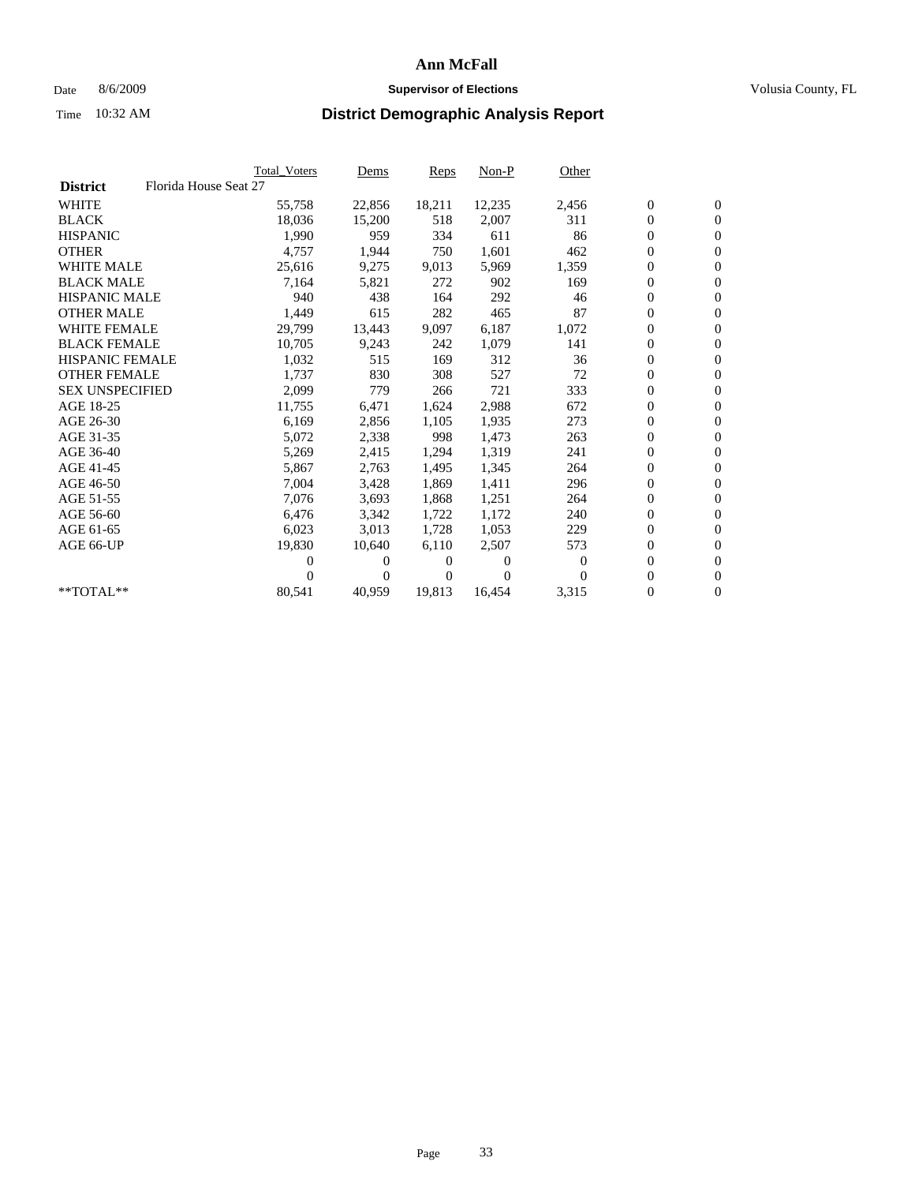# Ann McFall

Date 8/6/2009 **Supervisor of Elections** Volusia County, FL

Time 10:32 AM **District Demographic Analysis Report**

| | Total_Voters | Dems | Reps | Non-P | Other | | |
|---|---|---|---|---|---|---|---|
| **District** Florida House Seat 27 | | | | | | | |
| WHITE | 55,758 | 22,856 | 18,211 | 12,235 | 2,456 | 0 | 0 |
| BLACK | 18,036 | 15,200 | 518 | 2,007 | 311 | 0 | 0 |
| HISPANIC | 1,990 | 959 | 334 | 611 | 86 | 0 | 0 |
| OTHER | 4,757 | 1,944 | 750 | 1,601 | 462 | 0 | 0 |
| WHITE MALE | 25,616 | 9,275 | 9,013 | 5,969 | 1,359 | 0 | 0 |
| BLACK MALE | 7,164 | 5,821 | 272 | 902 | 169 | 0 | 0 |
| HISPANIC MALE | 940 | 438 | 164 | 292 | 46 | 0 | 0 |
| OTHER MALE | 1,449 | 615 | 282 | 465 | 87 | 0 | 0 |
| WHITE FEMALE | 29,799 | 13,443 | 9,097 | 6,187 | 1,072 | 0 | 0 |
| BLACK FEMALE | 10,705 | 9,243 | 242 | 1,079 | 141 | 0 | 0 |
| HISPANIC FEMALE | 1,032 | 515 | 169 | 312 | 36 | 0 | 0 |
| OTHER FEMALE | 1,737 | 830 | 308 | 527 | 72 | 0 | 0 |
| SEX UNSPECIFIED | 2,099 | 779 | 266 | 721 | 333 | 0 | 0 |
| AGE 18-25 | 11,755 | 6,471 | 1,624 | 2,988 | 672 | 0 | 0 |
| AGE 26-30 | 6,169 | 2,856 | 1,105 | 1,935 | 273 | 0 | 0 |
| AGE 31-35 | 5,072 | 2,338 | 998 | 1,473 | 263 | 0 | 0 |
| AGE 36-40 | 5,269 | 2,415 | 1,294 | 1,319 | 241 | 0 | 0 |
| AGE 41-45 | 5,867 | 2,763 | 1,495 | 1,345 | 264 | 0 | 0 |
| AGE 46-50 | 7,004 | 3,428 | 1,869 | 1,411 | 296 | 0 | 0 |
| AGE 51-55 | 7,076 | 3,693 | 1,868 | 1,251 | 264 | 0 | 0 |
| AGE 56-60 | 6,476 | 3,342 | 1,722 | 1,172 | 240 | 0 | 0 |
| AGE 61-65 | 6,023 | 3,013 | 1,728 | 1,053 | 229 | 0 | 0 |
| AGE 66-UP | 19,830 | 10,640 | 6,110 | 2,507 | 573 | 0 | 0 |
| | 0 | 0 | 0 | 0 | 0 | 0 | 0 |
| | 0 | 0 | 0 | 0 | 0 | 0 | 0 |
| **TOTAL** | 80,541 | 40,959 | 19,813 | 16,454 | 3,315 | 0 | 0 |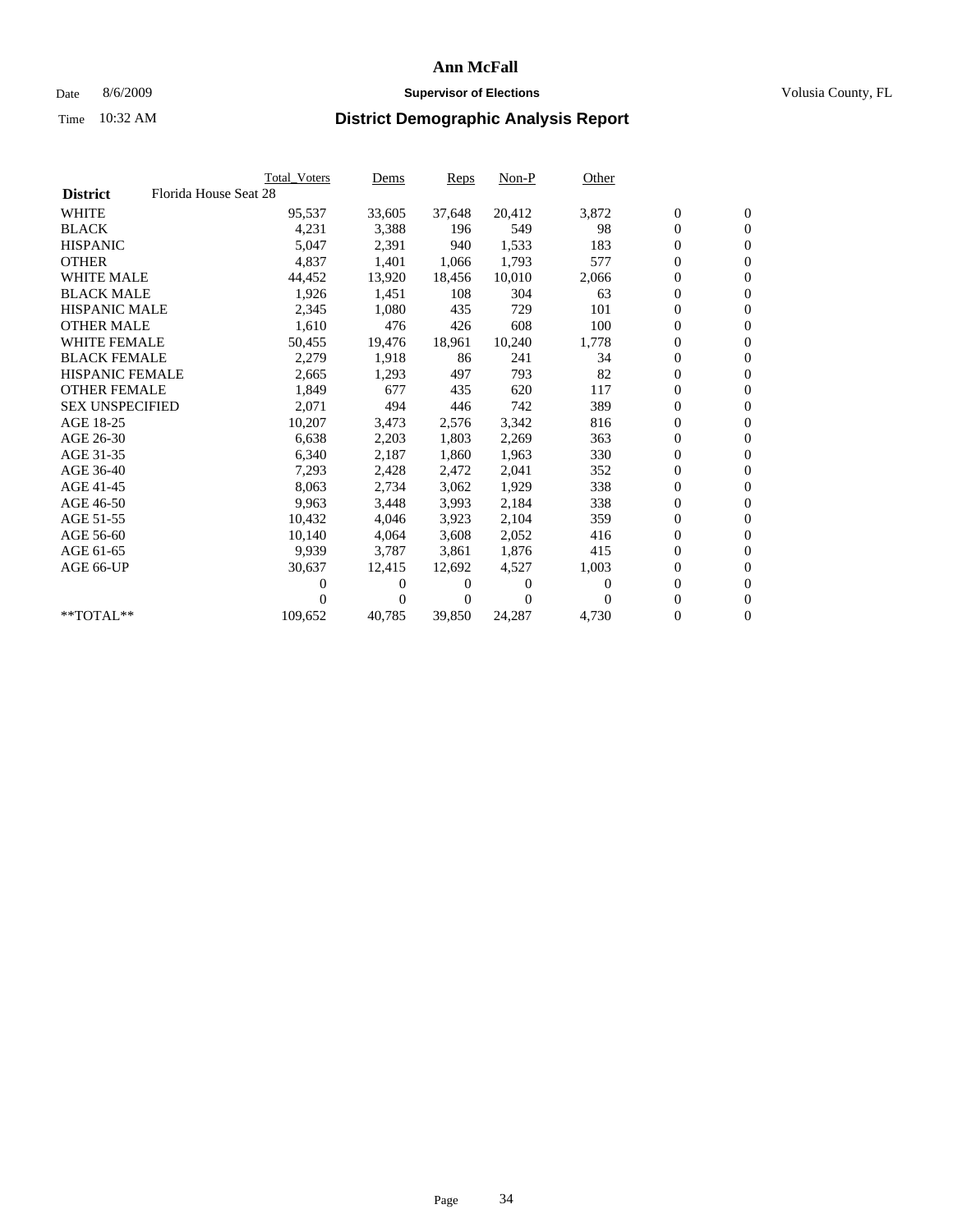# Ann McFall

Date 8/6/2009 **Supervisor of Elections** Volusia County, FL

Time 10:32 AM **District Demographic Analysis Report**

| | Total_Voters | Dems | Reps | Non-P | Other | | |
|---|---|---|---|---|---|---|---|
| **District** Florida House Seat 28 | | | | | | | |
| WHITE | 95,537 | 33,605 | 37,648 | 20,412 | 3,872 | 0 | 0 |
| BLACK | 4,231 | 3,388 | 196 | 549 | 98 | 0 | 0 |
| HISPANIC | 5,047 | 2,391 | 940 | 1,533 | 183 | 0 | 0 |
| OTHER | 4,837 | 1,401 | 1,066 | 1,793 | 577 | 0 | 0 |
| WHITE MALE | 44,452 | 13,920 | 18,456 | 10,010 | 2,066 | 0 | 0 |
| BLACK MALE | 1,926 | 1,451 | 108 | 304 | 63 | 0 | 0 |
| HISPANIC MALE | 2,345 | 1,080 | 435 | 729 | 101 | 0 | 0 |
| OTHER MALE | 1,610 | 476 | 426 | 608 | 100 | 0 | 0 |
| WHITE FEMALE | 50,455 | 19,476 | 18,961 | 10,240 | 1,778 | 0 | 0 |
| BLACK FEMALE | 2,279 | 1,918 | 86 | 241 | 34 | 0 | 0 |
| HISPANIC FEMALE | 2,665 | 1,293 | 497 | 793 | 82 | 0 | 0 |
| OTHER FEMALE | 1,849 | 677 | 435 | 620 | 117 | 0 | 0 |
| SEX UNSPECIFIED | 2,071 | 494 | 446 | 742 | 389 | 0 | 0 |
| AGE 18-25 | 10,207 | 3,473 | 2,576 | 3,342 | 816 | 0 | 0 |
| AGE 26-30 | 6,638 | 2,203 | 1,803 | 2,269 | 363 | 0 | 0 |
| AGE 31-35 | 6,340 | 2,187 | 1,860 | 1,963 | 330 | 0 | 0 |
| AGE 36-40 | 7,293 | 2,428 | 2,472 | 2,041 | 352 | 0 | 0 |
| AGE 41-45 | 8,063 | 2,734 | 3,062 | 1,929 | 338 | 0 | 0 |
| AGE 46-50 | 9,963 | 3,448 | 3,993 | 2,184 | 338 | 0 | 0 |
| AGE 51-55 | 10,432 | 4,046 | 3,923 | 2,104 | 359 | 0 | 0 |
| AGE 56-60 | 10,140 | 4,064 | 3,608 | 2,052 | 416 | 0 | 0 |
| AGE 61-65 | 9,939 | 3,787 | 3,861 | 1,876 | 415 | 0 | 0 |
| AGE 66-UP | 30,637 | 12,415 | 12,692 | 4,527 | 1,003 | 0 | 0 |
| | 0 | 0 | 0 | 0 | 0 | 0 | 0 |
| | 0 | 0 | 0 | 0 | 0 | 0 | 0 |
| **TOTAL** | 109,652 | 40,785 | 39,850 | 24,287 | 4,730 | 0 | 0 |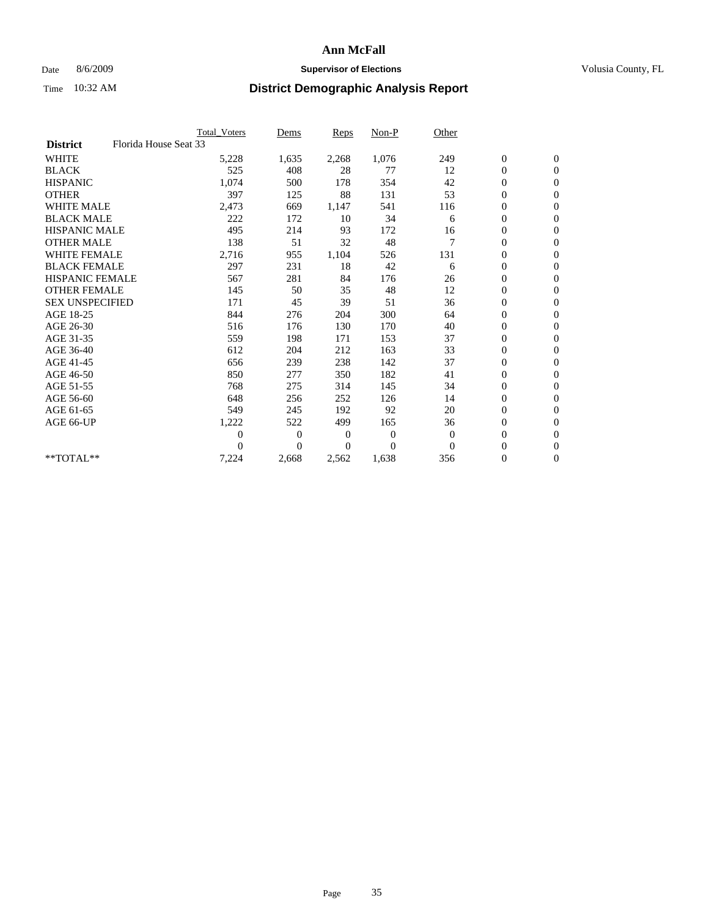# Ann McFall

Date 8/6/2009 **Supervisor of Elections** Volusia County, FL

Time 10:32 AM **District Demographic Analysis Report**

| | Total_Voters | Dems | Reps | Non-P | Other | | |
|---|---|---|---|---|---|---|---|
| **District** Florida House Seat 33 | | | | | | | |
| WHITE | 5,228 | 1,635 | 2,268 | 1,076 | 249 | 0 | 0 |
| BLACK | 525 | 408 | 28 | 77 | 12 | 0 | 0 |
| HISPANIC | 1,074 | 500 | 178 | 354 | 42 | 0 | 0 |
| OTHER | 397 | 125 | 88 | 131 | 53 | 0 | 0 |
| WHITE MALE | 2,473 | 669 | 1,147 | 541 | 116 | 0 | 0 |
| BLACK MALE | 222 | 172 | 10 | 34 | 6 | 0 | 0 |
| HISPANIC MALE | 495 | 214 | 93 | 172 | 16 | 0 | 0 |
| OTHER MALE | 138 | 51 | 32 | 48 | 7 | 0 | 0 |
| WHITE FEMALE | 2,716 | 955 | 1,104 | 526 | 131 | 0 | 0 |
| BLACK FEMALE | 297 | 231 | 18 | 42 | 6 | 0 | 0 |
| HISPANIC FEMALE | 567 | 281 | 84 | 176 | 26 | 0 | 0 |
| OTHER FEMALE | 145 | 50 | 35 | 48 | 12 | 0 | 0 |
| SEX UNSPECIFIED | 171 | 45 | 39 | 51 | 36 | 0 | 0 |
| AGE 18-25 | 844 | 276 | 204 | 300 | 64 | 0 | 0 |
| AGE 26-30 | 516 | 176 | 130 | 170 | 40 | 0 | 0 |
| AGE 31-35 | 559 | 198 | 171 | 153 | 37 | 0 | 0 |
| AGE 36-40 | 612 | 204 | 212 | 163 | 33 | 0 | 0 |
| AGE 41-45 | 656 | 239 | 238 | 142 | 37 | 0 | 0 |
| AGE 46-50 | 850 | 277 | 350 | 182 | 41 | 0 | 0 |
| AGE 51-55 | 768 | 275 | 314 | 145 | 34 | 0 | 0 |
| AGE 56-60 | 648 | 256 | 252 | 126 | 14 | 0 | 0 |
| AGE 61-65 | 549 | 245 | 192 | 92 | 20 | 0 | 0 |
| AGE 66-UP | 1,222 | 522 | 499 | 165 | 36 | 0 | 0 |
| | 0 | 0 | 0 | 0 | 0 | 0 | 0 |
| | 0 | 0 | 0 | 0 | 0 | 0 | 0 |
| **TOTAL** | 7,224 | 2,668 | 2,562 | 1,638 | 356 | 0 | 0 |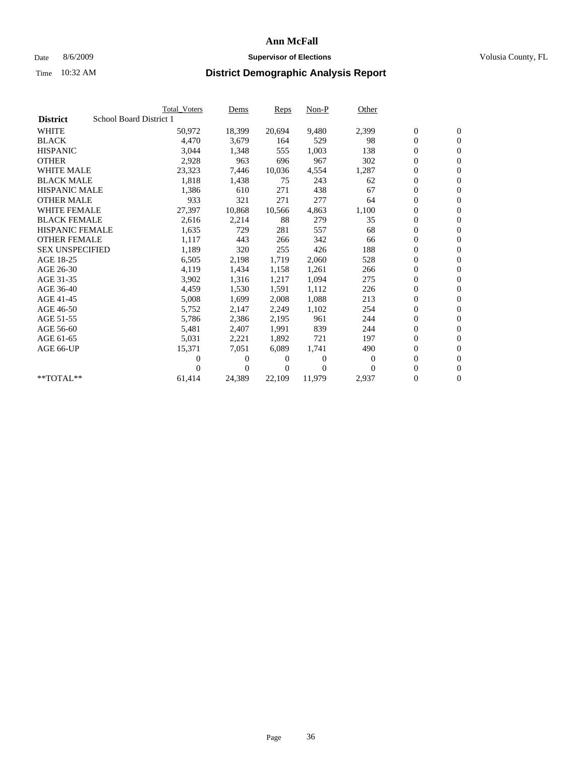# Ann McFall

Date 8/6/2009 **Supervisor of Elections** Volusia County, FL

Time 10:32 AM **District Demographic Analysis Report**

| | Total_Voters | Dems | Reps | Non-P | Other | | |
|---|---|---|---|---|---|---|---|
| **District** School Board District 1 | | | | | | | |
| WHITE | 50,972 | 18,399 | 20,694 | 9,480 | 2,399 | 0 | 0 |
| BLACK | 4,470 | 3,679 | 164 | 529 | 98 | 0 | 0 |
| HISPANIC | 3,044 | 1,348 | 555 | 1,003 | 138 | 0 | 0 |
| OTHER | 2,928 | 963 | 696 | 967 | 302 | 0 | 0 |
| WHITE MALE | 23,323 | 7,446 | 10,036 | 4,554 | 1,287 | 0 | 0 |
| BLACK MALE | 1,818 | 1,438 | 75 | 243 | 62 | 0 | 0 |
| HISPANIC MALE | 1,386 | 610 | 271 | 438 | 67 | 0 | 0 |
| OTHER MALE | 933 | 321 | 271 | 277 | 64 | 0 | 0 |
| WHITE FEMALE | 27,397 | 10,868 | 10,566 | 4,863 | 1,100 | 0 | 0 |
| BLACK FEMALE | 2,616 | 2,214 | 88 | 279 | 35 | 0 | 0 |
| HISPANIC FEMALE | 1,635 | 729 | 281 | 557 | 68 | 0 | 0 |
| OTHER FEMALE | 1,117 | 443 | 266 | 342 | 66 | 0 | 0 |
| SEX UNSPECIFIED | 1,189 | 320 | 255 | 426 | 188 | 0 | 0 |
| AGE 18-25 | 6,505 | 2,198 | 1,719 | 2,060 | 528 | 0 | 0 |
| AGE 26-30 | 4,119 | 1,434 | 1,158 | 1,261 | 266 | 0 | 0 |
| AGE 31-35 | 3,902 | 1,316 | 1,217 | 1,094 | 275 | 0 | 0 |
| AGE 36-40 | 4,459 | 1,530 | 1,591 | 1,112 | 226 | 0 | 0 |
| AGE 41-45 | 5,008 | 1,699 | 2,008 | 1,088 | 213 | 0 | 0 |
| AGE 46-50 | 5,752 | 2,147 | 2,249 | 1,102 | 254 | 0 | 0 |
| AGE 51-55 | 5,786 | 2,386 | 2,195 | 961 | 244 | 0 | 0 |
| AGE 56-60 | 5,481 | 2,407 | 1,991 | 839 | 244 | 0 | 0 |
| AGE 61-65 | 5,031 | 2,221 | 1,892 | 721 | 197 | 0 | 0 |
| AGE 66-UP | 15,371 | 7,051 | 6,089 | 1,741 | 490 | 0 | 0 |
| | 0 | 0 | 0 | 0 | 0 | 0 | 0 |
| | 0 | 0 | 0 | 0 | 0 | 0 | 0 |
| **TOTAL** | 61,414 | 24,389 | 22,109 | 11,979 | 2,937 | 0 | 0 |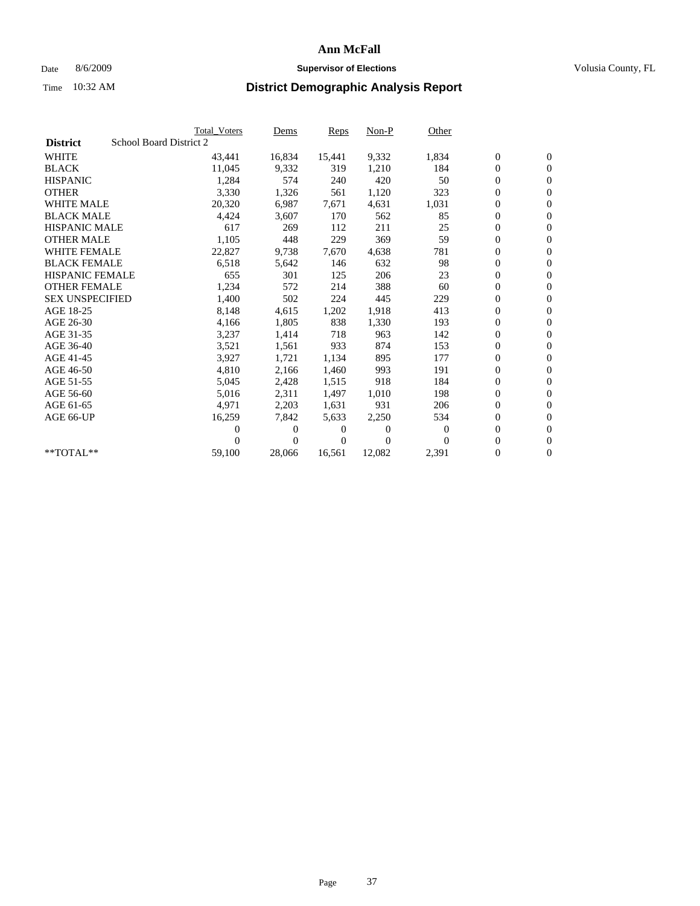# Ann McFall

Date 8/6/2009 **Supervisor of Elections** Volusia County, FL

Time 10:32 AM **District Demographic Analysis Report**

| | Total_Voters | Dems | Reps | Non-P | Other | | |
|---|---|---|---|---|---|---|---|
| **District** School Board District 2 | | | | | | | |
| WHITE | 43,441 | 16,834 | 15,441 | 9,332 | 1,834 | 0 | 0 |
| BLACK | 11,045 | 9,332 | 319 | 1,210 | 184 | 0 | 0 |
| HISPANIC | 1,284 | 574 | 240 | 420 | 50 | 0 | 0 |
| OTHER | 3,330 | 1,326 | 561 | 1,120 | 323 | 0 | 0 |
| WHITE MALE | 20,320 | 6,987 | 7,671 | 4,631 | 1,031 | 0 | 0 |
| BLACK MALE | 4,424 | 3,607 | 170 | 562 | 85 | 0 | 0 |
| HISPANIC MALE | 617 | 269 | 112 | 211 | 25 | 0 | 0 |
| OTHER MALE | 1,105 | 448 | 229 | 369 | 59 | 0 | 0 |
| WHITE FEMALE | 22,827 | 9,738 | 7,670 | 4,638 | 781 | 0 | 0 |
| BLACK FEMALE | 6,518 | 5,642 | 146 | 632 | 98 | 0 | 0 |
| HISPANIC FEMALE | 655 | 301 | 125 | 206 | 23 | 0 | 0 |
| OTHER FEMALE | 1,234 | 572 | 214 | 388 | 60 | 0 | 0 |
| SEX UNSPECIFIED | 1,400 | 502 | 224 | 445 | 229 | 0 | 0 |
| AGE 18-25 | 8,148 | 4,615 | 1,202 | 1,918 | 413 | 0 | 0 |
| AGE 26-30 | 4,166 | 1,805 | 838 | 1,330 | 193 | 0 | 0 |
| AGE 31-35 | 3,237 | 1,414 | 718 | 963 | 142 | 0 | 0 |
| AGE 36-40 | 3,521 | 1,561 | 933 | 874 | 153 | 0 | 0 |
| AGE 41-45 | 3,927 | 1,721 | 1,134 | 895 | 177 | 0 | 0 |
| AGE 46-50 | 4,810 | 2,166 | 1,460 | 993 | 191 | 0 | 0 |
| AGE 51-55 | 5,045 | 2,428 | 1,515 | 918 | 184 | 0 | 0 |
| AGE 56-60 | 5,016 | 2,311 | 1,497 | 1,010 | 198 | 0 | 0 |
| AGE 61-65 | 4,971 | 2,203 | 1,631 | 931 | 206 | 0 | 0 |
| AGE 66-UP | 16,259 | 7,842 | 5,633 | 2,250 | 534 | 0 | 0 |
| | 0 | 0 | 0 | 0 | 0 | 0 | 0 |
| | 0 | 0 | 0 | 0 | 0 | 0 | 0 |
| **TOTAL** | 59,100 | 28,066 | 16,561 | 12,082 | 2,391 | 0 | 0 |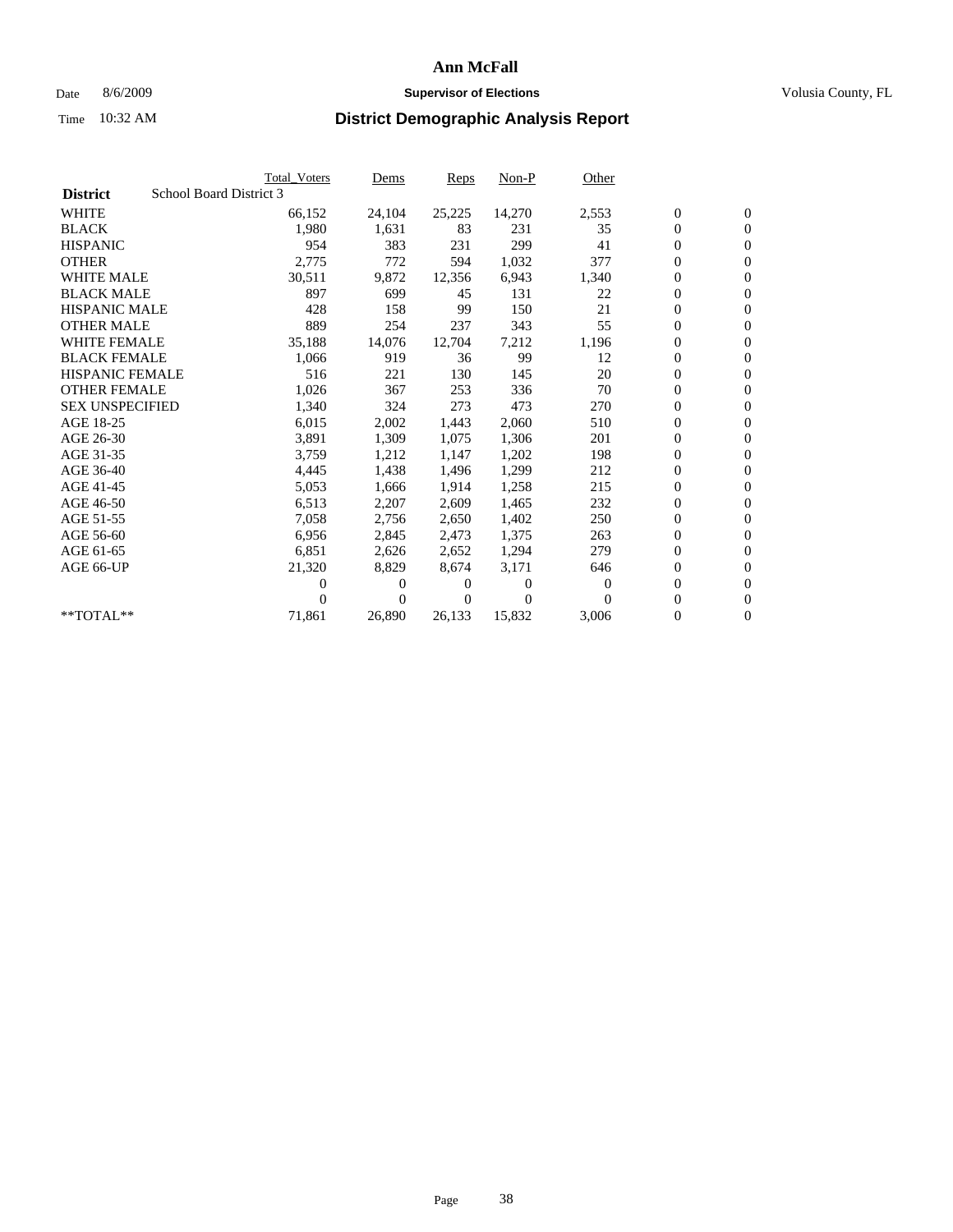# Ann McFall

Date 8/6/2009 **Supervisor of Elections** Volusia County, FL

Time 10:32 AM **District Demographic Analysis Report**

| | Total_Voters | Dems | Reps | Non-P | Other | | |
|---|---|---|---|---|---|---|---|
| **District** School Board District 3 | | | | | | | |
| WHITE | 66,152 | 24,104 | 25,225 | 14,270 | 2,553 | 0 | 0 |
| BLACK | 1,980 | 1,631 | 83 | 231 | 35 | 0 | 0 |
| HISPANIC | 954 | 383 | 231 | 299 | 41 | 0 | 0 |
| OTHER | 2,775 | 772 | 594 | 1,032 | 377 | 0 | 0 |
| WHITE MALE | 30,511 | 9,872 | 12,356 | 6,943 | 1,340 | 0 | 0 |
| BLACK MALE | 897 | 699 | 45 | 131 | 22 | 0 | 0 |
| HISPANIC MALE | 428 | 158 | 99 | 150 | 21 | 0 | 0 |
| OTHER MALE | 889 | 254 | 237 | 343 | 55 | 0 | 0 |
| WHITE FEMALE | 35,188 | 14,076 | 12,704 | 7,212 | 1,196 | 0 | 0 |
| BLACK FEMALE | 1,066 | 919 | 36 | 99 | 12 | 0 | 0 |
| HISPANIC FEMALE | 516 | 221 | 130 | 145 | 20 | 0 | 0 |
| OTHER FEMALE | 1,026 | 367 | 253 | 336 | 70 | 0 | 0 |
| SEX UNSPECIFIED | 1,340 | 324 | 273 | 473 | 270 | 0 | 0 |
| AGE 18-25 | 6,015 | 2,002 | 1,443 | 2,060 | 510 | 0 | 0 |
| AGE 26-30 | 3,891 | 1,309 | 1,075 | 1,306 | 201 | 0 | 0 |
| AGE 31-35 | 3,759 | 1,212 | 1,147 | 1,202 | 198 | 0 | 0 |
| AGE 36-40 | 4,445 | 1,438 | 1,496 | 1,299 | 212 | 0 | 0 |
| AGE 41-45 | 5,053 | 1,666 | 1,914 | 1,258 | 215 | 0 | 0 |
| AGE 46-50 | 6,513 | 2,207 | 2,609 | 1,465 | 232 | 0 | 0 |
| AGE 51-55 | 7,058 | 2,756 | 2,650 | 1,402 | 250 | 0 | 0 |
| AGE 56-60 | 6,956 | 2,845 | 2,473 | 1,375 | 263 | 0 | 0 |
| AGE 61-65 | 6,851 | 2,626 | 2,652 | 1,294 | 279 | 0 | 0 |
| AGE 66-UP | 21,320 | 8,829 | 8,674 | 3,171 | 646 | 0 | 0 |
| | 0 | 0 | 0 | 0 | 0 | 0 | 0 |
| | 0 | 0 | 0 | 0 | 0 | 0 | 0 |
| **TOTAL** | 71,861 | 26,890 | 26,133 | 15,832 | 3,006 | 0 | 0 |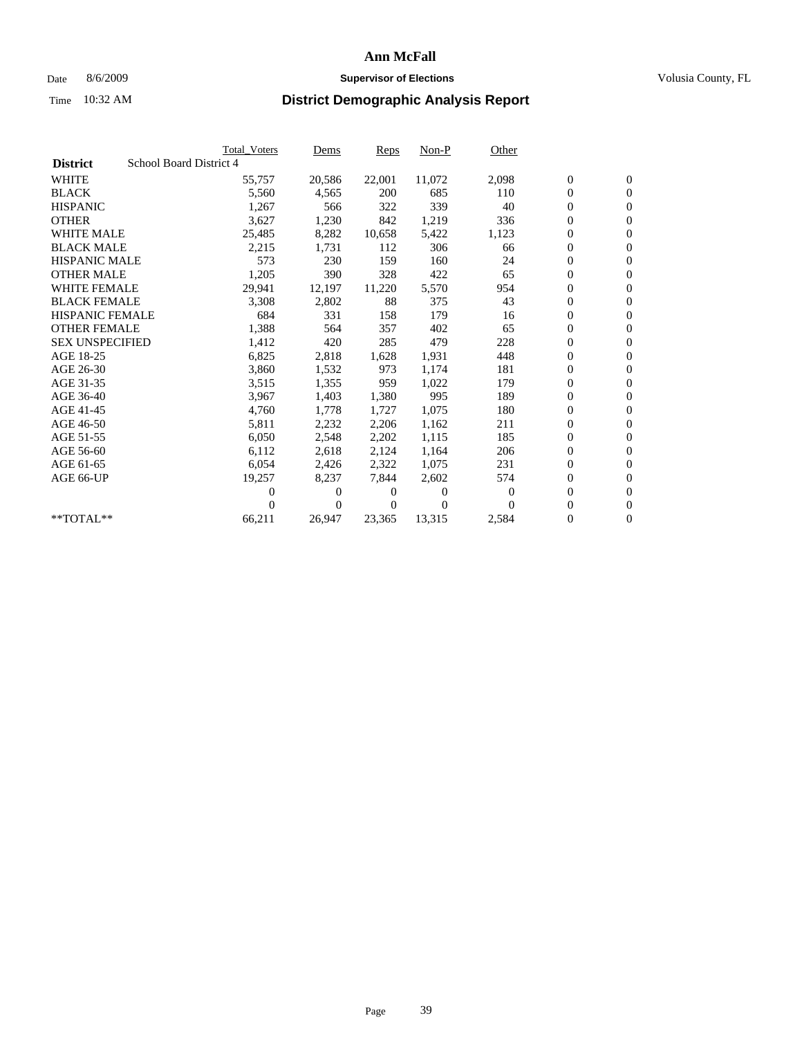# Ann McFall

Date 8/6/2009 **Supervisor of Elections** Volusia County, FL

Time 10:32 AM **District Demographic Analysis Report**

| | Total_Voters | Dems | Reps | Non-P | Other | | |
|---|---|---|---|---|---|---|---|
| **District** School Board District 4 | | | | | | | |
| WHITE | 55,757 | 20,586 | 22,001 | 11,072 | 2,098 | 0 | 0 |
| BLACK | 5,560 | 4,565 | 200 | 685 | 110 | 0 | 0 |
| HISPANIC | 1,267 | 566 | 322 | 339 | 40 | 0 | 0 |
| OTHER | 3,627 | 1,230 | 842 | 1,219 | 336 | 0 | 0 |
| WHITE MALE | 25,485 | 8,282 | 10,658 | 5,422 | 1,123 | 0 | 0 |
| BLACK MALE | 2,215 | 1,731 | 112 | 306 | 66 | 0 | 0 |
| HISPANIC MALE | 573 | 230 | 159 | 160 | 24 | 0 | 0 |
| OTHER MALE | 1,205 | 390 | 328 | 422 | 65 | 0 | 0 |
| WHITE FEMALE | 29,941 | 12,197 | 11,220 | 5,570 | 954 | 0 | 0 |
| BLACK FEMALE | 3,308 | 2,802 | 88 | 375 | 43 | 0 | 0 |
| HISPANIC FEMALE | 684 | 331 | 158 | 179 | 16 | 0 | 0 |
| OTHER FEMALE | 1,388 | 564 | 357 | 402 | 65 | 0 | 0 |
| SEX UNSPECIFIED | 1,412 | 420 | 285 | 479 | 228 | 0 | 0 |
| AGE 18-25 | 6,825 | 2,818 | 1,628 | 1,931 | 448 | 0 | 0 |
| AGE 26-30 | 3,860 | 1,532 | 973 | 1,174 | 181 | 0 | 0 |
| AGE 31-35 | 3,515 | 1,355 | 959 | 1,022 | 179 | 0 | 0 |
| AGE 36-40 | 3,967 | 1,403 | 1,380 | 995 | 189 | 0 | 0 |
| AGE 41-45 | 4,760 | 1,778 | 1,727 | 1,075 | 180 | 0 | 0 |
| AGE 46-50 | 5,811 | 2,232 | 2,206 | 1,162 | 211 | 0 | 0 |
| AGE 51-55 | 6,050 | 2,548 | 2,202 | 1,115 | 185 | 0 | 0 |
| AGE 56-60 | 6,112 | 2,618 | 2,124 | 1,164 | 206 | 0 | 0 |
| AGE 61-65 | 6,054 | 2,426 | 2,322 | 1,075 | 231 | 0 | 0 |
| AGE 66-UP | 19,257 | 8,237 | 7,844 | 2,602 | 574 | 0 | 0 |
| | 0 | 0 | 0 | 0 | 0 | 0 | 0 |
| | 0 | 0 | 0 | 0 | 0 | 0 | 0 |
| **TOTAL** | 66,211 | 26,947 | 23,365 | 13,315 | 2,584 | 0 | 0 |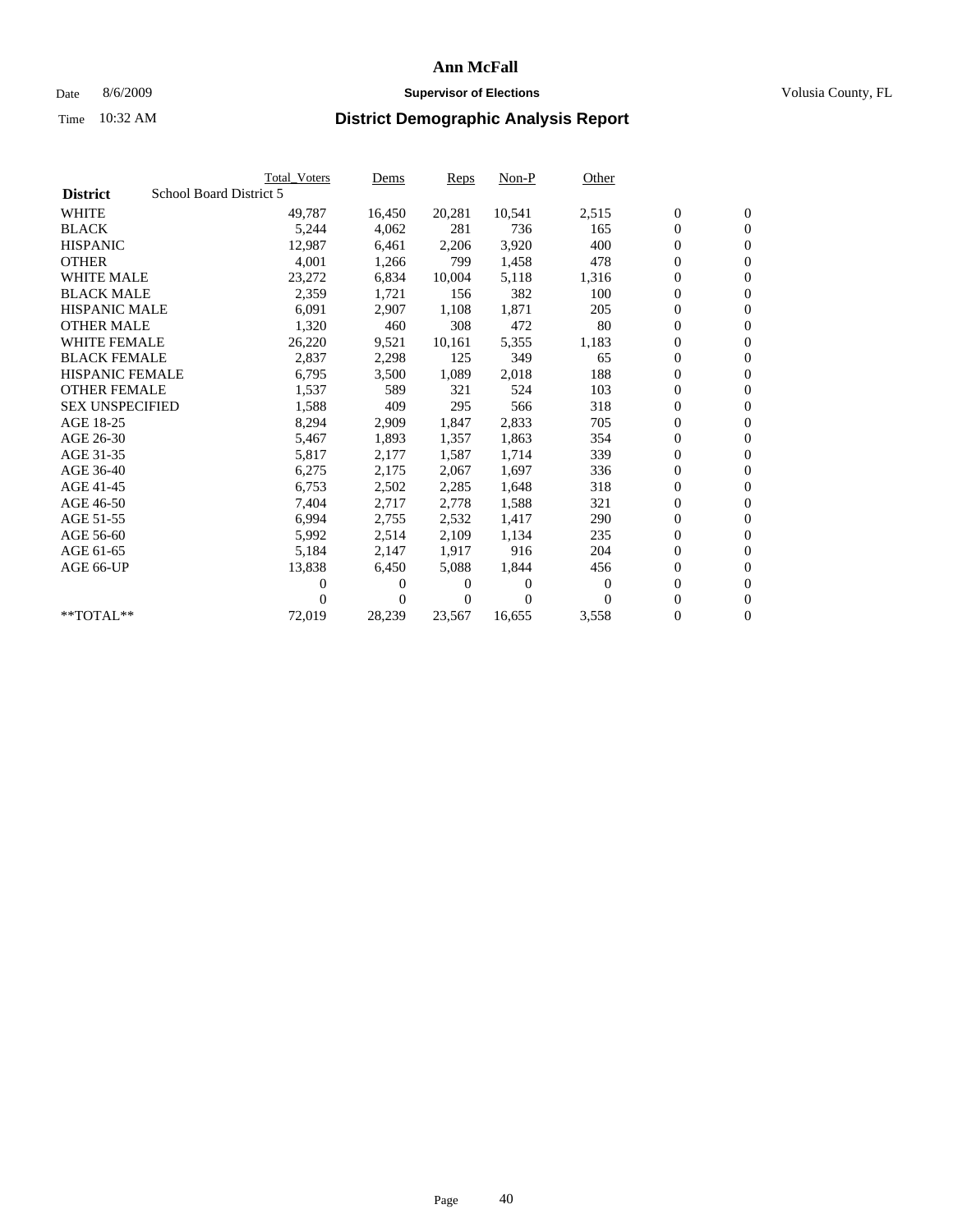# Ann McFall

Date 8/6/2009 **Supervisor of Elections** Volusia County, FL

Time 10:32 AM **District Demographic Analysis Report**

| | Total_Voters | Dems | Reps | Non-P | Other | | |
|---|---|---|---|---|---|---|---|
| **District** School Board District 5 | | | | | | | |
| WHITE | 49,787 | 16,450 | 20,281 | 10,541 | 2,515 | 0 | 0 |
| BLACK | 5,244 | 4,062 | 281 | 736 | 165 | 0 | 0 |
| HISPANIC | 12,987 | 6,461 | 2,206 | 3,920 | 400 | 0 | 0 |
| OTHER | 4,001 | 1,266 | 799 | 1,458 | 478 | 0 | 0 |
| WHITE MALE | 23,272 | 6,834 | 10,004 | 5,118 | 1,316 | 0 | 0 |
| BLACK MALE | 2,359 | 1,721 | 156 | 382 | 100 | 0 | 0 |
| HISPANIC MALE | 6,091 | 2,907 | 1,108 | 1,871 | 205 | 0 | 0 |
| OTHER MALE | 1,320 | 460 | 308 | 472 | 80 | 0 | 0 |
| WHITE FEMALE | 26,220 | 9,521 | 10,161 | 5,355 | 1,183 | 0 | 0 |
| BLACK FEMALE | 2,837 | 2,298 | 125 | 349 | 65 | 0 | 0 |
| HISPANIC FEMALE | 6,795 | 3,500 | 1,089 | 2,018 | 188 | 0 | 0 |
| OTHER FEMALE | 1,537 | 589 | 321 | 524 | 103 | 0 | 0 |
| SEX UNSPECIFIED | 1,588 | 409 | 295 | 566 | 318 | 0 | 0 |
| AGE 18-25 | 8,294 | 2,909 | 1,847 | 2,833 | 705 | 0 | 0 |
| AGE 26-30 | 5,467 | 1,893 | 1,357 | 1,863 | 354 | 0 | 0 |
| AGE 31-35 | 5,817 | 2,177 | 1,587 | 1,714 | 339 | 0 | 0 |
| AGE 36-40 | 6,275 | 2,175 | 2,067 | 1,697 | 336 | 0 | 0 |
| AGE 41-45 | 6,753 | 2,502 | 2,285 | 1,648 | 318 | 0 | 0 |
| AGE 46-50 | 7,404 | 2,717 | 2,778 | 1,588 | 321 | 0 | 0 |
| AGE 51-55 | 6,994 | 2,755 | 2,532 | 1,417 | 290 | 0 | 0 |
| AGE 56-60 | 5,992 | 2,514 | 2,109 | 1,134 | 235 | 0 | 0 |
| AGE 61-65 | 5,184 | 2,147 | 1,917 | 916 | 204 | 0 | 0 |
| AGE 66-UP | 13,838 | 6,450 | 5,088 | 1,844 | 456 | 0 | 0 |
| | 0 | 0 | 0 | 0 | 0 | 0 | 0 |
| | 0 | 0 | 0 | 0 | 0 | 0 | 0 |
| **TOTAL** | 72,019 | 28,239 | 23,567 | 16,655 | 3,558 | 0 | 0 |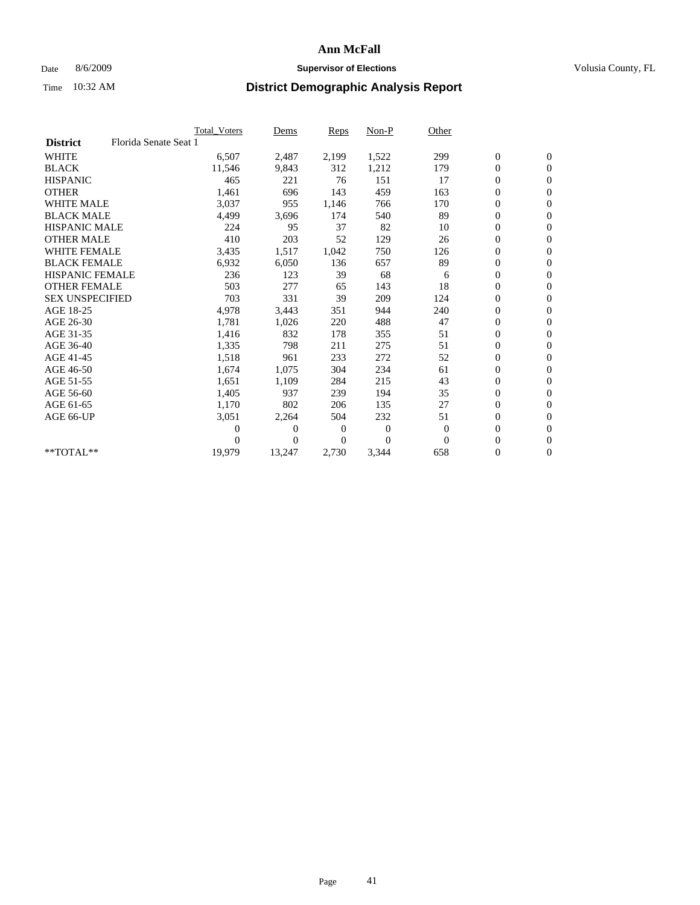# Ann McFall

Date 8/6/2009 **Supervisor of Elections** Volusia County, FL

Time 10:32 AM **District Demographic Analysis Report**

| | Total_Voters | Dems | Reps | Non-P | Other | | |
|---|---|---|---|---|---|---|---|
| **District** Florida Senate Seat 1 | | | | | | | |
| WHITE | 6,507 | 2,487 | 2,199 | 1,522 | 299 | 0 | 0 |
| BLACK | 11,546 | 9,843 | 312 | 1,212 | 179 | 0 | 0 |
| HISPANIC | 465 | 221 | 76 | 151 | 17 | 0 | 0 |
| OTHER | 1,461 | 696 | 143 | 459 | 163 | 0 | 0 |
| WHITE MALE | 3,037 | 955 | 1,146 | 766 | 170 | 0 | 0 |
| BLACK MALE | 4,499 | 3,696 | 174 | 540 | 89 | 0 | 0 |
| HISPANIC MALE | 224 | 95 | 37 | 82 | 10 | 0 | 0 |
| OTHER MALE | 410 | 203 | 52 | 129 | 26 | 0 | 0 |
| WHITE FEMALE | 3,435 | 1,517 | 1,042 | 750 | 126 | 0 | 0 |
| BLACK FEMALE | 6,932 | 6,050 | 136 | 657 | 89 | 0 | 0 |
| HISPANIC FEMALE | 236 | 123 | 39 | 68 | 6 | 0 | 0 |
| OTHER FEMALE | 503 | 277 | 65 | 143 | 18 | 0 | 0 |
| SEX UNSPECIFIED | 703 | 331 | 39 | 209 | 124 | 0 | 0 |
| AGE 18-25 | 4,978 | 3,443 | 351 | 944 | 240 | 0 | 0 |
| AGE 26-30 | 1,781 | 1,026 | 220 | 488 | 47 | 0 | 0 |
| AGE 31-35 | 1,416 | 832 | 178 | 355 | 51 | 0 | 0 |
| AGE 36-40 | 1,335 | 798 | 211 | 275 | 51 | 0 | 0 |
| AGE 41-45 | 1,518 | 961 | 233 | 272 | 52 | 0 | 0 |
| AGE 46-50 | 1,674 | 1,075 | 304 | 234 | 61 | 0 | 0 |
| AGE 51-55 | 1,651 | 1,109 | 284 | 215 | 43 | 0 | 0 |
| AGE 56-60 | 1,405 | 937 | 239 | 194 | 35 | 0 | 0 |
| AGE 61-65 | 1,170 | 802 | 206 | 135 | 27 | 0 | 0 |
| AGE 66-UP | 3,051 | 2,264 | 504 | 232 | 51 | 0 | 0 |
| | 0 | 0 | 0 | 0 | 0 | 0 | 0 |
| | 0 | 0 | 0 | 0 | 0 | 0 | 0 |
| **TOTAL** | 19,979 | 13,247 | 2,730 | 3,344 | 658 | 0 | 0 |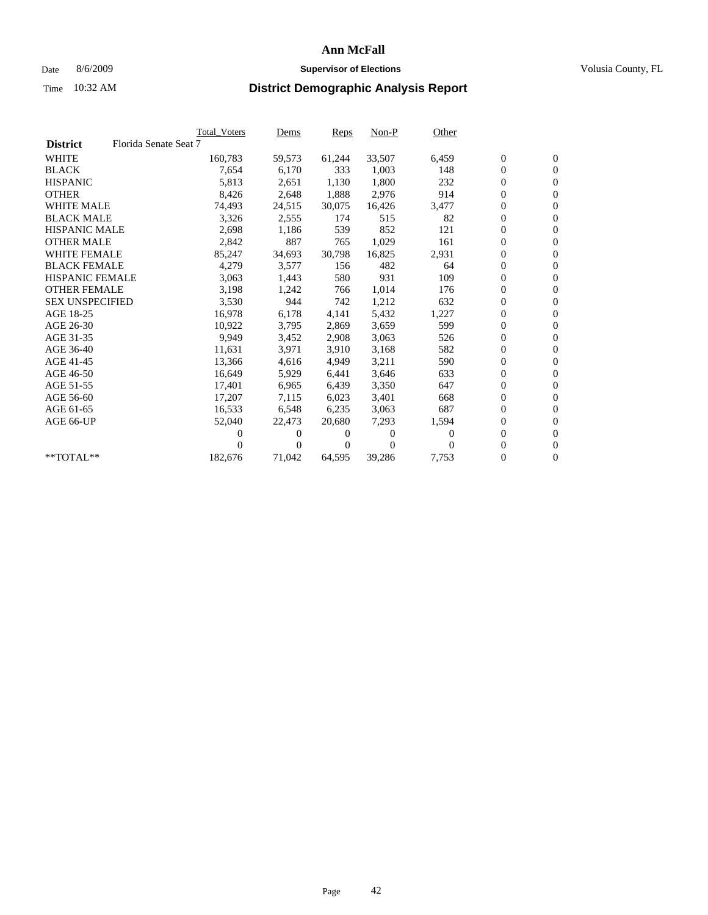# Ann McFall

Date 8/6/2009 **Supervisor of Elections** Volusia County, FL

Time 10:32 AM **District Demographic Analysis Report**

| **District** Florida Senate Seat 7 | Total_Voters | Dems | Reps | Non-P | Other | | |
|---|---|---|---|---|---|---|---|
| WHITE | 160,783 | 59,573 | 61,244 | 33,507 | 6,459 | 0 | 0 |
| BLACK | 7,654 | 6,170 | 333 | 1,003 | 148 | 0 | 0 |
| HISPANIC | 5,813 | 2,651 | 1,130 | 1,800 | 232 | 0 | 0 |
| OTHER | 8,426 | 2,648 | 1,888 | 2,976 | 914 | 0 | 0 |
| WHITE MALE | 74,493 | 24,515 | 30,075 | 16,426 | 3,477 | 0 | 0 |
| BLACK MALE | 3,326 | 2,555 | 174 | 515 | 82 | 0 | 0 |
| HISPANIC MALE | 2,698 | 1,186 | 539 | 852 | 121 | 0 | 0 |
| OTHER MALE | 2,842 | 887 | 765 | 1,029 | 161 | 0 | 0 |
| WHITE FEMALE | 85,247 | 34,693 | 30,798 | 16,825 | 2,931 | 0 | 0 |
| BLACK FEMALE | 4,279 | 3,577 | 156 | 482 | 64 | 0 | 0 |
| HISPANIC FEMALE | 3,063 | 1,443 | 580 | 931 | 109 | 0 | 0 |
| OTHER FEMALE | 3,198 | 1,242 | 766 | 1,014 | 176 | 0 | 0 |
| SEX UNSPECIFIED | 3,530 | 944 | 742 | 1,212 | 632 | 0 | 0 |
| AGE 18-25 | 16,978 | 6,178 | 4,141 | 5,432 | 1,227 | 0 | 0 |
| AGE 26-30 | 10,922 | 3,795 | 2,869 | 3,659 | 599 | 0 | 0 |
| AGE 31-35 | 9,949 | 3,452 | 2,908 | 3,063 | 526 | 0 | 0 |
| AGE 36-40 | 11,631 | 3,971 | 3,910 | 3,168 | 582 | 0 | 0 |
| AGE 41-45 | 13,366 | 4,616 | 4,949 | 3,211 | 590 | 0 | 0 |
| AGE 46-50 | 16,649 | 5,929 | 6,441 | 3,646 | 633 | 0 | 0 |
| AGE 51-55 | 17,401 | 6,965 | 6,439 | 3,350 | 647 | 0 | 0 |
| AGE 56-60 | 17,207 | 7,115 | 6,023 | 3,401 | 668 | 0 | 0 |
| AGE 61-65 | 16,533 | 6,548 | 6,235 | 3,063 | 687 | 0 | 0 |
| AGE 66-UP | 52,040 | 22,473 | 20,680 | 7,293 | 1,594 | 0 | 0 |
| | 0 | 0 | 0 | 0 | 0 | 0 | 0 |
| | 0 | 0 | 0 | 0 | 0 | 0 | 0 |
| **TOTAL** | 182,676 | 71,042 | 64,595 | 39,286 | 7,753 | 0 | 0 |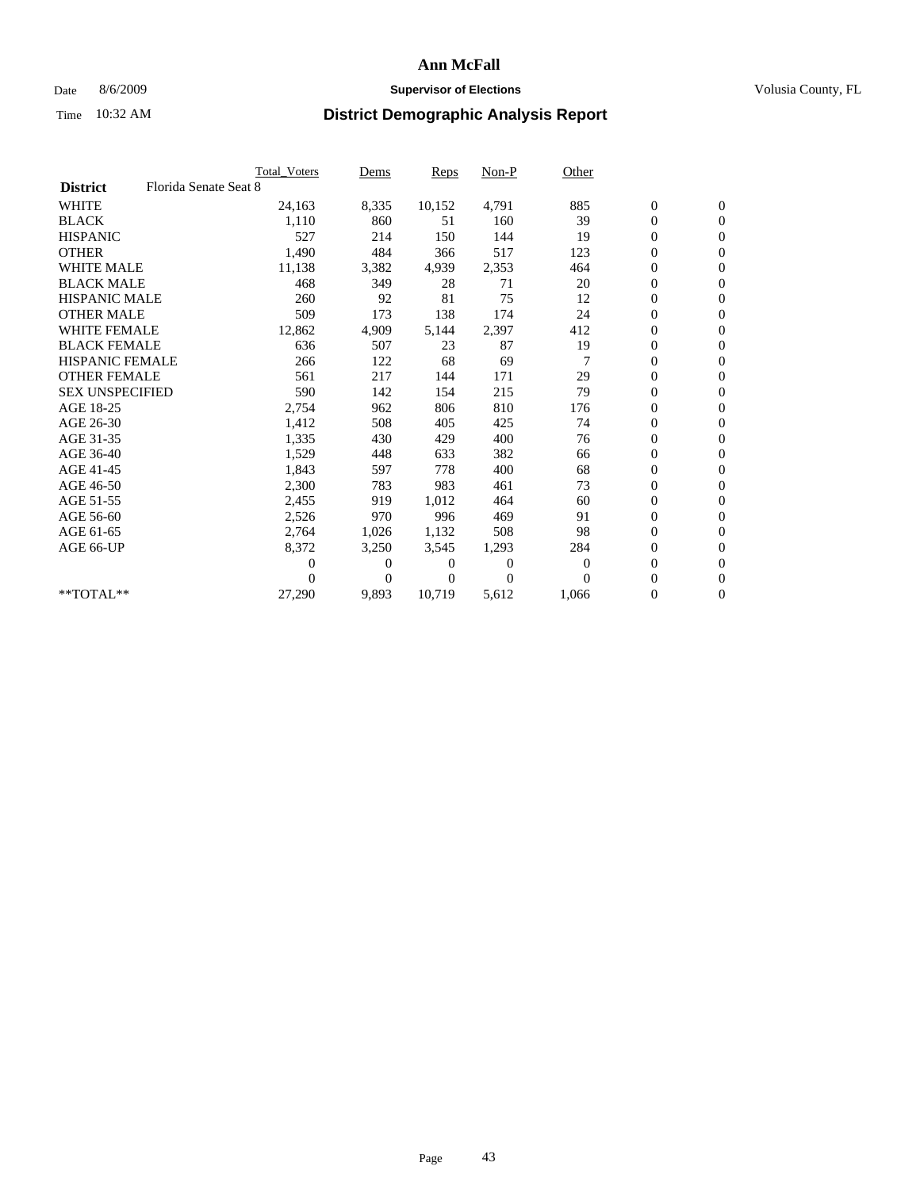# Ann McFall

Date 8/6/2009 **Supervisor of Elections** Volusia County, FL

Time 10:32 AM **District Demographic Analysis Report**

| | Total_Voters | Dems | Reps | Non-P | Other | | |
|---|---|---|---|---|---|---|---|
| **District** Florida Senate Seat 8 | | | | | | | |
| WHITE | 24,163 | 8,335 | 10,152 | 4,791 | 885 | 0 | 0 |
| BLACK | 1,110 | 860 | 51 | 160 | 39 | 0 | 0 |
| HISPANIC | 527 | 214 | 150 | 144 | 19 | 0 | 0 |
| OTHER | 1,490 | 484 | 366 | 517 | 123 | 0 | 0 |
| WHITE MALE | 11,138 | 3,382 | 4,939 | 2,353 | 464 | 0 | 0 |
| BLACK MALE | 468 | 349 | 28 | 71 | 20 | 0 | 0 |
| HISPANIC MALE | 260 | 92 | 81 | 75 | 12 | 0 | 0 |
| OTHER MALE | 509 | 173 | 138 | 174 | 24 | 0 | 0 |
| WHITE FEMALE | 12,862 | 4,909 | 5,144 | 2,397 | 412 | 0 | 0 |
| BLACK FEMALE | 636 | 507 | 23 | 87 | 19 | 0 | 0 |
| HISPANIC FEMALE | 266 | 122 | 68 | 69 | 7 | 0 | 0 |
| OTHER FEMALE | 561 | 217 | 144 | 171 | 29 | 0 | 0 |
| SEX UNSPECIFIED | 590 | 142 | 154 | 215 | 79 | 0 | 0 |
| AGE 18-25 | 2,754 | 962 | 806 | 810 | 176 | 0 | 0 |
| AGE 26-30 | 1,412 | 508 | 405 | 425 | 74 | 0 | 0 |
| AGE 31-35 | 1,335 | 430 | 429 | 400 | 76 | 0 | 0 |
| AGE 36-40 | 1,529 | 448 | 633 | 382 | 66 | 0 | 0 |
| AGE 41-45 | 1,843 | 597 | 778 | 400 | 68 | 0 | 0 |
| AGE 46-50 | 2,300 | 783 | 983 | 461 | 73 | 0 | 0 |
| AGE 51-55 | 2,455 | 919 | 1,012 | 464 | 60 | 0 | 0 |
| AGE 56-60 | 2,526 | 970 | 996 | 469 | 91 | 0 | 0 |
| AGE 61-65 | 2,764 | 1,026 | 1,132 | 508 | 98 | 0 | 0 |
| AGE 66-UP | 8,372 | 3,250 | 3,545 | 1,293 | 284 | 0 | 0 |
| | 0 | 0 | 0 | 0 | 0 | 0 | 0 |
| | 0 | 0 | 0 | 0 | 0 | 0 | 0 |
| **TOTAL** | 27,290 | 9,893 | 10,719 | 5,612 | 1,066 | 0 | 0 |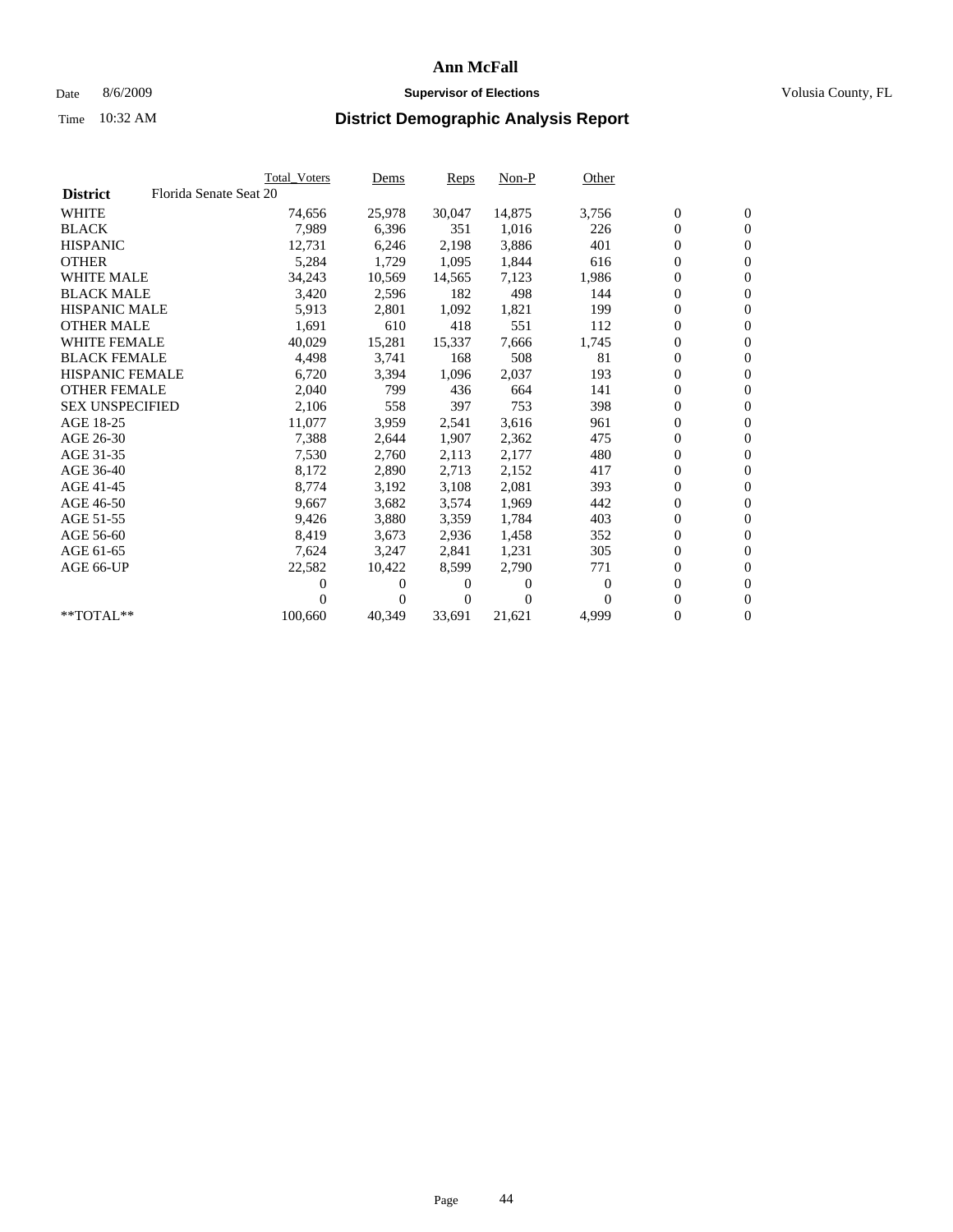# Ann McFall

Date 8/6/2009 **Supervisor of Elections** Volusia County, FL

Time 10:32 AM **District Demographic Analysis Report**

| | Total_Voters | Dems | Reps | Non-P | Other | | |
|---|---|---|---|---|---|---|---|
| **District** Florida Senate Seat 20 | | | | | | | |
| WHITE | 74,656 | 25,978 | 30,047 | 14,875 | 3,756 | 0 | 0 |
| BLACK | 7,989 | 6,396 | 351 | 1,016 | 226 | 0 | 0 |
| HISPANIC | 12,731 | 6,246 | 2,198 | 3,886 | 401 | 0 | 0 |
| OTHER | 5,284 | 1,729 | 1,095 | 1,844 | 616 | 0 | 0 |
| WHITE MALE | 34,243 | 10,569 | 14,565 | 7,123 | 1,986 | 0 | 0 |
| BLACK MALE | 3,420 | 2,596 | 182 | 498 | 144 | 0 | 0 |
| HISPANIC MALE | 5,913 | 2,801 | 1,092 | 1,821 | 199 | 0 | 0 |
| OTHER MALE | 1,691 | 610 | 418 | 551 | 112 | 0 | 0 |
| WHITE FEMALE | 40,029 | 15,281 | 15,337 | 7,666 | 1,745 | 0 | 0 |
| BLACK FEMALE | 4,498 | 3,741 | 168 | 508 | 81 | 0 | 0 |
| HISPANIC FEMALE | 6,720 | 3,394 | 1,096 | 2,037 | 193 | 0 | 0 |
| OTHER FEMALE | 2,040 | 799 | 436 | 664 | 141 | 0 | 0 |
| SEX UNSPECIFIED | 2,106 | 558 | 397 | 753 | 398 | 0 | 0 |
| AGE 18-25 | 11,077 | 3,959 | 2,541 | 3,616 | 961 | 0 | 0 |
| AGE 26-30 | 7,388 | 2,644 | 1,907 | 2,362 | 475 | 0 | 0 |
| AGE 31-35 | 7,530 | 2,760 | 2,113 | 2,177 | 480 | 0 | 0 |
| AGE 36-40 | 8,172 | 2,890 | 2,713 | 2,152 | 417 | 0 | 0 |
| AGE 41-45 | 8,774 | 3,192 | 3,108 | 2,081 | 393 | 0 | 0 |
| AGE 46-50 | 9,667 | 3,682 | 3,574 | 1,969 | 442 | 0 | 0 |
| AGE 51-55 | 9,426 | 3,880 | 3,359 | 1,784 | 403 | 0 | 0 |
| AGE 56-60 | 8,419 | 3,673 | 2,936 | 1,458 | 352 | 0 | 0 |
| AGE 61-65 | 7,624 | 3,247 | 2,841 | 1,231 | 305 | 0 | 0 |
| AGE 66-UP | 22,582 | 10,422 | 8,599 | 2,790 | 771 | 0 | 0 |
| | 0 | 0 | 0 | 0 | 0 | 0 | 0 |
| | 0 | 0 | 0 | 0 | 0 | 0 | 0 |
| **TOTAL** | 100,660 | 40,349 | 33,691 | 21,621 | 4,999 | 0 | 0 |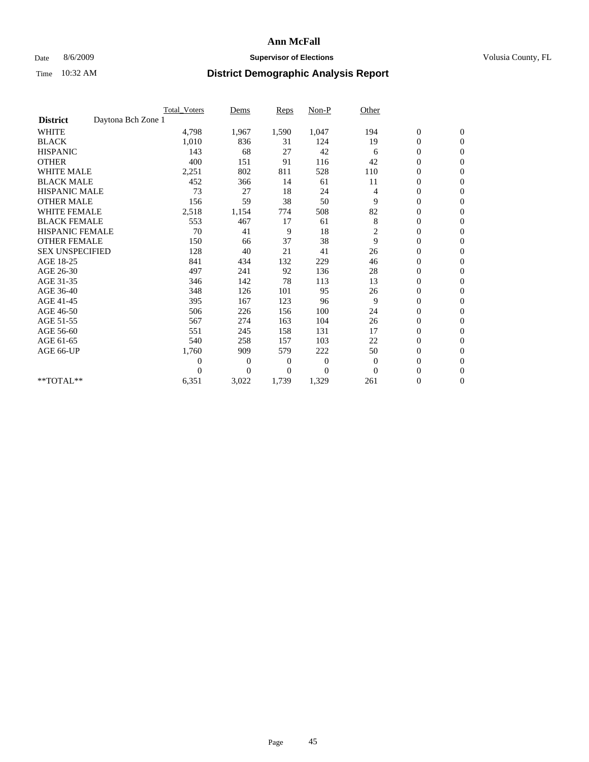# Ann McFall

Date 8/6/2009 **Supervisor of Elections** Volusia County, FL

Time 10:32 AM **District Demographic Analysis Report**

| | Total_Voters | Dems | Reps | Non-P | Other | | |
|---|---|---|---|---|---|---|---|
| **District** Daytona Bch Zone 1 | | | | | | | |
| WHITE | 4,798 | 1,967 | 1,590 | 1,047 | 194 | 0 | 0 |
| BLACK | 1,010 | 836 | 31 | 124 | 19 | 0 | 0 |
| HISPANIC | 143 | 68 | 27 | 42 | 6 | 0 | 0 |
| OTHER | 400 | 151 | 91 | 116 | 42 | 0 | 0 |
| WHITE MALE | 2,251 | 802 | 811 | 528 | 110 | 0 | 0 |
| BLACK MALE | 452 | 366 | 14 | 61 | 11 | 0 | 0 |
| HISPANIC MALE | 73 | 27 | 18 | 24 | 4 | 0 | 0 |
| OTHER MALE | 156 | 59 | 38 | 50 | 9 | 0 | 0 |
| WHITE FEMALE | 2,518 | 1,154 | 774 | 508 | 82 | 0 | 0 |
| BLACK FEMALE | 553 | 467 | 17 | 61 | 8 | 0 | 0 |
| HISPANIC FEMALE | 70 | 41 | 9 | 18 | 2 | 0 | 0 |
| OTHER FEMALE | 150 | 66 | 37 | 38 | 9 | 0 | 0 |
| SEX UNSPECIFIED | 128 | 40 | 21 | 41 | 26 | 0 | 0 |
| AGE 18-25 | 841 | 434 | 132 | 229 | 46 | 0 | 0 |
| AGE 26-30 | 497 | 241 | 92 | 136 | 28 | 0 | 0 |
| AGE 31-35 | 346 | 142 | 78 | 113 | 13 | 0 | 0 |
| AGE 36-40 | 348 | 126 | 101 | 95 | 26 | 0 | 0 |
| AGE 41-45 | 395 | 167 | 123 | 96 | 9 | 0 | 0 |
| AGE 46-50 | 506 | 226 | 156 | 100 | 24 | 0 | 0 |
| AGE 51-55 | 567 | 274 | 163 | 104 | 26 | 0 | 0 |
| AGE 56-60 | 551 | 245 | 158 | 131 | 17 | 0 | 0 |
| AGE 61-65 | 540 | 258 | 157 | 103 | 22 | 0 | 0 |
| AGE 66-UP | 1,760 | 909 | 579 | 222 | 50 | 0 | 0 |
| | 0 | 0 | 0 | 0 | 0 | 0 | 0 |
| | 0 | 0 | 0 | 0 | 0 | 0 | 0 |
| **TOTAL** | 6,351 | 3,022 | 1,739 | 1,329 | 261 | 0 | 0 |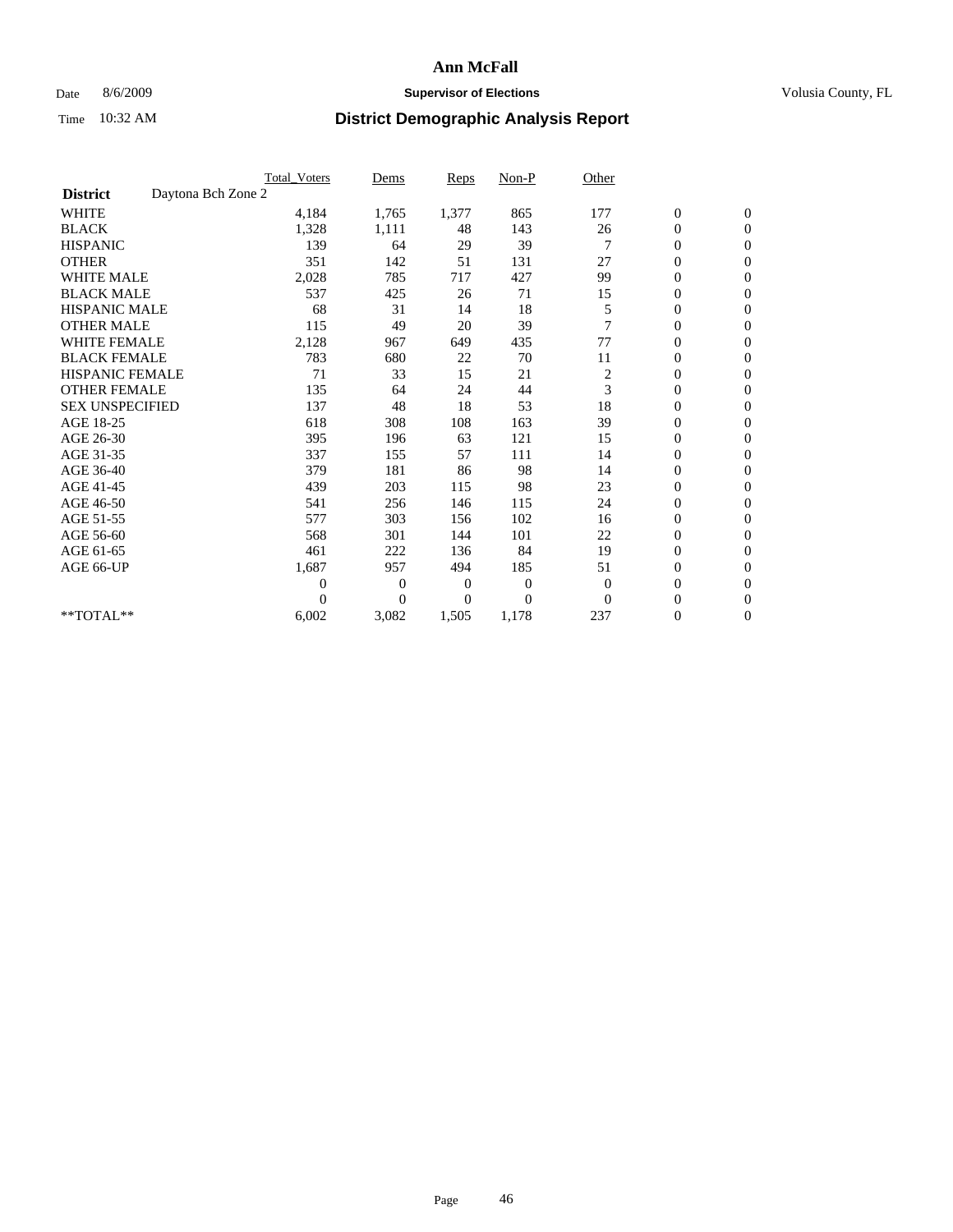# Ann McFall

Date 8/6/2009 **Supervisor of Elections** Volusia County, FL

Time 10:32 AM **District Demographic Analysis Report**

| | Total_Voters | Dems | Reps | Non-P | Other | | |
|---|---|---|---|---|---|---|---|
| **District** Daytona Bch Zone 2 | | | | | | | |
| WHITE | 4,184 | 1,765 | 1,377 | 865 | 177 | 0 | 0 |
| BLACK | 1,328 | 1,111 | 48 | 143 | 26 | 0 | 0 |
| HISPANIC | 139 | 64 | 29 | 39 | 7 | 0 | 0 |
| OTHER | 351 | 142 | 51 | 131 | 27 | 0 | 0 |
| WHITE MALE | 2,028 | 785 | 717 | 427 | 99 | 0 | 0 |
| BLACK MALE | 537 | 425 | 26 | 71 | 15 | 0 | 0 |
| HISPANIC MALE | 68 | 31 | 14 | 18 | 5 | 0 | 0 |
| OTHER MALE | 115 | 49 | 20 | 39 | 7 | 0 | 0 |
| WHITE FEMALE | 2,128 | 967 | 649 | 435 | 77 | 0 | 0 |
| BLACK FEMALE | 783 | 680 | 22 | 70 | 11 | 0 | 0 |
| HISPANIC FEMALE | 71 | 33 | 15 | 21 | 2 | 0 | 0 |
| OTHER FEMALE | 135 | 64 | 24 | 44 | 3 | 0 | 0 |
| SEX UNSPECIFIED | 137 | 48 | 18 | 53 | 18 | 0 | 0 |
| AGE 18-25 | 618 | 308 | 108 | 163 | 39 | 0 | 0 |
| AGE 26-30 | 395 | 196 | 63 | 121 | 15 | 0 | 0 |
| AGE 31-35 | 337 | 155 | 57 | 111 | 14 | 0 | 0 |
| AGE 36-40 | 379 | 181 | 86 | 98 | 14 | 0 | 0 |
| AGE 41-45 | 439 | 203 | 115 | 98 | 23 | 0 | 0 |
| AGE 46-50 | 541 | 256 | 146 | 115 | 24 | 0 | 0 |
| AGE 51-55 | 577 | 303 | 156 | 102 | 16 | 0 | 0 |
| AGE 56-60 | 568 | 301 | 144 | 101 | 22 | 0 | 0 |
| AGE 61-65 | 461 | 222 | 136 | 84 | 19 | 0 | 0 |
| AGE 66-UP | 1,687 | 957 | 494 | 185 | 51 | 0 | 0 |
| | 0 | 0 | 0 | 0 | 0 | 0 | 0 |
| | 0 | 0 | 0 | 0 | 0 | 0 | 0 |
| **TOTAL** | 6,002 | 3,082 | 1,505 | 1,178 | 237 | 0 | 0 |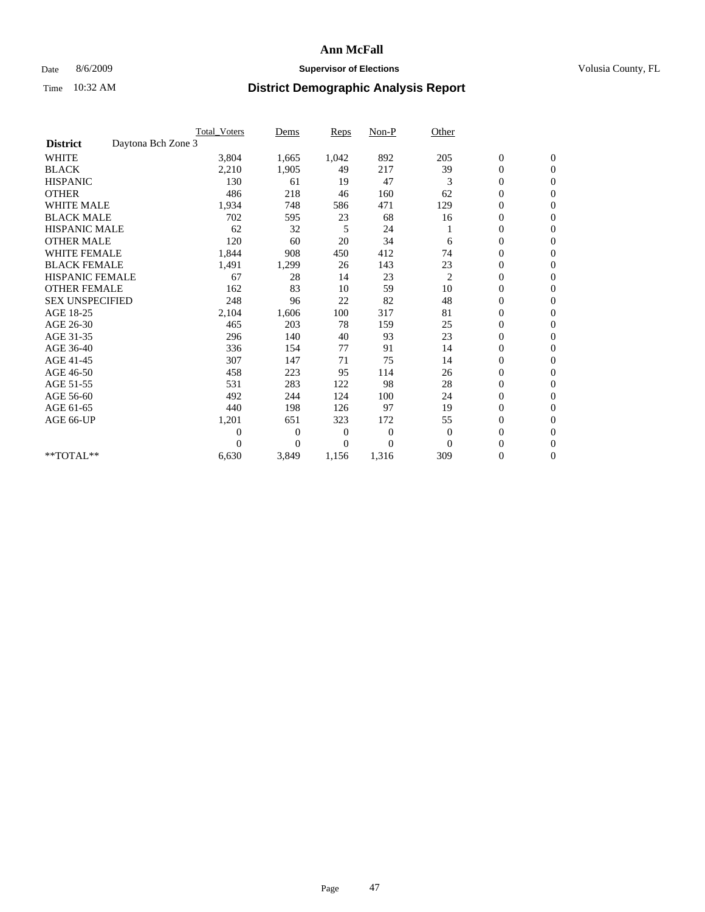# Ann McFall

Date 8/6/2009 **Supervisor of Elections** Volusia County, FL

Time 10:32 AM **District Demographic Analysis Report**

| | Total_Voters | Dems | Reps | Non-P | Other | | |
|---|---|---|---|---|---|---|---|
| **District** Daytona Bch Zone 3 | | | | | | | |
| WHITE | 3,804 | 1,665 | 1,042 | 892 | 205 | 0 | 0 |
| BLACK | 2,210 | 1,905 | 49 | 217 | 39 | 0 | 0 |
| HISPANIC | 130 | 61 | 19 | 47 | 3 | 0 | 0 |
| OTHER | 486 | 218 | 46 | 160 | 62 | 0 | 0 |
| WHITE MALE | 1,934 | 748 | 586 | 471 | 129 | 0 | 0 |
| BLACK MALE | 702 | 595 | 23 | 68 | 16 | 0 | 0 |
| HISPANIC MALE | 62 | 32 | 5 | 24 | 1 | 0 | 0 |
| OTHER MALE | 120 | 60 | 20 | 34 | 6 | 0 | 0 |
| WHITE FEMALE | 1,844 | 908 | 450 | 412 | 74 | 0 | 0 |
| BLACK FEMALE | 1,491 | 1,299 | 26 | 143 | 23 | 0 | 0 |
| HISPANIC FEMALE | 67 | 28 | 14 | 23 | 2 | 0 | 0 |
| OTHER FEMALE | 162 | 83 | 10 | 59 | 10 | 0 | 0 |
| SEX UNSPECIFIED | 248 | 96 | 22 | 82 | 48 | 0 | 0 |
| AGE 18-25 | 2,104 | 1,606 | 100 | 317 | 81 | 0 | 0 |
| AGE 26-30 | 465 | 203 | 78 | 159 | 25 | 0 | 0 |
| AGE 31-35 | 296 | 140 | 40 | 93 | 23 | 0 | 0 |
| AGE 36-40 | 336 | 154 | 77 | 91 | 14 | 0 | 0 |
| AGE 41-45 | 307 | 147 | 71 | 75 | 14 | 0 | 0 |
| AGE 46-50 | 458 | 223 | 95 | 114 | 26 | 0 | 0 |
| AGE 51-55 | 531 | 283 | 122 | 98 | 28 | 0 | 0 |
| AGE 56-60 | 492 | 244 | 124 | 100 | 24 | 0 | 0 |
| AGE 61-65 | 440 | 198 | 126 | 97 | 19 | 0 | 0 |
| AGE 66-UP | 1,201 | 651 | 323 | 172 | 55 | 0 | 0 |
| | 0 | 0 | 0 | 0 | 0 | 0 | 0 |
| | 0 | 0 | 0 | 0 | 0 | 0 | 0 |
| **TOTAL** | 6,630 | 3,849 | 1,156 | 1,316 | 309 | 0 | 0 |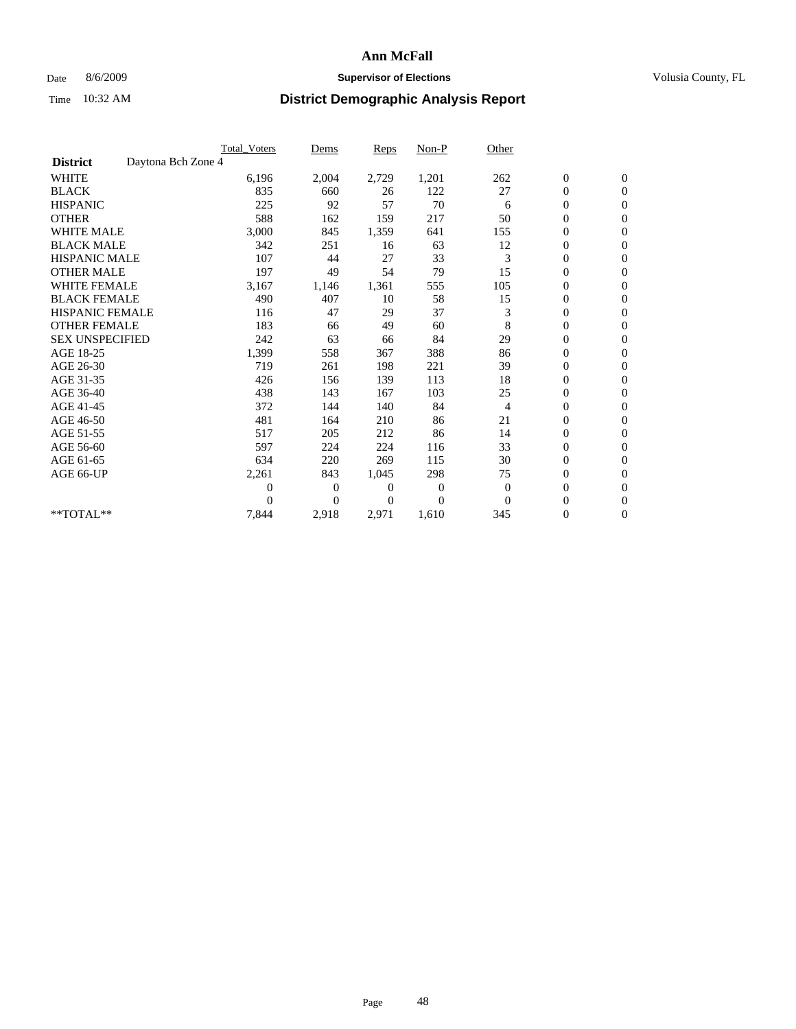# Ann McFall

Date 8/6/2009 **Supervisor of Elections** Volusia County, FL

Time 10:32 AM **District Demographic Analysis Report**

| | Total_Voters | Dems | Reps | Non-P | Other | | |
|---|---|---|---|---|---|---|---|
| **District** Daytona Bch Zone 4 | | | | | | | |
| WHITE | 6,196 | 2,004 | 2,729 | 1,201 | 262 | 0 | 0 |
| BLACK | 835 | 660 | 26 | 122 | 27 | 0 | 0 |
| HISPANIC | 225 | 92 | 57 | 70 | 6 | 0 | 0 |
| OTHER | 588 | 162 | 159 | 217 | 50 | 0 | 0 |
| WHITE MALE | 3,000 | 845 | 1,359 | 641 | 155 | 0 | 0 |
| BLACK MALE | 342 | 251 | 16 | 63 | 12 | 0 | 0 |
| HISPANIC MALE | 107 | 44 | 27 | 33 | 3 | 0 | 0 |
| OTHER MALE | 197 | 49 | 54 | 79 | 15 | 0 | 0 |
| WHITE FEMALE | 3,167 | 1,146 | 1,361 | 555 | 105 | 0 | 0 |
| BLACK FEMALE | 490 | 407 | 10 | 58 | 15 | 0 | 0 |
| HISPANIC FEMALE | 116 | 47 | 29 | 37 | 3 | 0 | 0 |
| OTHER FEMALE | 183 | 66 | 49 | 60 | 8 | 0 | 0 |
| SEX UNSPECIFIED | 242 | 63 | 66 | 84 | 29 | 0 | 0 |
| AGE 18-25 | 1,399 | 558 | 367 | 388 | 86 | 0 | 0 |
| AGE 26-30 | 719 | 261 | 198 | 221 | 39 | 0 | 0 |
| AGE 31-35 | 426 | 156 | 139 | 113 | 18 | 0 | 0 |
| AGE 36-40 | 438 | 143 | 167 | 103 | 25 | 0 | 0 |
| AGE 41-45 | 372 | 144 | 140 | 84 | 4 | 0 | 0 |
| AGE 46-50 | 481 | 164 | 210 | 86 | 21 | 0 | 0 |
| AGE 51-55 | 517 | 205 | 212 | 86 | 14 | 0 | 0 |
| AGE 56-60 | 597 | 224 | 224 | 116 | 33 | 0 | 0 |
| AGE 61-65 | 634 | 220 | 269 | 115 | 30 | 0 | 0 |
| AGE 66-UP | 2,261 | 843 | 1,045 | 298 | 75 | 0 | 0 |
| | 0 | 0 | 0 | 0 | 0 | 0 | 0 |
| | 0 | 0 | 0 | 0 | 0 | 0 | 0 |
| **TOTAL** | 7,844 | 2,918 | 2,971 | 1,610 | 345 | 0 | 0 |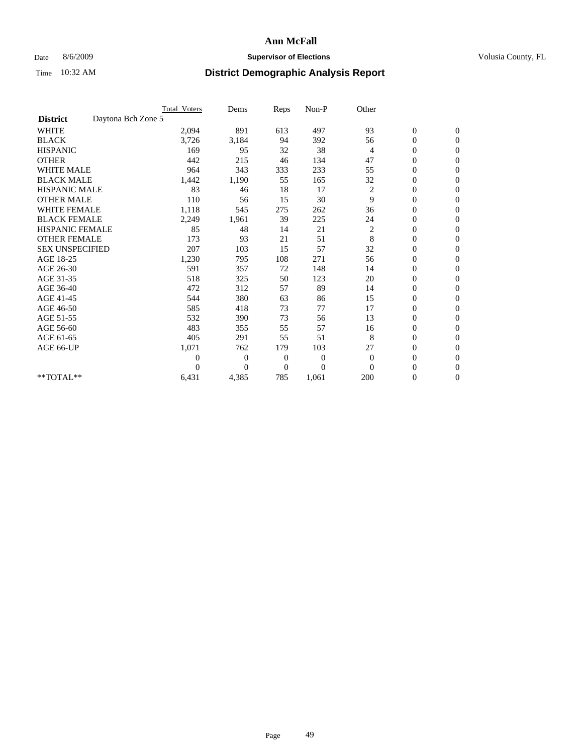# Ann McFall

Date 8/6/2009 **Supervisor of Elections** Volusia County, FL

Time 10:32 AM **District Demographic Analysis Report**

| | Total_Voters | Dems | Reps | Non-P | Other | | |
|---|---|---|---|---|---|---|---|
| **District** Daytona Bch Zone 5 | | | | | | | |
| WHITE | 2,094 | 891 | 613 | 497 | 93 | 0 | 0 |
| BLACK | 3,726 | 3,184 | 94 | 392 | 56 | 0 | 0 |
| HISPANIC | 169 | 95 | 32 | 38 | 4 | 0 | 0 |
| OTHER | 442 | 215 | 46 | 134 | 47 | 0 | 0 |
| WHITE MALE | 964 | 343 | 333 | 233 | 55 | 0 | 0 |
| BLACK MALE | 1,442 | 1,190 | 55 | 165 | 32 | 0 | 0 |
| HISPANIC MALE | 83 | 46 | 18 | 17 | 2 | 0 | 0 |
| OTHER MALE | 110 | 56 | 15 | 30 | 9 | 0 | 0 |
| WHITE FEMALE | 1,118 | 545 | 275 | 262 | 36 | 0 | 0 |
| BLACK FEMALE | 2,249 | 1,961 | 39 | 225 | 24 | 0 | 0 |
| HISPANIC FEMALE | 85 | 48 | 14 | 21 | 2 | 0 | 0 |
| OTHER FEMALE | 173 | 93 | 21 | 51 | 8 | 0 | 0 |
| SEX UNSPECIFIED | 207 | 103 | 15 | 57 | 32 | 0 | 0 |
| AGE 18-25 | 1,230 | 795 | 108 | 271 | 56 | 0 | 0 |
| AGE 26-30 | 591 | 357 | 72 | 148 | 14 | 0 | 0 |
| AGE 31-35 | 518 | 325 | 50 | 123 | 20 | 0 | 0 |
| AGE 36-40 | 472 | 312 | 57 | 89 | 14 | 0 | 0 |
| AGE 41-45 | 544 | 380 | 63 | 86 | 15 | 0 | 0 |
| AGE 46-50 | 585 | 418 | 73 | 77 | 17 | 0 | 0 |
| AGE 51-55 | 532 | 390 | 73 | 56 | 13 | 0 | 0 |
| AGE 56-60 | 483 | 355 | 55 | 57 | 16 | 0 | 0 |
| AGE 61-65 | 405 | 291 | 55 | 51 | 8 | 0 | 0 |
| AGE 66-UP | 1,071 | 762 | 179 | 103 | 27 | 0 | 0 |
| | 0 | 0 | 0 | 0 | 0 | 0 | 0 |
| | 0 | 0 | 0 | 0 | 0 | 0 | 0 |
| **TOTAL** | 6,431 | 4,385 | 785 | 1,061 | 200 | 0 | 0 |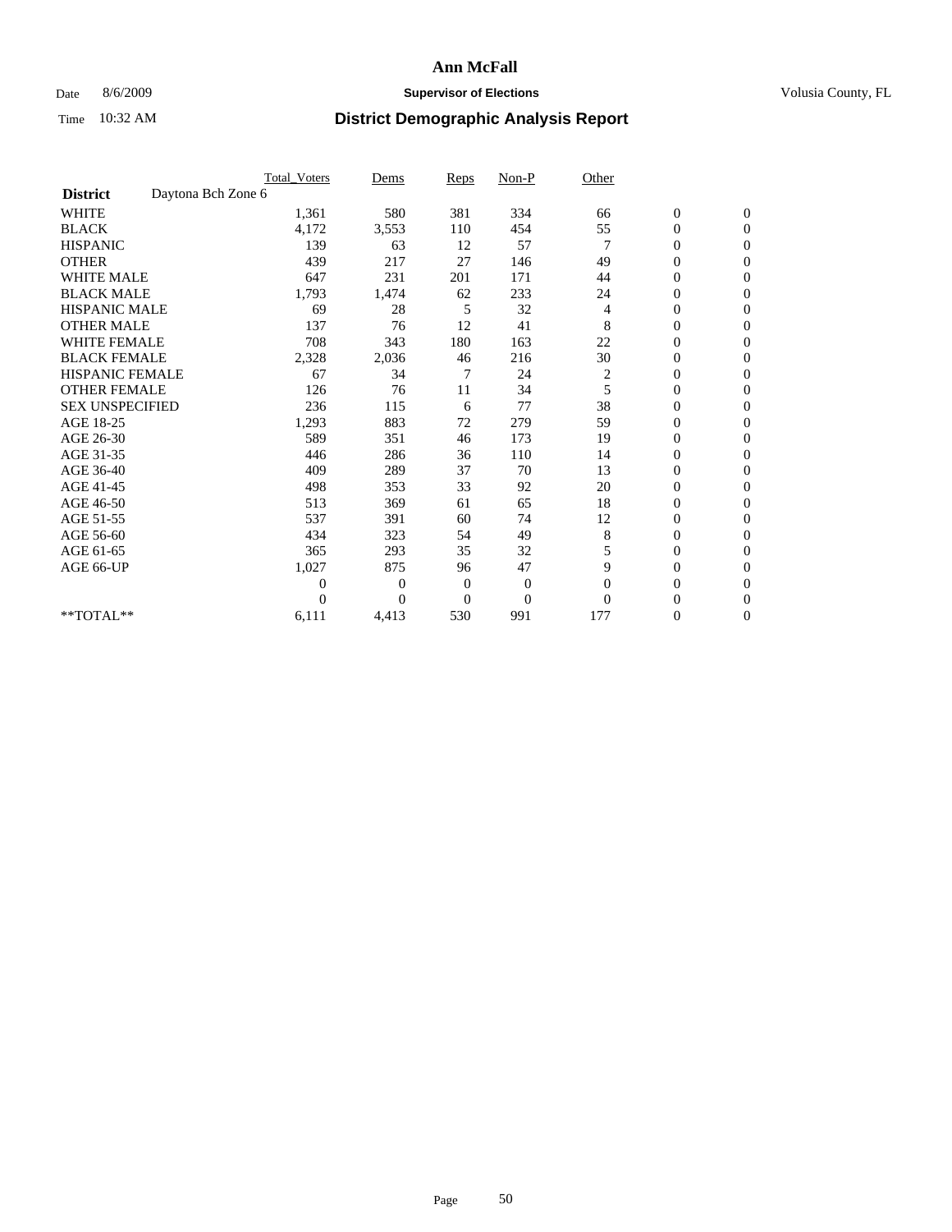# Ann McFall

Date 8/6/2009 **Supervisor of Elections** Volusia County, FL

Time 10:32 AM **District Demographic Analysis Report**

| | Total_Voters | Dems | Reps | Non-P | Other | | |
|---|---|---|---|---|---|---|---|
| **District** Daytona Bch Zone 6 | | | | | | | |
| WHITE | 1,361 | 580 | 381 | 334 | 66 | 0 | 0 |
| BLACK | 4,172 | 3,553 | 110 | 454 | 55 | 0 | 0 |
| HISPANIC | 139 | 63 | 12 | 57 | 7 | 0 | 0 |
| OTHER | 439 | 217 | 27 | 146 | 49 | 0 | 0 |
| WHITE MALE | 647 | 231 | 201 | 171 | 44 | 0 | 0 |
| BLACK MALE | 1,793 | 1,474 | 62 | 233 | 24 | 0 | 0 |
| HISPANIC MALE | 69 | 28 | 5 | 32 | 4 | 0 | 0 |
| OTHER MALE | 137 | 76 | 12 | 41 | 8 | 0 | 0 |
| WHITE FEMALE | 708 | 343 | 180 | 163 | 22 | 0 | 0 |
| BLACK FEMALE | 2,328 | 2,036 | 46 | 216 | 30 | 0 | 0 |
| HISPANIC FEMALE | 67 | 34 | 7 | 24 | 2 | 0 | 0 |
| OTHER FEMALE | 126 | 76 | 11 | 34 | 5 | 0 | 0 |
| SEX UNSPECIFIED | 236 | 115 | 6 | 77 | 38 | 0 | 0 |
| AGE 18-25 | 1,293 | 883 | 72 | 279 | 59 | 0 | 0 |
| AGE 26-30 | 589 | 351 | 46 | 173 | 19 | 0 | 0 |
| AGE 31-35 | 446 | 286 | 36 | 110 | 14 | 0 | 0 |
| AGE 36-40 | 409 | 289 | 37 | 70 | 13 | 0 | 0 |
| AGE 41-45 | 498 | 353 | 33 | 92 | 20 | 0 | 0 |
| AGE 46-50 | 513 | 369 | 61 | 65 | 18 | 0 | 0 |
| AGE 51-55 | 537 | 391 | 60 | 74 | 12 | 0 | 0 |
| AGE 56-60 | 434 | 323 | 54 | 49 | 8 | 0 | 0 |
| AGE 61-65 | 365 | 293 | 35 | 32 | 5 | 0 | 0 |
| AGE 66-UP | 1,027 | 875 | 96 | 47 | 9 | 0 | 0 |
| | 0 | 0 | 0 | 0 | 0 | 0 | 0 |
| | 0 | 0 | 0 | 0 | 0 | 0 | 0 |
| **TOTAL** | 6,111 | 4,413 | 530 | 991 | 177 | 0 | 0 |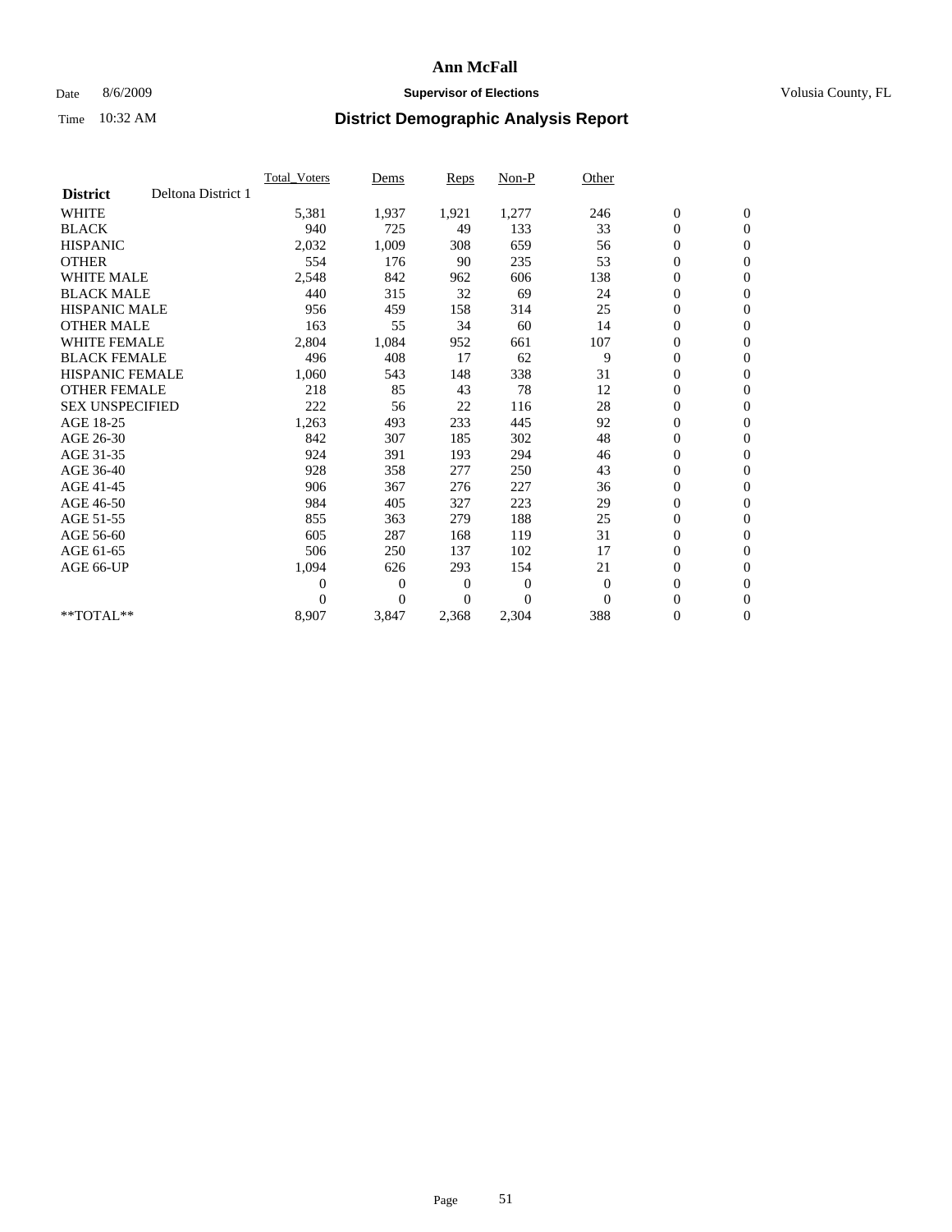**Ann McFall**

Date 8/6/2009 **Supervisor of Elections** Volusia County, FL

Time 10:32 AM **District Demographic Analysis Report**

| | Total_Voters | Dems | Reps | Non-P | Other | | |
|---|---|---|---|---|---|---|---|
| **District** Deltona District 1 | | | | | | | |
| WHITE | 5,381 | 1,937 | 1,921 | 1,277 | 246 | 0 | 0 |
| BLACK | 940 | 725 | 49 | 133 | 33 | 0 | 0 |
| HISPANIC | 2,032 | 1,009 | 308 | 659 | 56 | 0 | 0 |
| OTHER | 554 | 176 | 90 | 235 | 53 | 0 | 0 |
| WHITE MALE | 2,548 | 842 | 962 | 606 | 138 | 0 | 0 |
| BLACK MALE | 440 | 315 | 32 | 69 | 24 | 0 | 0 |
| HISPANIC MALE | 956 | 459 | 158 | 314 | 25 | 0 | 0 |
| OTHER MALE | 163 | 55 | 34 | 60 | 14 | 0 | 0 |
| WHITE FEMALE | 2,804 | 1,084 | 952 | 661 | 107 | 0 | 0 |
| BLACK FEMALE | 496 | 408 | 17 | 62 | 9 | 0 | 0 |
| HISPANIC FEMALE | 1,060 | 543 | 148 | 338 | 31 | 0 | 0 |
| OTHER FEMALE | 218 | 85 | 43 | 78 | 12 | 0 | 0 |
| SEX UNSPECIFIED | 222 | 56 | 22 | 116 | 28 | 0 | 0 |
| AGE 18-25 | 1,263 | 493 | 233 | 445 | 92 | 0 | 0 |
| AGE 26-30 | 842 | 307 | 185 | 302 | 48 | 0 | 0 |
| AGE 31-35 | 924 | 391 | 193 | 294 | 46 | 0 | 0 |
| AGE 36-40 | 928 | 358 | 277 | 250 | 43 | 0 | 0 |
| AGE 41-45 | 906 | 367 | 276 | 227 | 36 | 0 | 0 |
| AGE 46-50 | 984 | 405 | 327 | 223 | 29 | 0 | 0 |
| AGE 51-55 | 855 | 363 | 279 | 188 | 25 | 0 | 0 |
| AGE 56-60 | 605 | 287 | 168 | 119 | 31 | 0 | 0 |
| AGE 61-65 | 506 | 250 | 137 | 102 | 17 | 0 | 0 |
| AGE 66-UP | 1,094 | 626 | 293 | 154 | 21 | 0 | 0 |
| | 0 | 0 | 0 | 0 | 0 | 0 | 0 |
| | 0 | 0 | 0 | 0 | 0 | 0 | 0 |
| **TOTAL** | 8,907 | 3,847 | 2,368 | 2,304 | 388 | 0 | 0 |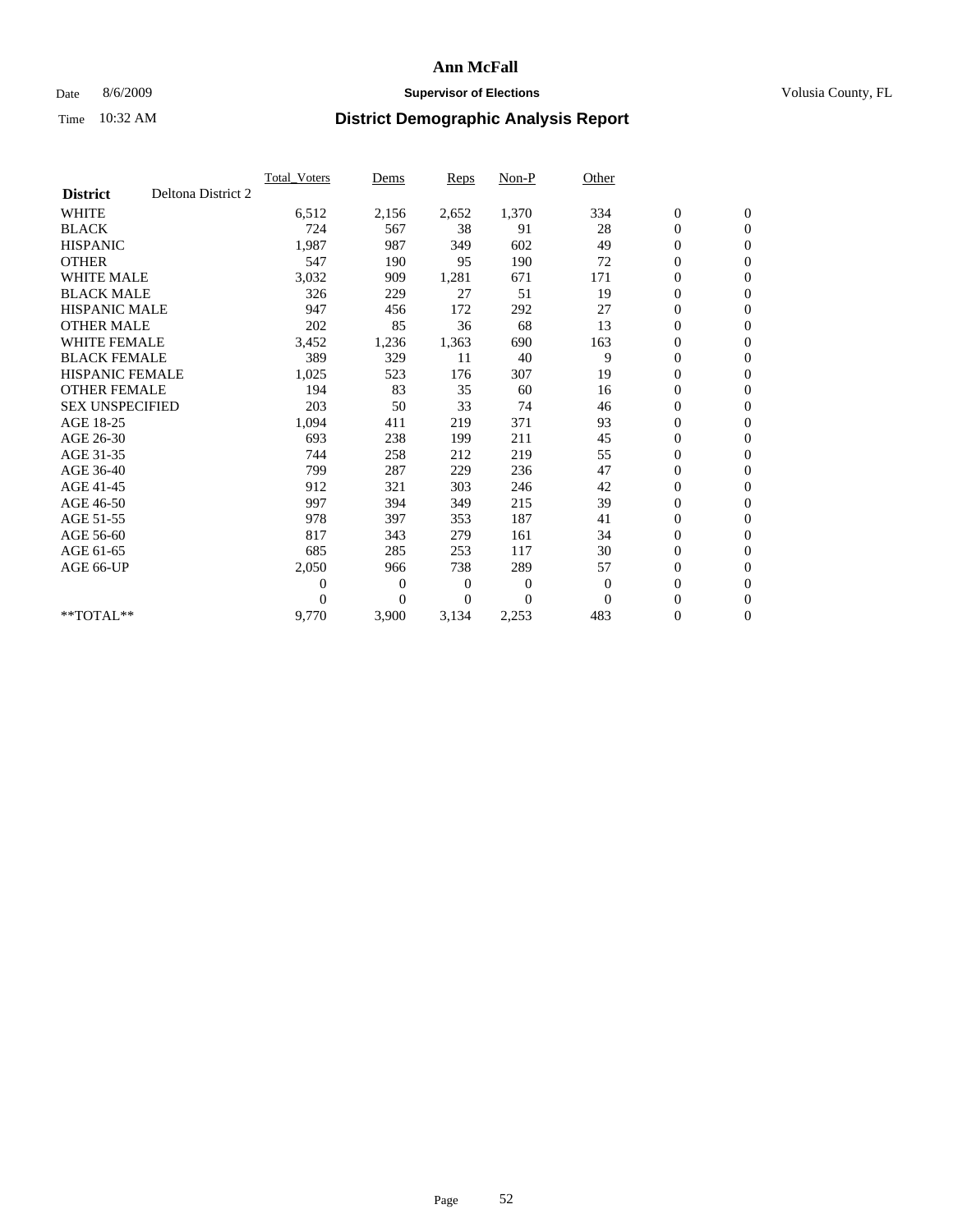# Ann McFall

Date 8/6/2009 **Supervisor of Elections** Volusia County, FL

Time 10:32 AM **District Demographic Analysis Report**

| | Total_Voters | Dems | Reps | Non-P | Other | | |
|---|---|---|---|---|---|---|---|
| **District** Deltona District 2 | | | | | | | |
| WHITE | 6,512 | 2,156 | 2,652 | 1,370 | 334 | 0 | 0 |
| BLACK | 724 | 567 | 38 | 91 | 28 | 0 | 0 |
| HISPANIC | 1,987 | 987 | 349 | 602 | 49 | 0 | 0 |
| OTHER | 547 | 190 | 95 | 190 | 72 | 0 | 0 |
| WHITE MALE | 3,032 | 909 | 1,281 | 671 | 171 | 0 | 0 |
| BLACK MALE | 326 | 229 | 27 | 51 | 19 | 0 | 0 |
| HISPANIC MALE | 947 | 456 | 172 | 292 | 27 | 0 | 0 |
| OTHER MALE | 202 | 85 | 36 | 68 | 13 | 0 | 0 |
| WHITE FEMALE | 3,452 | 1,236 | 1,363 | 690 | 163 | 0 | 0 |
| BLACK FEMALE | 389 | 329 | 11 | 40 | 9 | 0 | 0 |
| HISPANIC FEMALE | 1,025 | 523 | 176 | 307 | 19 | 0 | 0 |
| OTHER FEMALE | 194 | 83 | 35 | 60 | 16 | 0 | 0 |
| SEX UNSPECIFIED | 203 | 50 | 33 | 74 | 46 | 0 | 0 |
| AGE 18-25 | 1,094 | 411 | 219 | 371 | 93 | 0 | 0 |
| AGE 26-30 | 693 | 238 | 199 | 211 | 45 | 0 | 0 |
| AGE 31-35 | 744 | 258 | 212 | 219 | 55 | 0 | 0 |
| AGE 36-40 | 799 | 287 | 229 | 236 | 47 | 0 | 0 |
| AGE 41-45 | 912 | 321 | 303 | 246 | 42 | 0 | 0 |
| AGE 46-50 | 997 | 394 | 349 | 215 | 39 | 0 | 0 |
| AGE 51-55 | 978 | 397 | 353 | 187 | 41 | 0 | 0 |
| AGE 56-60 | 817 | 343 | 279 | 161 | 34 | 0 | 0 |
| AGE 61-65 | 685 | 285 | 253 | 117 | 30 | 0 | 0 |
| AGE 66-UP | 2,050 | 966 | 738 | 289 | 57 | 0 | 0 |
| | 0 | 0 | 0 | 0 | 0 | 0 | 0 |
| | 0 | 0 | 0 | 0 | 0 | 0 | 0 |
| **TOTAL** | 9,770 | 3,900 | 3,134 | 2,253 | 483 | 0 | 0 |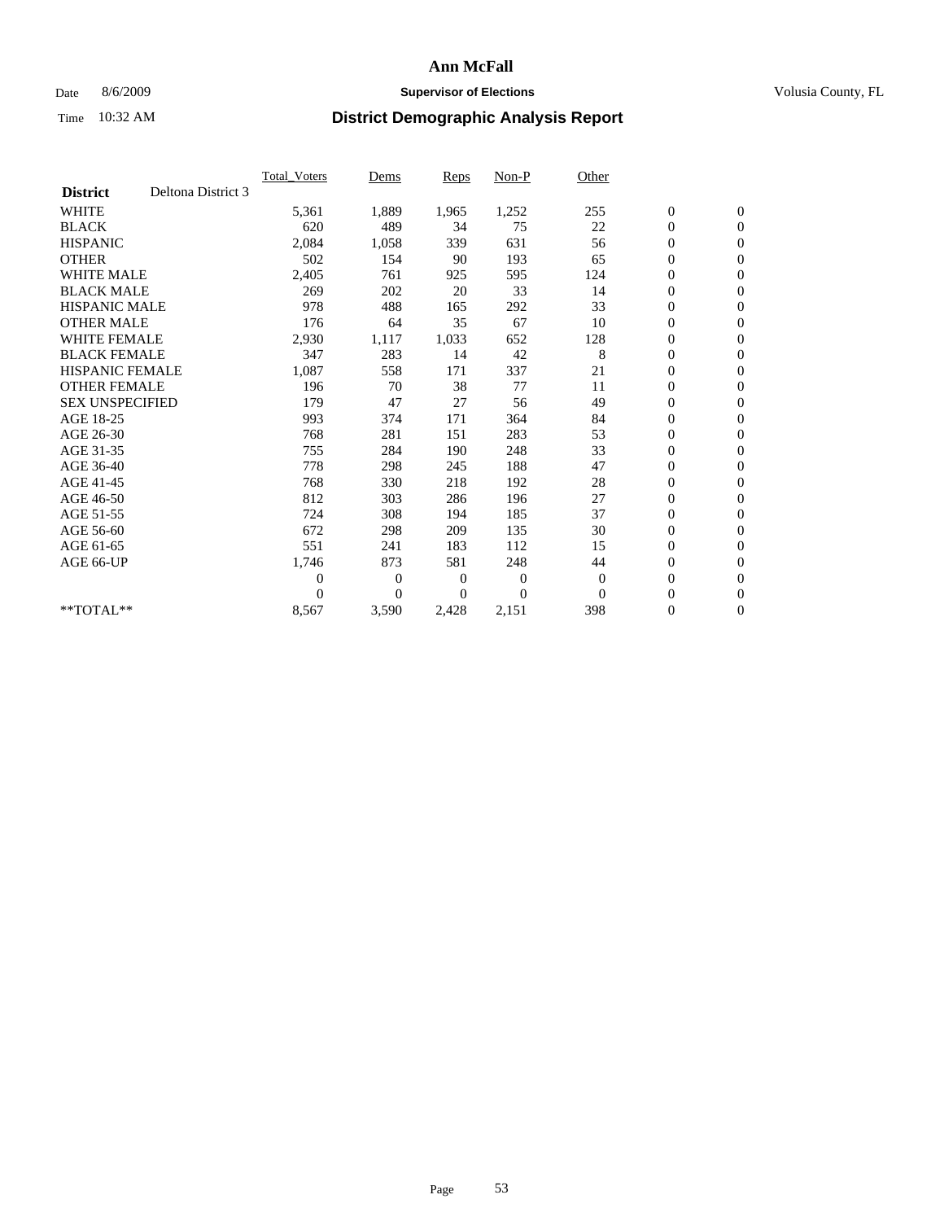# Ann McFall

Date 8/6/2009 **Supervisor of Elections** Volusia County, FL

Time 10:32 AM **District Demographic Analysis Report**

| | Total_Voters | Dems | Reps | Non-P | Other | | |
|---|---|---|---|---|---|---|---|
| **District** Deltona District 3 | | | | | | | |
| WHITE | 5,361 | 1,889 | 1,965 | 1,252 | 255 | 0 | 0 |
| BLACK | 620 | 489 | 34 | 75 | 22 | 0 | 0 |
| HISPANIC | 2,084 | 1,058 | 339 | 631 | 56 | 0 | 0 |
| OTHER | 502 | 154 | 90 | 193 | 65 | 0 | 0 |
| WHITE MALE | 2,405 | 761 | 925 | 595 | 124 | 0 | 0 |
| BLACK MALE | 269 | 202 | 20 | 33 | 14 | 0 | 0 |
| HISPANIC MALE | 978 | 488 | 165 | 292 | 33 | 0 | 0 |
| OTHER MALE | 176 | 64 | 35 | 67 | 10 | 0 | 0 |
| WHITE FEMALE | 2,930 | 1,117 | 1,033 | 652 | 128 | 0 | 0 |
| BLACK FEMALE | 347 | 283 | 14 | 42 | 8 | 0 | 0 |
| HISPANIC FEMALE | 1,087 | 558 | 171 | 337 | 21 | 0 | 0 |
| OTHER FEMALE | 196 | 70 | 38 | 77 | 11 | 0 | 0 |
| SEX UNSPECIFIED | 179 | 47 | 27 | 56 | 49 | 0 | 0 |
| AGE 18-25 | 993 | 374 | 171 | 364 | 84 | 0 | 0 |
| AGE 26-30 | 768 | 281 | 151 | 283 | 53 | 0 | 0 |
| AGE 31-35 | 755 | 284 | 190 | 248 | 33 | 0 | 0 |
| AGE 36-40 | 778 | 298 | 245 | 188 | 47 | 0 | 0 |
| AGE 41-45 | 768 | 330 | 218 | 192 | 28 | 0 | 0 |
| AGE 46-50 | 812 | 303 | 286 | 196 | 27 | 0 | 0 |
| AGE 51-55 | 724 | 308 | 194 | 185 | 37 | 0 | 0 |
| AGE 56-60 | 672 | 298 | 209 | 135 | 30 | 0 | 0 |
| AGE 61-65 | 551 | 241 | 183 | 112 | 15 | 0 | 0 |
| AGE 66-UP | 1,746 | 873 | 581 | 248 | 44 | 0 | 0 |
| | 0 | 0 | 0 | 0 | 0 | 0 | 0 |
| | 0 | 0 | 0 | 0 | 0 | 0 | 0 |
| **TOTAL** | 8,567 | 3,590 | 2,428 | 2,151 | 398 | 0 | 0 |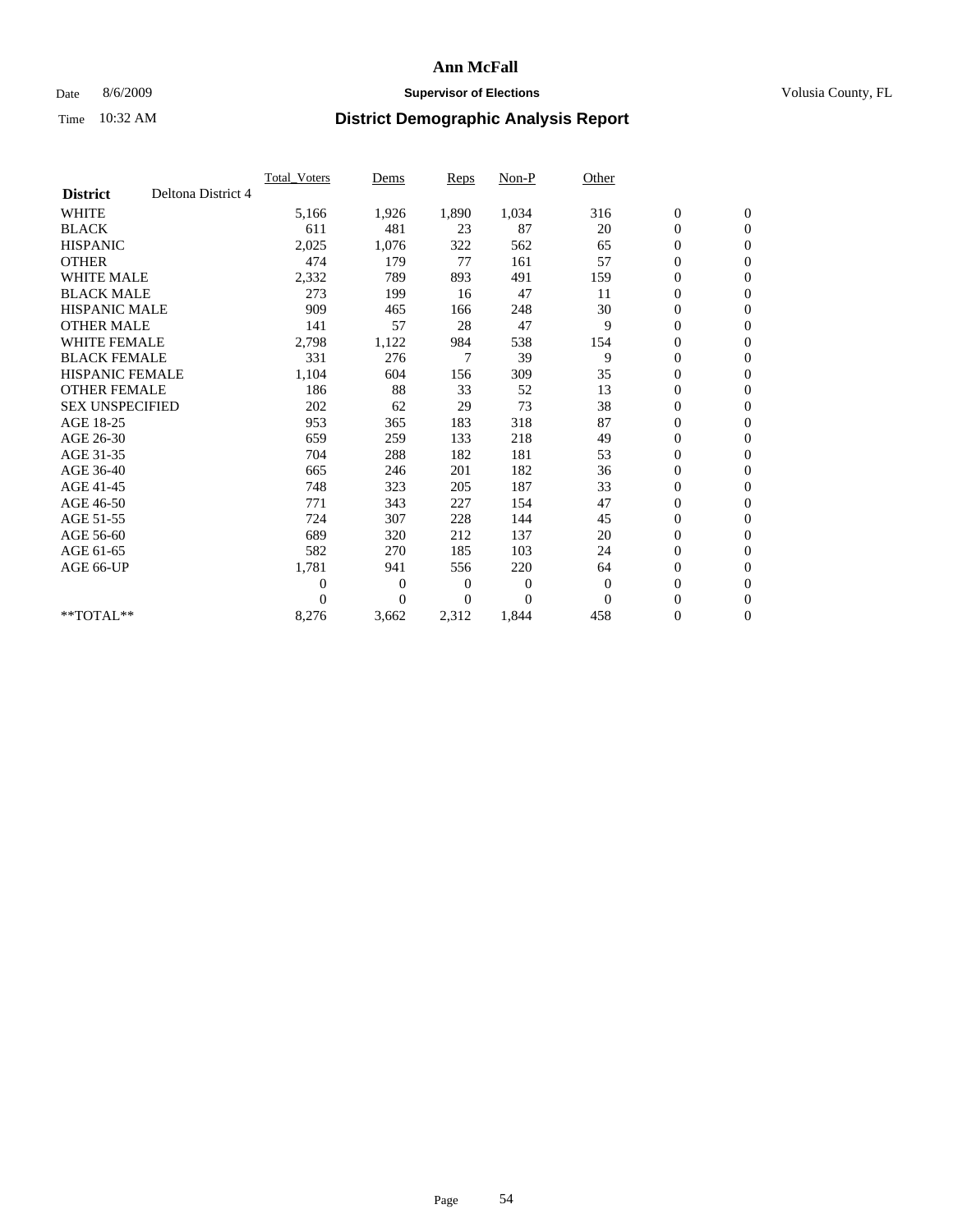# Ann McFall

Date 8/6/2009 **Supervisor of Elections** Volusia County, FL

Time 10:32 AM **District Demographic Analysis Report**

| | Total_Voters | Dems | Reps | Non-P | Other | | |
|---|---|---|---|---|---|---|---|
| **District** Deltona District 4 | | | | | | | |
| WHITE | 5,166 | 1,926 | 1,890 | 1,034 | 316 | 0 | 0 |
| BLACK | 611 | 481 | 23 | 87 | 20 | 0 | 0 |
| HISPANIC | 2,025 | 1,076 | 322 | 562 | 65 | 0 | 0 |
| OTHER | 474 | 179 | 77 | 161 | 57 | 0 | 0 |
| WHITE MALE | 2,332 | 789 | 893 | 491 | 159 | 0 | 0 |
| BLACK MALE | 273 | 199 | 16 | 47 | 11 | 0 | 0 |
| HISPANIC MALE | 909 | 465 | 166 | 248 | 30 | 0 | 0 |
| OTHER MALE | 141 | 57 | 28 | 47 | 9 | 0 | 0 |
| WHITE FEMALE | 2,798 | 1,122 | 984 | 538 | 154 | 0 | 0 |
| BLACK FEMALE | 331 | 276 | 7 | 39 | 9 | 0 | 0 |
| HISPANIC FEMALE | 1,104 | 604 | 156 | 309 | 35 | 0 | 0 |
| OTHER FEMALE | 186 | 88 | 33 | 52 | 13 | 0 | 0 |
| SEX UNSPECIFIED | 202 | 62 | 29 | 73 | 38 | 0 | 0 |
| AGE 18-25 | 953 | 365 | 183 | 318 | 87 | 0 | 0 |
| AGE 26-30 | 659 | 259 | 133 | 218 | 49 | 0 | 0 |
| AGE 31-35 | 704 | 288 | 182 | 181 | 53 | 0 | 0 |
| AGE 36-40 | 665 | 246 | 201 | 182 | 36 | 0 | 0 |
| AGE 41-45 | 748 | 323 | 205 | 187 | 33 | 0 | 0 |
| AGE 46-50 | 771 | 343 | 227 | 154 | 47 | 0 | 0 |
| AGE 51-55 | 724 | 307 | 228 | 144 | 45 | 0 | 0 |
| AGE 56-60 | 689 | 320 | 212 | 137 | 20 | 0 | 0 |
| AGE 61-65 | 582 | 270 | 185 | 103 | 24 | 0 | 0 |
| AGE 66-UP | 1,781 | 941 | 556 | 220 | 64 | 0 | 0 |
| | 0 | 0 | 0 | 0 | 0 | 0 | 0 |
| | 0 | 0 | 0 | 0 | 0 | 0 | 0 |
| **TOTAL** | 8,276 | 3,662 | 2,312 | 1,844 | 458 | 0 | 0 |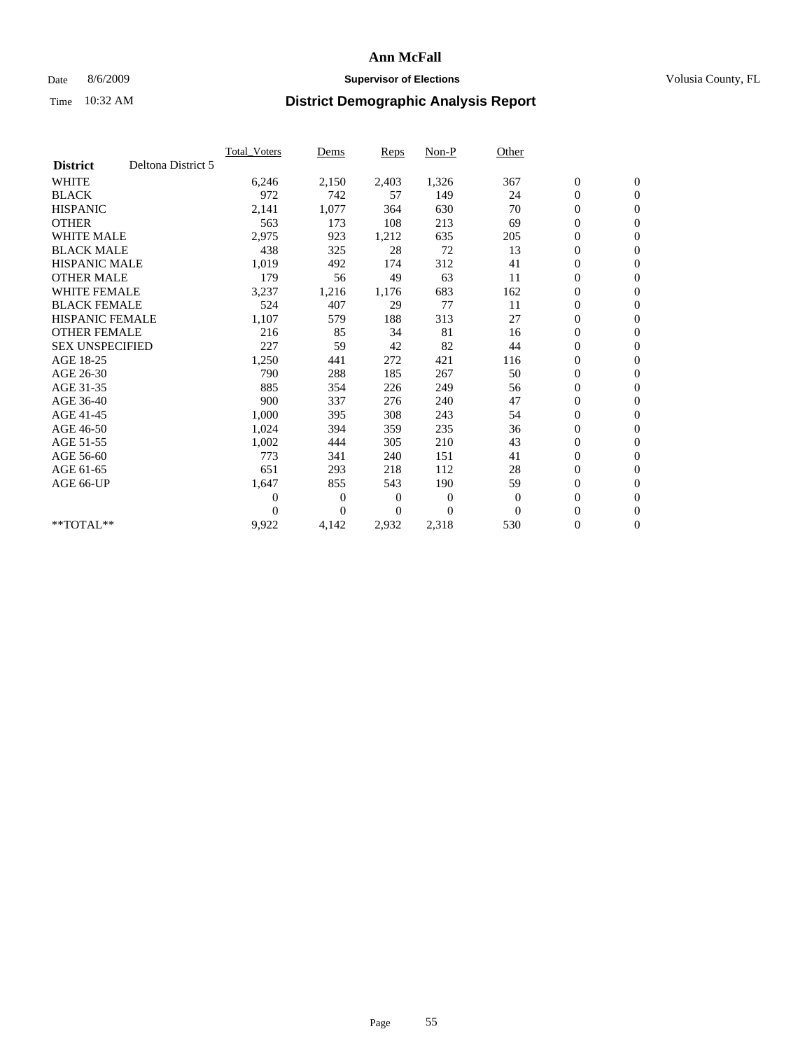# Ann McFall

Date 8/6/2009 **Supervisor of Elections** Volusia County, FL

Time 10:32 AM **District Demographic Analysis Report**

| | Total_Voters | Dems | Reps | Non-P | Other | | |
|---|---|---|---|---|---|---|---|
| **District** Deltona District 5 | | | | | | | |
| WHITE | 6,246 | 2,150 | 2,403 | 1,326 | 367 | 0 | 0 |
| BLACK | 972 | 742 | 57 | 149 | 24 | 0 | 0 |
| HISPANIC | 2,141 | 1,077 | 364 | 630 | 70 | 0 | 0 |
| OTHER | 563 | 173 | 108 | 213 | 69 | 0 | 0 |
| WHITE MALE | 2,975 | 923 | 1,212 | 635 | 205 | 0 | 0 |
| BLACK MALE | 438 | 325 | 28 | 72 | 13 | 0 | 0 |
| HISPANIC MALE | 1,019 | 492 | 174 | 312 | 41 | 0 | 0 |
| OTHER MALE | 179 | 56 | 49 | 63 | 11 | 0 | 0 |
| WHITE FEMALE | 3,237 | 1,216 | 1,176 | 683 | 162 | 0 | 0 |
| BLACK FEMALE | 524 | 407 | 29 | 77 | 11 | 0 | 0 |
| HISPANIC FEMALE | 1,107 | 579 | 188 | 313 | 27 | 0 | 0 |
| OTHER FEMALE | 216 | 85 | 34 | 81 | 16 | 0 | 0 |
| SEX UNSPECIFIED | 227 | 59 | 42 | 82 | 44 | 0 | 0 |
| AGE 18-25 | 1,250 | 441 | 272 | 421 | 116 | 0 | 0 |
| AGE 26-30 | 790 | 288 | 185 | 267 | 50 | 0 | 0 |
| AGE 31-35 | 885 | 354 | 226 | 249 | 56 | 0 | 0 |
| AGE 36-40 | 900 | 337 | 276 | 240 | 47 | 0 | 0 |
| AGE 41-45 | 1,000 | 395 | 308 | 243 | 54 | 0 | 0 |
| AGE 46-50 | 1,024 | 394 | 359 | 235 | 36 | 0 | 0 |
| AGE 51-55 | 1,002 | 444 | 305 | 210 | 43 | 0 | 0 |
| AGE 56-60 | 773 | 341 | 240 | 151 | 41 | 0 | 0 |
| AGE 61-65 | 651 | 293 | 218 | 112 | 28 | 0 | 0 |
| AGE 66-UP | 1,647 | 855 | 543 | 190 | 59 | 0 | 0 |
| | 0 | 0 | 0 | 0 | 0 | 0 | 0 |
| | 0 | 0 | 0 | 0 | 0 | 0 | 0 |
| **TOTAL** | 9,922 | 4,142 | 2,932 | 2,318 | 530 | 0 | 0 |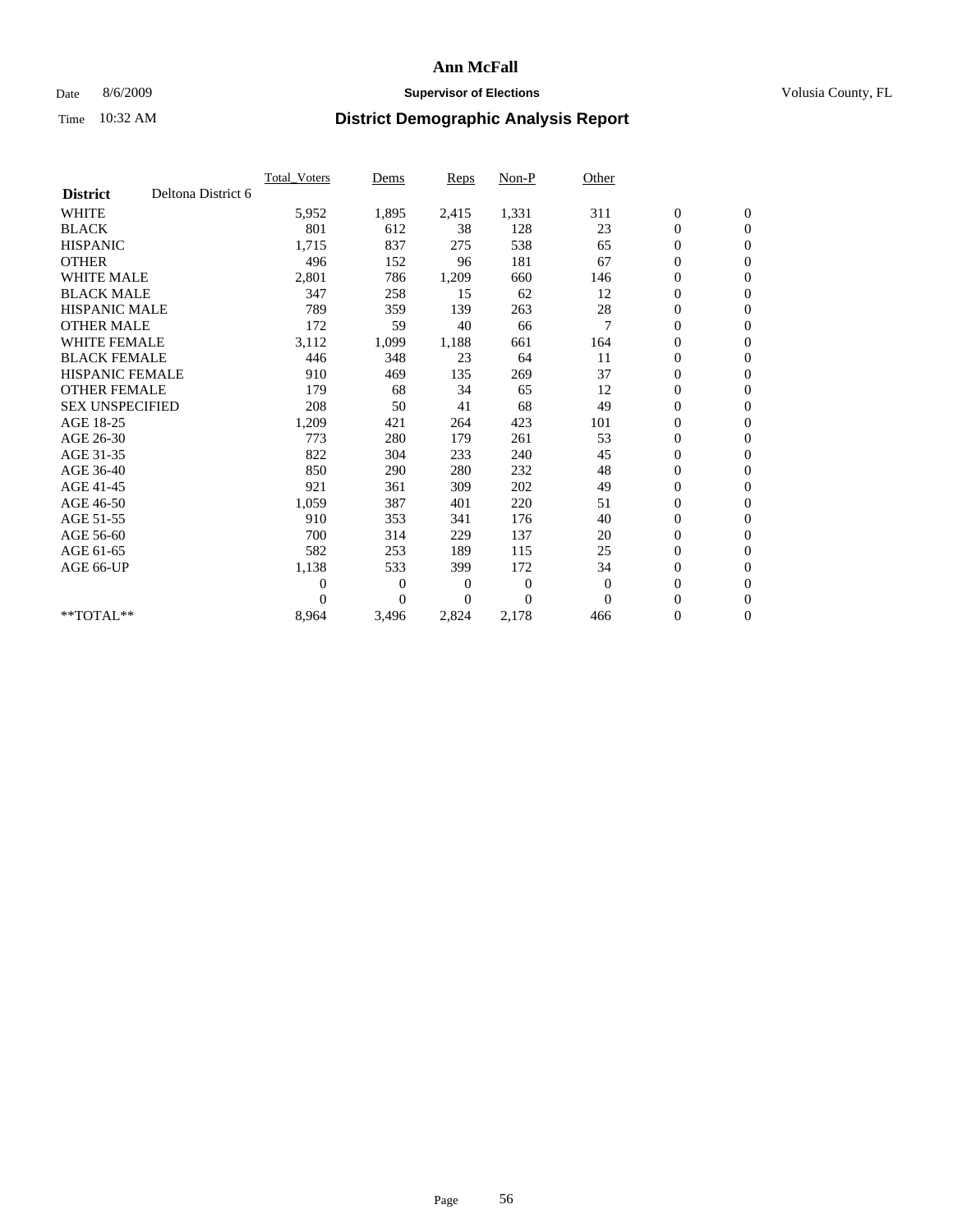# Ann McFall

Date 8/6/2009 **Supervisor of Elections** Volusia County, FL

Time 10:32 AM **District Demographic Analysis Report**

| | Total_Voters | Dems | Reps | Non-P | Other | | |
|---|---|---|---|---|---|---|---|
| **District** Deltona District 6 | | | | | | | |
| WHITE | 5,952 | 1,895 | 2,415 | 1,331 | 311 | 0 | 0 |
| BLACK | 801 | 612 | 38 | 128 | 23 | 0 | 0 |
| HISPANIC | 1,715 | 837 | 275 | 538 | 65 | 0 | 0 |
| OTHER | 496 | 152 | 96 | 181 | 67 | 0 | 0 |
| WHITE MALE | 2,801 | 786 | 1,209 | 660 | 146 | 0 | 0 |
| BLACK MALE | 347 | 258 | 15 | 62 | 12 | 0 | 0 |
| HISPANIC MALE | 789 | 359 | 139 | 263 | 28 | 0 | 0 |
| OTHER MALE | 172 | 59 | 40 | 66 | 7 | 0 | 0 |
| WHITE FEMALE | 3,112 | 1,099 | 1,188 | 661 | 164 | 0 | 0 |
| BLACK FEMALE | 446 | 348 | 23 | 64 | 11 | 0 | 0 |
| HISPANIC FEMALE | 910 | 469 | 135 | 269 | 37 | 0 | 0 |
| OTHER FEMALE | 179 | 68 | 34 | 65 | 12 | 0 | 0 |
| SEX UNSPECIFIED | 208 | 50 | 41 | 68 | 49 | 0 | 0 |
| AGE 18-25 | 1,209 | 421 | 264 | 423 | 101 | 0 | 0 |
| AGE 26-30 | 773 | 280 | 179 | 261 | 53 | 0 | 0 |
| AGE 31-35 | 822 | 304 | 233 | 240 | 45 | 0 | 0 |
| AGE 36-40 | 850 | 290 | 280 | 232 | 48 | 0 | 0 |
| AGE 41-45 | 921 | 361 | 309 | 202 | 49 | 0 | 0 |
| AGE 46-50 | 1,059 | 387 | 401 | 220 | 51 | 0 | 0 |
| AGE 51-55 | 910 | 353 | 341 | 176 | 40 | 0 | 0 |
| AGE 56-60 | 700 | 314 | 229 | 137 | 20 | 0 | 0 |
| AGE 61-65 | 582 | 253 | 189 | 115 | 25 | 0 | 0 |
| AGE 66-UP | 1,138 | 533 | 399 | 172 | 34 | 0 | 0 |
| | 0 | 0 | 0 | 0 | 0 | 0 | 0 |
| | 0 | 0 | 0 | 0 | 0 | 0 | 0 |
| **TOTAL** | 8,964 | 3,496 | 2,824 | 2,178 | 466 | 0 | 0 |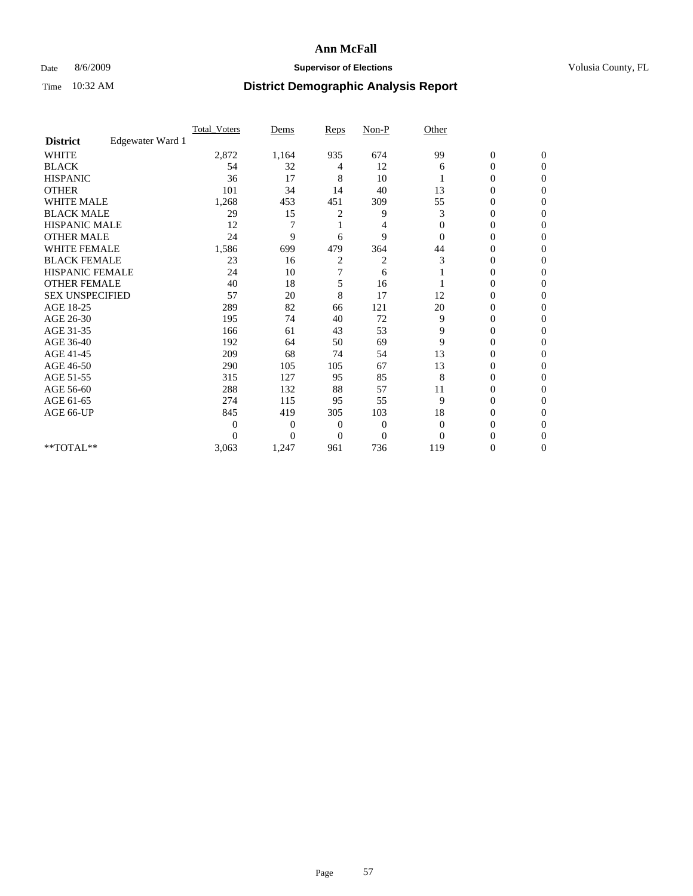# Ann McFall

Date 8/6/2009 **Supervisor of Elections** Volusia County, FL

Time 10:32 AM **District Demographic Analysis Report**

| | Total_Voters | Dems | Reps | Non-P | Other | | |
|---|---|---|---|---|---|---|---|
| **District** Edgewater Ward 1 | | | | | | | |
| WHITE | 2,872 | 1,164 | 935 | 674 | 99 | 0 | 0 |
| BLACK | 54 | 32 | 4 | 12 | 6 | 0 | 0 |
| HISPANIC | 36 | 17 | 8 | 10 | 1 | 0 | 0 |
| OTHER | 101 | 34 | 14 | 40 | 13 | 0 | 0 |
| WHITE MALE | 1,268 | 453 | 451 | 309 | 55 | 0 | 0 |
| BLACK MALE | 29 | 15 | 2 | 9 | 3 | 0 | 0 |
| HISPANIC MALE | 12 | 7 | 1 | 4 | 0 | 0 | 0 |
| OTHER MALE | 24 | 9 | 6 | 9 | 0 | 0 | 0 |
| WHITE FEMALE | 1,586 | 699 | 479 | 364 | 44 | 0 | 0 |
| BLACK FEMALE | 23 | 16 | 2 | 2 | 3 | 0 | 0 |
| HISPANIC FEMALE | 24 | 10 | 7 | 6 | 1 | 0 | 0 |
| OTHER FEMALE | 40 | 18 | 5 | 16 | 1 | 0 | 0 |
| SEX UNSPECIFIED | 57 | 20 | 8 | 17 | 12 | 0 | 0 |
| AGE 18-25 | 289 | 82 | 66 | 121 | 20 | 0 | 0 |
| AGE 26-30 | 195 | 74 | 40 | 72 | 9 | 0 | 0 |
| AGE 31-35 | 166 | 61 | 43 | 53 | 9 | 0 | 0 |
| AGE 36-40 | 192 | 64 | 50 | 69 | 9 | 0 | 0 |
| AGE 41-45 | 209 | 68 | 74 | 54 | 13 | 0 | 0 |
| AGE 46-50 | 290 | 105 | 105 | 67 | 13 | 0 | 0 |
| AGE 51-55 | 315 | 127 | 95 | 85 | 8 | 0 | 0 |
| AGE 56-60 | 288 | 132 | 88 | 57 | 11 | 0 | 0 |
| AGE 61-65 | 274 | 115 | 95 | 55 | 9 | 0 | 0 |
| AGE 66-UP | 845 | 419 | 305 | 103 | 18 | 0 | 0 |
| | 0 | 0 | 0 | 0 | 0 | 0 | 0 |
| | 0 | 0 | 0 | 0 | 0 | 0 | 0 |
| **TOTAL** | 3,063 | 1,247 | 961 | 736 | 119 | 0 | 0 |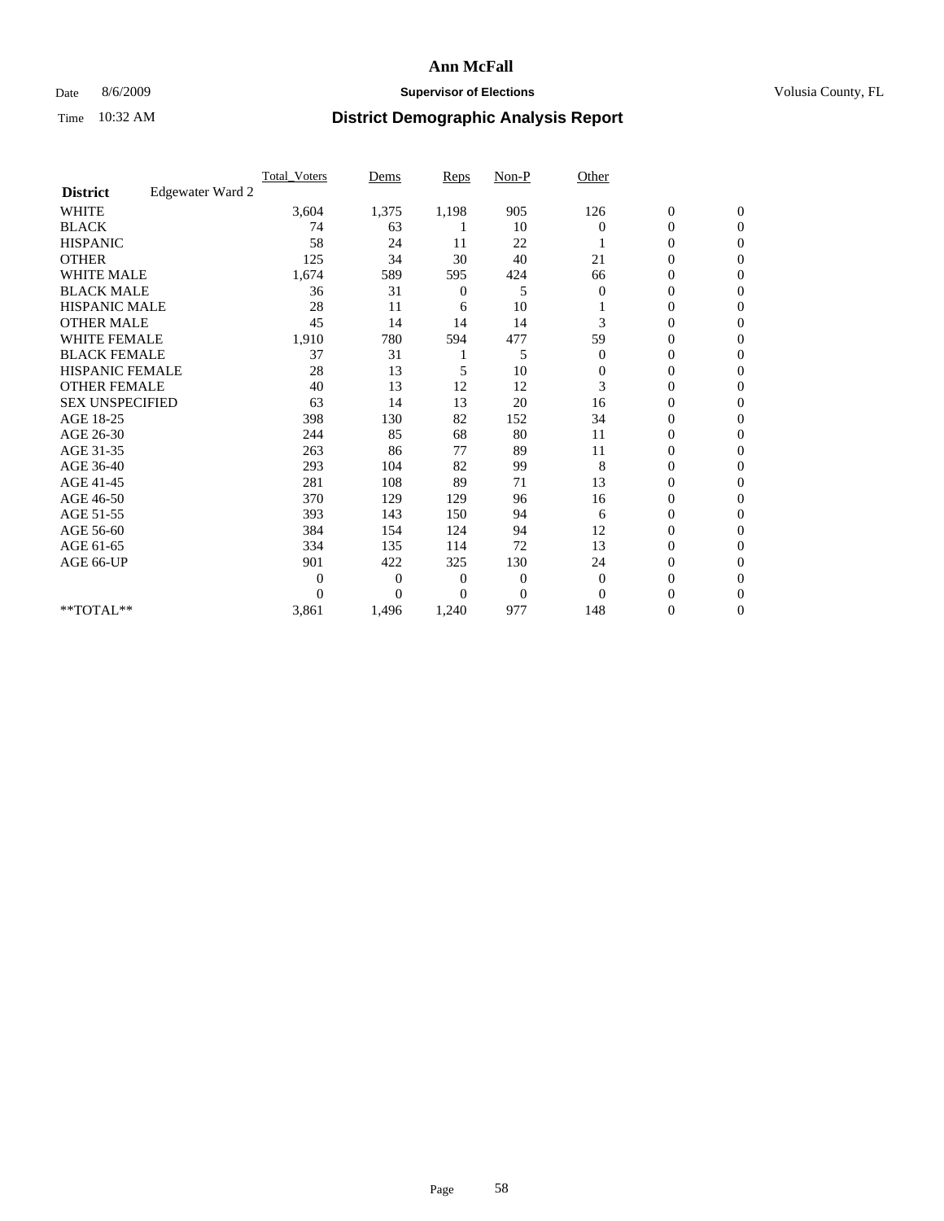# Ann McFall

Date 8/6/2009 **Supervisor of Elections** Volusia County, FL

Time 10:32 AM **District Demographic Analysis Report**

| | Total_Voters | Dems | Reps | Non-P | Other | | |
|---|---|---|---|---|---|---|---|
| **District** Edgewater Ward 2 | | | | | | | |
| WHITE | 3,604 | 1,375 | 1,198 | 905 | 126 | 0 | 0 |
| BLACK | 74 | 63 | 1 | 10 | 0 | 0 | 0 |
| HISPANIC | 58 | 24 | 11 | 22 | 1 | 0 | 0 |
| OTHER | 125 | 34 | 30 | 40 | 21 | 0 | 0 |
| WHITE MALE | 1,674 | 589 | 595 | 424 | 66 | 0 | 0 |
| BLACK MALE | 36 | 31 | 0 | 5 | 0 | 0 | 0 |
| HISPANIC MALE | 28 | 11 | 6 | 10 | 1 | 0 | 0 |
| OTHER MALE | 45 | 14 | 14 | 14 | 3 | 0 | 0 |
| WHITE FEMALE | 1,910 | 780 | 594 | 477 | 59 | 0 | 0 |
| BLACK FEMALE | 37 | 31 | 1 | 5 | 0 | 0 | 0 |
| HISPANIC FEMALE | 28 | 13 | 5 | 10 | 0 | 0 | 0 |
| OTHER FEMALE | 40 | 13 | 12 | 12 | 3 | 0 | 0 |
| SEX UNSPECIFIED | 63 | 14 | 13 | 20 | 16 | 0 | 0 |
| AGE 18-25 | 398 | 130 | 82 | 152 | 34 | 0 | 0 |
| AGE 26-30 | 244 | 85 | 68 | 80 | 11 | 0 | 0 |
| AGE 31-35 | 263 | 86 | 77 | 89 | 11 | 0 | 0 |
| AGE 36-40 | 293 | 104 | 82 | 99 | 8 | 0 | 0 |
| AGE 41-45 | 281 | 108 | 89 | 71 | 13 | 0 | 0 |
| AGE 46-50 | 370 | 129 | 129 | 96 | 16 | 0 | 0 |
| AGE 51-55 | 393 | 143 | 150 | 94 | 6 | 0 | 0 |
| AGE 56-60 | 384 | 154 | 124 | 94 | 12 | 0 | 0 |
| AGE 61-65 | 334 | 135 | 114 | 72 | 13 | 0 | 0 |
| AGE 66-UP | 901 | 422 | 325 | 130 | 24 | 0 | 0 |
| | 0 | 0 | 0 | 0 | 0 | 0 | 0 |
| | 0 | 0 | 0 | 0 | 0 | 0 | 0 |
| **TOTAL** | 3,861 | 1,496 | 1,240 | 977 | 148 | 0 | 0 |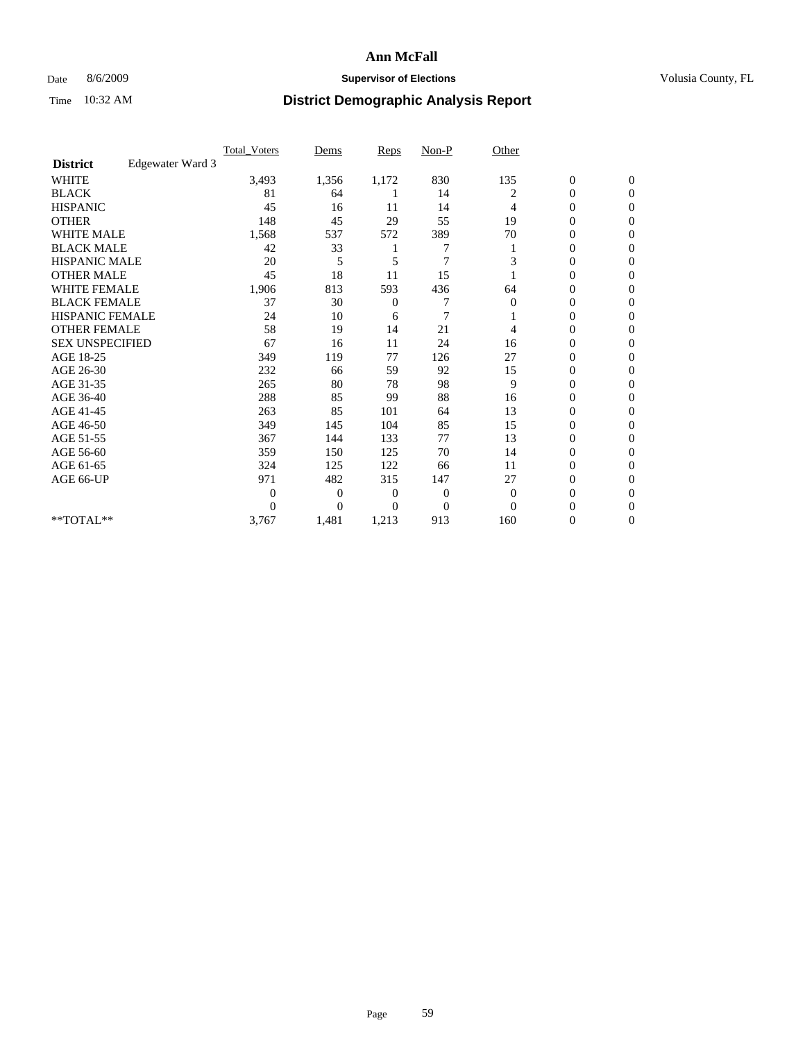# Ann McFall

Date 8/6/2009 **Supervisor of Elections** Volusia County, FL

Time 10:32 AM **District Demographic Analysis Report**

| | Total_Voters | Dems | Reps | Non-P | Other | | |
|---|---|---|---|---|---|---|---|
| **District** Edgewater Ward 3 | | | | | | | |
| WHITE | 3,493 | 1,356 | 1,172 | 830 | 135 | 0 | 0 |
| BLACK | 81 | 64 | 1 | 14 | 2 | 0 | 0 |
| HISPANIC | 45 | 16 | 11 | 14 | 4 | 0 | 0 |
| OTHER | 148 | 45 | 29 | 55 | 19 | 0 | 0 |
| WHITE MALE | 1,568 | 537 | 572 | 389 | 70 | 0 | 0 |
| BLACK MALE | 42 | 33 | 1 | 7 | 1 | 0 | 0 |
| HISPANIC MALE | 20 | 5 | 5 | 7 | 3 | 0 | 0 |
| OTHER MALE | 45 | 18 | 11 | 15 | 1 | 0 | 0 |
| WHITE FEMALE | 1,906 | 813 | 593 | 436 | 64 | 0 | 0 |
| BLACK FEMALE | 37 | 30 | 0 | 7 | 0 | 0 | 0 |
| HISPANIC FEMALE | 24 | 10 | 6 | 7 | 1 | 0 | 0 |
| OTHER FEMALE | 58 | 19 | 14 | 21 | 4 | 0 | 0 |
| SEX UNSPECIFIED | 67 | 16 | 11 | 24 | 16 | 0 | 0 |
| AGE 18-25 | 349 | 119 | 77 | 126 | 27 | 0 | 0 |
| AGE 26-30 | 232 | 66 | 59 | 92 | 15 | 0 | 0 |
| AGE 31-35 | 265 | 80 | 78 | 98 | 9 | 0 | 0 |
| AGE 36-40 | 288 | 85 | 99 | 88 | 16 | 0 | 0 |
| AGE 41-45 | 263 | 85 | 101 | 64 | 13 | 0 | 0 |
| AGE 46-50 | 349 | 145 | 104 | 85 | 15 | 0 | 0 |
| AGE 51-55 | 367 | 144 | 133 | 77 | 13 | 0 | 0 |
| AGE 56-60 | 359 | 150 | 125 | 70 | 14 | 0 | 0 |
| AGE 61-65 | 324 | 125 | 122 | 66 | 11 | 0 | 0 |
| AGE 66-UP | 971 | 482 | 315 | 147 | 27 | 0 | 0 |
| | 0 | 0 | 0 | 0 | 0 | 0 | 0 |
| | 0 | 0 | 0 | 0 | 0 | 0 | 0 |
| **TOTAL** | 3,767 | 1,481 | 1,213 | 913 | 160 | 0 | 0 |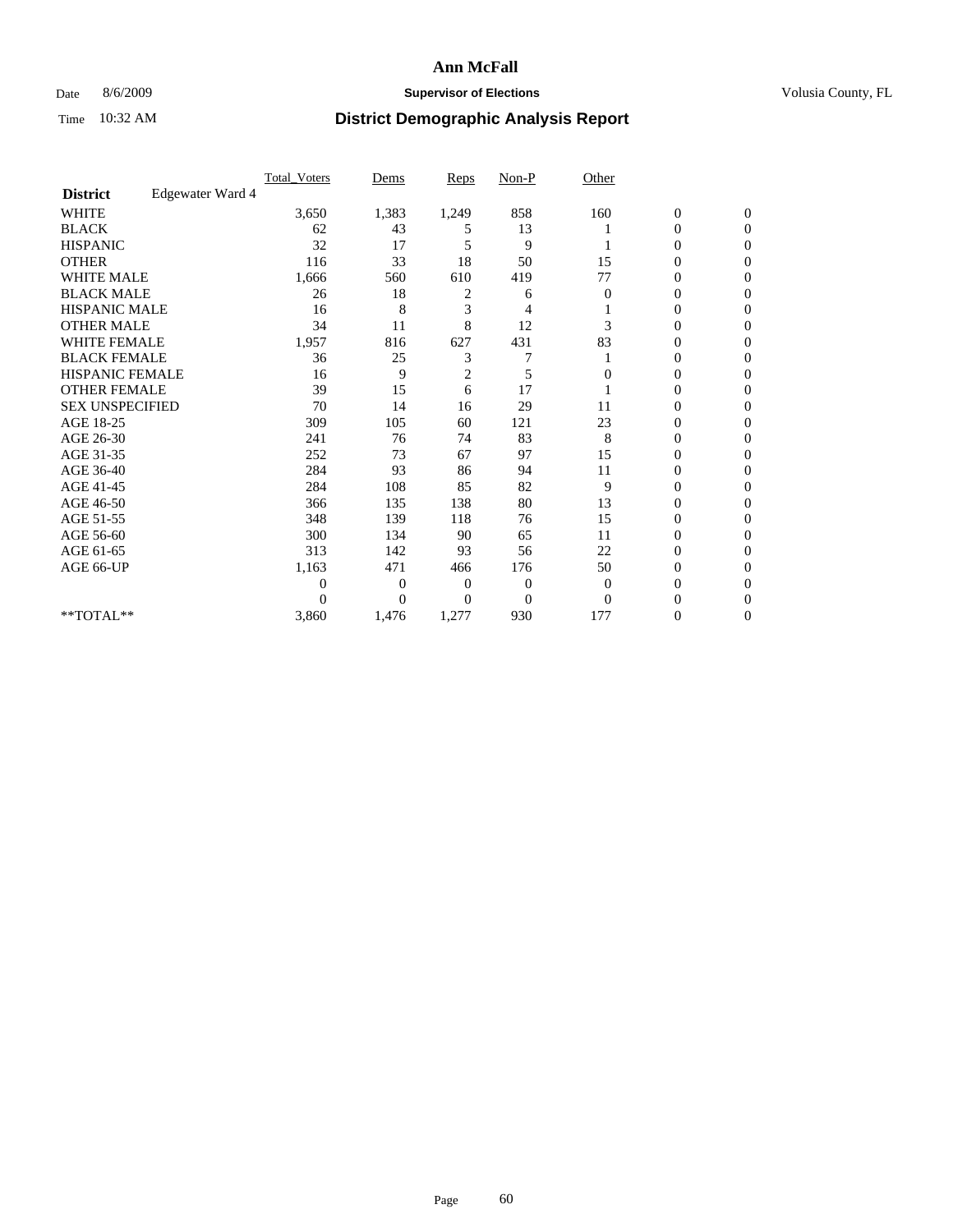# Ann McFall

Date 8/6/2009 **Supervisor of Elections** Volusia County, FL

Time 10:32 AM **District Demographic Analysis Report**

| | Total_Voters | Dems | Reps | Non-P | Other | | |
|---|---|---|---|---|---|---|---|
| **District** Edgewater Ward 4 | | | | | | | |
| WHITE | 3,650 | 1,383 | 1,249 | 858 | 160 | 0 | 0 |
| BLACK | 62 | 43 | 5 | 13 | 1 | 0 | 0 |
| HISPANIC | 32 | 17 | 5 | 9 | 1 | 0 | 0 |
| OTHER | 116 | 33 | 18 | 50 | 15 | 0 | 0 |
| WHITE MALE | 1,666 | 560 | 610 | 419 | 77 | 0 | 0 |
| BLACK MALE | 26 | 18 | 2 | 6 | 0 | 0 | 0 |
| HISPANIC MALE | 16 | 8 | 3 | 4 | 1 | 0 | 0 |
| OTHER MALE | 34 | 11 | 8 | 12 | 3 | 0 | 0 |
| WHITE FEMALE | 1,957 | 816 | 627 | 431 | 83 | 0 | 0 |
| BLACK FEMALE | 36 | 25 | 3 | 7 | 1 | 0 | 0 |
| HISPANIC FEMALE | 16 | 9 | 2 | 5 | 0 | 0 | 0 |
| OTHER FEMALE | 39 | 15 | 6 | 17 | 1 | 0 | 0 |
| SEX UNSPECIFIED | 70 | 14 | 16 | 29 | 11 | 0 | 0 |
| AGE 18-25 | 309 | 105 | 60 | 121 | 23 | 0 | 0 |
| AGE 26-30 | 241 | 76 | 74 | 83 | 8 | 0 | 0 |
| AGE 31-35 | 252 | 73 | 67 | 97 | 15 | 0 | 0 |
| AGE 36-40 | 284 | 93 | 86 | 94 | 11 | 0 | 0 |
| AGE 41-45 | 284 | 108 | 85 | 82 | 9 | 0 | 0 |
| AGE 46-50 | 366 | 135 | 138 | 80 | 13 | 0 | 0 |
| AGE 51-55 | 348 | 139 | 118 | 76 | 15 | 0 | 0 |
| AGE 56-60 | 300 | 134 | 90 | 65 | 11 | 0 | 0 |
| AGE 61-65 | 313 | 142 | 93 | 56 | 22 | 0 | 0 |
| AGE 66-UP | 1,163 | 471 | 466 | 176 | 50 | 0 | 0 |
| | 0 | 0 | 0 | 0 | 0 | 0 | 0 |
| | 0 | 0 | 0 | 0 | 0 | 0 | 0 |
| **TOTAL** | 3,860 | 1,476 | 1,277 | 930 | 177 | 0 | 0 |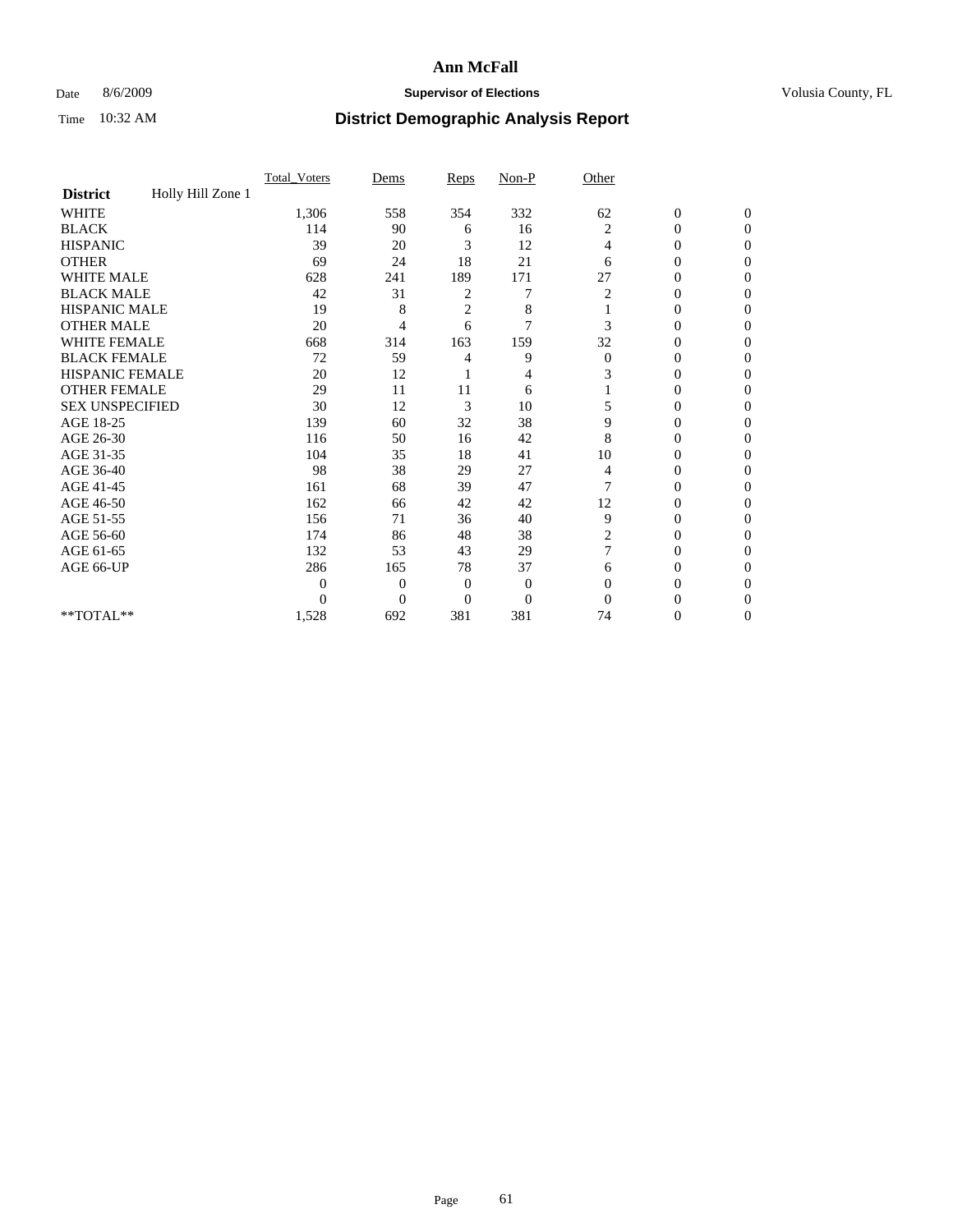# Ann McFall

Date 8/6/2009 **Supervisor of Elections** Volusia County, FL

Time 10:32 AM **District Demographic Analysis Report**

| | Total_Voters | Dems | Reps | Non-P | Other | | |
|---|---|---|---|---|---|---|---|
| **District** Holly Hill Zone 1 | | | | | | | |
| WHITE | 1,306 | 558 | 354 | 332 | 62 | 0 | 0 |
| BLACK | 114 | 90 | 6 | 16 | 2 | 0 | 0 |
| HISPANIC | 39 | 20 | 3 | 12 | 4 | 0 | 0 |
| OTHER | 69 | 24 | 18 | 21 | 6 | 0 | 0 |
| WHITE MALE | 628 | 241 | 189 | 171 | 27 | 0 | 0 |
| BLACK MALE | 42 | 31 | 2 | 7 | 2 | 0 | 0 |
| HISPANIC MALE | 19 | 8 | 2 | 8 | 1 | 0 | 0 |
| OTHER MALE | 20 | 4 | 6 | 7 | 3 | 0 | 0 |
| WHITE FEMALE | 668 | 314 | 163 | 159 | 32 | 0 | 0 |
| BLACK FEMALE | 72 | 59 | 4 | 9 | 0 | 0 | 0 |
| HISPANIC FEMALE | 20 | 12 | 1 | 4 | 3 | 0 | 0 |
| OTHER FEMALE | 29 | 11 | 11 | 6 | 1 | 0 | 0 |
| SEX UNSPECIFIED | 30 | 12 | 3 | 10 | 5 | 0 | 0 |
| AGE 18-25 | 139 | 60 | 32 | 38 | 9 | 0 | 0 |
| AGE 26-30 | 116 | 50 | 16 | 42 | 8 | 0 | 0 |
| AGE 31-35 | 104 | 35 | 18 | 41 | 10 | 0 | 0 |
| AGE 36-40 | 98 | 38 | 29 | 27 | 4 | 0 | 0 |
| AGE 41-45 | 161 | 68 | 39 | 47 | 7 | 0 | 0 |
| AGE 46-50 | 162 | 66 | 42 | 42 | 12 | 0 | 0 |
| AGE 51-55 | 156 | 71 | 36 | 40 | 9 | 0 | 0 |
| AGE 56-60 | 174 | 86 | 48 | 38 | 2 | 0 | 0 |
| AGE 61-65 | 132 | 53 | 43 | 29 | 7 | 0 | 0 |
| AGE 66-UP | 286 | 165 | 78 | 37 | 6 | 0 | 0 |
| | 0 | 0 | 0 | 0 | 0 | 0 | 0 |
| | 0 | 0 | 0 | 0 | 0 | 0 | 0 |
| **TOTAL** | 1,528 | 692 | 381 | 381 | 74 | 0 | 0 |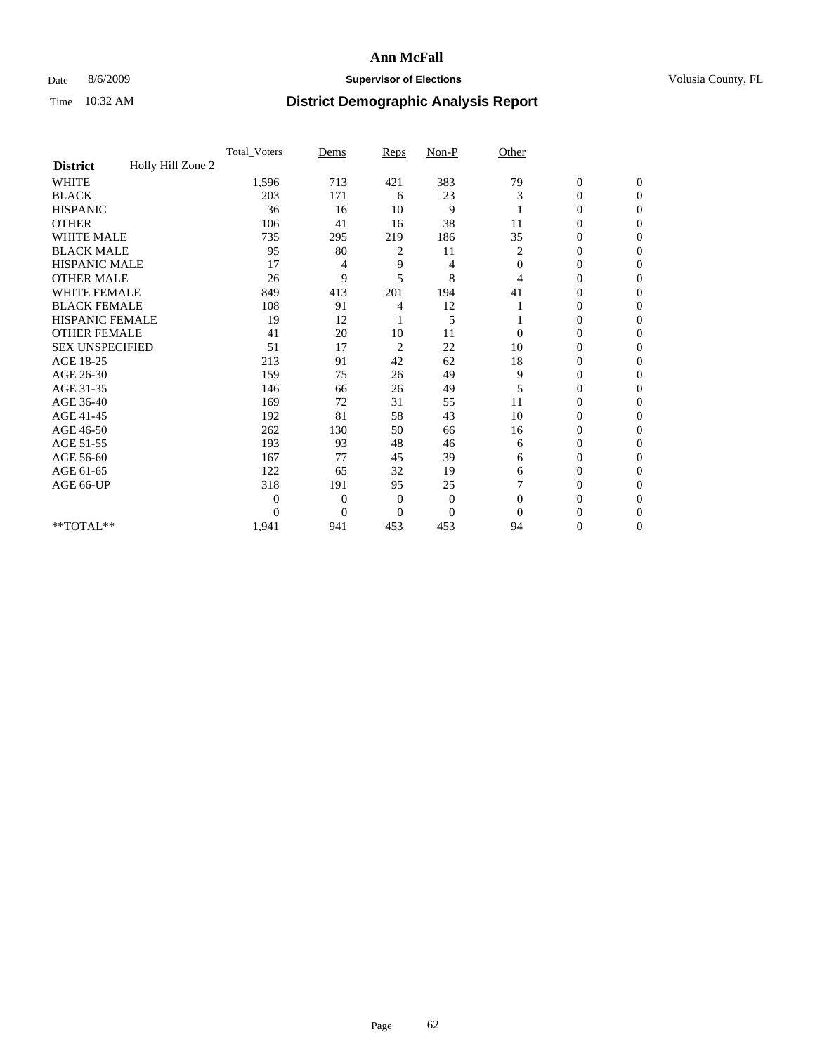**Ann McFall**

Date 8/6/2009 **Supervisor of Elections** Volusia County, FL

Time 10:32 AM **District Demographic Analysis Report**

| | Total_Voters | Dems | Reps | Non-P | Other | | |
|---|---|---|---|---|---|---|---|
| **District** Holly Hill Zone 2 | | | | | | | |
| WHITE | 1,596 | 713 | 421 | 383 | 79 | 0 | 0 |
| BLACK | 203 | 171 | 6 | 23 | 3 | 0 | 0 |
| HISPANIC | 36 | 16 | 10 | 9 | 1 | 0 | 0 |
| OTHER | 106 | 41 | 16 | 38 | 11 | 0 | 0 |
| WHITE MALE | 735 | 295 | 219 | 186 | 35 | 0 | 0 |
| BLACK MALE | 95 | 80 | 2 | 11 | 2 | 0 | 0 |
| HISPANIC MALE | 17 | 4 | 9 | 4 | 0 | 0 | 0 |
| OTHER MALE | 26 | 9 | 5 | 8 | 4 | 0 | 0 |
| WHITE FEMALE | 849 | 413 | 201 | 194 | 41 | 0 | 0 |
| BLACK FEMALE | 108 | 91 | 4 | 12 | 1 | 0 | 0 |
| HISPANIC FEMALE | 19 | 12 | 1 | 5 | 1 | 0 | 0 |
| OTHER FEMALE | 41 | 20 | 10 | 11 | 0 | 0 | 0 |
| SEX UNSPECIFIED | 51 | 17 | 2 | 22 | 10 | 0 | 0 |
| AGE 18-25 | 213 | 91 | 42 | 62 | 18 | 0 | 0 |
| AGE 26-30 | 159 | 75 | 26 | 49 | 9 | 0 | 0 |
| AGE 31-35 | 146 | 66 | 26 | 49 | 5 | 0 | 0 |
| AGE 36-40 | 169 | 72 | 31 | 55 | 11 | 0 | 0 |
| AGE 41-45 | 192 | 81 | 58 | 43 | 10 | 0 | 0 |
| AGE 46-50 | 262 | 130 | 50 | 66 | 16 | 0 | 0 |
| AGE 51-55 | 193 | 93 | 48 | 46 | 6 | 0 | 0 |
| AGE 56-60 | 167 | 77 | 45 | 39 | 6 | 0 | 0 |
| AGE 61-65 | 122 | 65 | 32 | 19 | 6 | 0 | 0 |
| AGE 66-UP | 318 | 191 | 95 | 25 | 7 | 0 | 0 |
| | 0 | 0 | 0 | 0 | 0 | 0 | 0 |
| | 0 | 0 | 0 | 0 | 0 | 0 | 0 |
| **TOTAL** | 1,941 | 941 | 453 | 453 | 94 | 0 | 0 |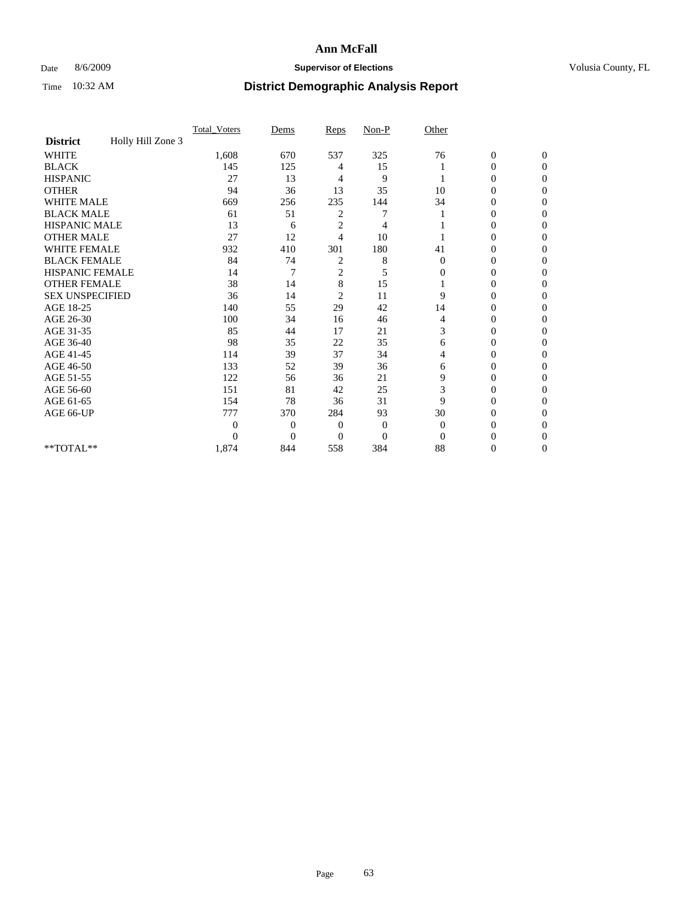# Ann McFall

Date 8/6/2009 **Supervisor of Elections** Volusia County, FL

Time 10:32 AM **District Demographic Analysis Report**

| | Total_Voters | Dems | Reps | Non-P | Other | | |
|---|---|---|---|---|---|---|---|
| **District** Holly Hill Zone 3 | | | | | | | |
| WHITE | 1,608 | 670 | 537 | 325 | 76 | 0 | 0 |
| BLACK | 145 | 125 | 4 | 15 | 1 | 0 | 0 |
| HISPANIC | 27 | 13 | 4 | 9 | 1 | 0 | 0 |
| OTHER | 94 | 36 | 13 | 35 | 10 | 0 | 0 |
| WHITE MALE | 669 | 256 | 235 | 144 | 34 | 0 | 0 |
| BLACK MALE | 61 | 51 | 2 | 7 | 1 | 0 | 0 |
| HISPANIC MALE | 13 | 6 | 2 | 4 | 1 | 0 | 0 |
| OTHER MALE | 27 | 12 | 4 | 10 | 1 | 0 | 0 |
| WHITE FEMALE | 932 | 410 | 301 | 180 | 41 | 0 | 0 |
| BLACK FEMALE | 84 | 74 | 2 | 8 | 0 | 0 | 0 |
| HISPANIC FEMALE | 14 | 7 | 2 | 5 | 0 | 0 | 0 |
| OTHER FEMALE | 38 | 14 | 8 | 15 | 1 | 0 | 0 |
| SEX UNSPECIFIED | 36 | 14 | 2 | 11 | 9 | 0 | 0 |
| AGE 18-25 | 140 | 55 | 29 | 42 | 14 | 0 | 0 |
| AGE 26-30 | 100 | 34 | 16 | 46 | 4 | 0 | 0 |
| AGE 31-35 | 85 | 44 | 17 | 21 | 3 | 0 | 0 |
| AGE 36-40 | 98 | 35 | 22 | 35 | 6 | 0 | 0 |
| AGE 41-45 | 114 | 39 | 37 | 34 | 4 | 0 | 0 |
| AGE 46-50 | 133 | 52 | 39 | 36 | 6 | 0 | 0 |
| AGE 51-55 | 122 | 56 | 36 | 21 | 9 | 0 | 0 |
| AGE 56-60 | 151 | 81 | 42 | 25 | 3 | 0 | 0 |
| AGE 61-65 | 154 | 78 | 36 | 31 | 9 | 0 | 0 |
| AGE 66-UP | 777 | 370 | 284 | 93 | 30 | 0 | 0 |
| | 0 | 0 | 0 | 0 | 0 | 0 | 0 |
| | 0 | 0 | 0 | 0 | 0 | 0 | 0 |
| **TOTAL** | 1,874 | 844 | 558 | 384 | 88 | 0 | 0 |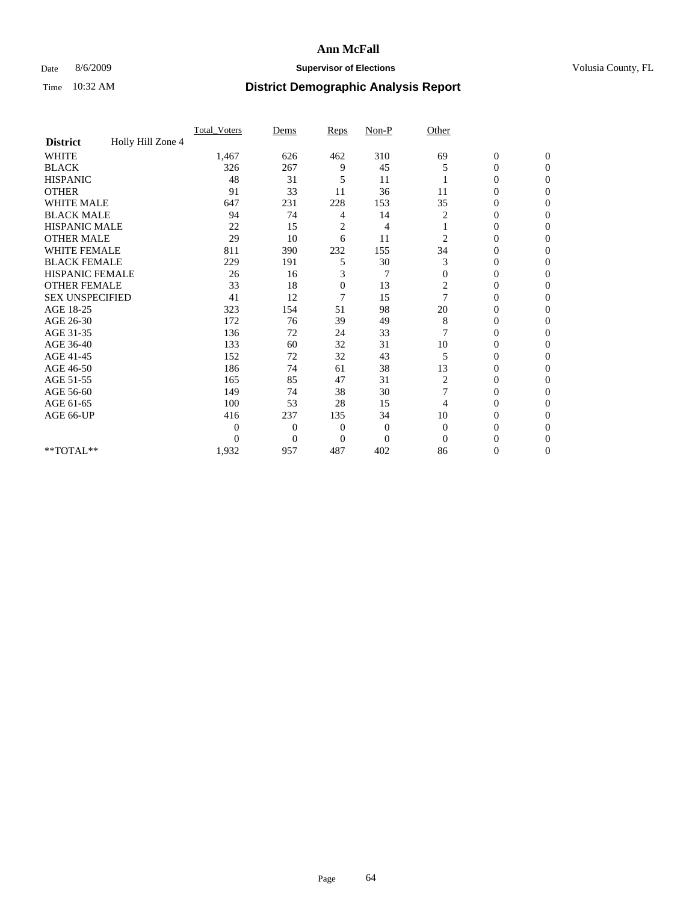# Ann McFall

Date 8/6/2009 **Supervisor of Elections** Volusia County, FL

Time 10:32 AM **District Demographic Analysis Report**

| | Total_Voters | Dems | Reps | Non-P | Other | | |
|---|---|---|---|---|---|---|---|
| **District** Holly Hill Zone 4 | | | | | | | |
| WHITE | 1,467 | 626 | 462 | 310 | 69 | 0 | 0 |
| BLACK | 326 | 267 | 9 | 45 | 5 | 0 | 0 |
| HISPANIC | 48 | 31 | 5 | 11 | 1 | 0 | 0 |
| OTHER | 91 | 33 | 11 | 36 | 11 | 0 | 0 |
| WHITE MALE | 647 | 231 | 228 | 153 | 35 | 0 | 0 |
| BLACK MALE | 94 | 74 | 4 | 14 | 2 | 0 | 0 |
| HISPANIC MALE | 22 | 15 | 2 | 4 | 1 | 0 | 0 |
| OTHER MALE | 29 | 10 | 6 | 11 | 2 | 0 | 0 |
| WHITE FEMALE | 811 | 390 | 232 | 155 | 34 | 0 | 0 |
| BLACK FEMALE | 229 | 191 | 5 | 30 | 3 | 0 | 0 |
| HISPANIC FEMALE | 26 | 16 | 3 | 7 | 0 | 0 | 0 |
| OTHER FEMALE | 33 | 18 | 0 | 13 | 2 | 0 | 0 |
| SEX UNSPECIFIED | 41 | 12 | 7 | 15 | 7 | 0 | 0 |
| AGE 18-25 | 323 | 154 | 51 | 98 | 20 | 0 | 0 |
| AGE 26-30 | 172 | 76 | 39 | 49 | 8 | 0 | 0 |
| AGE 31-35 | 136 | 72 | 24 | 33 | 7 | 0 | 0 |
| AGE 36-40 | 133 | 60 | 32 | 31 | 10 | 0 | 0 |
| AGE 41-45 | 152 | 72 | 32 | 43 | 5 | 0 | 0 |
| AGE 46-50 | 186 | 74 | 61 | 38 | 13 | 0 | 0 |
| AGE 51-55 | 165 | 85 | 47 | 31 | 2 | 0 | 0 |
| AGE 56-60 | 149 | 74 | 38 | 30 | 7 | 0 | 0 |
| AGE 61-65 | 100 | 53 | 28 | 15 | 4 | 0 | 0 |
| AGE 66-UP | 416 | 237 | 135 | 34 | 10 | 0 | 0 |
| | 0 | 0 | 0 | 0 | 0 | 0 | 0 |
| | 0 | 0 | 0 | 0 | 0 | 0 | 0 |
| **TOTAL** | 1,932 | 957 | 487 | 402 | 86 | 0 | 0 |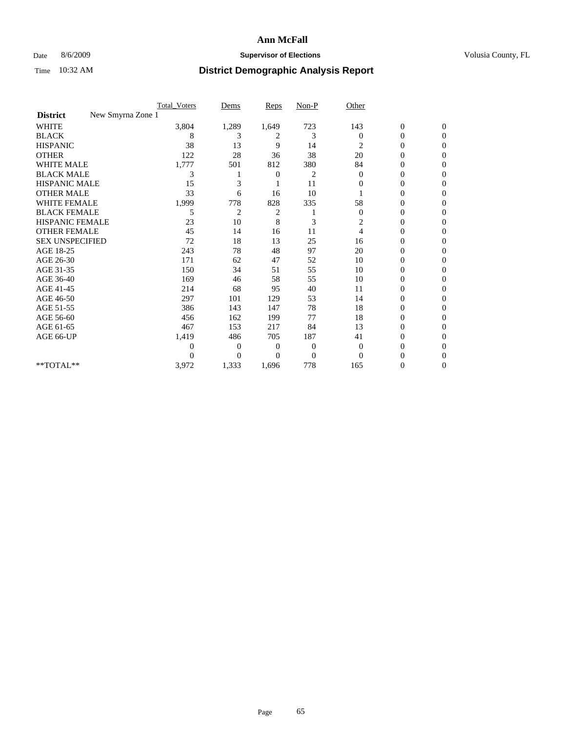# Ann McFall

Date 8/6/2009 **Supervisor of Elections** Volusia County, FL

Time 10:32 AM **District Demographic Analysis Report**

| | Total_Voters | Dems | Reps | Non-P | Other | | |
|---|---|---|---|---|---|---|---|
| **District** New Smyrna Zone 1 | | | | | | | |
| WHITE | 3,804 | 1,289 | 1,649 | 723 | 143 | 0 | 0 |
| BLACK | 8 | 3 | 2 | 3 | 0 | 0 | 0 |
| HISPANIC | 38 | 13 | 9 | 14 | 2 | 0 | 0 |
| OTHER | 122 | 28 | 36 | 38 | 20 | 0 | 0 |
| WHITE MALE | 1,777 | 501 | 812 | 380 | 84 | 0 | 0 |
| BLACK MALE | 3 | 1 | 0 | 2 | 0 | 0 | 0 |
| HISPANIC MALE | 15 | 3 | 1 | 11 | 0 | 0 | 0 |
| OTHER MALE | 33 | 6 | 16 | 10 | 1 | 0 | 0 |
| WHITE FEMALE | 1,999 | 778 | 828 | 335 | 58 | 0 | 0 |
| BLACK FEMALE | 5 | 2 | 2 | 1 | 0 | 0 | 0 |
| HISPANIC FEMALE | 23 | 10 | 8 | 3 | 2 | 0 | 0 |
| OTHER FEMALE | 45 | 14 | 16 | 11 | 4 | 0 | 0 |
| SEX UNSPECIFIED | 72 | 18 | 13 | 25 | 16 | 0 | 0 |
| AGE 18-25 | 243 | 78 | 48 | 97 | 20 | 0 | 0 |
| AGE 26-30 | 171 | 62 | 47 | 52 | 10 | 0 | 0 |
| AGE 31-35 | 150 | 34 | 51 | 55 | 10 | 0 | 0 |
| AGE 36-40 | 169 | 46 | 58 | 55 | 10 | 0 | 0 |
| AGE 41-45 | 214 | 68 | 95 | 40 | 11 | 0 | 0 |
| AGE 46-50 | 297 | 101 | 129 | 53 | 14 | 0 | 0 |
| AGE 51-55 | 386 | 143 | 147 | 78 | 18 | 0 | 0 |
| AGE 56-60 | 456 | 162 | 199 | 77 | 18 | 0 | 0 |
| AGE 61-65 | 467 | 153 | 217 | 84 | 13 | 0 | 0 |
| AGE 66-UP | 1,419 | 486 | 705 | 187 | 41 | 0 | 0 |
| | 0 | 0 | 0 | 0 | 0 | 0 | 0 |
| | 0 | 0 | 0 | 0 | 0 | 0 | 0 |
| **TOTAL** | 3,972 | 1,333 | 1,696 | 778 | 165 | 0 | 0 |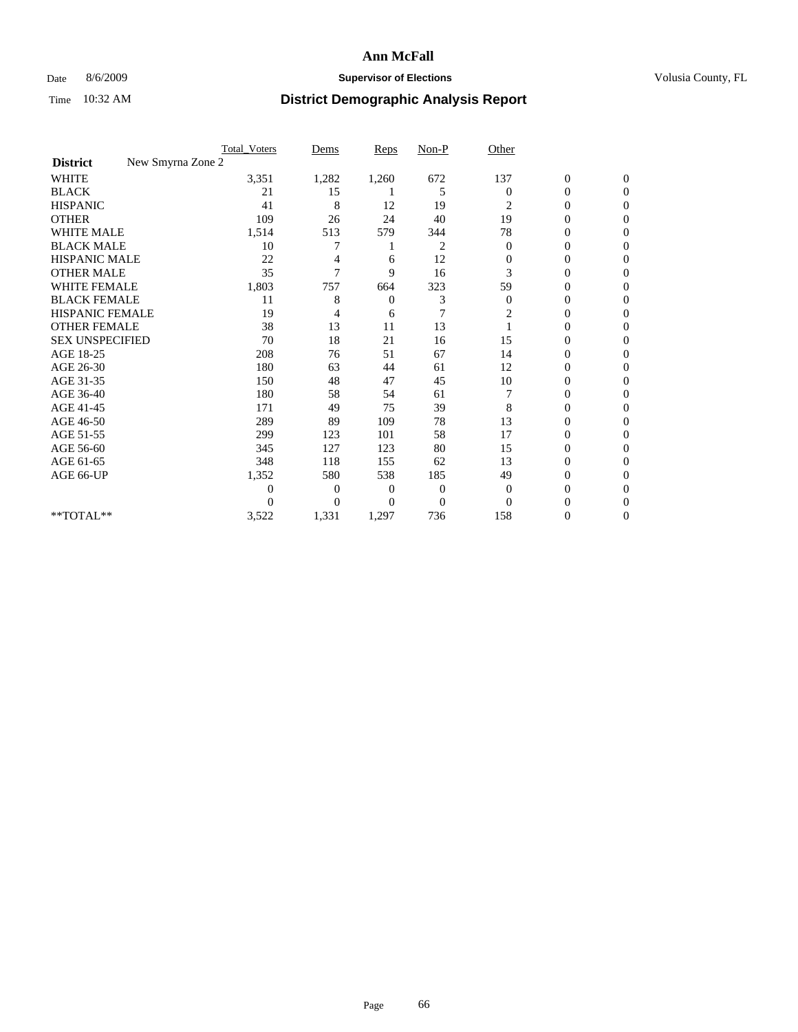# Ann McFall

Date 8/6/2009 **Supervisor of Elections** Volusia County, FL

Time 10:32 AM **District Demographic Analysis Report**

| | Total_Voters | Dems | Reps | Non-P | Other | | |
|---|---|---|---|---|---|---|---|
| **District** New Smyrna Zone 2 | | | | | | | |
| WHITE | 3,351 | 1,282 | 1,260 | 672 | 137 | 0 | 0 |
| BLACK | 21 | 15 | 1 | 5 | 0 | 0 | 0 |
| HISPANIC | 41 | 8 | 12 | 19 | 2 | 0 | 0 |
| OTHER | 109 | 26 | 24 | 40 | 19 | 0 | 0 |
| WHITE MALE | 1,514 | 513 | 579 | 344 | 78 | 0 | 0 |
| BLACK MALE | 10 | 7 | 1 | 2 | 0 | 0 | 0 |
| HISPANIC MALE | 22 | 4 | 6 | 12 | 0 | 0 | 0 |
| OTHER MALE | 35 | 7 | 9 | 16 | 3 | 0 | 0 |
| WHITE FEMALE | 1,803 | 757 | 664 | 323 | 59 | 0 | 0 |
| BLACK FEMALE | 11 | 8 | 0 | 3 | 0 | 0 | 0 |
| HISPANIC FEMALE | 19 | 4 | 6 | 7 | 2 | 0 | 0 |
| OTHER FEMALE | 38 | 13 | 11 | 13 | 1 | 0 | 0 |
| SEX UNSPECIFIED | 70 | 18 | 21 | 16 | 15 | 0 | 0 |
| AGE 18-25 | 208 | 76 | 51 | 67 | 14 | 0 | 0 |
| AGE 26-30 | 180 | 63 | 44 | 61 | 12 | 0 | 0 |
| AGE 31-35 | 150 | 48 | 47 | 45 | 10 | 0 | 0 |
| AGE 36-40 | 180 | 58 | 54 | 61 | 7 | 0 | 0 |
| AGE 41-45 | 171 | 49 | 75 | 39 | 8 | 0 | 0 |
| AGE 46-50 | 289 | 89 | 109 | 78 | 13 | 0 | 0 |
| AGE 51-55 | 299 | 123 | 101 | 58 | 17 | 0 | 0 |
| AGE 56-60 | 345 | 127 | 123 | 80 | 15 | 0 | 0 |
| AGE 61-65 | 348 | 118 | 155 | 62 | 13 | 0 | 0 |
| AGE 66-UP | 1,352 | 580 | 538 | 185 | 49 | 0 | 0 |
| | 0 | 0 | 0 | 0 | 0 | 0 | 0 |
| | 0 | 0 | 0 | 0 | 0 | 0 | 0 |
| **TOTAL** | 3,522 | 1,331 | 1,297 | 736 | 158 | 0 | 0 |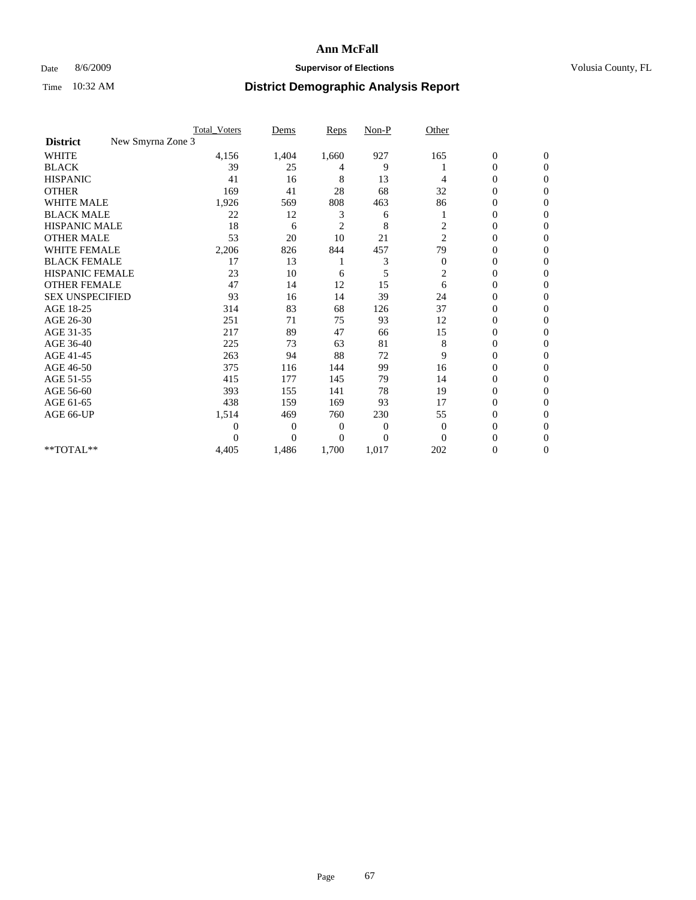# Ann McFall

Date 8/6/2009 **Supervisor of Elections** Volusia County, FL

Time 10:32 AM **District Demographic Analysis Report**

| | Total_Voters | Dems | Reps | Non-P | Other | | |
|---|---|---|---|---|---|---|---|
| **District** New Smyrna Zone 3 | | | | | | | |
| WHITE | 4,156 | 1,404 | 1,660 | 927 | 165 | 0 | 0 |
| BLACK | 39 | 25 | 4 | 9 | 1 | 0 | 0 |
| HISPANIC | 41 | 16 | 8 | 13 | 4 | 0 | 0 |
| OTHER | 169 | 41 | 28 | 68 | 32 | 0 | 0 |
| WHITE MALE | 1,926 | 569 | 808 | 463 | 86 | 0 | 0 |
| BLACK MALE | 22 | 12 | 3 | 6 | 1 | 0 | 0 |
| HISPANIC MALE | 18 | 6 | 2 | 8 | 2 | 0 | 0 |
| OTHER MALE | 53 | 20 | 10 | 21 | 2 | 0 | 0 |
| WHITE FEMALE | 2,206 | 826 | 844 | 457 | 79 | 0 | 0 |
| BLACK FEMALE | 17 | 13 | 1 | 3 | 0 | 0 | 0 |
| HISPANIC FEMALE | 23 | 10 | 6 | 5 | 2 | 0 | 0 |
| OTHER FEMALE | 47 | 14 | 12 | 15 | 6 | 0 | 0 |
| SEX UNSPECIFIED | 93 | 16 | 14 | 39 | 24 | 0 | 0 |
| AGE 18-25 | 314 | 83 | 68 | 126 | 37 | 0 | 0 |
| AGE 26-30 | 251 | 71 | 75 | 93 | 12 | 0 | 0 |
| AGE 31-35 | 217 | 89 | 47 | 66 | 15 | 0 | 0 |
| AGE 36-40 | 225 | 73 | 63 | 81 | 8 | 0 | 0 |
| AGE 41-45 | 263 | 94 | 88 | 72 | 9 | 0 | 0 |
| AGE 46-50 | 375 | 116 | 144 | 99 | 16 | 0 | 0 |
| AGE 51-55 | 415 | 177 | 145 | 79 | 14 | 0 | 0 |
| AGE 56-60 | 393 | 155 | 141 | 78 | 19 | 0 | 0 |
| AGE 61-65 | 438 | 159 | 169 | 93 | 17 | 0 | 0 |
| AGE 66-UP | 1,514 | 469 | 760 | 230 | 55 | 0 | 0 |
| | 0 | 0 | 0 | 0 | 0 | 0 | 0 |
| | 0 | 0 | 0 | 0 | 0 | 0 | 0 |
| **TOTAL** | 4,405 | 1,486 | 1,700 | 1,017 | 202 | 0 | 0 |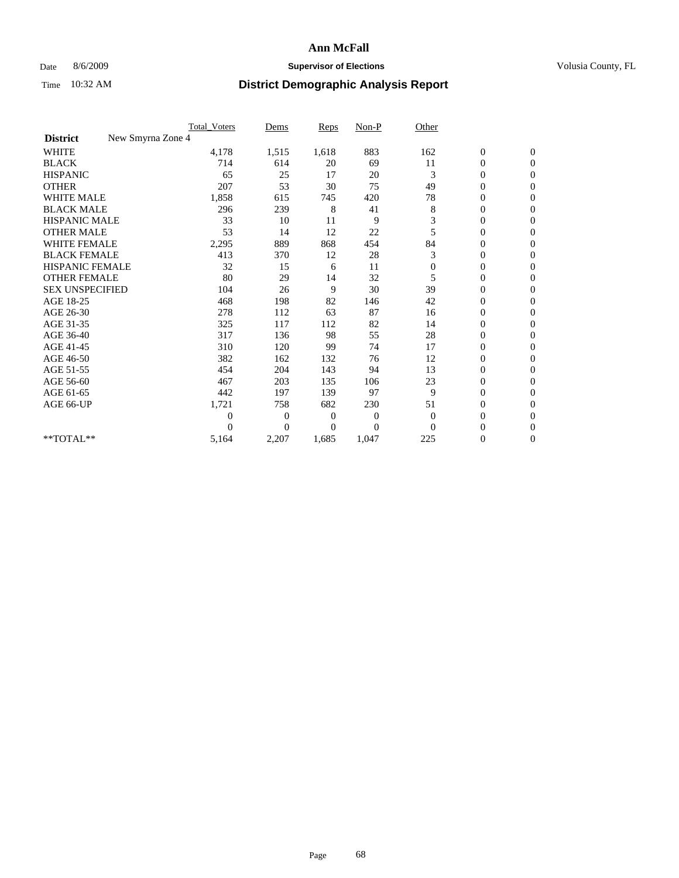# Ann McFall

Date 8/6/2009 **Supervisor of Elections** Volusia County, FL

Time 10:32 AM **District Demographic Analysis Report**

| | Total_Voters | Dems | Reps | Non-P | Other | | |
|---|---|---|---|---|---|---|---|
| **District** New Smyrna Zone 4 | | | | | | | |
| WHITE | 4,178 | 1,515 | 1,618 | 883 | 162 | 0 | 0 |
| BLACK | 714 | 614 | 20 | 69 | 11 | 0 | 0 |
| HISPANIC | 65 | 25 | 17 | 20 | 3 | 0 | 0 |
| OTHER | 207 | 53 | 30 | 75 | 49 | 0 | 0 |
| WHITE MALE | 1,858 | 615 | 745 | 420 | 78 | 0 | 0 |
| BLACK MALE | 296 | 239 | 8 | 41 | 8 | 0 | 0 |
| HISPANIC MALE | 33 | 10 | 11 | 9 | 3 | 0 | 0 |
| OTHER MALE | 53 | 14 | 12 | 22 | 5 | 0 | 0 |
| WHITE FEMALE | 2,295 | 889 | 868 | 454 | 84 | 0 | 0 |
| BLACK FEMALE | 413 | 370 | 12 | 28 | 3 | 0 | 0 |
| HISPANIC FEMALE | 32 | 15 | 6 | 11 | 0 | 0 | 0 |
| OTHER FEMALE | 80 | 29 | 14 | 32 | 5 | 0 | 0 |
| SEX UNSPECIFIED | 104 | 26 | 9 | 30 | 39 | 0 | 0 |
| AGE 18-25 | 468 | 198 | 82 | 146 | 42 | 0 | 0 |
| AGE 26-30 | 278 | 112 | 63 | 87 | 16 | 0 | 0 |
| AGE 31-35 | 325 | 117 | 112 | 82 | 14 | 0 | 0 |
| AGE 36-40 | 317 | 136 | 98 | 55 | 28 | 0 | 0 |
| AGE 41-45 | 310 | 120 | 99 | 74 | 17 | 0 | 0 |
| AGE 46-50 | 382 | 162 | 132 | 76 | 12 | 0 | 0 |
| AGE 51-55 | 454 | 204 | 143 | 94 | 13 | 0 | 0 |
| AGE 56-60 | 467 | 203 | 135 | 106 | 23 | 0 | 0 |
| AGE 61-65 | 442 | 197 | 139 | 97 | 9 | 0 | 0 |
| AGE 66-UP | 1,721 | 758 | 682 | 230 | 51 | 0 | 0 |
| | 0 | 0 | 0 | 0 | 0 | 0 | 0 |
| | 0 | 0 | 0 | 0 | 0 | 0 | 0 |
| **TOTAL** | 5,164 | 2,207 | 1,685 | 1,047 | 225 | 0 | 0 |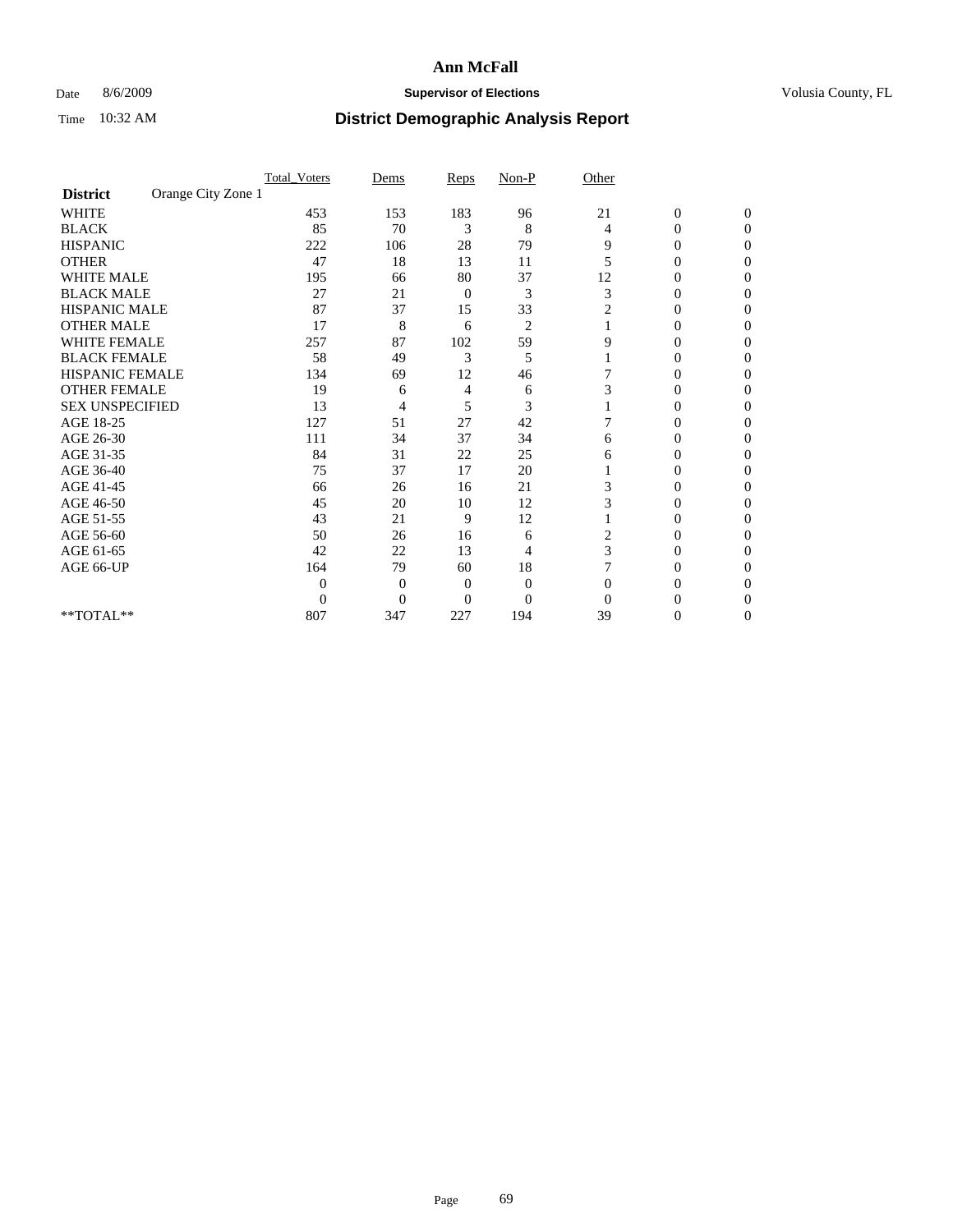# Ann McFall

Date 8/6/2009 **Supervisor of Elections** Volusia County, FL

Time 10:32 AM **District Demographic Analysis Report**

| | Total_Voters | Dems | Reps | Non-P | Other | | |
|---|---|---|---|---|---|---|---|
| **District** Orange City Zone 1 | | | | | | | |
| WHITE | 453 | 153 | 183 | 96 | 21 | 0 | 0 |
| BLACK | 85 | 70 | 3 | 8 | 4 | 0 | 0 |
| HISPANIC | 222 | 106 | 28 | 79 | 9 | 0 | 0 |
| OTHER | 47 | 18 | 13 | 11 | 5 | 0 | 0 |
| WHITE MALE | 195 | 66 | 80 | 37 | 12 | 0 | 0 |
| BLACK MALE | 27 | 21 | 0 | 3 | 3 | 0 | 0 |
| HISPANIC MALE | 87 | 37 | 15 | 33 | 2 | 0 | 0 |
| OTHER MALE | 17 | 8 | 6 | 2 | 1 | 0 | 0 |
| WHITE FEMALE | 257 | 87 | 102 | 59 | 9 | 0 | 0 |
| BLACK FEMALE | 58 | 49 | 3 | 5 | 1 | 0 | 0 |
| HISPANIC FEMALE | 134 | 69 | 12 | 46 | 7 | 0 | 0 |
| OTHER FEMALE | 19 | 6 | 4 | 6 | 3 | 0 | 0 |
| SEX UNSPECIFIED | 13 | 4 | 5 | 3 | 1 | 0 | 0 |
| AGE 18-25 | 127 | 51 | 27 | 42 | 7 | 0 | 0 |
| AGE 26-30 | 111 | 34 | 37 | 34 | 6 | 0 | 0 |
| AGE 31-35 | 84 | 31 | 22 | 25 | 6 | 0 | 0 |
| AGE 36-40 | 75 | 37 | 17 | 20 | 1 | 0 | 0 |
| AGE 41-45 | 66 | 26 | 16 | 21 | 3 | 0 | 0 |
| AGE 46-50 | 45 | 20 | 10 | 12 | 3 | 0 | 0 |
| AGE 51-55 | 43 | 21 | 9 | 12 | 1 | 0 | 0 |
| AGE 56-60 | 50 | 26 | 16 | 6 | 2 | 0 | 0 |
| AGE 61-65 | 42 | 22 | 13 | 4 | 3 | 0 | 0 |
| AGE 66-UP | 164 | 79 | 60 | 18 | 7 | 0 | 0 |
| | 0 | 0 | 0 | 0 | 0 | 0 | 0 |
| | 0 | 0 | 0 | 0 | 0 | 0 | 0 |
| **TOTAL** | 807 | 347 | 227 | 194 | 39 | 0 | 0 |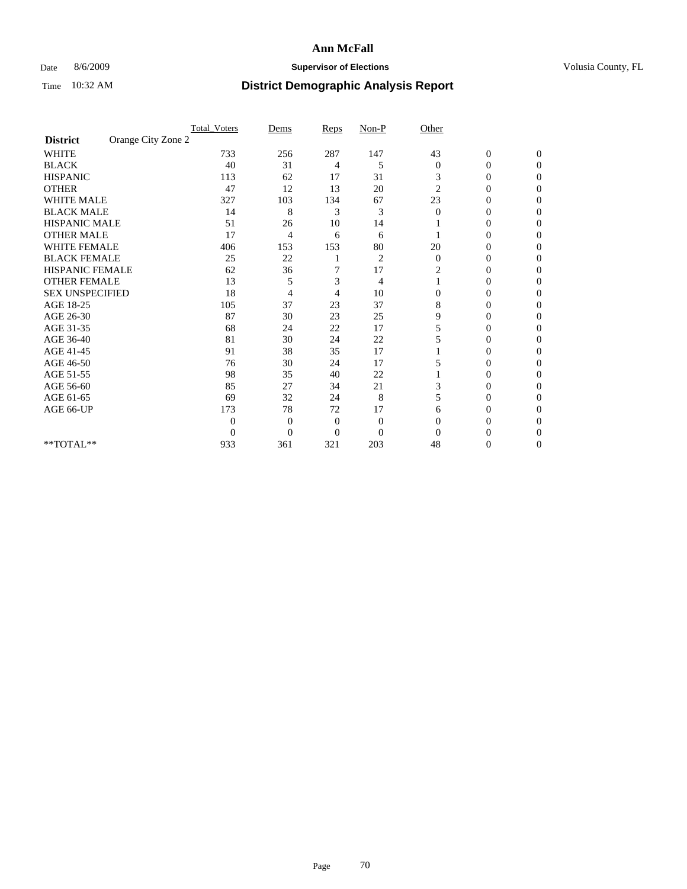# Ann McFall

Date 8/6/2009 **Supervisor of Elections** Volusia County, FL

Time 10:32 AM **District Demographic Analysis Report**

| | Total_Voters | Dems | Reps | Non-P | Other | | |
|---|---|---|---|---|---|---|---|
| **District** Orange City Zone 2 | | | | | | | |
| WHITE | 733 | 256 | 287 | 147 | 43 | 0 | 0 |
| BLACK | 40 | 31 | 4 | 5 | 0 | 0 | 0 |
| HISPANIC | 113 | 62 | 17 | 31 | 3 | 0 | 0 |
| OTHER | 47 | 12 | 13 | 20 | 2 | 0 | 0 |
| WHITE MALE | 327 | 103 | 134 | 67 | 23 | 0 | 0 |
| BLACK MALE | 14 | 8 | 3 | 3 | 0 | 0 | 0 |
| HISPANIC MALE | 51 | 26 | 10 | 14 | 1 | 0 | 0 |
| OTHER MALE | 17 | 4 | 6 | 6 | 1 | 0 | 0 |
| WHITE FEMALE | 406 | 153 | 153 | 80 | 20 | 0 | 0 |
| BLACK FEMALE | 25 | 22 | 1 | 2 | 0 | 0 | 0 |
| HISPANIC FEMALE | 62 | 36 | 7 | 17 | 2 | 0 | 0 |
| OTHER FEMALE | 13 | 5 | 3 | 4 | 1 | 0 | 0 |
| SEX UNSPECIFIED | 18 | 4 | 4 | 10 | 0 | 0 | 0 |
| AGE 18-25 | 105 | 37 | 23 | 37 | 8 | 0 | 0 |
| AGE 26-30 | 87 | 30 | 23 | 25 | 9 | 0 | 0 |
| AGE 31-35 | 68 | 24 | 22 | 17 | 5 | 0 | 0 |
| AGE 36-40 | 81 | 30 | 24 | 22 | 5 | 0 | 0 |
| AGE 41-45 | 91 | 38 | 35 | 17 | 1 | 0 | 0 |
| AGE 46-50 | 76 | 30 | 24 | 17 | 5 | 0 | 0 |
| AGE 51-55 | 98 | 35 | 40 | 22 | 1 | 0 | 0 |
| AGE 56-60 | 85 | 27 | 34 | 21 | 3 | 0 | 0 |
| AGE 61-65 | 69 | 32 | 24 | 8 | 5 | 0 | 0 |
| AGE 66-UP | 173 | 78 | 72 | 17 | 6 | 0 | 0 |
| | 0 | 0 | 0 | 0 | 0 | 0 | 0 |
| | 0 | 0 | 0 | 0 | 0 | 0 | 0 |
| **TOTAL** | 933 | 361 | 321 | 203 | 48 | 0 | 0 |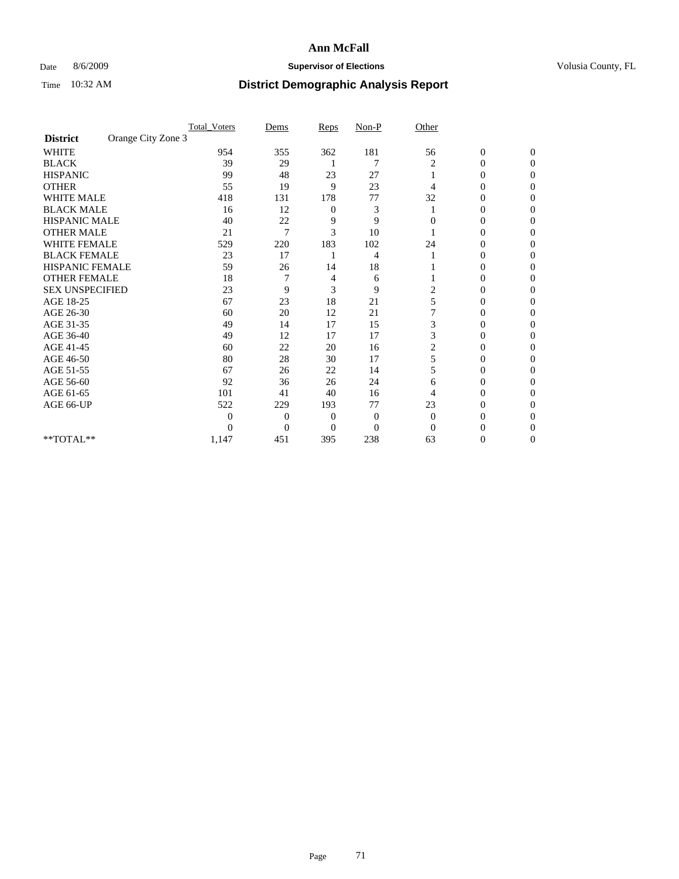# Ann McFall

Date 8/6/2009 **Supervisor of Elections** Volusia County, FL

Time 10:32 AM **District Demographic Analysis Report**

| | Total_Voters | Dems | Reps | Non-P | Other | | |
|---|---|---|---|---|---|---|---|
| **District** Orange City Zone 3 | | | | | | | |
| WHITE | 954 | 355 | 362 | 181 | 56 | 0 | 0 |
| BLACK | 39 | 29 | 1 | 7 | 2 | 0 | 0 |
| HISPANIC | 99 | 48 | 23 | 27 | 1 | 0 | 0 |
| OTHER | 55 | 19 | 9 | 23 | 4 | 0 | 0 |
| WHITE MALE | 418 | 131 | 178 | 77 | 32 | 0 | 0 |
| BLACK MALE | 16 | 12 | 0 | 3 | 1 | 0 | 0 |
| HISPANIC MALE | 40 | 22 | 9 | 9 | 0 | 0 | 0 |
| OTHER MALE | 21 | 7 | 3 | 10 | 1 | 0 | 0 |
| WHITE FEMALE | 529 | 220 | 183 | 102 | 24 | 0 | 0 |
| BLACK FEMALE | 23 | 17 | 1 | 4 | 1 | 0 | 0 |
| HISPANIC FEMALE | 59 | 26 | 14 | 18 | 1 | 0 | 0 |
| OTHER FEMALE | 18 | 7 | 4 | 6 | 1 | 0 | 0 |
| SEX UNSPECIFIED | 23 | 9 | 3 | 9 | 2 | 0 | 0 |
| AGE 18-25 | 67 | 23 | 18 | 21 | 5 | 0 | 0 |
| AGE 26-30 | 60 | 20 | 12 | 21 | 7 | 0 | 0 |
| AGE 31-35 | 49 | 14 | 17 | 15 | 3 | 0 | 0 |
| AGE 36-40 | 49 | 12 | 17 | 17 | 3 | 0 | 0 |
| AGE 41-45 | 60 | 22 | 20 | 16 | 2 | 0 | 0 |
| AGE 46-50 | 80 | 28 | 30 | 17 | 5 | 0 | 0 |
| AGE 51-55 | 67 | 26 | 22 | 14 | 5 | 0 | 0 |
| AGE 56-60 | 92 | 36 | 26 | 24 | 6 | 0 | 0 |
| AGE 61-65 | 101 | 41 | 40 | 16 | 4 | 0 | 0 |
| AGE 66-UP | 522 | 229 | 193 | 77 | 23 | 0 | 0 |
| | 0 | 0 | 0 | 0 | 0 | 0 | 0 |
| | 0 | 0 | 0 | 0 | 0 | 0 | 0 |
| **TOTAL** | 1,147 | 451 | 395 | 238 | 63 | 0 | 0 |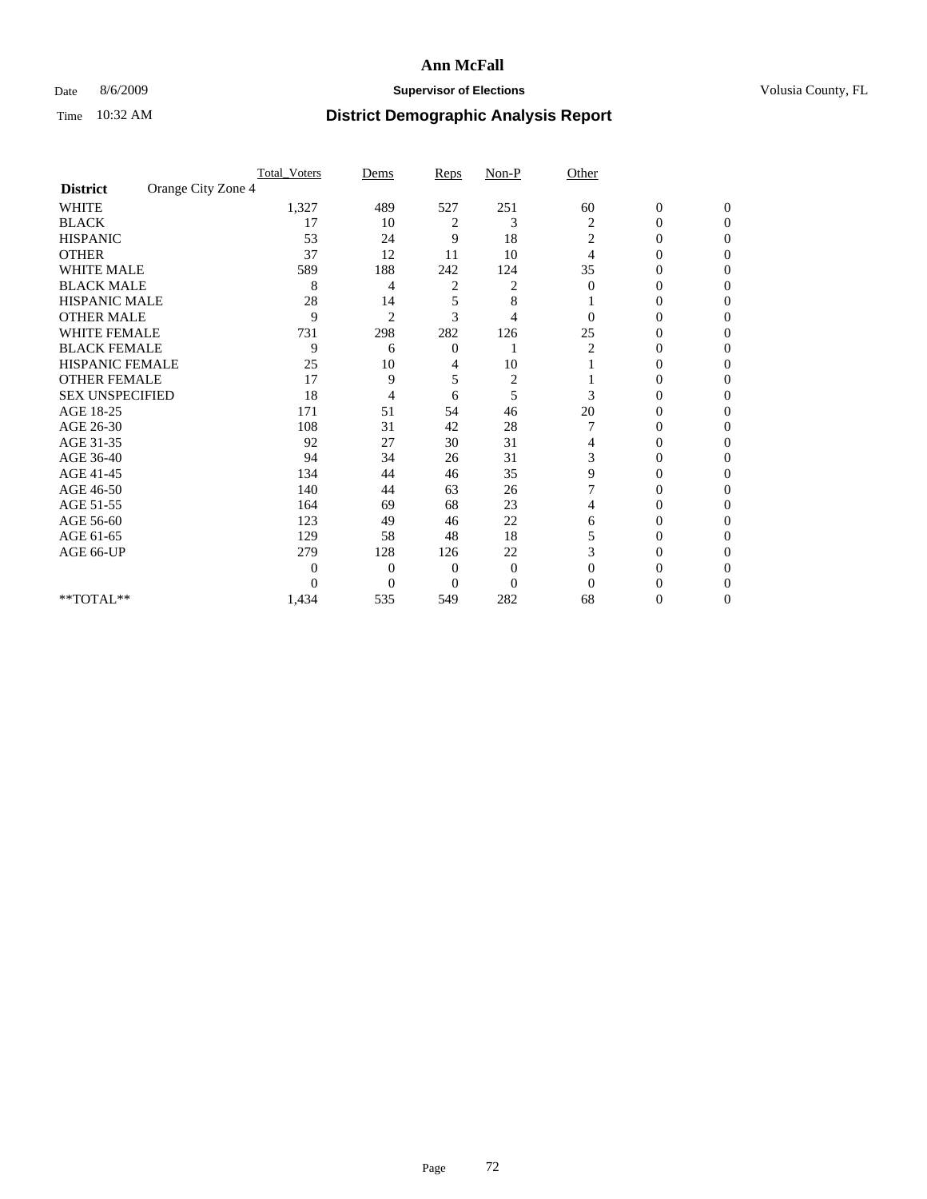# Ann McFall

Date 8/6/2009 **Supervisor of Elections** Volusia County, FL

Time 10:32 AM **District Demographic Analysis Report**

| | Total_Voters | Dems | Reps | Non-P | Other | | |
|---|---|---|---|---|---|---|---|
| **District** Orange City Zone 4 | | | | | | | |
| WHITE | 1,327 | 489 | 527 | 251 | 60 | 0 | 0 |
| BLACK | 17 | 10 | 2 | 3 | 2 | 0 | 0 |
| HISPANIC | 53 | 24 | 9 | 18 | 2 | 0 | 0 |
| OTHER | 37 | 12 | 11 | 10 | 4 | 0 | 0 |
| WHITE MALE | 589 | 188 | 242 | 124 | 35 | 0 | 0 |
| BLACK MALE | 8 | 4 | 2 | 2 | 0 | 0 | 0 |
| HISPANIC MALE | 28 | 14 | 5 | 8 | 1 | 0 | 0 |
| OTHER MALE | 9 | 2 | 3 | 4 | 0 | 0 | 0 |
| WHITE FEMALE | 731 | 298 | 282 | 126 | 25 | 0 | 0 |
| BLACK FEMALE | 9 | 6 | 0 | 1 | 2 | 0 | 0 |
| HISPANIC FEMALE | 25 | 10 | 4 | 10 | 1 | 0 | 0 |
| OTHER FEMALE | 17 | 9 | 5 | 2 | 1 | 0 | 0 |
| SEX UNSPECIFIED | 18 | 4 | 6 | 5 | 3 | 0 | 0 |
| AGE 18-25 | 171 | 51 | 54 | 46 | 20 | 0 | 0 |
| AGE 26-30 | 108 | 31 | 42 | 28 | 7 | 0 | 0 |
| AGE 31-35 | 92 | 27 | 30 | 31 | 4 | 0 | 0 |
| AGE 36-40 | 94 | 34 | 26 | 31 | 3 | 0 | 0 |
| AGE 41-45 | 134 | 44 | 46 | 35 | 9 | 0 | 0 |
| AGE 46-50 | 140 | 44 | 63 | 26 | 7 | 0 | 0 |
| AGE 51-55 | 164 | 69 | 68 | 23 | 4 | 0 | 0 |
| AGE 56-60 | 123 | 49 | 46 | 22 | 6 | 0 | 0 |
| AGE 61-65 | 129 | 58 | 48 | 18 | 5 | 0 | 0 |
| AGE 66-UP | 279 | 128 | 126 | 22 | 3 | 0 | 0 |
| | 0 | 0 | 0 | 0 | 0 | 0 | 0 |
| | 0 | 0 | 0 | 0 | 0 | 0 | 0 |
| **TOTAL** | 1,434 | 535 | 549 | 282 | 68 | 0 | 0 |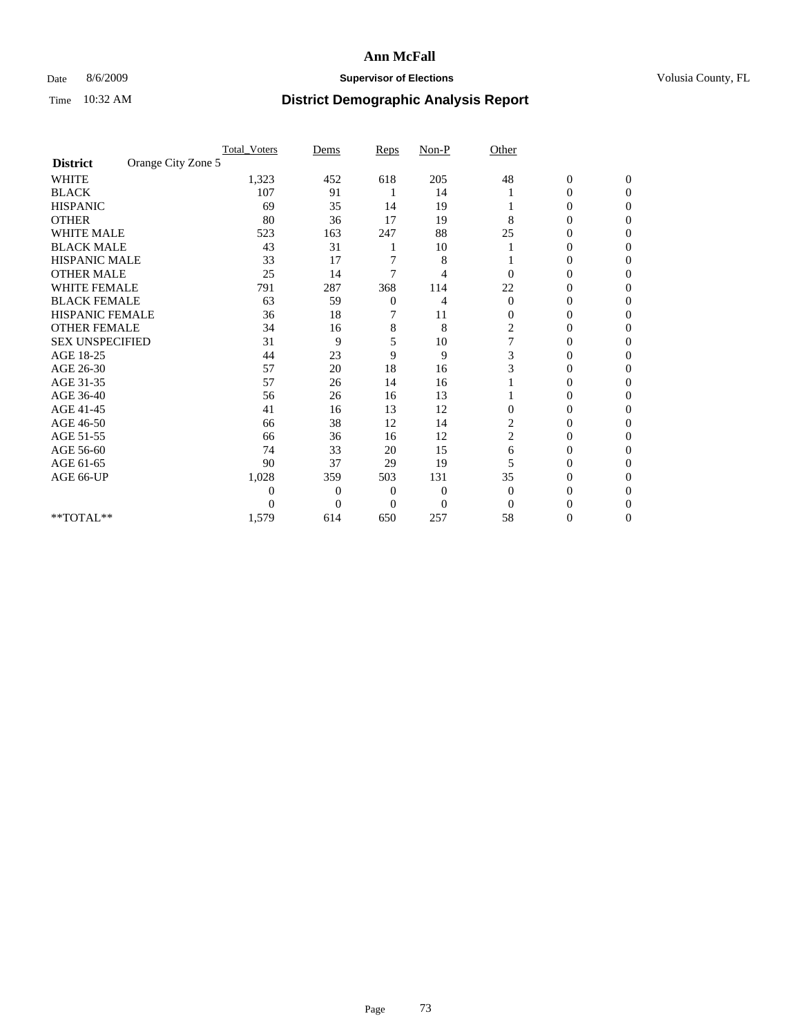# Ann McFall

Date 8/6/2009 **Supervisor of Elections** Volusia County, FL

Time 10:32 AM **District Demographic Analysis Report**

| | Total_Voters | Dems | Reps | Non-P | Other | | |
|---|---|---|---|---|---|---|---|
| **District** Orange City Zone 5 | | | | | | | |
| WHITE | 1,323 | 452 | 618 | 205 | 48 | 0 | 0 |
| BLACK | 107 | 91 | 1 | 14 | 1 | 0 | 0 |
| HISPANIC | 69 | 35 | 14 | 19 | 1 | 0 | 0 |
| OTHER | 80 | 36 | 17 | 19 | 8 | 0 | 0 |
| WHITE MALE | 523 | 163 | 247 | 88 | 25 | 0 | 0 |
| BLACK MALE | 43 | 31 | 1 | 10 | 1 | 0 | 0 |
| HISPANIC MALE | 33 | 17 | 7 | 8 | 1 | 0 | 0 |
| OTHER MALE | 25 | 14 | 7 | 4 | 0 | 0 | 0 |
| WHITE FEMALE | 791 | 287 | 368 | 114 | 22 | 0 | 0 |
| BLACK FEMALE | 63 | 59 | 0 | 4 | 0 | 0 | 0 |
| HISPANIC FEMALE | 36 | 18 | 7 | 11 | 0 | 0 | 0 |
| OTHER FEMALE | 34 | 16 | 8 | 8 | 2 | 0 | 0 |
| SEX UNSPECIFIED | 31 | 9 | 5 | 10 | 7 | 0 | 0 |
| AGE 18-25 | 44 | 23 | 9 | 9 | 3 | 0 | 0 |
| AGE 26-30 | 57 | 20 | 18 | 16 | 3 | 0 | 0 |
| AGE 31-35 | 57 | 26 | 14 | 16 | 1 | 0 | 0 |
| AGE 36-40 | 56 | 26 | 16 | 13 | 1 | 0 | 0 |
| AGE 41-45 | 41 | 16 | 13 | 12 | 0 | 0 | 0 |
| AGE 46-50 | 66 | 38 | 12 | 14 | 2 | 0 | 0 |
| AGE 51-55 | 66 | 36 | 16 | 12 | 2 | 0 | 0 |
| AGE 56-60 | 74 | 33 | 20 | 15 | 6 | 0 | 0 |
| AGE 61-65 | 90 | 37 | 29 | 19 | 5 | 0 | 0 |
| AGE 66-UP | 1,028 | 359 | 503 | 131 | 35 | 0 | 0 |
| | 0 | 0 | 0 | 0 | 0 | 0 | 0 |
| | 0 | 0 | 0 | 0 | 0 | 0 | 0 |
| **TOTAL** | 1,579 | 614 | 650 | 257 | 58 | 0 | 0 |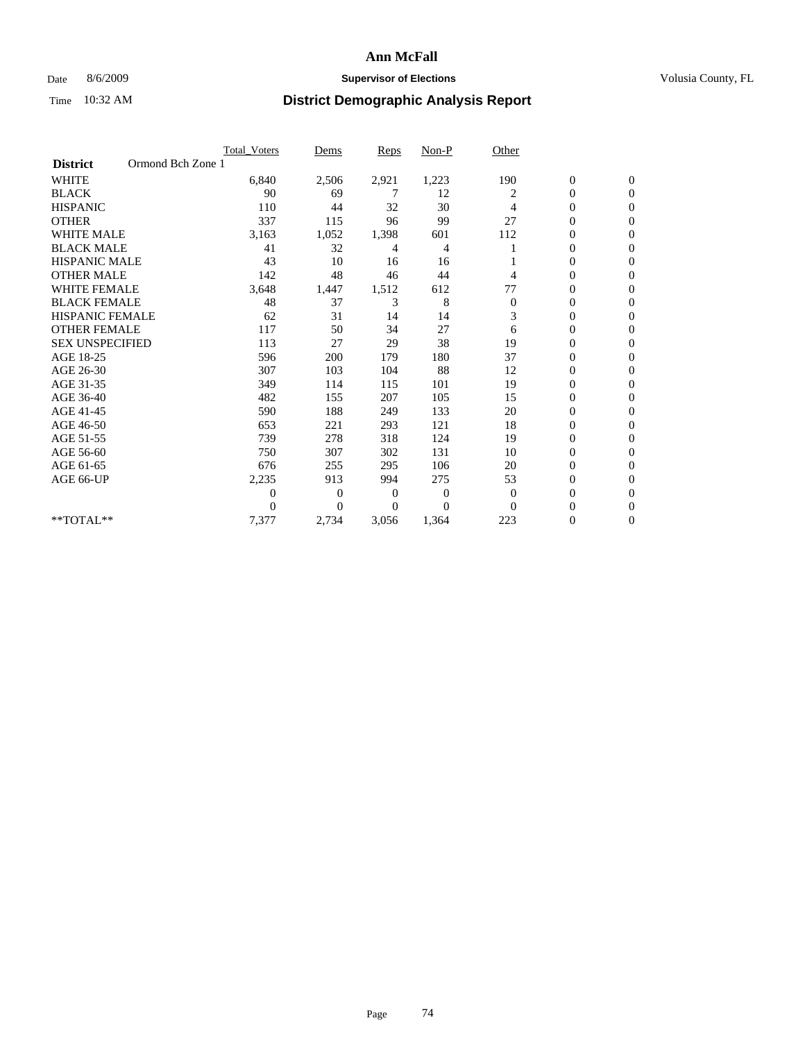# Ann McFall

Date 8/6/2009 **Supervisor of Elections** Volusia County, FL

Time 10:32 AM **District Demographic Analysis Report**

| | Total_Voters | Dems | Reps | Non-P | Other | | |
|---|---|---|---|---|---|---|---|
| **District** Ormond Bch Zone 1 | | | | | | | |
| WHITE | 6,840 | 2,506 | 2,921 | 1,223 | 190 | 0 | 0 |
| BLACK | 90 | 69 | 7 | 12 | 2 | 0 | 0 |
| HISPANIC | 110 | 44 | 32 | 30 | 4 | 0 | 0 |
| OTHER | 337 | 115 | 96 | 99 | 27 | 0 | 0 |
| WHITE MALE | 3,163 | 1,052 | 1,398 | 601 | 112 | 0 | 0 |
| BLACK MALE | 41 | 32 | 4 | 4 | 1 | 0 | 0 |
| HISPANIC MALE | 43 | 10 | 16 | 16 | 1 | 0 | 0 |
| OTHER MALE | 142 | 48 | 46 | 44 | 4 | 0 | 0 |
| WHITE FEMALE | 3,648 | 1,447 | 1,512 | 612 | 77 | 0 | 0 |
| BLACK FEMALE | 48 | 37 | 3 | 8 | 0 | 0 | 0 |
| HISPANIC FEMALE | 62 | 31 | 14 | 14 | 3 | 0 | 0 |
| OTHER FEMALE | 117 | 50 | 34 | 27 | 6 | 0 | 0 |
| SEX UNSPECIFIED | 113 | 27 | 29 | 38 | 19 | 0 | 0 |
| AGE 18-25 | 596 | 200 | 179 | 180 | 37 | 0 | 0 |
| AGE 26-30 | 307 | 103 | 104 | 88 | 12 | 0 | 0 |
| AGE 31-35 | 349 | 114 | 115 | 101 | 19 | 0 | 0 |
| AGE 36-40 | 482 | 155 | 207 | 105 | 15 | 0 | 0 |
| AGE 41-45 | 590 | 188 | 249 | 133 | 20 | 0 | 0 |
| AGE 46-50 | 653 | 221 | 293 | 121 | 18 | 0 | 0 |
| AGE 51-55 | 739 | 278 | 318 | 124 | 19 | 0 | 0 |
| AGE 56-60 | 750 | 307 | 302 | 131 | 10 | 0 | 0 |
| AGE 61-65 | 676 | 255 | 295 | 106 | 20 | 0 | 0 |
| AGE 66-UP | 2,235 | 913 | 994 | 275 | 53 | 0 | 0 |
| | 0 | 0 | 0 | 0 | 0 | 0 | 0 |
| | 0 | 0 | 0 | 0 | 0 | 0 | 0 |
| **TOTAL** | 7,377 | 2,734 | 3,056 | 1,364 | 223 | 0 | 0 |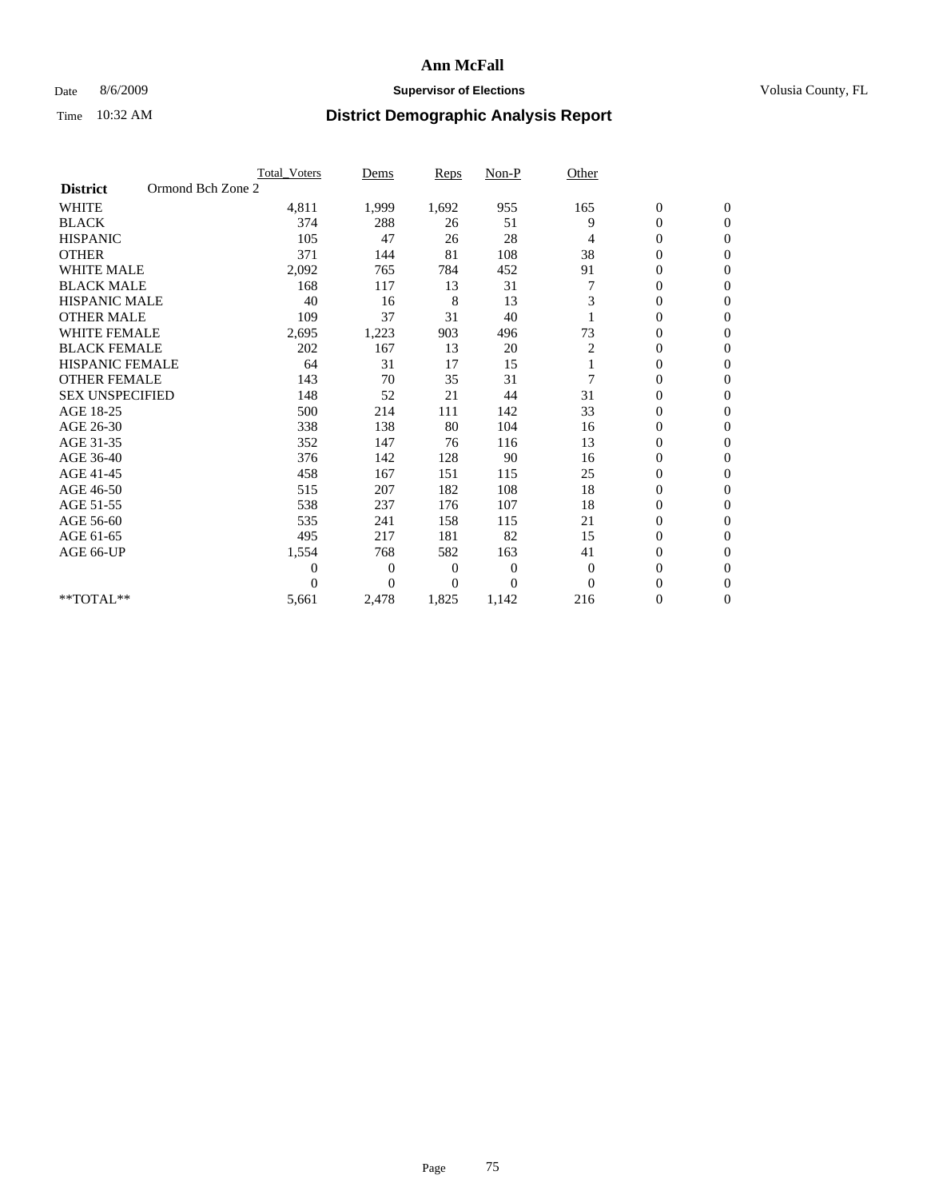# Ann McFall

Date 8/6/2009 **Supervisor of Elections** Volusia County, FL

Time 10:32 AM **District Demographic Analysis Report**

| | Total_Voters | Dems | Reps | Non-P | Other | | |
|---|---|---|---|---|---|---|---|
| **District** Ormond Bch Zone 2 | | | | | | | |
| WHITE | 4,811 | 1,999 | 1,692 | 955 | 165 | 0 | 0 |
| BLACK | 374 | 288 | 26 | 51 | 9 | 0 | 0 |
| HISPANIC | 105 | 47 | 26 | 28 | 4 | 0 | 0 |
| OTHER | 371 | 144 | 81 | 108 | 38 | 0 | 0 |
| WHITE MALE | 2,092 | 765 | 784 | 452 | 91 | 0 | 0 |
| BLACK MALE | 168 | 117 | 13 | 31 | 7 | 0 | 0 |
| HISPANIC MALE | 40 | 16 | 8 | 13 | 3 | 0 | 0 |
| OTHER MALE | 109 | 37 | 31 | 40 | 1 | 0 | 0 |
| WHITE FEMALE | 2,695 | 1,223 | 903 | 496 | 73 | 0 | 0 |
| BLACK FEMALE | 202 | 167 | 13 | 20 | 2 | 0 | 0 |
| HISPANIC FEMALE | 64 | 31 | 17 | 15 | 1 | 0 | 0 |
| OTHER FEMALE | 143 | 70 | 35 | 31 | 7 | 0 | 0 |
| SEX UNSPECIFIED | 148 | 52 | 21 | 44 | 31 | 0 | 0 |
| AGE 18-25 | 500 | 214 | 111 | 142 | 33 | 0 | 0 |
| AGE 26-30 | 338 | 138 | 80 | 104 | 16 | 0 | 0 |
| AGE 31-35 | 352 | 147 | 76 | 116 | 13 | 0 | 0 |
| AGE 36-40 | 376 | 142 | 128 | 90 | 16 | 0 | 0 |
| AGE 41-45 | 458 | 167 | 151 | 115 | 25 | 0 | 0 |
| AGE 46-50 | 515 | 207 | 182 | 108 | 18 | 0 | 0 |
| AGE 51-55 | 538 | 237 | 176 | 107 | 18 | 0 | 0 |
| AGE 56-60 | 535 | 241 | 158 | 115 | 21 | 0 | 0 |
| AGE 61-65 | 495 | 217 | 181 | 82 | 15 | 0 | 0 |
| AGE 66-UP | 1,554 | 768 | 582 | 163 | 41 | 0 | 0 |
| | 0 | 0 | 0 | 0 | 0 | 0 | 0 |
| | 0 | 0 | 0 | 0 | 0 | 0 | 0 |
| **TOTAL** | 5,661 | 2,478 | 1,825 | 1,142 | 216 | 0 | 0 |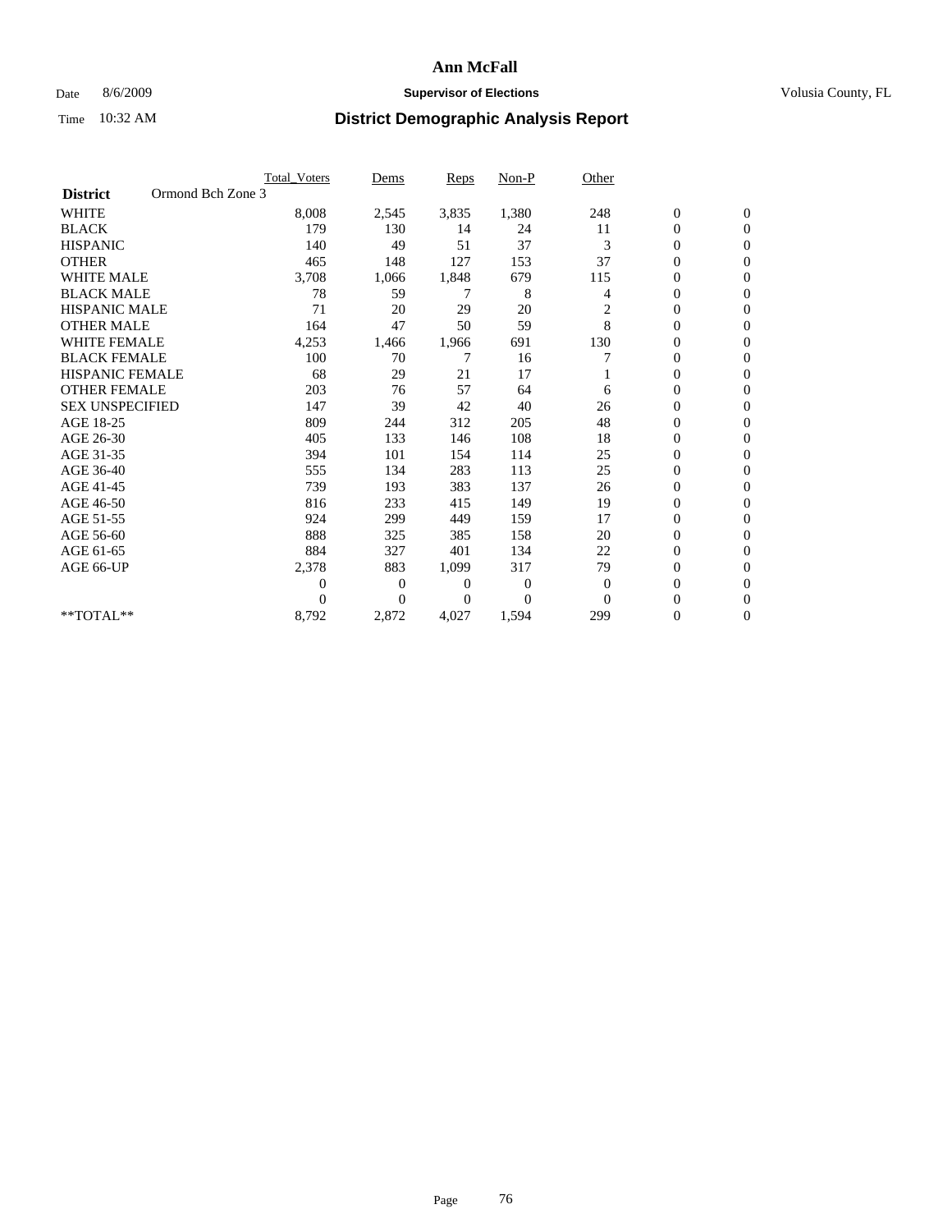# Ann McFall

Date 8/6/2009 **Supervisor of Elections** Volusia County, FL

Time 10:32 AM **District Demographic Analysis Report**

| | Total_Voters | Dems | Reps | Non-P | Other | | |
|---|---|---|---|---|---|---|---|
| **District** Ormond Bch Zone 3 | | | | | | | |
| WHITE | 8,008 | 2,545 | 3,835 | 1,380 | 248 | 0 | 0 |
| BLACK | 179 | 130 | 14 | 24 | 11 | 0 | 0 |
| HISPANIC | 140 | 49 | 51 | 37 | 3 | 0 | 0 |
| OTHER | 465 | 148 | 127 | 153 | 37 | 0 | 0 |
| WHITE MALE | 3,708 | 1,066 | 1,848 | 679 | 115 | 0 | 0 |
| BLACK MALE | 78 | 59 | 7 | 8 | 4 | 0 | 0 |
| HISPANIC MALE | 71 | 20 | 29 | 20 | 2 | 0 | 0 |
| OTHER MALE | 164 | 47 | 50 | 59 | 8 | 0 | 0 |
| WHITE FEMALE | 4,253 | 1,466 | 1,966 | 691 | 130 | 0 | 0 |
| BLACK FEMALE | 100 | 70 | 7 | 16 | 7 | 0 | 0 |
| HISPANIC FEMALE | 68 | 29 | 21 | 17 | 1 | 0 | 0 |
| OTHER FEMALE | 203 | 76 | 57 | 64 | 6 | 0 | 0 |
| SEX UNSPECIFIED | 147 | 39 | 42 | 40 | 26 | 0 | 0 |
| AGE 18-25 | 809 | 244 | 312 | 205 | 48 | 0 | 0 |
| AGE 26-30 | 405 | 133 | 146 | 108 | 18 | 0 | 0 |
| AGE 31-35 | 394 | 101 | 154 | 114 | 25 | 0 | 0 |
| AGE 36-40 | 555 | 134 | 283 | 113 | 25 | 0 | 0 |
| AGE 41-45 | 739 | 193 | 383 | 137 | 26 | 0 | 0 |
| AGE 46-50 | 816 | 233 | 415 | 149 | 19 | 0 | 0 |
| AGE 51-55 | 924 | 299 | 449 | 159 | 17 | 0 | 0 |
| AGE 56-60 | 888 | 325 | 385 | 158 | 20 | 0 | 0 |
| AGE 61-65 | 884 | 327 | 401 | 134 | 22 | 0 | 0 |
| AGE 66-UP | 2,378 | 883 | 1,099 | 317 | 79 | 0 | 0 |
| | 0 | 0 | 0 | 0 | 0 | 0 | 0 |
| | 0 | 0 | 0 | 0 | 0 | 0 | 0 |
| **TOTAL** | 8,792 | 2,872 | 4,027 | 1,594 | 299 | 0 | 0 |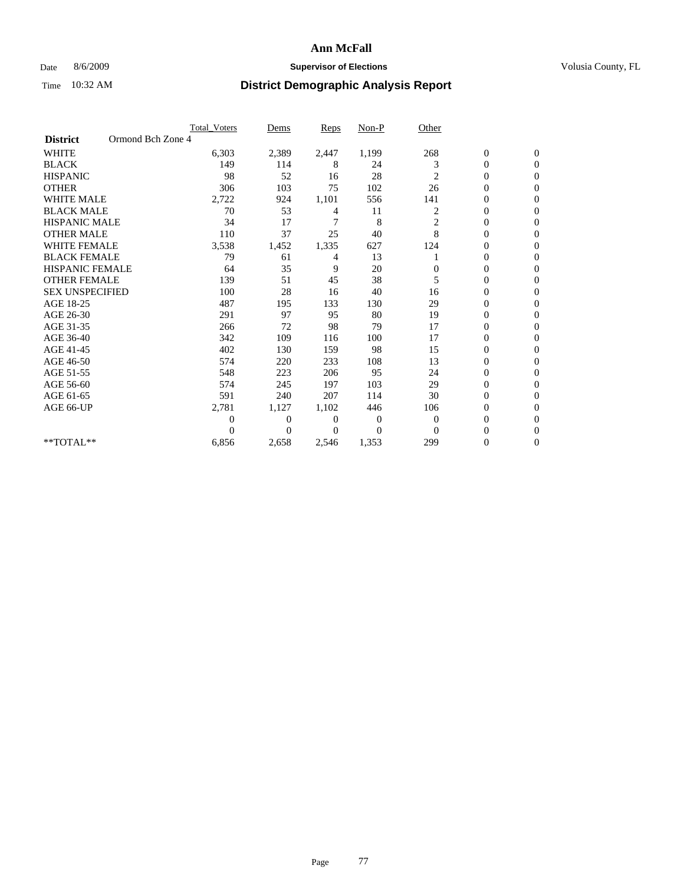# Ann McFall

Date 8/6/2009 **Supervisor of Elections** Volusia County, FL

Time 10:32 AM **District Demographic Analysis Report**

| | Total_Voters | Dems | Reps | Non-P | Other | | |
|---|---|---|---|---|---|---|---|
| **District** Ormond Bch Zone 4 | | | | | | | |
| WHITE | 6,303 | 2,389 | 2,447 | 1,199 | 268 | 0 | 0 |
| BLACK | 149 | 114 | 8 | 24 | 3 | 0 | 0 |
| HISPANIC | 98 | 52 | 16 | 28 | 2 | 0 | 0 |
| OTHER | 306 | 103 | 75 | 102 | 26 | 0 | 0 |
| WHITE MALE | 2,722 | 924 | 1,101 | 556 | 141 | 0 | 0 |
| BLACK MALE | 70 | 53 | 4 | 11 | 2 | 0 | 0 |
| HISPANIC MALE | 34 | 17 | 7 | 8 | 2 | 0 | 0 |
| OTHER MALE | 110 | 37 | 25 | 40 | 8 | 0 | 0 |
| WHITE FEMALE | 3,538 | 1,452 | 1,335 | 627 | 124 | 0 | 0 |
| BLACK FEMALE | 79 | 61 | 4 | 13 | 1 | 0 | 0 |
| HISPANIC FEMALE | 64 | 35 | 9 | 20 | 0 | 0 | 0 |
| OTHER FEMALE | 139 | 51 | 45 | 38 | 5 | 0 | 0 |
| SEX UNSPECIFIED | 100 | 28 | 16 | 40 | 16 | 0 | 0 |
| AGE 18-25 | 487 | 195 | 133 | 130 | 29 | 0 | 0 |
| AGE 26-30 | 291 | 97 | 95 | 80 | 19 | 0 | 0 |
| AGE 31-35 | 266 | 72 | 98 | 79 | 17 | 0 | 0 |
| AGE 36-40 | 342 | 109 | 116 | 100 | 17 | 0 | 0 |
| AGE 41-45 | 402 | 130 | 159 | 98 | 15 | 0 | 0 |
| AGE 46-50 | 574 | 220 | 233 | 108 | 13 | 0 | 0 |
| AGE 51-55 | 548 | 223 | 206 | 95 | 24 | 0 | 0 |
| AGE 56-60 | 574 | 245 | 197 | 103 | 29 | 0 | 0 |
| AGE 61-65 | 591 | 240 | 207 | 114 | 30 | 0 | 0 |
| AGE 66-UP | 2,781 | 1,127 | 1,102 | 446 | 106 | 0 | 0 |
| | 0 | 0 | 0 | 0 | 0 | 0 | 0 |
| | 0 | 0 | 0 | 0 | 0 | 0 | 0 |
| **TOTAL** | 6,856 | 2,658 | 2,546 | 1,353 | 299 | 0 | 0 |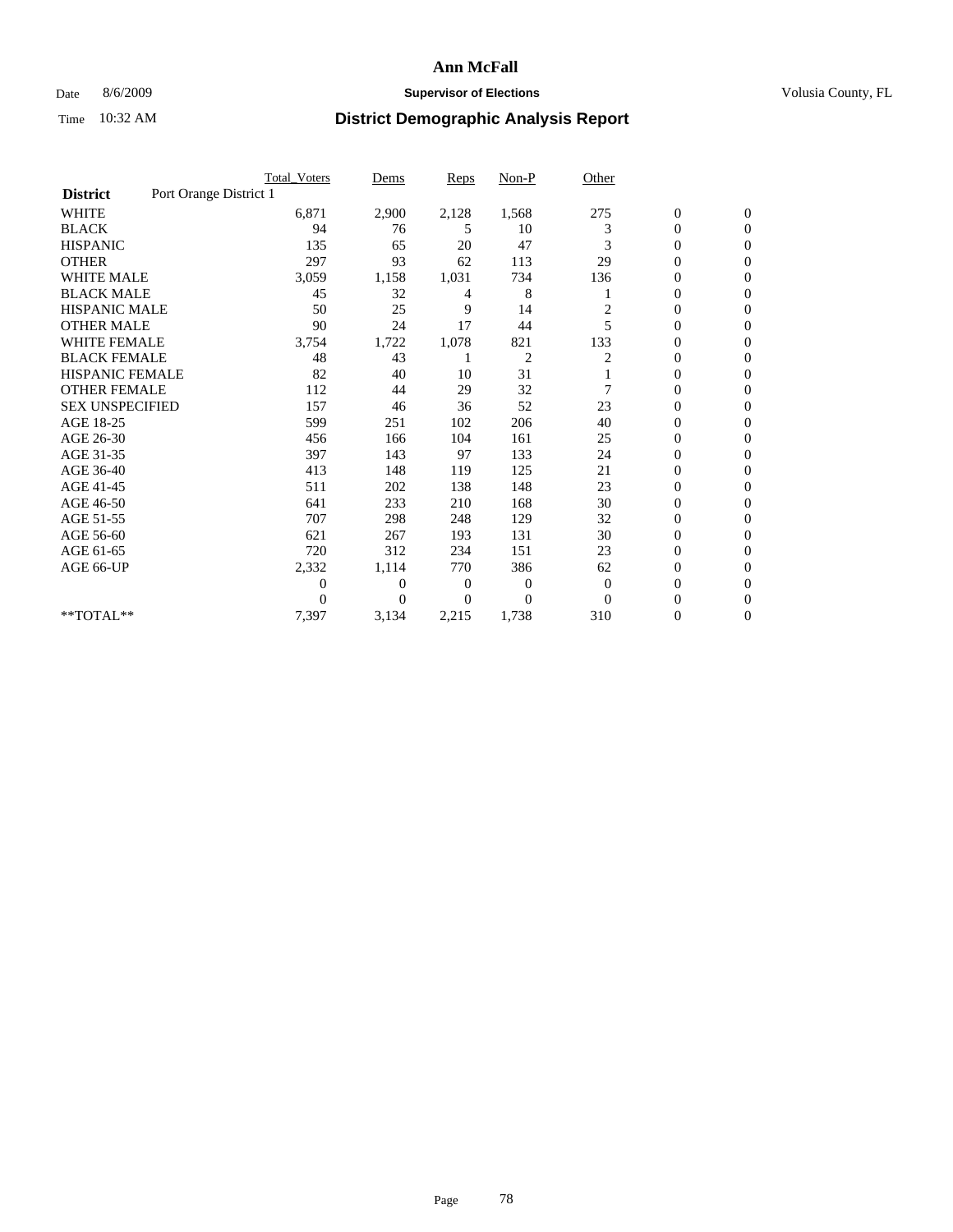# Ann McFall

Date 8/6/2009 **Supervisor of Elections** Volusia County, FL

Time 10:32 AM **District Demographic Analysis Report**

| | Total_Voters | Dems | Reps | Non-P | Other | | |
|---|---|---|---|---|---|---|---|
| **District** Port Orange District 1 | | | | | | | |
| WHITE | 6,871 | 2,900 | 2,128 | 1,568 | 275 | 0 | 0 |
| BLACK | 94 | 76 | 5 | 10 | 3 | 0 | 0 |
| HISPANIC | 135 | 65 | 20 | 47 | 3 | 0 | 0 |
| OTHER | 297 | 93 | 62 | 113 | 29 | 0 | 0 |
| WHITE MALE | 3,059 | 1,158 | 1,031 | 734 | 136 | 0 | 0 |
| BLACK MALE | 45 | 32 | 4 | 8 | 1 | 0 | 0 |
| HISPANIC MALE | 50 | 25 | 9 | 14 | 2 | 0 | 0 |
| OTHER MALE | 90 | 24 | 17 | 44 | 5 | 0 | 0 |
| WHITE FEMALE | 3,754 | 1,722 | 1,078 | 821 | 133 | 0 | 0 |
| BLACK FEMALE | 48 | 43 | 1 | 2 | 2 | 0 | 0 |
| HISPANIC FEMALE | 82 | 40 | 10 | 31 | 1 | 0 | 0 |
| OTHER FEMALE | 112 | 44 | 29 | 32 | 7 | 0 | 0 |
| SEX UNSPECIFIED | 157 | 46 | 36 | 52 | 23 | 0 | 0 |
| AGE 18-25 | 599 | 251 | 102 | 206 | 40 | 0 | 0 |
| AGE 26-30 | 456 | 166 | 104 | 161 | 25 | 0 | 0 |
| AGE 31-35 | 397 | 143 | 97 | 133 | 24 | 0 | 0 |
| AGE 36-40 | 413 | 148 | 119 | 125 | 21 | 0 | 0 |
| AGE 41-45 | 511 | 202 | 138 | 148 | 23 | 0 | 0 |
| AGE 46-50 | 641 | 233 | 210 | 168 | 30 | 0 | 0 |
| AGE 51-55 | 707 | 298 | 248 | 129 | 32 | 0 | 0 |
| AGE 56-60 | 621 | 267 | 193 | 131 | 30 | 0 | 0 |
| AGE 61-65 | 720 | 312 | 234 | 151 | 23 | 0 | 0 |
| AGE 66-UP | 2,332 | 1,114 | 770 | 386 | 62 | 0 | 0 |
| | 0 | 0 | 0 | 0 | 0 | 0 | 0 |
| | 0 | 0 | 0 | 0 | 0 | 0 | 0 |
| **TOTAL** | 7,397 | 3,134 | 2,215 | 1,738 | 310 | 0 | 0 |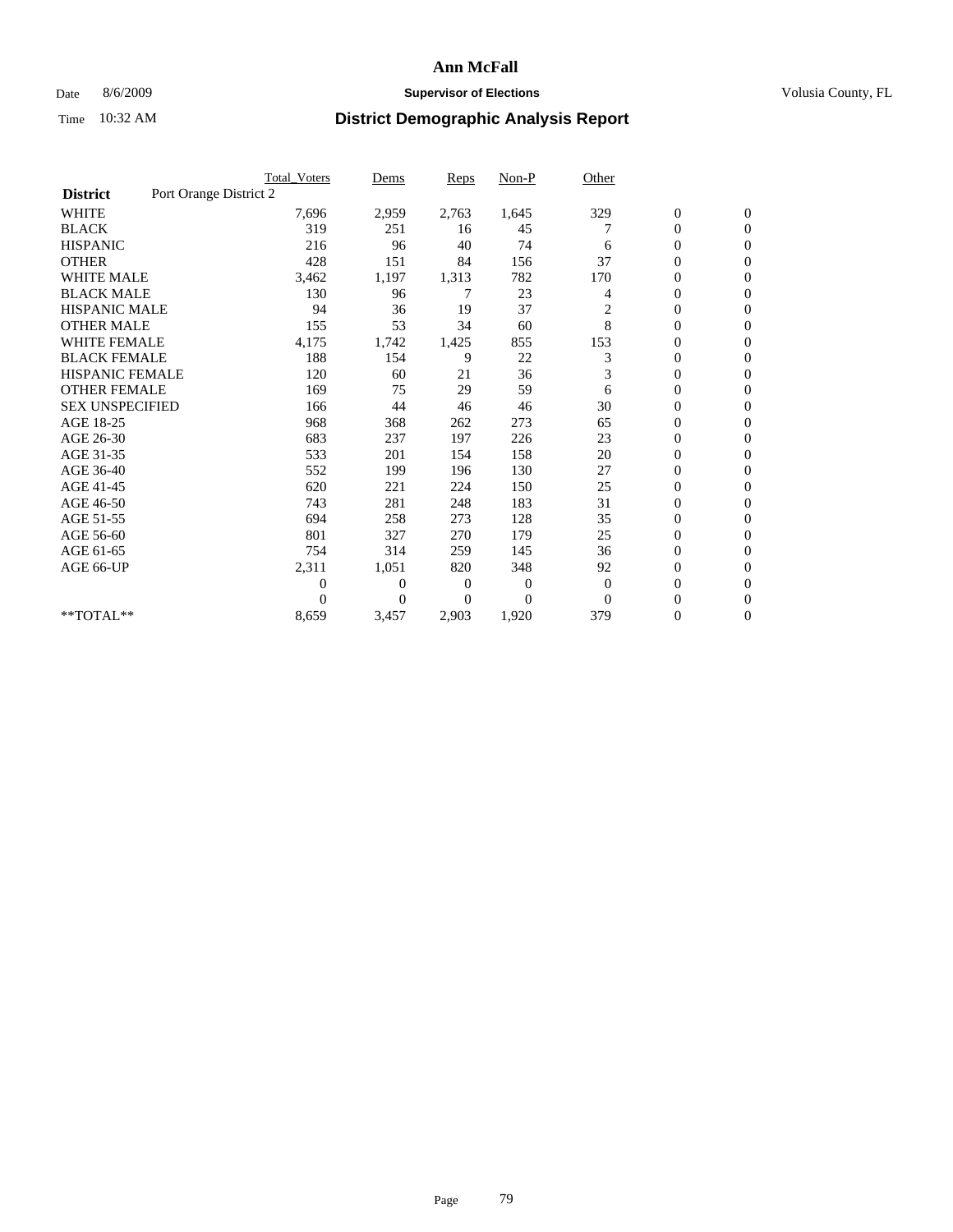# Ann McFall

Date 8/6/2009 **Supervisor of Elections** Volusia County, FL

Time 10:32 AM **District Demographic Analysis Report**

| | Total_Voters | Dems | Reps | Non-P | Other | | |
|---|---|---|---|---|---|---|---|
| **District** Port Orange District 2 | | | | | | | |
| WHITE | 7,696 | 2,959 | 2,763 | 1,645 | 329 | 0 | 0 |
| BLACK | 319 | 251 | 16 | 45 | 7 | 0 | 0 |
| HISPANIC | 216 | 96 | 40 | 74 | 6 | 0 | 0 |
| OTHER | 428 | 151 | 84 | 156 | 37 | 0 | 0 |
| WHITE MALE | 3,462 | 1,197 | 1,313 | 782 | 170 | 0 | 0 |
| BLACK MALE | 130 | 96 | 7 | 23 | 4 | 0 | 0 |
| HISPANIC MALE | 94 | 36 | 19 | 37 | 2 | 0 | 0 |
| OTHER MALE | 155 | 53 | 34 | 60 | 8 | 0 | 0 |
| WHITE FEMALE | 4,175 | 1,742 | 1,425 | 855 | 153 | 0 | 0 |
| BLACK FEMALE | 188 | 154 | 9 | 22 | 3 | 0 | 0 |
| HISPANIC FEMALE | 120 | 60 | 21 | 36 | 3 | 0 | 0 |
| OTHER FEMALE | 169 | 75 | 29 | 59 | 6 | 0 | 0 |
| SEX UNSPECIFIED | 166 | 44 | 46 | 46 | 30 | 0 | 0 |
| AGE 18-25 | 968 | 368 | 262 | 273 | 65 | 0 | 0 |
| AGE 26-30 | 683 | 237 | 197 | 226 | 23 | 0 | 0 |
| AGE 31-35 | 533 | 201 | 154 | 158 | 20 | 0 | 0 |
| AGE 36-40 | 552 | 199 | 196 | 130 | 27 | 0 | 0 |
| AGE 41-45 | 620 | 221 | 224 | 150 | 25 | 0 | 0 |
| AGE 46-50 | 743 | 281 | 248 | 183 | 31 | 0 | 0 |
| AGE 51-55 | 694 | 258 | 273 | 128 | 35 | 0 | 0 |
| AGE 56-60 | 801 | 327 | 270 | 179 | 25 | 0 | 0 |
| AGE 61-65 | 754 | 314 | 259 | 145 | 36 | 0 | 0 |
| AGE 66-UP | 2,311 | 1,051 | 820 | 348 | 92 | 0 | 0 |
| | 0 | 0 | 0 | 0 | 0 | 0 | 0 |
| | 0 | 0 | 0 | 0 | 0 | 0 | 0 |
| **TOTAL** | 8,659 | 3,457 | 2,903 | 1,920 | 379 | 0 | 0 |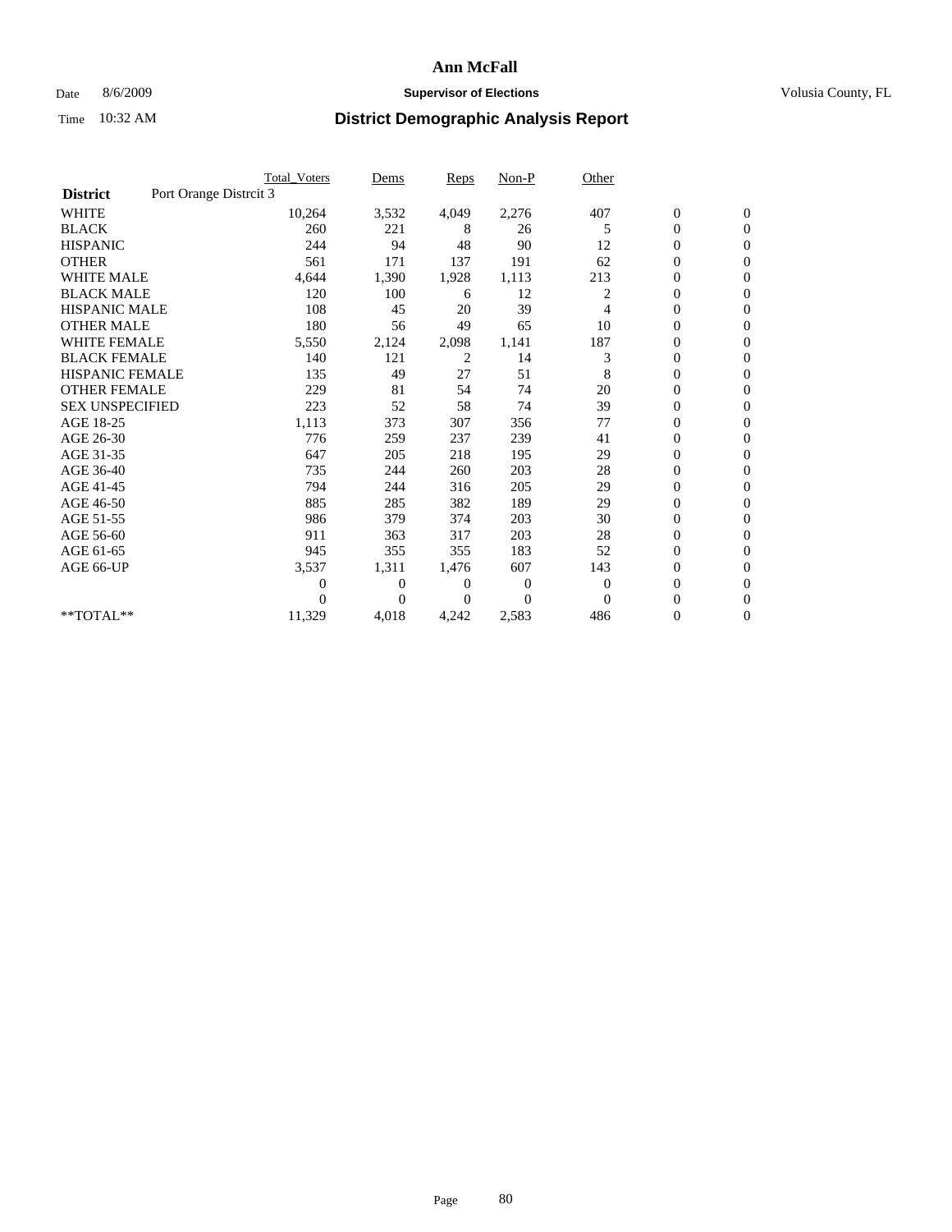# Ann McFall

Date 8/6/2009 **Supervisor of Elections** Volusia County, FL

Time 10:32 AM **District Demographic Analysis Report**

| | Total_Voters | Dems | Reps | Non-P | Other | | |
|---|---|---|---|---|---|---|---|
| **District** Port Orange Distrcit 3 | | | | | | | |
| WHITE | 10,264 | 3,532 | 4,049 | 2,276 | 407 | 0 | 0 |
| BLACK | 260 | 221 | 8 | 26 | 5 | 0 | 0 |
| HISPANIC | 244 | 94 | 48 | 90 | 12 | 0 | 0 |
| OTHER | 561 | 171 | 137 | 191 | 62 | 0 | 0 |
| WHITE MALE | 4,644 | 1,390 | 1,928 | 1,113 | 213 | 0 | 0 |
| BLACK MALE | 120 | 100 | 6 | 12 | 2 | 0 | 0 |
| HISPANIC MALE | 108 | 45 | 20 | 39 | 4 | 0 | 0 |
| OTHER MALE | 180 | 56 | 49 | 65 | 10 | 0 | 0 |
| WHITE FEMALE | 5,550 | 2,124 | 2,098 | 1,141 | 187 | 0 | 0 |
| BLACK FEMALE | 140 | 121 | 2 | 14 | 3 | 0 | 0 |
| HISPANIC FEMALE | 135 | 49 | 27 | 51 | 8 | 0 | 0 |
| OTHER FEMALE | 229 | 81 | 54 | 74 | 20 | 0 | 0 |
| SEX UNSPECIFIED | 223 | 52 | 58 | 74 | 39 | 0 | 0 |
| AGE 18-25 | 1,113 | 373 | 307 | 356 | 77 | 0 | 0 |
| AGE 26-30 | 776 | 259 | 237 | 239 | 41 | 0 | 0 |
| AGE 31-35 | 647 | 205 | 218 | 195 | 29 | 0 | 0 |
| AGE 36-40 | 735 | 244 | 260 | 203 | 28 | 0 | 0 |
| AGE 41-45 | 794 | 244 | 316 | 205 | 29 | 0 | 0 |
| AGE 46-50 | 885 | 285 | 382 | 189 | 29 | 0 | 0 |
| AGE 51-55 | 986 | 379 | 374 | 203 | 30 | 0 | 0 |
| AGE 56-60 | 911 | 363 | 317 | 203 | 28 | 0 | 0 |
| AGE 61-65 | 945 | 355 | 355 | 183 | 52 | 0 | 0 |
| AGE 66-UP | 3,537 | 1,311 | 1,476 | 607 | 143 | 0 | 0 |
| | 0 | 0 | 0 | 0 | 0 | 0 | 0 |
| | 0 | 0 | 0 | 0 | 0 | 0 | 0 |
| **TOTAL** | 11,329 | 4,018 | 4,242 | 2,583 | 486 | 0 | 0 |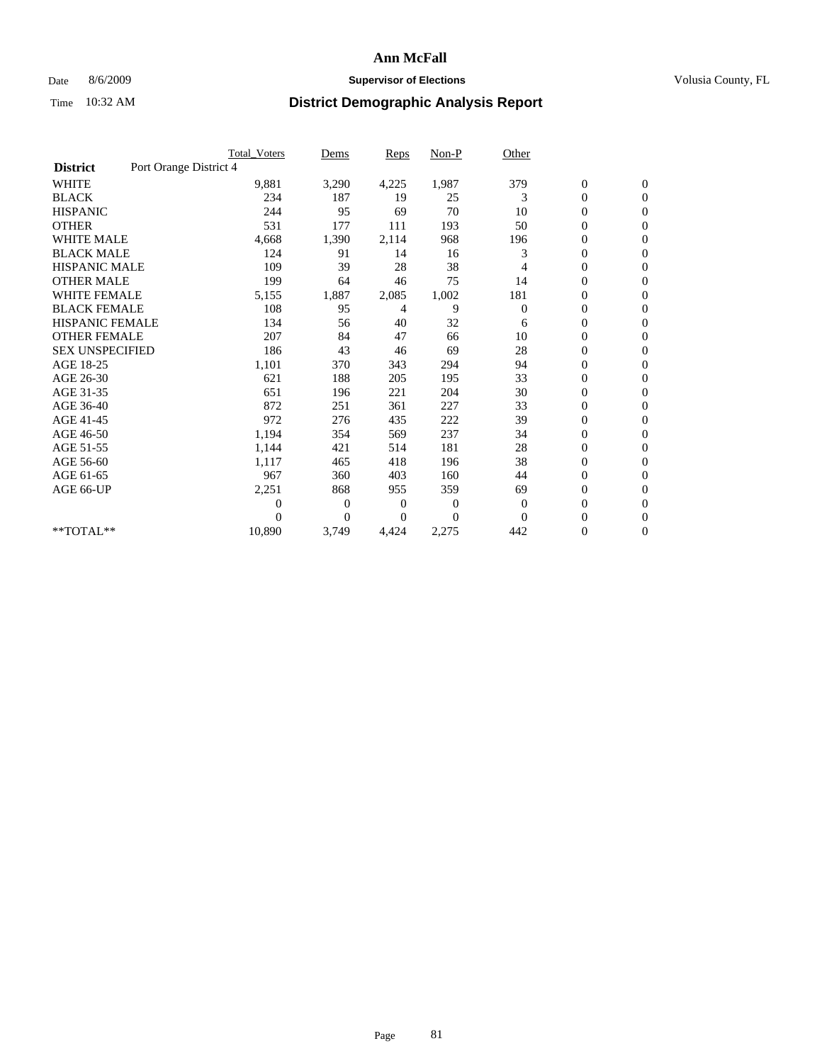# Ann McFall

Date 8/6/2009 **Supervisor of Elections** Volusia County, FL

Time 10:32 AM **District Demographic Analysis Report**

| | Total_Voters | Dems | Reps | Non-P | Other | | |
|---|---|---|---|---|---|---|---|
| **District** Port Orange District 4 | | | | | | | |
| WHITE | 9,881 | 3,290 | 4,225 | 1,987 | 379 | 0 | 0 |
| BLACK | 234 | 187 | 19 | 25 | 3 | 0 | 0 |
| HISPANIC | 244 | 95 | 69 | 70 | 10 | 0 | 0 |
| OTHER | 531 | 177 | 111 | 193 | 50 | 0 | 0 |
| WHITE MALE | 4,668 | 1,390 | 2,114 | 968 | 196 | 0 | 0 |
| BLACK MALE | 124 | 91 | 14 | 16 | 3 | 0 | 0 |
| HISPANIC MALE | 109 | 39 | 28 | 38 | 4 | 0 | 0 |
| OTHER MALE | 199 | 64 | 46 | 75 | 14 | 0 | 0 |
| WHITE FEMALE | 5,155 | 1,887 | 2,085 | 1,002 | 181 | 0 | 0 |
| BLACK FEMALE | 108 | 95 | 4 | 9 | 0 | 0 | 0 |
| HISPANIC FEMALE | 134 | 56 | 40 | 32 | 6 | 0 | 0 |
| OTHER FEMALE | 207 | 84 | 47 | 66 | 10 | 0 | 0 |
| SEX UNSPECIFIED | 186 | 43 | 46 | 69 | 28 | 0 | 0 |
| AGE 18-25 | 1,101 | 370 | 343 | 294 | 94 | 0 | 0 |
| AGE 26-30 | 621 | 188 | 205 | 195 | 33 | 0 | 0 |
| AGE 31-35 | 651 | 196 | 221 | 204 | 30 | 0 | 0 |
| AGE 36-40 | 872 | 251 | 361 | 227 | 33 | 0 | 0 |
| AGE 41-45 | 972 | 276 | 435 | 222 | 39 | 0 | 0 |
| AGE 46-50 | 1,194 | 354 | 569 | 237 | 34 | 0 | 0 |
| AGE 51-55 | 1,144 | 421 | 514 | 181 | 28 | 0 | 0 |
| AGE 56-60 | 1,117 | 465 | 418 | 196 | 38 | 0 | 0 |
| AGE 61-65 | 967 | 360 | 403 | 160 | 44 | 0 | 0 |
| AGE 66-UP | 2,251 | 868 | 955 | 359 | 69 | 0 | 0 |
| | 0 | 0 | 0 | 0 | 0 | 0 | 0 |
| | 0 | 0 | 0 | 0 | 0 | 0 | 0 |
| **TOTAL** | 10,890 | 3,749 | 4,424 | 2,275 | 442 | 0 | 0 |